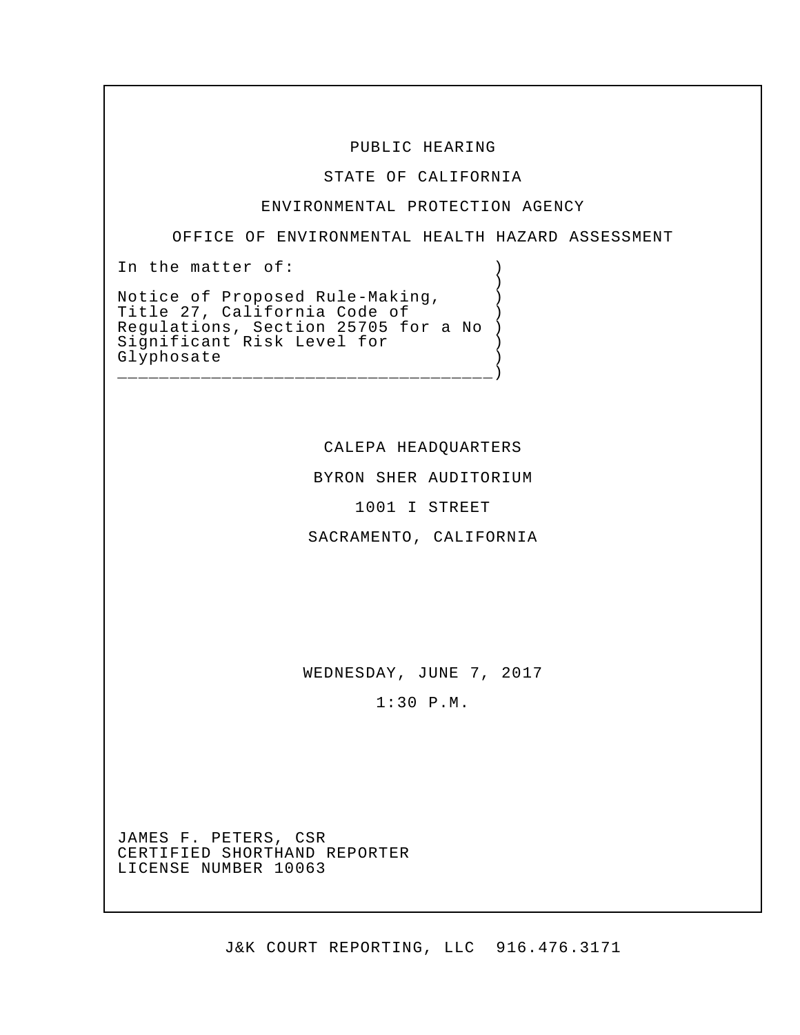PUBLIC HEARING

STATE OF CALIFORNIA

ENVIRONMENTAL PROTECTION AGENCY

OFFICE OF ENVIRONMENTAL HEALTH HAZARD ASSESSMENT

In the matter of:

Notice of Proposed Rule-Making, Title 27, California Code of Regulations, Section 25705 for a No Significant Risk Level for Glyphosate

CALEPA HEADQUARTERS

BYRON SHER AUDITORIUM

1001 I STREET

SACRAMENTO, CALIFORNIA

WEDNESDAY, JUNE 7, 2017

1:30 P.M.

JAMES F. PETERS, CSR
CERTIFIED SHORTHAND REPORTER
LICENSE NUMBER 10063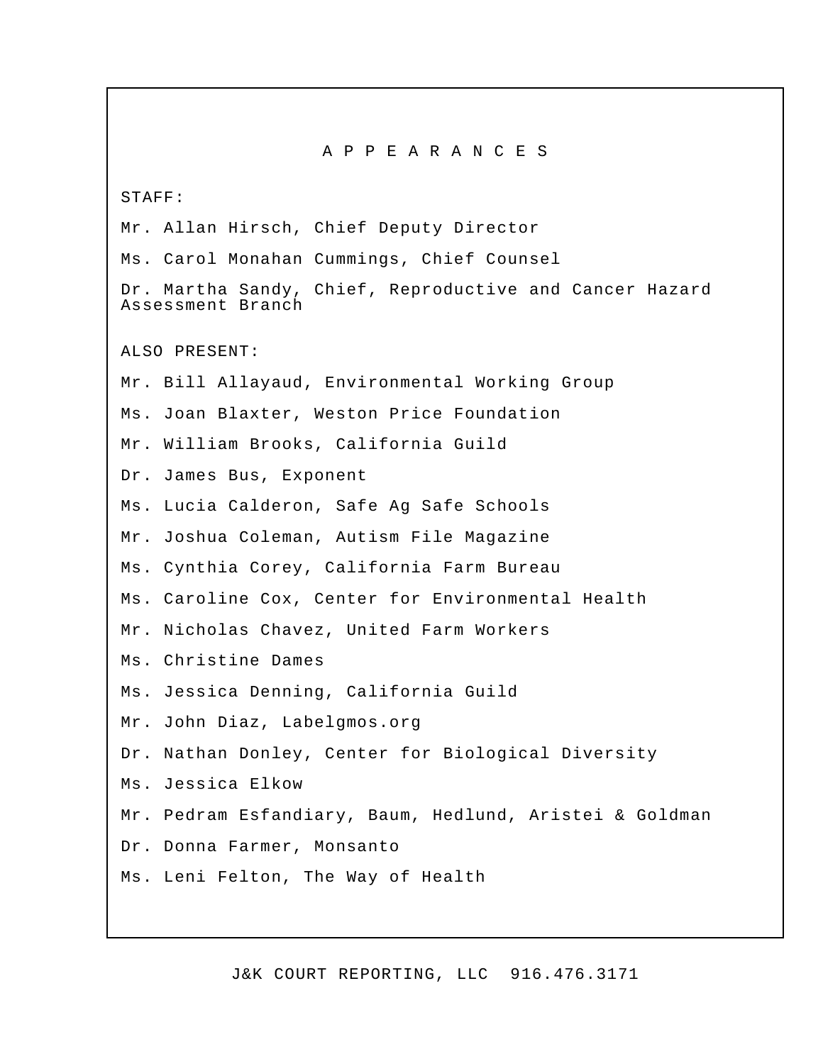# A P P E A R A N C E S

STAFF:

Mr. Allan Hirsch, Chief Deputy Director

Ms. Carol Monahan Cummings, Chief Counsel

Dr. Martha Sandy, Chief, Reproductive and Cancer Hazard Assessment Branch

ALSO PRESENT:

Mr. Bill Allayaud, Environmental Working Group

Ms. Joan Blaxter, Weston Price Foundation

Mr. William Brooks, California Guild

Dr. James Bus, Exponent

Ms. Lucia Calderon, Safe Ag Safe Schools

Mr. Joshua Coleman, Autism File Magazine

Ms. Cynthia Corey, California Farm Bureau

Ms. Caroline Cox, Center for Environmental Health

Mr. Nicholas Chavez, United Farm Workers

Ms. Christine Dames

Ms. Jessica Denning, California Guild

Mr. John Diaz, Labelgmos.org

Dr. Nathan Donley, Center for Biological Diversity

Ms. Jessica Elkow

Mr. Pedram Esfandiary, Baum, Hedlund, Aristei & Goldman

Dr. Donna Farmer, Monsanto

Ms. Leni Felton, The Way of Health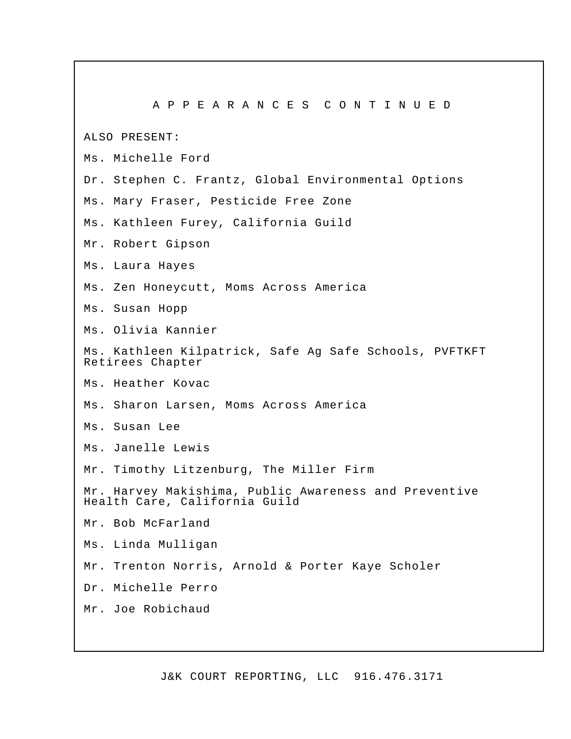## A P P E A R A N C E S  C O N T I N U E D

ALSO PRESENT:

Ms. Michelle Ford

Dr. Stephen C. Frantz, Global Environmental Options

Ms. Mary Fraser, Pesticide Free Zone

Ms. Kathleen Furey, California Guild

Mr. Robert Gipson

Ms. Laura Hayes

Ms. Zen Honeycutt, Moms Across America

Ms. Susan Hopp

Ms. Olivia Kannier

Ms. Kathleen Kilpatrick, Safe Ag Safe Schools, PVFTKFT Retirees Chapter

Ms. Heather Kovac

Ms. Sharon Larsen, Moms Across America

Ms. Susan Lee

Ms. Janelle Lewis

Mr. Timothy Litzenburg, The Miller Firm

Mr. Harvey Makishima, Public Awareness and Preventive Health Care, California Guild

Mr. Bob McFarland

Ms. Linda Mulligan

Mr. Trenton Norris, Arnold & Porter Kaye Scholer

Dr. Michelle Perro

Mr. Joe Robichaud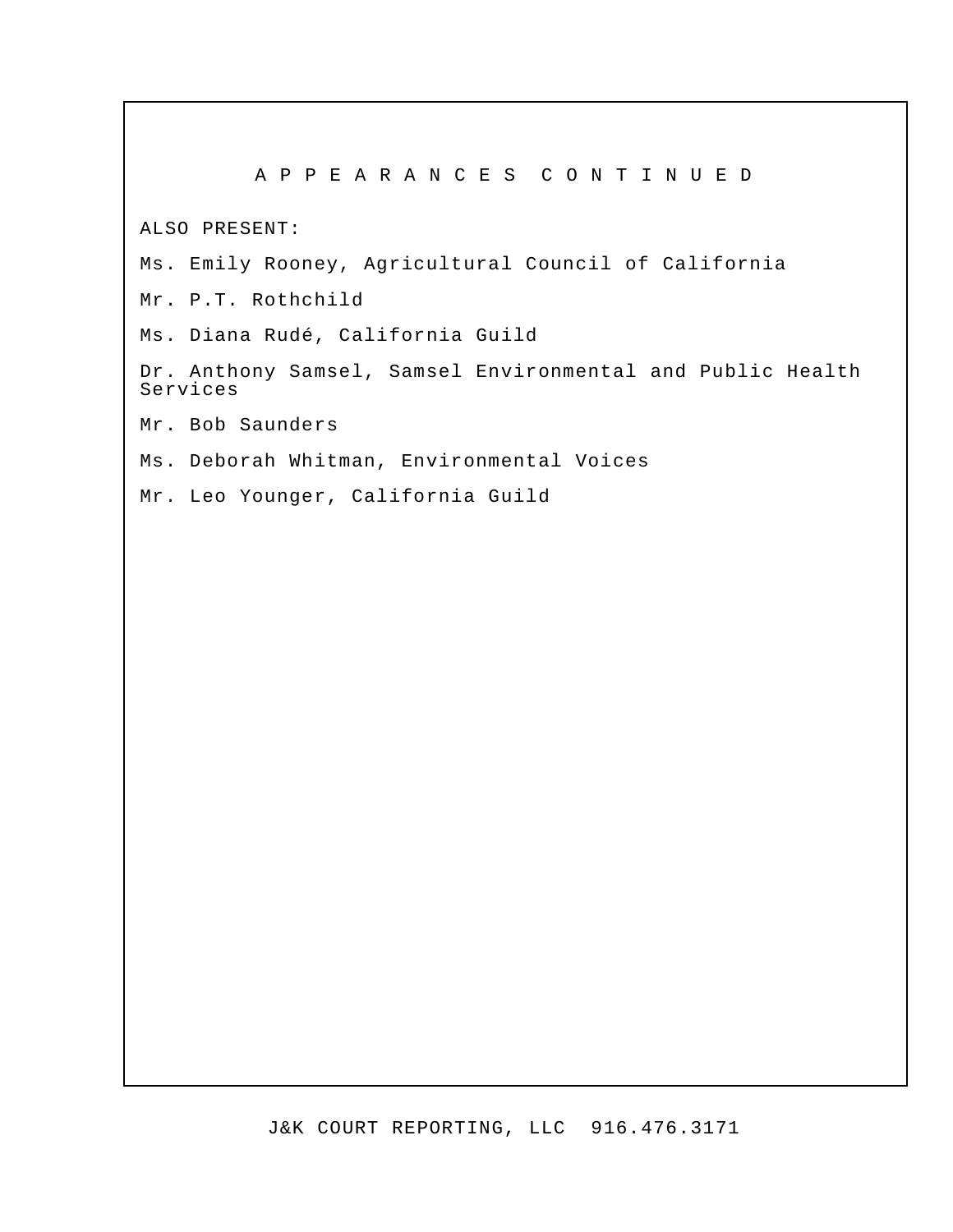# A P P E A R A N C E S   C O N T I N U E D

ALSO PRESENT:

Ms. Emily Rooney, Agricultural Council of California

Mr. P.T. Rothchild

Ms. Diana Rudé, California Guild

Dr. Anthony Samsel, Samsel Environmental and Public Health Services

Mr. Bob Saunders

Ms. Deborah Whitman, Environmental Voices

Mr. Leo Younger, California Guild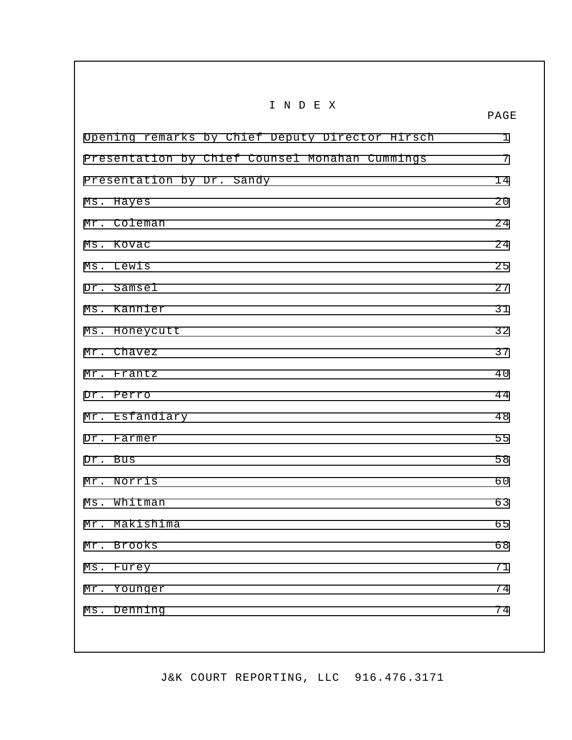# I N D E X

| | PAGE |
|---|---|
| Opening remarks by Chief Deputy Director Hirsch | 1 |
| Presentation by Chief Counsel Monahan Cummings | 7 |
| Presentation by Dr. Sandy | 14 |
| Ms. Hayes | 20 |
| Mr. Coleman | 24 |
| Ms. Kovac | 24 |
| Ms. Lewis | 25 |
| Dr. Samsel | 27 |
| Ms. Kannier | 31 |
| Ms. Honeycutt | 32 |
| Mr. Chavez | 37 |
| Mr. Frantz | 40 |
| Dr. Perro | 44 |
| Mr. Esfandiary | 48 |
| Dr. Farmer | 55 |
| Dr. Bus | 58 |
| Mr. Norris | 60 |
| Ms. Whitman | 63 |
| Mr. Makishima | 65 |
| Mr. Brooks | 68 |
| Ms. Furey | 71 |
| Mr. Younger | 74 |
| Ms. Denning | 74 |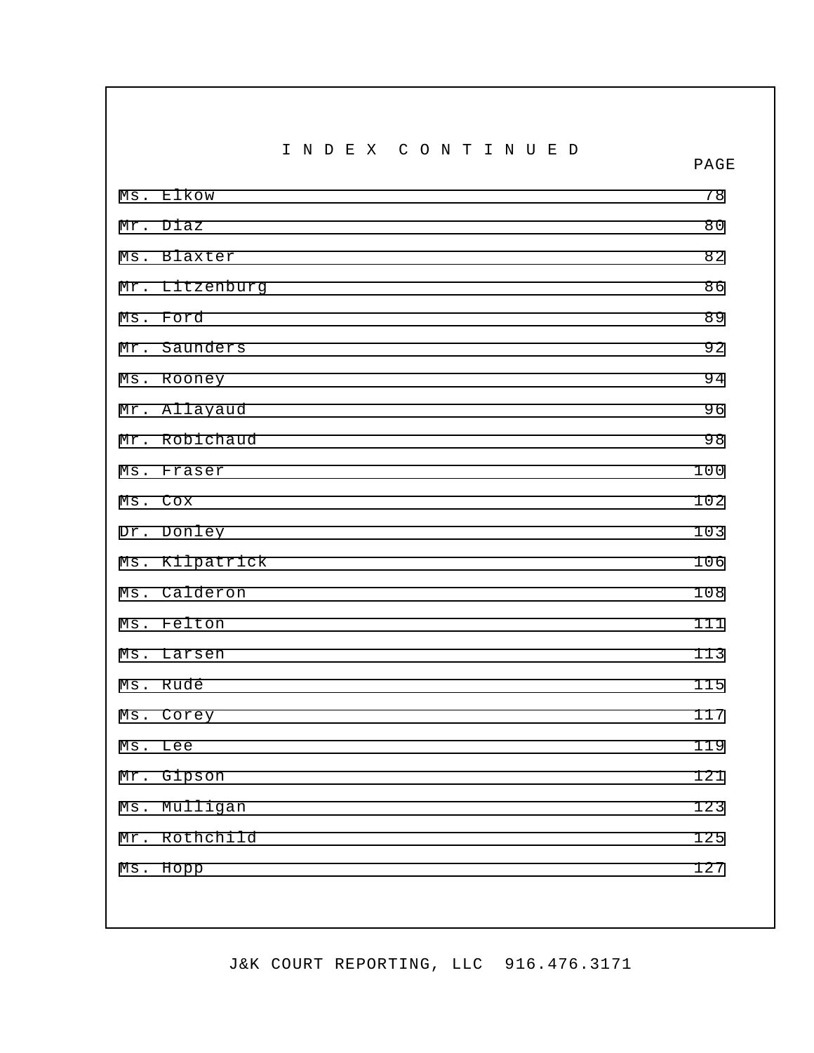# I N D E X   C O N T I N U E D

| | PAGE |
|---|---|
| Ms. Elkow | 78 |
| Mr. Diaz | 80 |
| Ms. Blaxter | 82 |
| Mr. Litzenburg | 86 |
| Ms. Ford | 89 |
| Mr. Saunders | 92 |
| Ms. Rooney | 94 |
| Mr. Allayaud | 96 |
| Mr. Robichaud | 98 |
| Ms. Fraser | 100 |
| Ms. Cox | 102 |
| Dr. Donley | 103 |
| Ms. Kilpatrick | 106 |
| Ms. Calderon | 108 |
| Ms. Felton | 111 |
| Ms. Larsen | 113 |
| Ms. Rudé | 115 |
| Ms. Corey | 117 |
| Ms. Lee | 119 |
| Mr. Gipson | 121 |
| Ms. Mulligan | 123 |
| Mr. Rothchild | 125 |
| Ms. Hopp | 127 |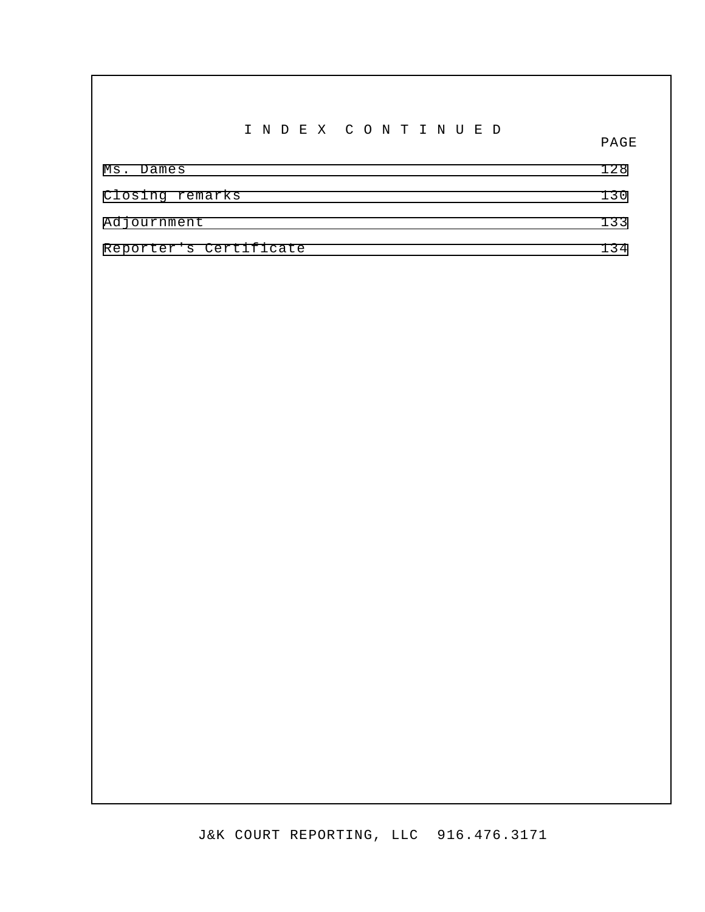# I N D E X   C O N T I N U E D

| | PAGE |
|---|---|
| Ms. Dames | 128 |
| Closing remarks | 130 |
| Adjournment | 133 |
| Reporter's Certificate | 134 |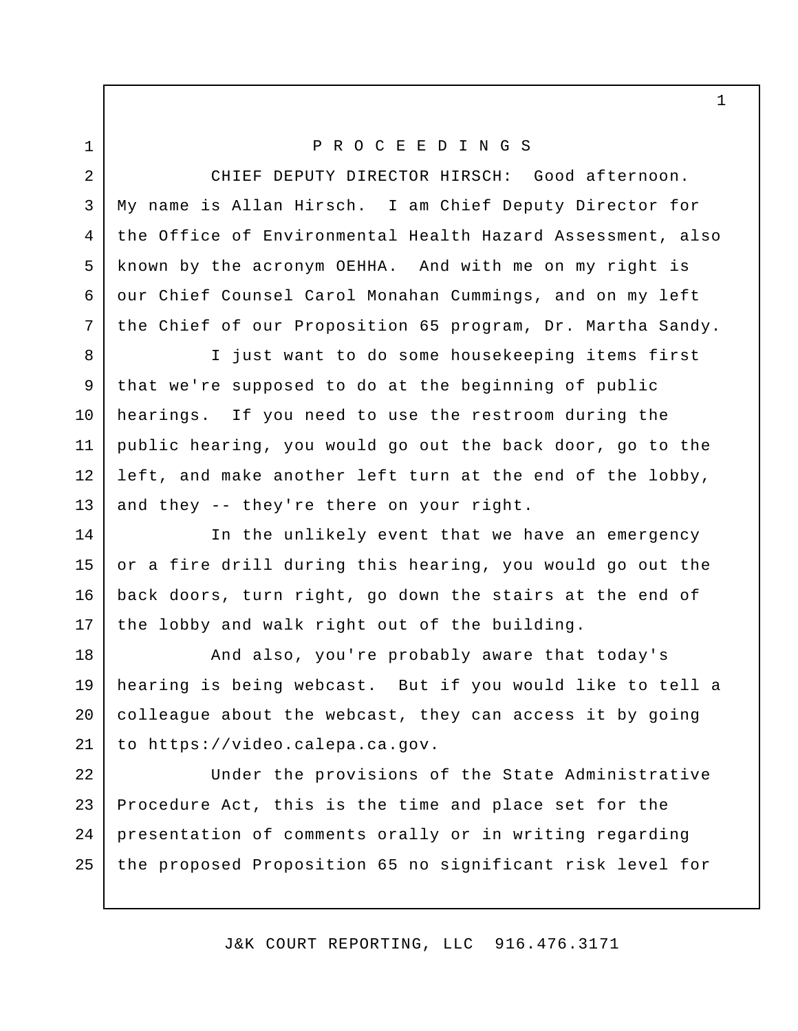P R O C E E D I N G S

CHIEF DEPUTY DIRECTOR HIRSCH: Good afternoon. My name is Allan Hirsch. I am Chief Deputy Director for the Office of Environmental Health Hazard Assessment, also known by the acronym OEHHA. And with me on my right is our Chief Counsel Carol Monahan Cummings, and on my left the Chief of our Proposition 65 program, Dr. Martha Sandy.

I just want to do some housekeeping items first that we're supposed to do at the beginning of public hearings. If you need to use the restroom during the public hearing, you would go out the back door, go to the left, and make another left turn at the end of the lobby, and they -- they're there on your right.

In the unlikely event that we have an emergency or a fire drill during this hearing, you would go out the back doors, turn right, go down the stairs at the end of the lobby and walk right out of the building.

And also, you're probably aware that today's hearing is being webcast. But if you would like to tell a colleague about the webcast, they can access it by going to https://video.calepa.ca.gov.

Under the provisions of the State Administrative Procedure Act, this is the time and place set for the presentation of comments orally or in writing regarding the proposed Proposition 65 no significant risk level for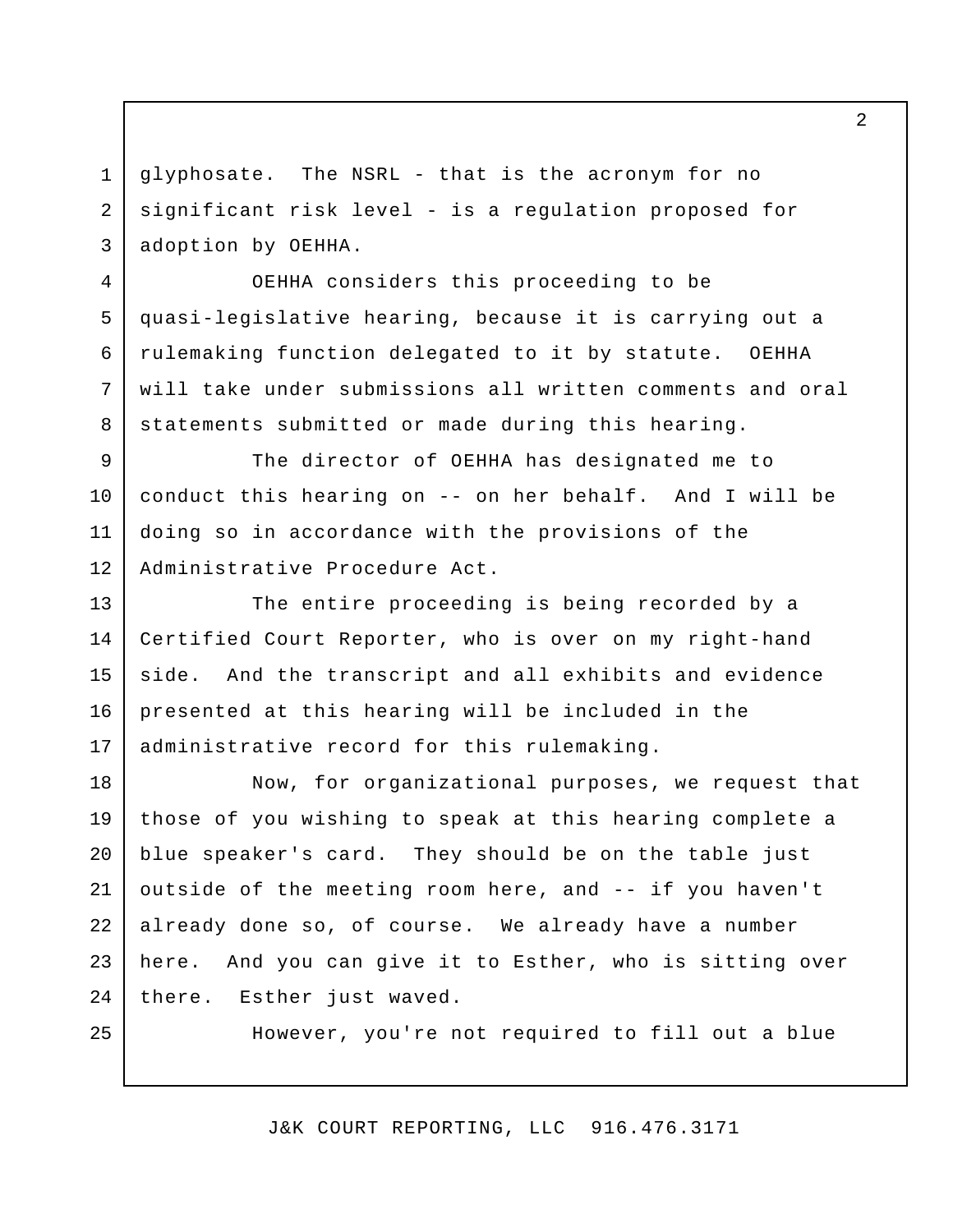glyphosate. The NSRL - that is the acronym for no significant risk level - is a regulation proposed for adoption by OEHHA.

OEHHA considers this proceeding to be quasi-legislative hearing, because it is carrying out a rulemaking function delegated to it by statute. OEHHA will take under submissions all written comments and oral statements submitted or made during this hearing.

The director of OEHHA has designated me to conduct this hearing on -- on her behalf. And I will be doing so in accordance with the provisions of the Administrative Procedure Act.

The entire proceeding is being recorded by a Certified Court Reporter, who is over on my right-hand side. And the transcript and all exhibits and evidence presented at this hearing will be included in the administrative record for this rulemaking.

Now, for organizational purposes, we request that those of you wishing to speak at this hearing complete a blue speaker's card. They should be on the table just outside of the meeting room here, and -- if you haven't already done so, of course. We already have a number here. And you can give it to Esther, who is sitting over there. Esther just waved.

However, you're not required to fill out a blue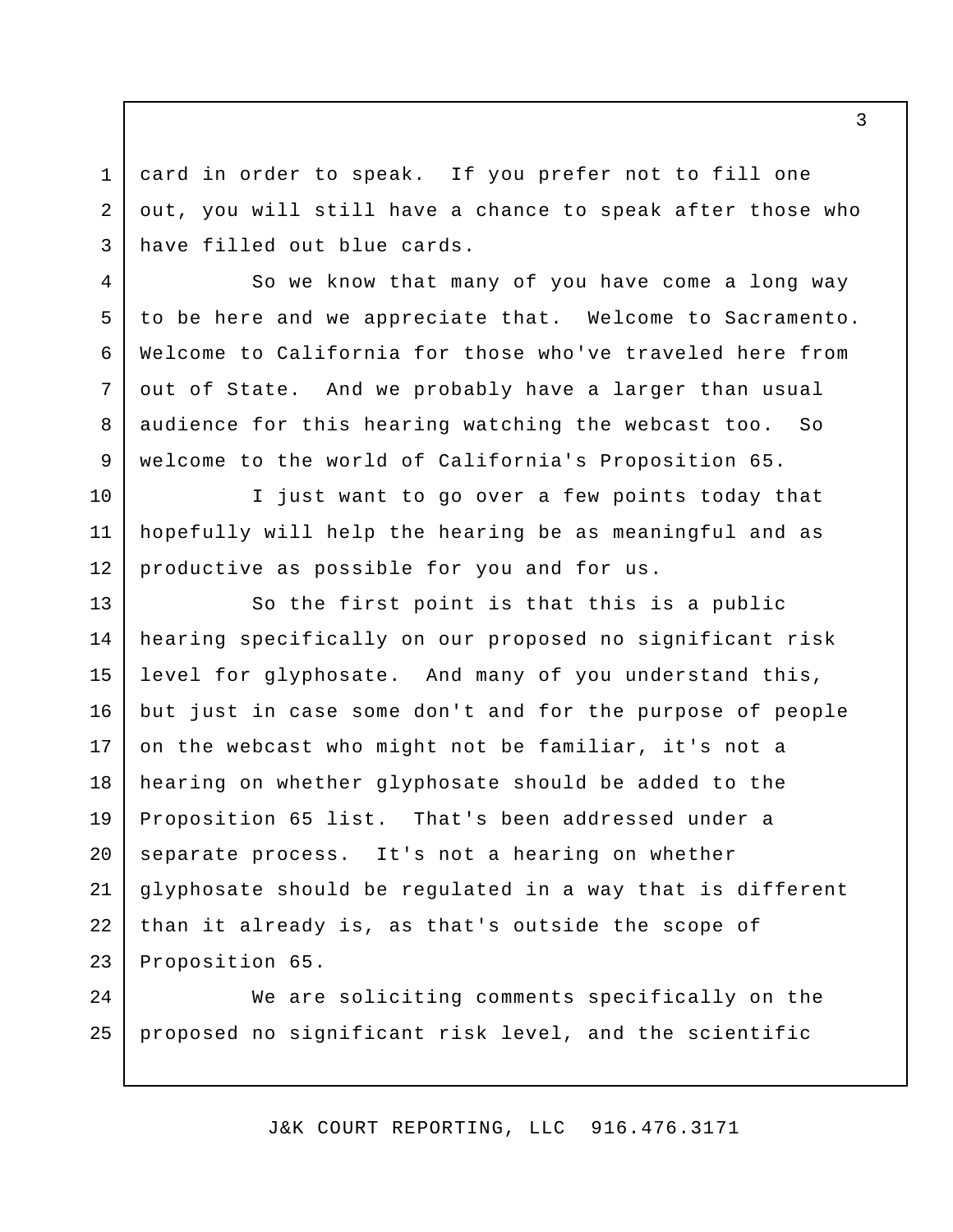card in order to speak. If you prefer not to fill one out, you will still have a chance to speak after those who have filled out blue cards.

So we know that many of you have come a long way to be here and we appreciate that. Welcome to Sacramento. Welcome to California for those who've traveled here from out of State. And we probably have a larger than usual audience for this hearing watching the webcast too. So welcome to the world of California's Proposition 65.

I just want to go over a few points today that hopefully will help the hearing be as meaningful and as productive as possible for you and for us.

So the first point is that this is a public hearing specifically on our proposed no significant risk level for glyphosate. And many of you understand this, but just in case some don't and for the purpose of people on the webcast who might not be familiar, it's not a hearing on whether glyphosate should be added to the Proposition 65 list. That's been addressed under a separate process. It's not a hearing on whether glyphosate should be regulated in a way that is different than it already is, as that's outside the scope of Proposition 65.

We are soliciting comments specifically on the proposed no significant risk level, and the scientific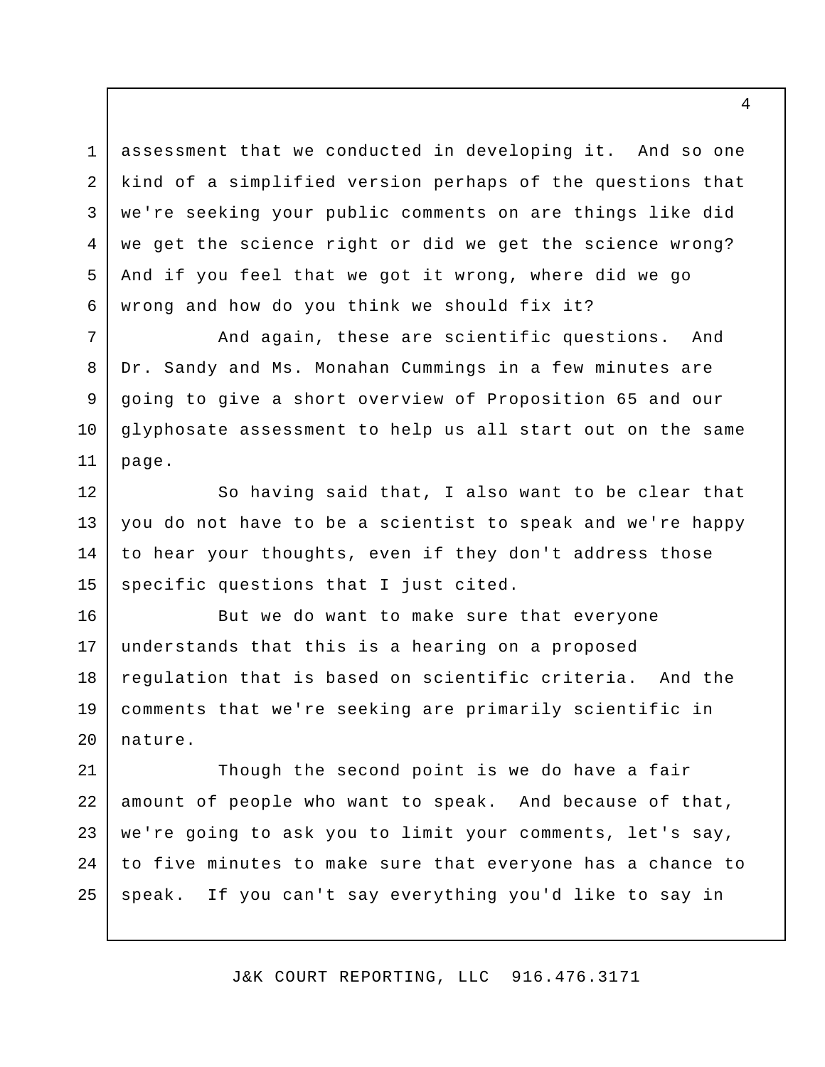assessment that we conducted in developing it. And so one kind of a simplified version perhaps of the questions that we're seeking your public comments on are things like did we get the science right or did we get the science wrong? And if you feel that we got it wrong, where did we go wrong and how do you think we should fix it?

And again, these are scientific questions. And Dr. Sandy and Ms. Monahan Cummings in a few minutes are going to give a short overview of Proposition 65 and our glyphosate assessment to help us all start out on the same page.

So having said that, I also want to be clear that you do not have to be a scientist to speak and we're happy to hear your thoughts, even if they don't address those specific questions that I just cited.

But we do want to make sure that everyone understands that this is a hearing on a proposed regulation that is based on scientific criteria. And the comments that we're seeking are primarily scientific in nature.

Though the second point is we do have a fair amount of people who want to speak. And because of that, we're going to ask you to limit your comments, let's say, to five minutes to make sure that everyone has a chance to speak. If you can't say everything you'd like to say in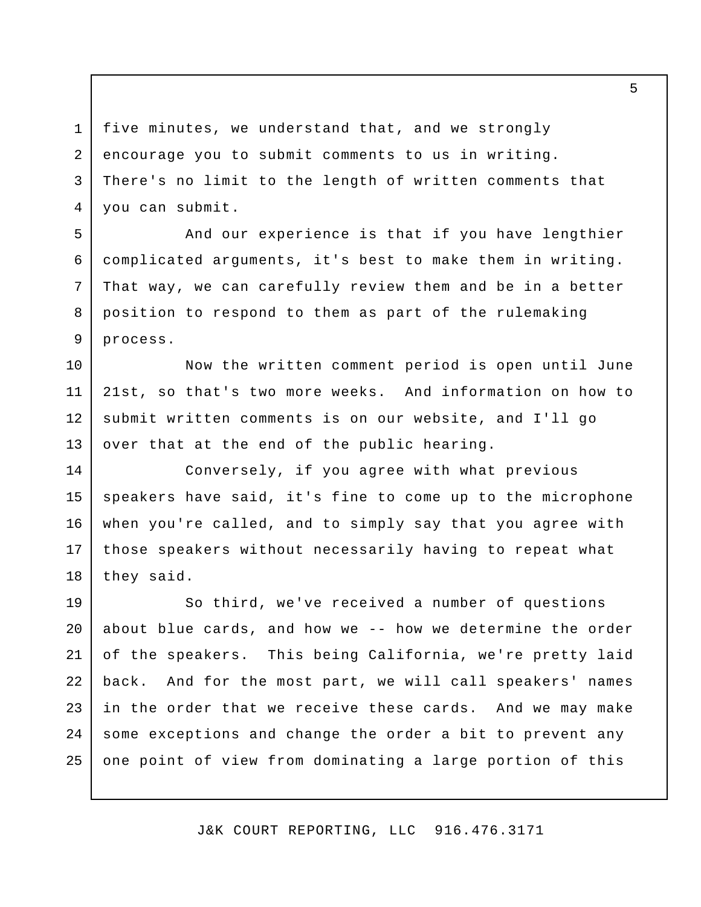five minutes, we understand that, and we strongly encourage you to submit comments to us in writing. There's no limit to the length of written comments that you can submit.

And our experience is that if you have lengthier complicated arguments, it's best to make them in writing. That way, we can carefully review them and be in a better position to respond to them as part of the rulemaking process.

Now the written comment period is open until June 21st, so that's two more weeks. And information on how to submit written comments is on our website, and I'll go over that at the end of the public hearing.

Conversely, if you agree with what previous speakers have said, it's fine to come up to the microphone when you're called, and to simply say that you agree with those speakers without necessarily having to repeat what they said.

So third, we've received a number of questions about blue cards, and how we -- how we determine the order of the speakers. This being California, we're pretty laid back. And for the most part, we will call speakers' names in the order that we receive these cards. And we may make some exceptions and change the order a bit to prevent any one point of view from dominating a large portion of this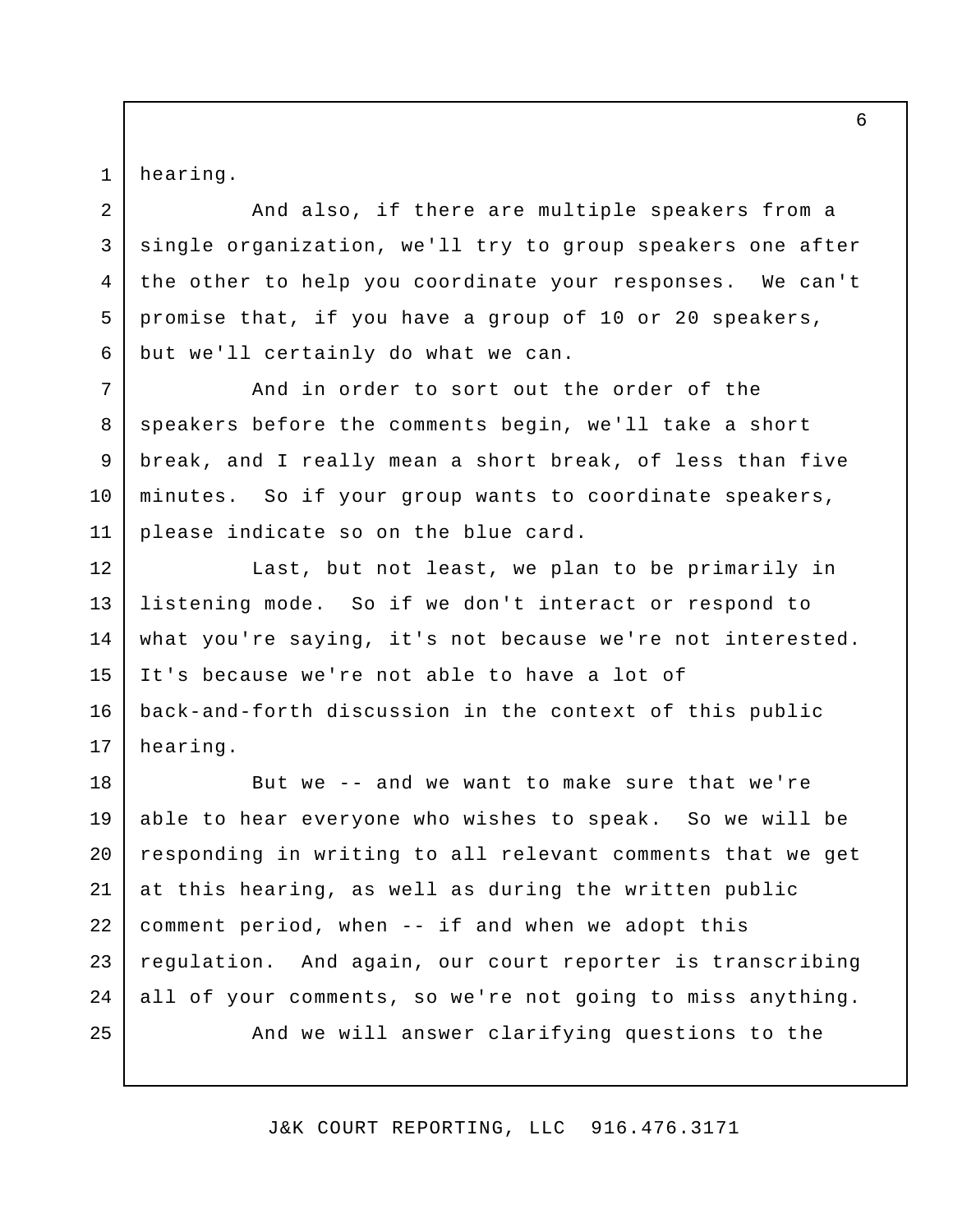hearing.

And also, if there are multiple speakers from a single organization, we'll try to group speakers one after the other to help you coordinate your responses. We can't promise that, if you have a group of 10 or 20 speakers, but we'll certainly do what we can.

And in order to sort out the order of the speakers before the comments begin, we'll take a short break, and I really mean a short break, of less than five minutes. So if your group wants to coordinate speakers, please indicate so on the blue card.

Last, but not least, we plan to be primarily in listening mode. So if we don't interact or respond to what you're saying, it's not because we're not interested. It's because we're not able to have a lot of back-and-forth discussion in the context of this public hearing.

But we -- and we want to make sure that we're able to hear everyone who wishes to speak. So we will be responding in writing to all relevant comments that we get at this hearing, as well as during the written public comment period, when -- if and when we adopt this regulation. And again, our court reporter is transcribing all of your comments, so we're not going to miss anything.

And we will answer clarifying questions to the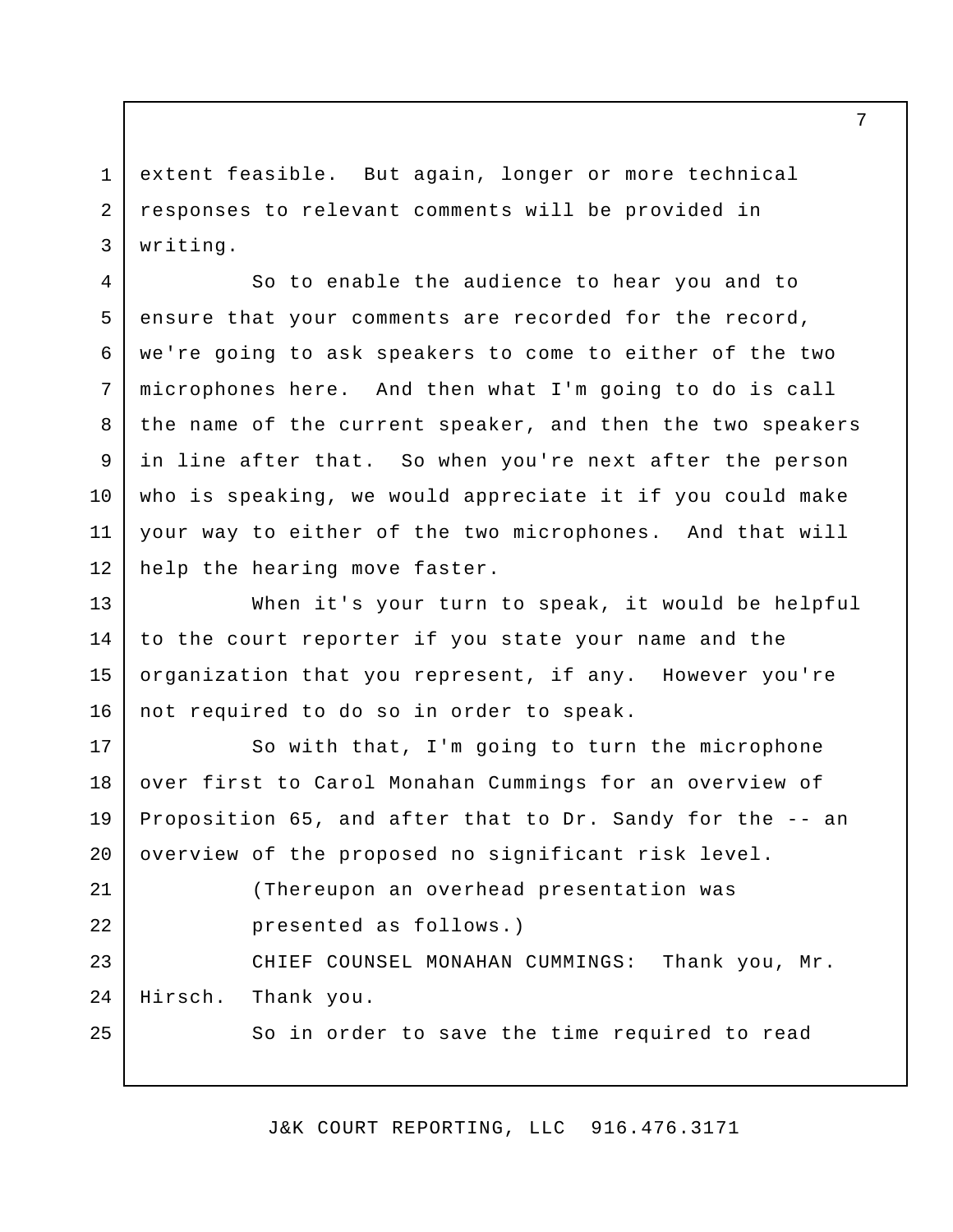extent feasible. But again, longer or more technical responses to relevant comments will be provided in writing.

So to enable the audience to hear you and to ensure that your comments are recorded for the record, we're going to ask speakers to come to either of the two microphones here. And then what I'm going to do is call the name of the current speaker, and then the two speakers in line after that. So when you're next after the person who is speaking, we would appreciate it if you could make your way to either of the two microphones. And that will help the hearing move faster.

When it's your turn to speak, it would be helpful to the court reporter if you state your name and the organization that you represent, if any. However you're not required to do so in order to speak.

So with that, I'm going to turn the microphone over first to Carol Monahan Cummings for an overview of Proposition 65, and after that to Dr. Sandy for the -- an overview of the proposed no significant risk level.

(Thereupon an overhead presentation was presented as follows.)

CHIEF COUNSEL MONAHAN CUMMINGS: Thank you, Mr. Hirsch. Thank you.

So in order to save the time required to read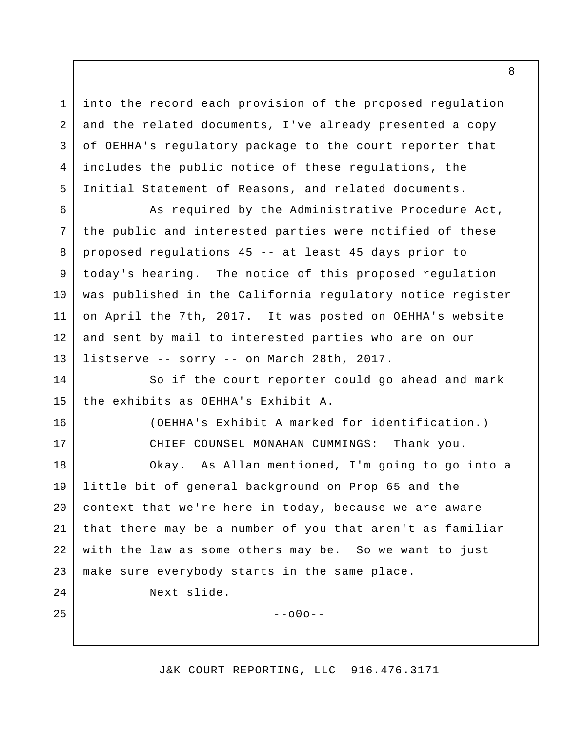into the record each provision of the proposed regulation and the related documents, I've already presented a copy of OEHHA's regulatory package to the court reporter that includes the public notice of these regulations, the Initial Statement of Reasons, and related documents.

As required by the Administrative Procedure Act, the public and interested parties were notified of these proposed regulations 45 -- at least 45 days prior to today's hearing. The notice of this proposed regulation was published in the California regulatory notice register on April the 7th, 2017. It was posted on OEHHA's website and sent by mail to interested parties who are on our listserve -- sorry -- on March 28th, 2017.

So if the court reporter could go ahead and mark the exhibits as OEHHA's Exhibit A.

(OEHHA's Exhibit A marked for identification.)

CHIEF COUNSEL MONAHAN CUMMINGS: Thank you.

Okay. As Allan mentioned, I'm going to go into a little bit of general background on Prop 65 and the context that we're here in today, because we are aware that there may be a number of you that aren't as familiar with the law as some others may be. So we want to just make sure everybody starts in the same place.

Next slide.

--o0o--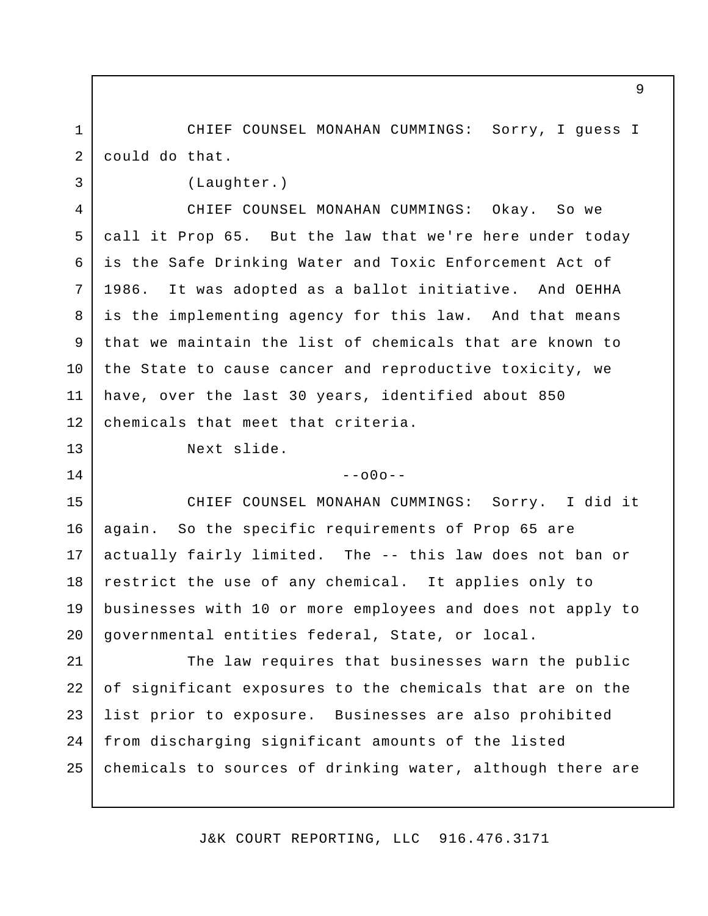CHIEF COUNSEL MONAHAN CUMMINGS: Sorry, I guess I could do that.

(Laughter.)

CHIEF COUNSEL MONAHAN CUMMINGS: Okay. So we call it Prop 65. But the law that we're here under today is the Safe Drinking Water and Toxic Enforcement Act of 1986. It was adopted as a ballot initiative. And OEHHA is the implementing agency for this law. And that means that we maintain the list of chemicals that are known to the State to cause cancer and reproductive toxicity, we have, over the last 30 years, identified about 850 chemicals that meet that criteria.

Next slide.

--o0o--

CHIEF COUNSEL MONAHAN CUMMINGS: Sorry. I did it again. So the specific requirements of Prop 65 are actually fairly limited. The -- this law does not ban or restrict the use of any chemical. It applies only to businesses with 10 or more employees and does not apply to governmental entities federal, State, or local.

The law requires that businesses warn the public of significant exposures to the chemicals that are on the list prior to exposure. Businesses are also prohibited from discharging significant amounts of the listed chemicals to sources of drinking water, although there are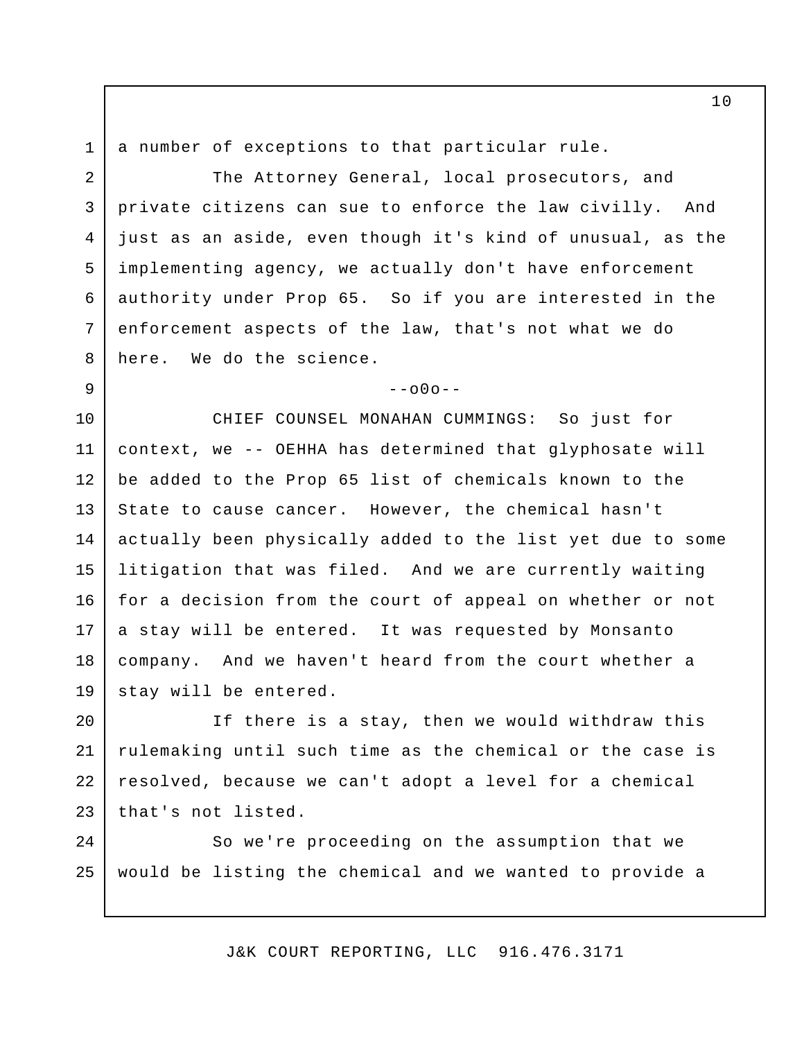a number of exceptions to that particular rule.

The Attorney General, local prosecutors, and private citizens can sue to enforce the law civilly. And just as an aside, even though it's kind of unusual, as the implementing agency, we actually don't have enforcement authority under Prop 65. So if you are interested in the enforcement aspects of the law, that's not what we do here. We do the science.

--o0o--

CHIEF COUNSEL MONAHAN CUMMINGS: So just for context, we -- OEHHA has determined that glyphosate will be added to the Prop 65 list of chemicals known to the State to cause cancer. However, the chemical hasn't actually been physically added to the list yet due to some litigation that was filed. And we are currently waiting for a decision from the court of appeal on whether or not a stay will be entered. It was requested by Monsanto company. And we haven't heard from the court whether a stay will be entered.

If there is a stay, then we would withdraw this rulemaking until such time as the chemical or the case is resolved, because we can't adopt a level for a chemical that's not listed.

So we're proceeding on the assumption that we would be listing the chemical and we wanted to provide a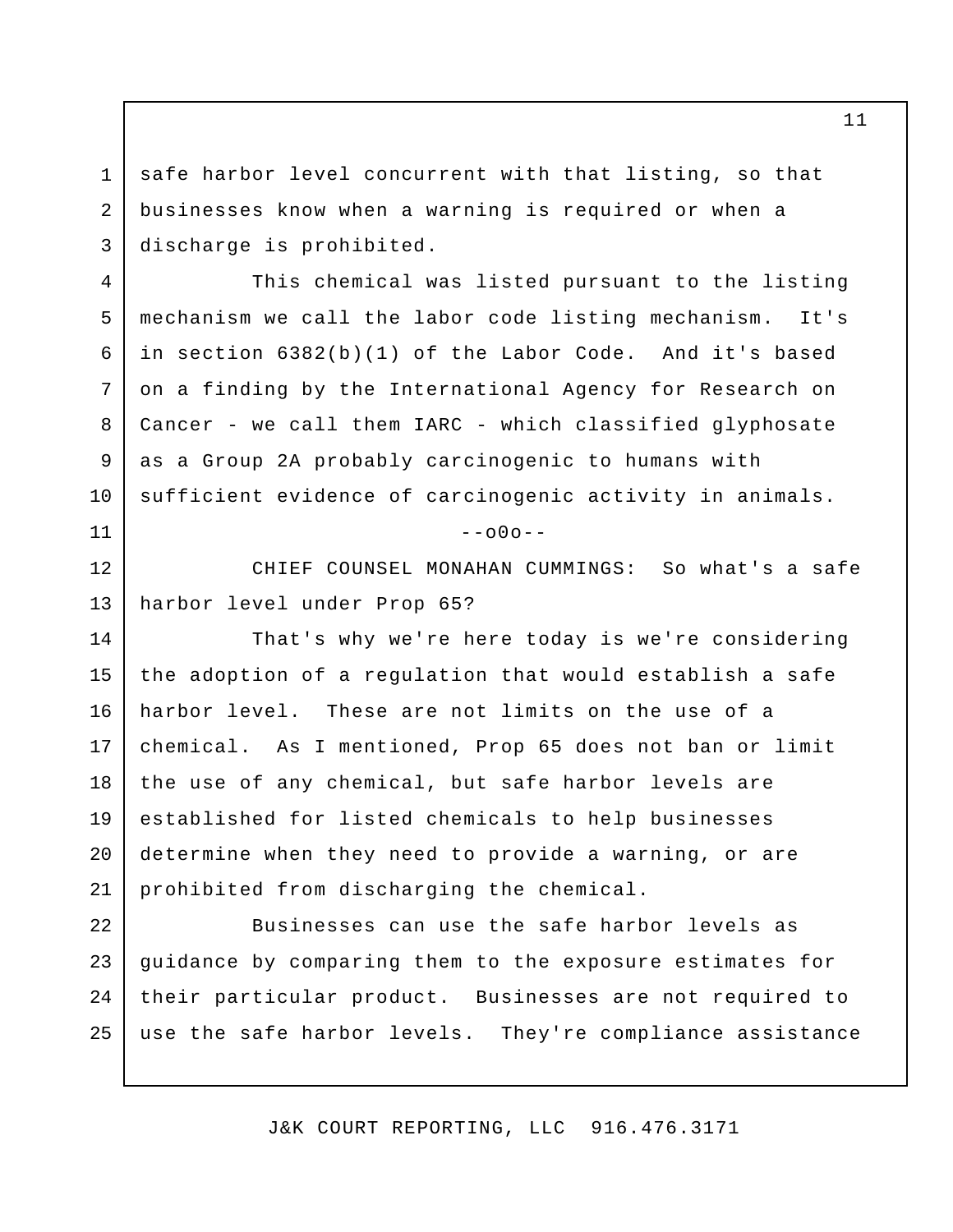safe harbor level concurrent with that listing, so that businesses know when a warning is required or when a discharge is prohibited.

This chemical was listed pursuant to the listing mechanism we call the labor code listing mechanism. It's in section 6382(b)(1) of the Labor Code. And it's based on a finding by the International Agency for Research on Cancer - we call them IARC - which classified glyphosate as a Group 2A probably carcinogenic to humans with sufficient evidence of carcinogenic activity in animals.

--o0o--

CHIEF COUNSEL MONAHAN CUMMINGS: So what's a safe harbor level under Prop 65?

That's why we're here today is we're considering the adoption of a regulation that would establish a safe harbor level. These are not limits on the use of a chemical. As I mentioned, Prop 65 does not ban or limit the use of any chemical, but safe harbor levels are established for listed chemicals to help businesses determine when they need to provide a warning, or are prohibited from discharging the chemical.

Businesses can use the safe harbor levels as guidance by comparing them to the exposure estimates for their particular product. Businesses are not required to use the safe harbor levels. They're compliance assistance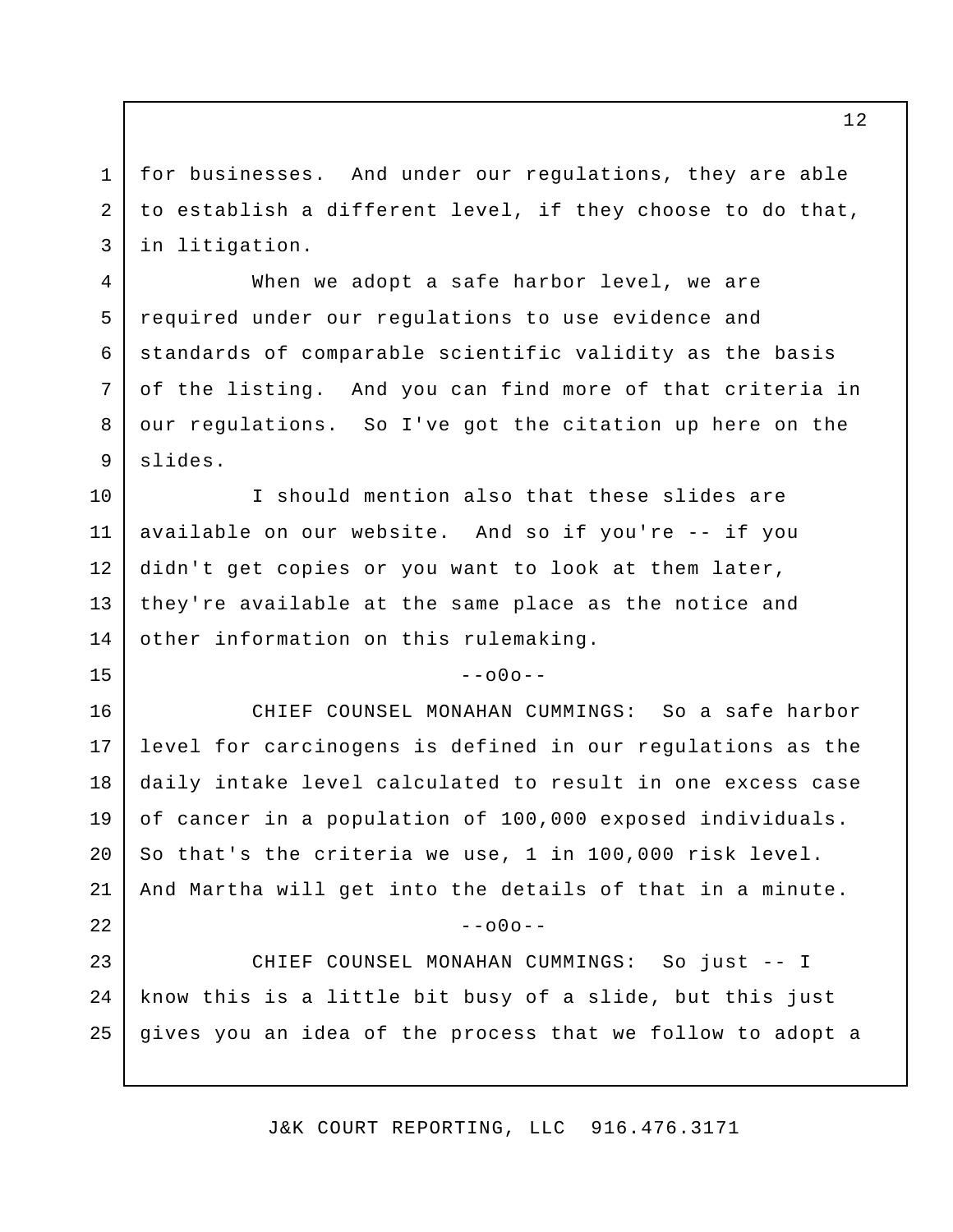for businesses. And under our regulations, they are able to establish a different level, if they choose to do that, in litigation.

When we adopt a safe harbor level, we are required under our regulations to use evidence and standards of comparable scientific validity as the basis of the listing. And you can find more of that criteria in our regulations. So I've got the citation up here on the slides.

I should mention also that these slides are available on our website. And so if you're -- if you didn't get copies or you want to look at them later, they're available at the same place as the notice and other information on this rulemaking.

--o0o--

CHIEF COUNSEL MONAHAN CUMMINGS: So a safe harbor level for carcinogens is defined in our regulations as the daily intake level calculated to result in one excess case of cancer in a population of 100,000 exposed individuals. So that's the criteria we use, 1 in 100,000 risk level. And Martha will get into the details of that in a minute.

--o0o--

CHIEF COUNSEL MONAHAN CUMMINGS: So just -- I know this is a little bit busy of a slide, but this just gives you an idea of the process that we follow to adopt a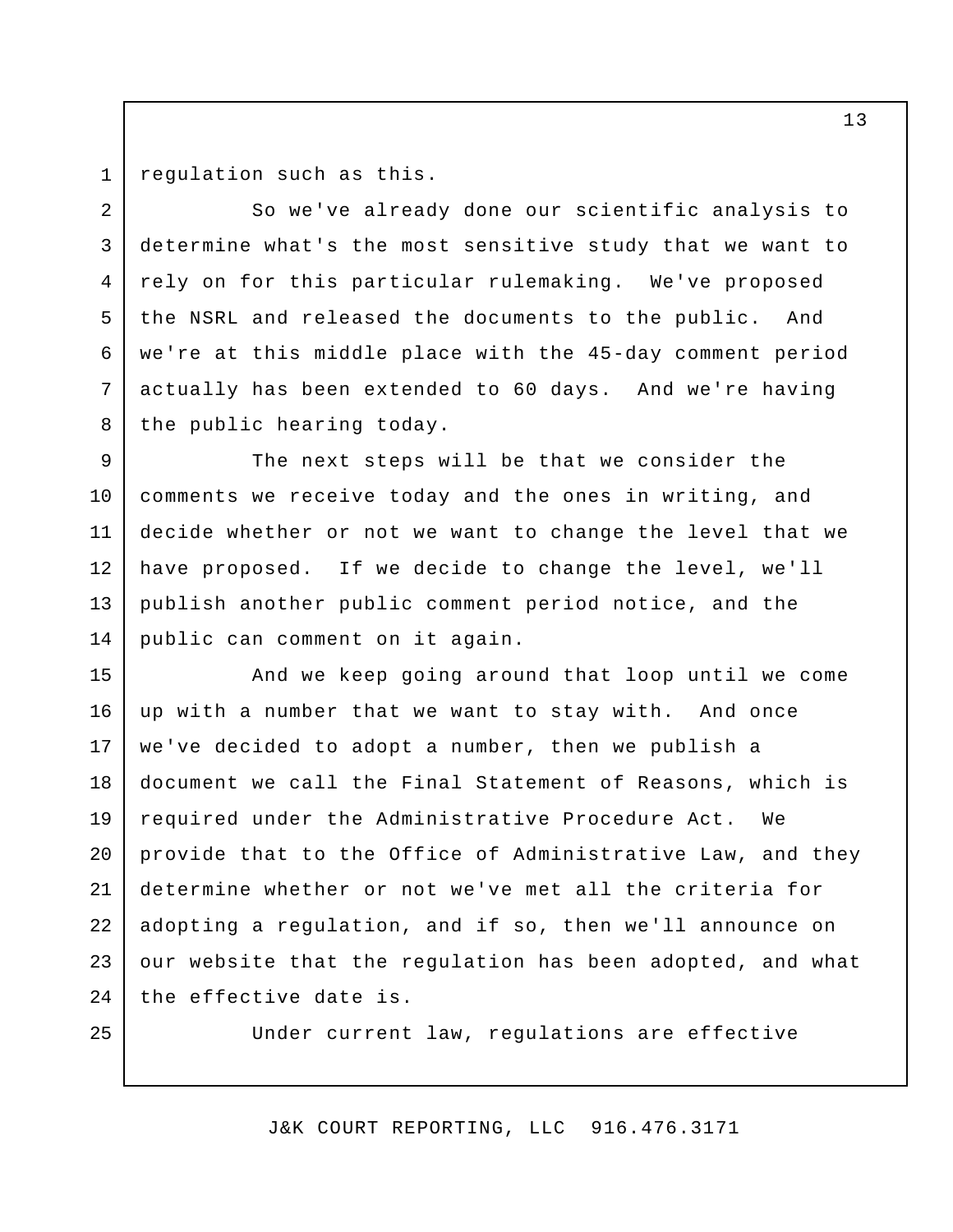regulation such as this.

So we've already done our scientific analysis to determine what's the most sensitive study that we want to rely on for this particular rulemaking. We've proposed the NSRL and released the documents to the public. And we're at this middle place with the 45-day comment period actually has been extended to 60 days. And we're having the public hearing today.

The next steps will be that we consider the comments we receive today and the ones in writing, and decide whether or not we want to change the level that we have proposed. If we decide to change the level, we'll publish another public comment period notice, and the public can comment on it again.

And we keep going around that loop until we come up with a number that we want to stay with. And once we've decided to adopt a number, then we publish a document we call the Final Statement of Reasons, which is required under the Administrative Procedure Act. We provide that to the Office of Administrative Law, and they determine whether or not we've met all the criteria for adopting a regulation, and if so, then we'll announce on our website that the regulation has been adopted, and what the effective date is.

Under current law, regulations are effective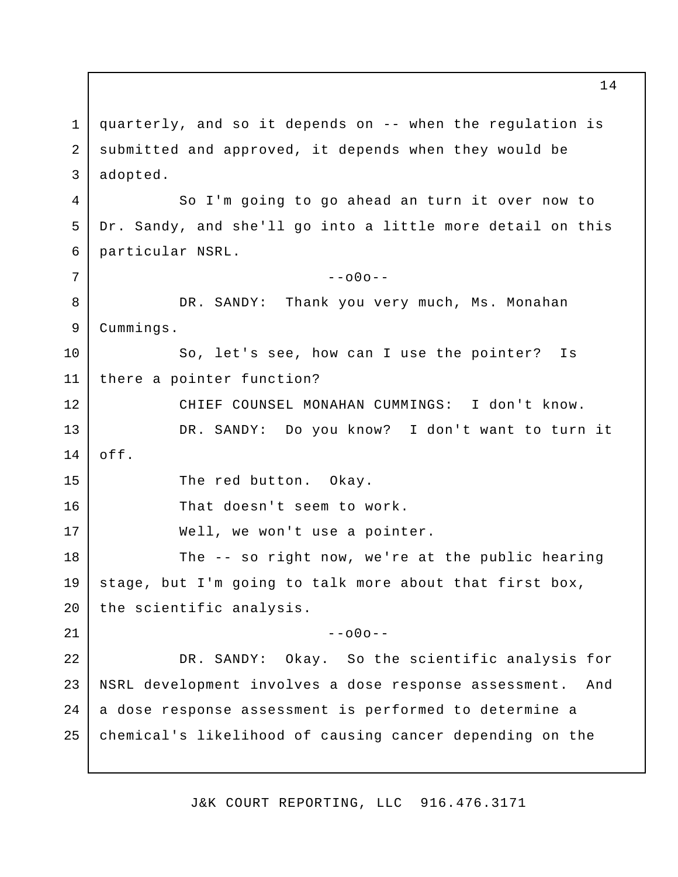quarterly, and so it depends on -- when the regulation is submitted and approved, it depends when they would be adopted.

So I'm going to go ahead an turn it over now to Dr. Sandy, and she'll go into a little more detail on this particular NSRL.

--o0o--

DR. SANDY: Thank you very much, Ms. Monahan Cummings.

So, let's see, how can I use the pointer? Is there a pointer function?

CHIEF COUNSEL MONAHAN CUMMINGS: I don't know.

DR. SANDY: Do you know? I don't want to turn it off.

The red button. Okay.

That doesn't seem to work.

Well, we won't use a pointer.

The -- so right now, we're at the public hearing stage, but I'm going to talk more about that first box, the scientific analysis.

--o0o--

DR. SANDY: Okay. So the scientific analysis for NSRL development involves a dose response assessment. And a dose response assessment is performed to determine a chemical's likelihood of causing cancer depending on the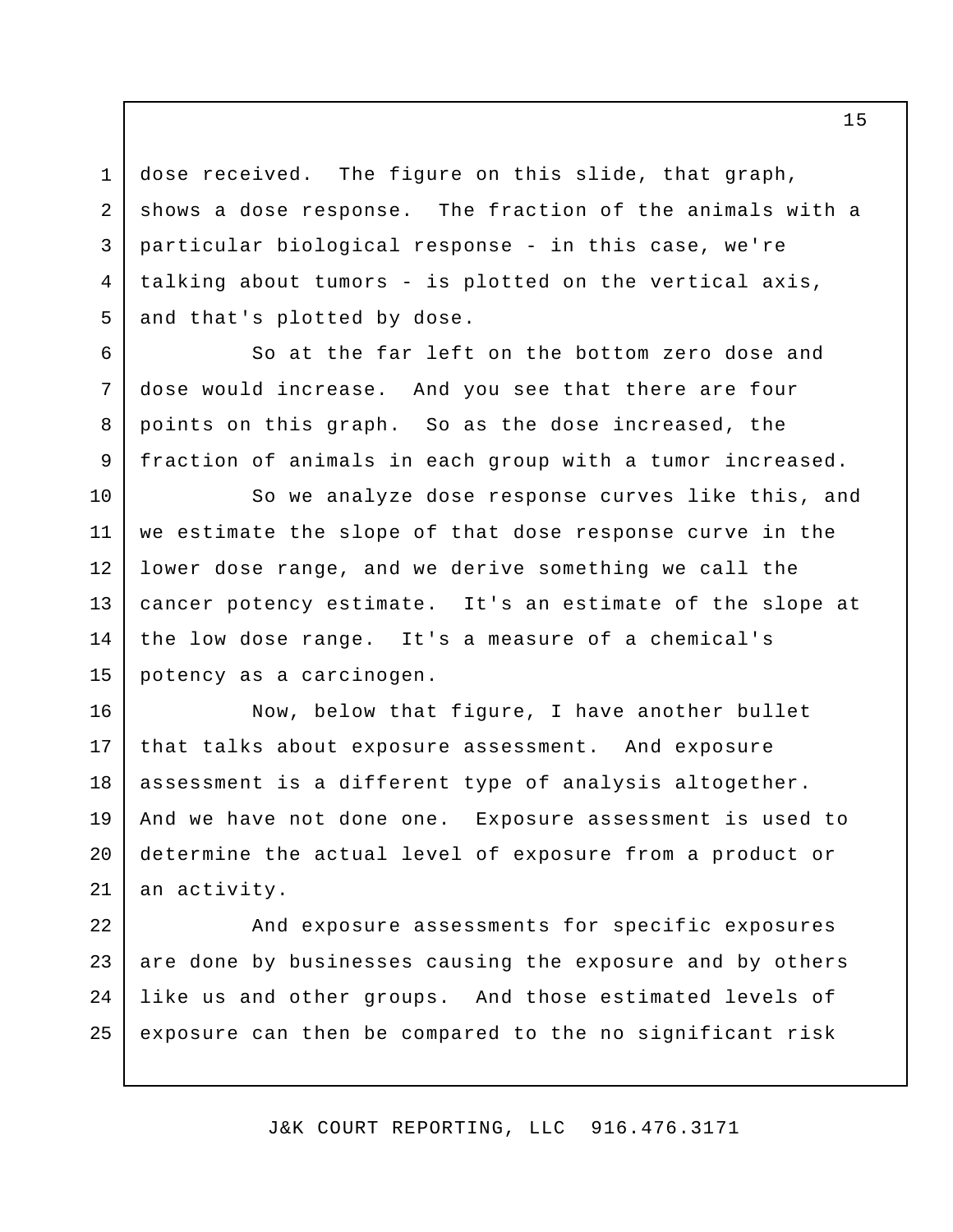dose received. The figure on this slide, that graph, shows a dose response. The fraction of the animals with a particular biological response - in this case, we're talking about tumors - is plotted on the vertical axis, and that's plotted by dose.

So at the far left on the bottom zero dose and dose would increase. And you see that there are four points on this graph. So as the dose increased, the fraction of animals in each group with a tumor increased.

So we analyze dose response curves like this, and we estimate the slope of that dose response curve in the lower dose range, and we derive something we call the cancer potency estimate. It's an estimate of the slope at the low dose range. It's a measure of a chemical's potency as a carcinogen.

Now, below that figure, I have another bullet that talks about exposure assessment. And exposure assessment is a different type of analysis altogether. And we have not done one. Exposure assessment is used to determine the actual level of exposure from a product or an activity.

And exposure assessments for specific exposures are done by businesses causing the exposure and by others like us and other groups. And those estimated levels of exposure can then be compared to the no significant risk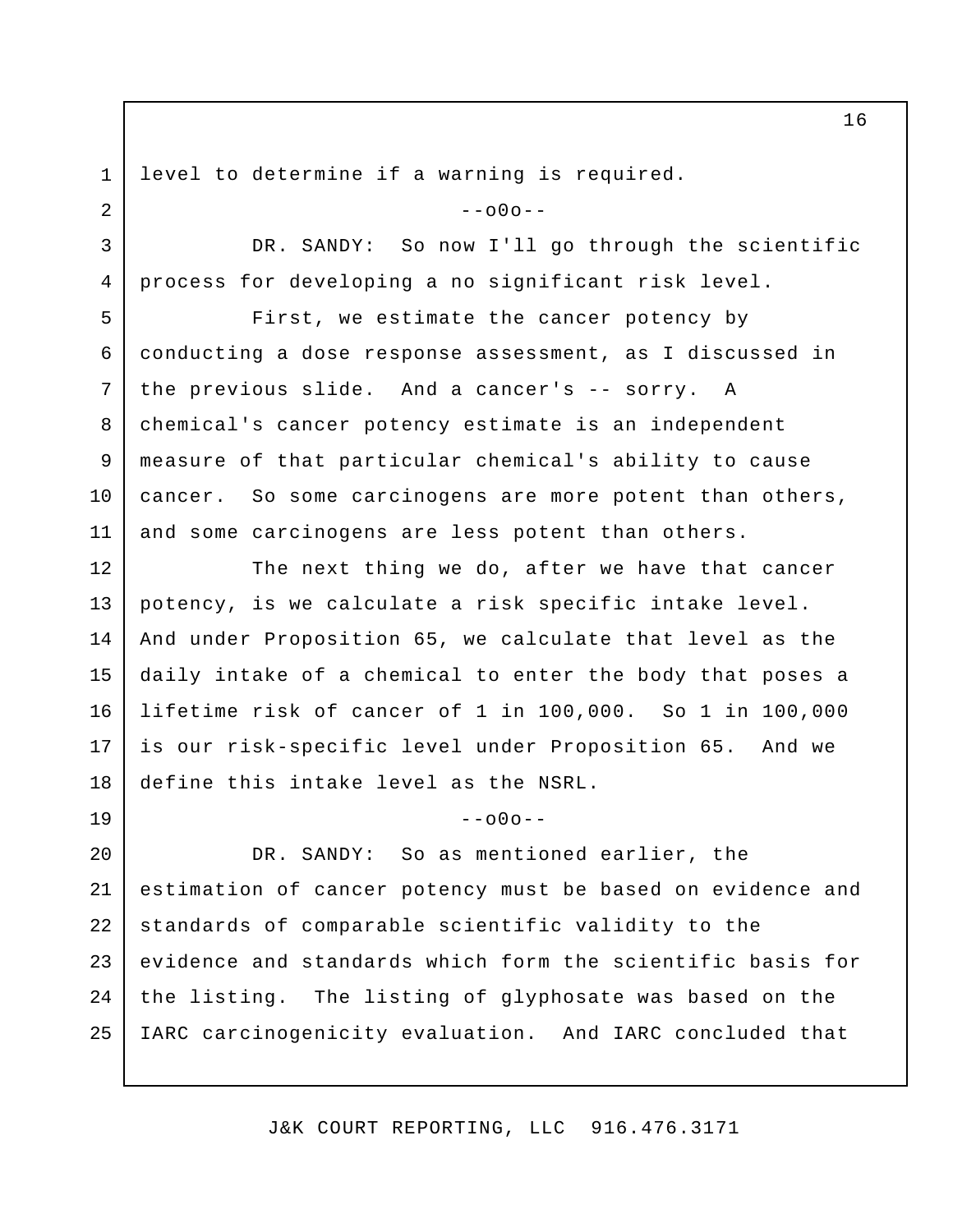level to determine if a warning is required.

--o0o--

DR. SANDY: So now I'll go through the scientific process for developing a no significant risk level.

First, we estimate the cancer potency by conducting a dose response assessment, as I discussed in the previous slide. And a cancer's -- sorry. A chemical's cancer potency estimate is an independent measure of that particular chemical's ability to cause cancer. So some carcinogens are more potent than others, and some carcinogens are less potent than others.

The next thing we do, after we have that cancer potency, is we calculate a risk specific intake level. And under Proposition 65, we calculate that level as the daily intake of a chemical to enter the body that poses a lifetime risk of cancer of 1 in 100,000. So 1 in 100,000 is our risk-specific level under Proposition 65. And we define this intake level as the NSRL.

--o0o--

DR. SANDY: So as mentioned earlier, the estimation of cancer potency must be based on evidence and standards of comparable scientific validity to the evidence and standards which form the scientific basis for the listing. The listing of glyphosate was based on the IARC carcinogenicity evaluation. And IARC concluded that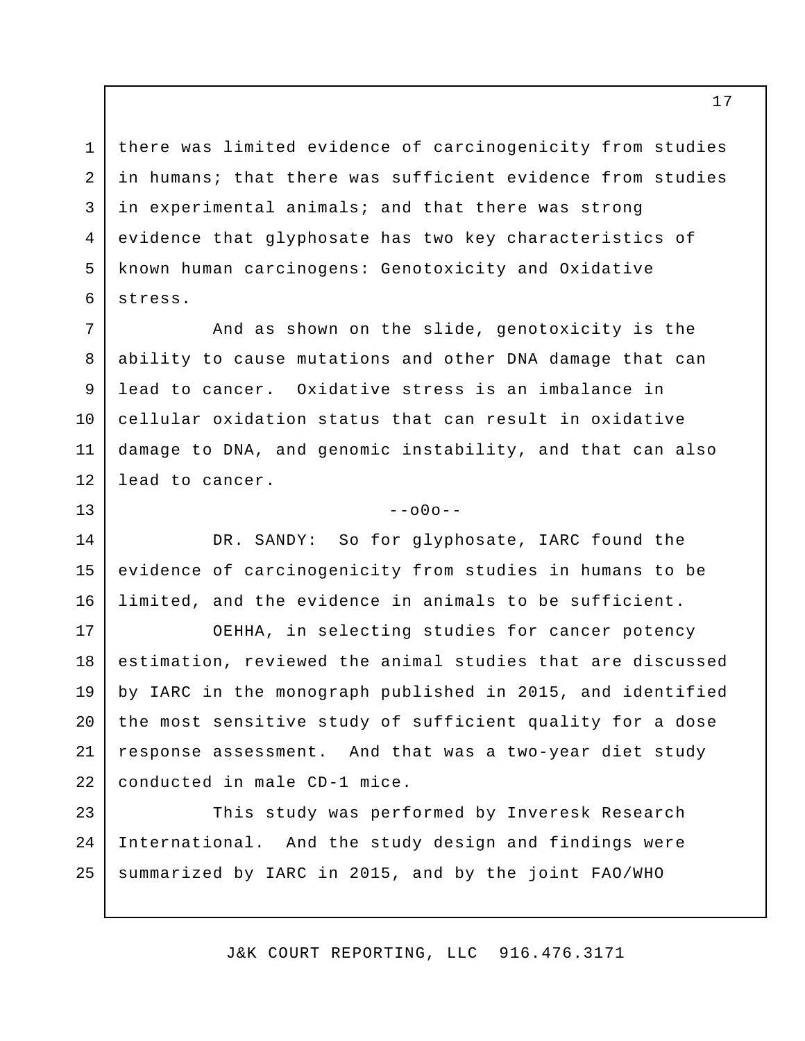there was limited evidence of carcinogenicity from studies in humans; that there was sufficient evidence from studies in experimental animals; and that there was strong evidence that glyphosate has two key characteristics of known human carcinogens: Genotoxicity and Oxidative stress.

And as shown on the slide, genotoxicity is the ability to cause mutations and other DNA damage that can lead to cancer. Oxidative stress is an imbalance in cellular oxidation status that can result in oxidative damage to DNA, and genomic instability, and that can also lead to cancer.

--o0o--

DR. SANDY: So for glyphosate, IARC found the evidence of carcinogenicity from studies in humans to be limited, and the evidence in animals to be sufficient.

OEHHA, in selecting studies for cancer potency estimation, reviewed the animal studies that are discussed by IARC in the monograph published in 2015, and identified the most sensitive study of sufficient quality for a dose response assessment. And that was a two-year diet study conducted in male CD-1 mice.

This study was performed by Inveresk Research International. And the study design and findings were summarized by IARC in 2015, and by the joint FAO/WHO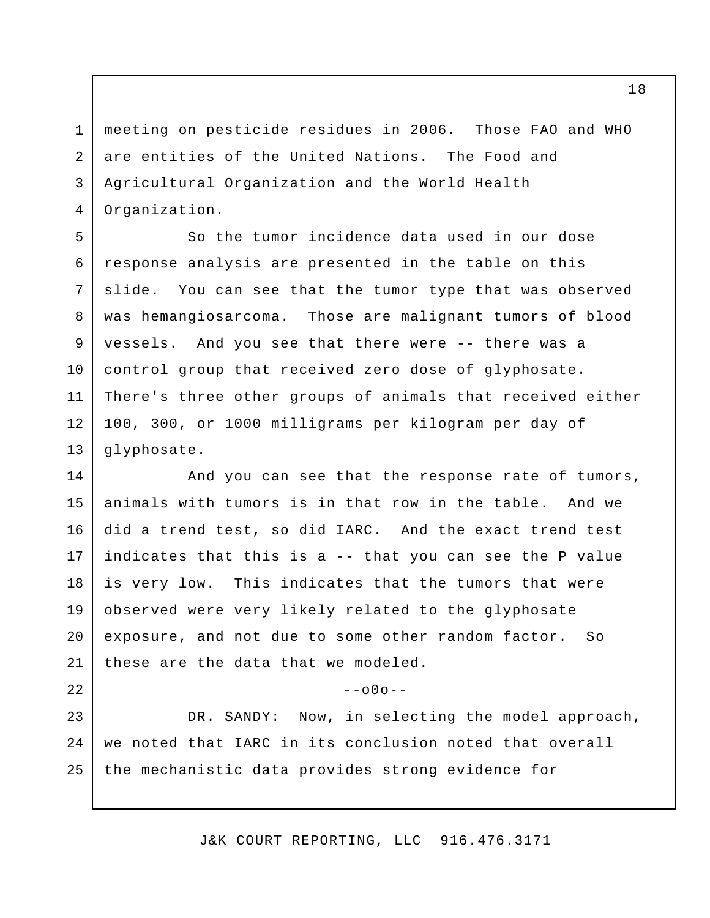meeting on pesticide residues in 2006. Those FAO and WHO are entities of the United Nations. The Food and Agricultural Organization and the World Health Organization.

So the tumor incidence data used in our dose response analysis are presented in the table on this slide. You can see that the tumor type that was observed was hemangiosarcoma. Those are malignant tumors of blood vessels. And you see that there were -- there was a control group that received zero dose of glyphosate. There's three other groups of animals that received either 100, 300, or 1000 milligrams per kilogram per day of glyphosate.

And you can see that the response rate of tumors, animals with tumors is in that row in the table. And we did a trend test, so did IARC. And the exact trend test indicates that this is a -- that you can see the P value is very low. This indicates that the tumors that were observed were very likely related to the glyphosate exposure, and not due to some other random factor. So these are the data that we modeled.

--o0o--

DR. SANDY: Now, in selecting the model approach, we noted that IARC in its conclusion noted that overall the mechanistic data provides strong evidence for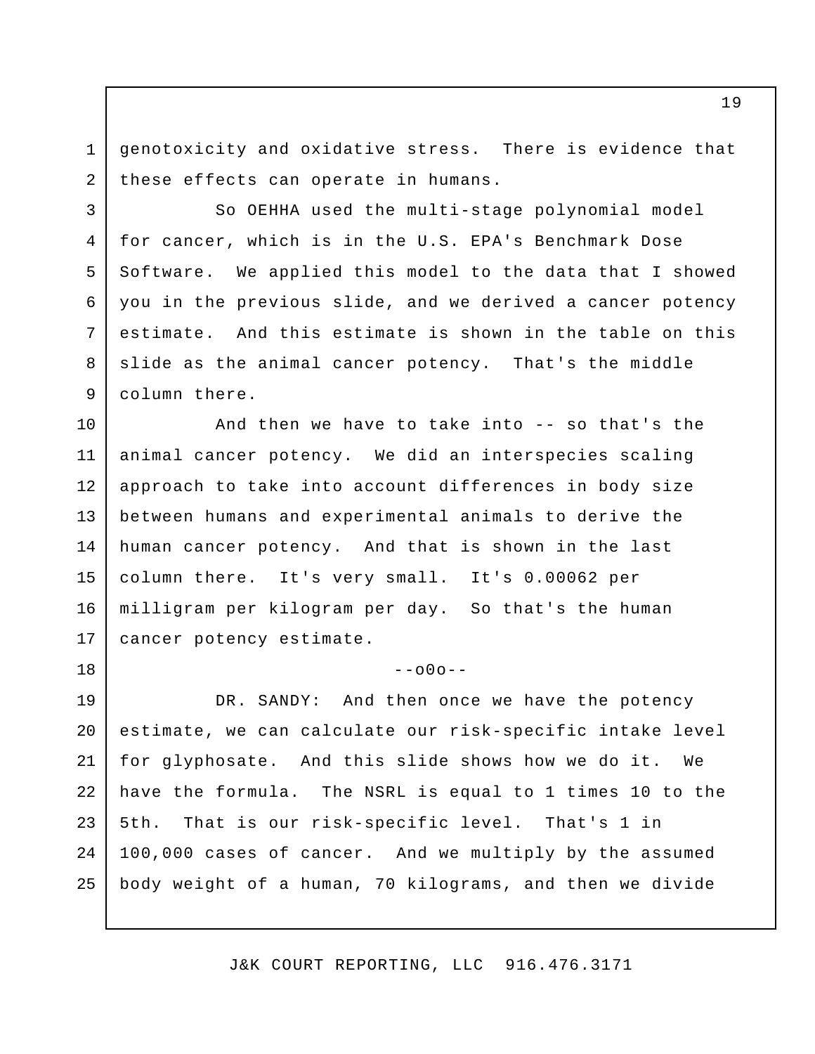genotoxicity and oxidative stress. There is evidence that these effects can operate in humans.

So OEHHA used the multi-stage polynomial model for cancer, which is in the U.S. EPA's Benchmark Dose Software. We applied this model to the data that I showed you in the previous slide, and we derived a cancer potency estimate. And this estimate is shown in the table on this slide as the animal cancer potency. That's the middle column there.

And then we have to take into -- so that's the animal cancer potency. We did an interspecies scaling approach to take into account differences in body size between humans and experimental animals to derive the human cancer potency. And that is shown in the last column there. It's very small. It's 0.00062 per milligram per kilogram per day. So that's the human cancer potency estimate.

--o0o--

DR. SANDY: And then once we have the potency estimate, we can calculate our risk-specific intake level for glyphosate. And this slide shows how we do it. We have the formula. The NSRL is equal to 1 times 10 to the 5th. That is our risk-specific level. That's 1 in 100,000 cases of cancer. And we multiply by the assumed body weight of a human, 70 kilograms, and then we divide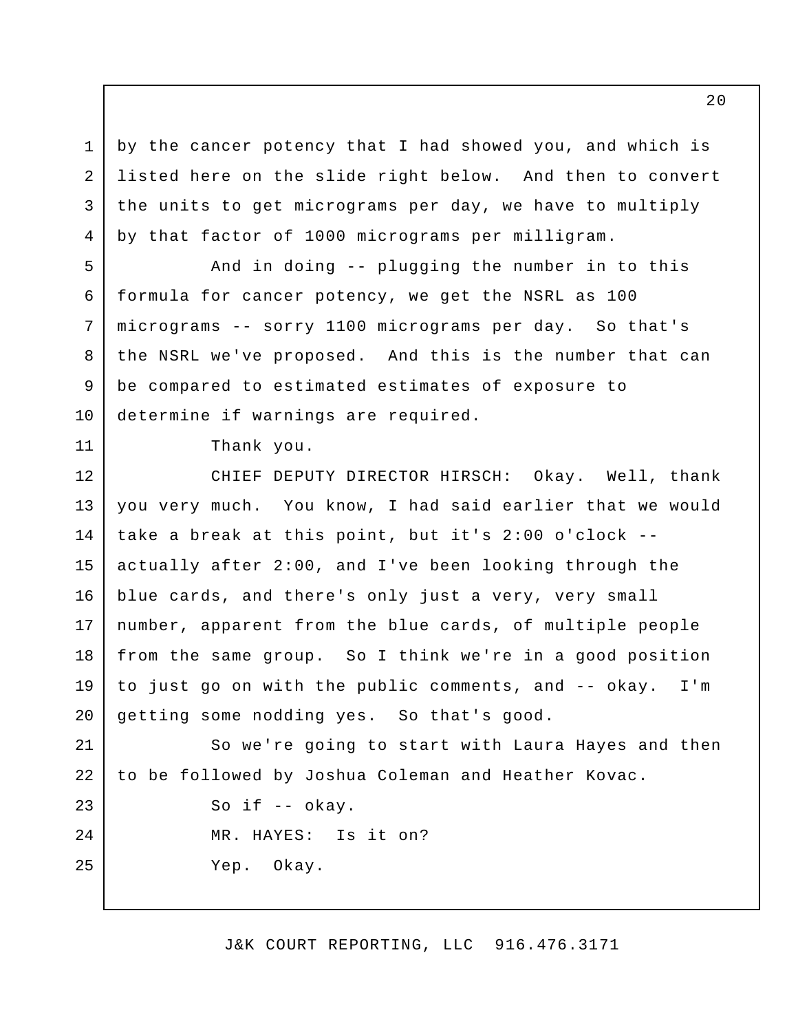by the cancer potency that I had showed you, and which is listed here on the slide right below. And then to convert the units to get micrograms per day, we have to multiply by that factor of 1000 micrograms per milligram.

And in doing -- plugging the number in to this formula for cancer potency, we get the NSRL as 100 micrograms -- sorry 1100 micrograms per day. So that's the NSRL we've proposed. And this is the number that can be compared to estimated estimates of exposure to determine if warnings are required.

Thank you.

CHIEF DEPUTY DIRECTOR HIRSCH: Okay. Well, thank you very much. You know, I had said earlier that we would take a break at this point, but it's 2:00 o'clock -- actually after 2:00, and I've been looking through the blue cards, and there's only just a very, very small number, apparent from the blue cards, of multiple people from the same group. So I think we're in a good position to just go on with the public comments, and -- okay. I'm getting some nodding yes. So that's good.

So we're going to start with Laura Hayes and then to be followed by Joshua Coleman and Heather Kovac.

So if -- okay.

MR. HAYES: Is it on?

Yep. Okay.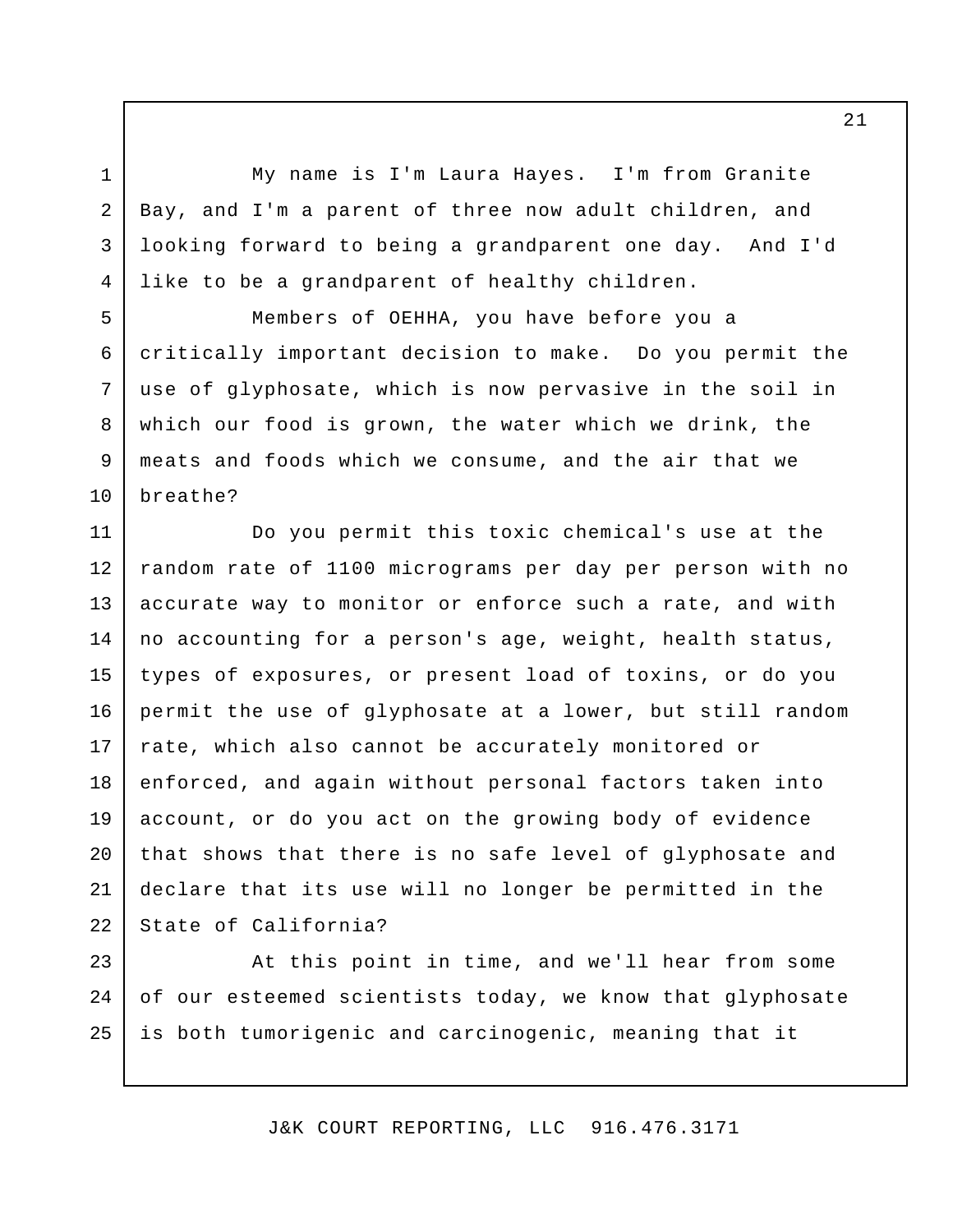My name is I'm Laura Hayes. I'm from Granite Bay, and I'm a parent of three now adult children, and looking forward to being a grandparent one day. And I'd like to be a grandparent of healthy children.

Members of OEHHA, you have before you a critically important decision to make. Do you permit the use of glyphosate, which is now pervasive in the soil in which our food is grown, the water which we drink, the meats and foods which we consume, and the air that we breathe?

Do you permit this toxic chemical's use at the random rate of 1100 micrograms per day per person with no accurate way to monitor or enforce such a rate, and with no accounting for a person's age, weight, health status, types of exposures, or present load of toxins, or do you permit the use of glyphosate at a lower, but still random rate, which also cannot be accurately monitored or enforced, and again without personal factors taken into account, or do you act on the growing body of evidence that shows that there is no safe level of glyphosate and declare that its use will no longer be permitted in the State of California?

At this point in time, and we'll hear from some of our esteemed scientists today, we know that glyphosate is both tumorigenic and carcinogenic, meaning that it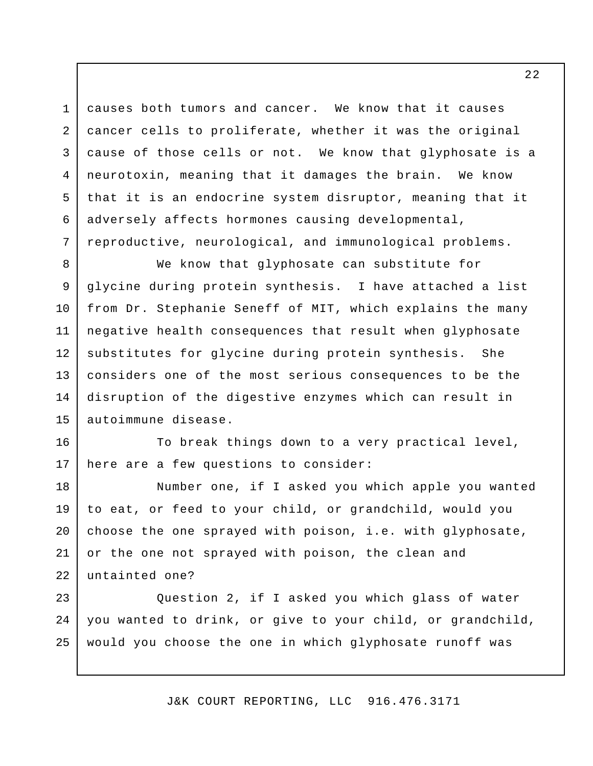causes both tumors and cancer. We know that it causes cancer cells to proliferate, whether it was the original cause of those cells or not. We know that glyphosate is a neurotoxin, meaning that it damages the brain. We know that it is an endocrine system disruptor, meaning that it adversely affects hormones causing developmental, reproductive, neurological, and immunological problems.

We know that glyphosate can substitute for glycine during protein synthesis. I have attached a list from Dr. Stephanie Seneff of MIT, which explains the many negative health consequences that result when glyphosate substitutes for glycine during protein synthesis. She considers one of the most serious consequences to be the disruption of the digestive enzymes which can result in autoimmune disease.

To break things down to a very practical level, here are a few questions to consider:

Number one, if I asked you which apple you wanted to eat, or feed to your child, or grandchild, would you choose the one sprayed with poison, i.e. with glyphosate, or the one not sprayed with poison, the clean and untainted one?

Question 2, if I asked you which glass of water you wanted to drink, or give to your child, or grandchild, would you choose the one in which glyphosate runoff was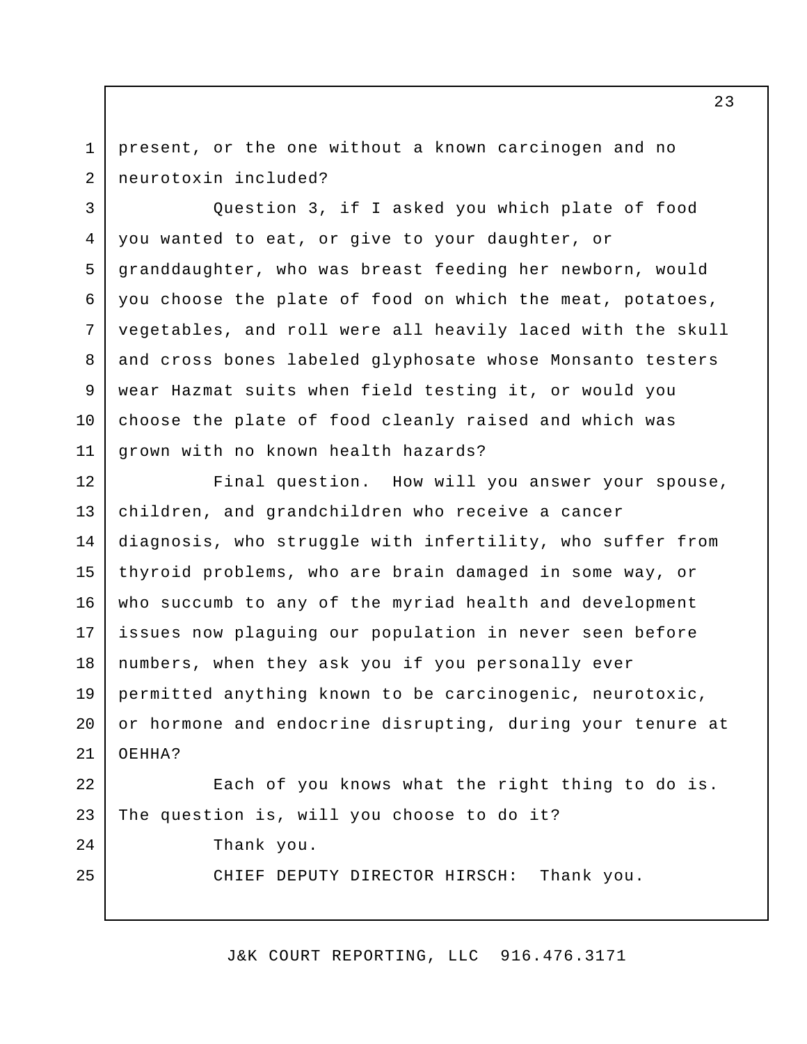present, or the one without a known carcinogen and no neurotoxin included?

Question 3, if I asked you which plate of food you wanted to eat, or give to your daughter, or granddaughter, who was breast feeding her newborn, would you choose the plate of food on which the meat, potatoes, vegetables, and roll were all heavily laced with the skull and cross bones labeled glyphosate whose Monsanto testers wear Hazmat suits when field testing it, or would you choose the plate of food cleanly raised and which was grown with no known health hazards?

Final question. How will you answer your spouse, children, and grandchildren who receive a cancer diagnosis, who struggle with infertility, who suffer from thyroid problems, who are brain damaged in some way, or who succumb to any of the myriad health and development issues now plaguing our population in never seen before numbers, when they ask you if you personally ever permitted anything known to be carcinogenic, neurotoxic, or hormone and endocrine disrupting, during your tenure at OEHHA?

Each of you knows what the right thing to do is. The question is, will you choose to do it?

Thank you.

CHIEF DEPUTY DIRECTOR HIRSCH: Thank you.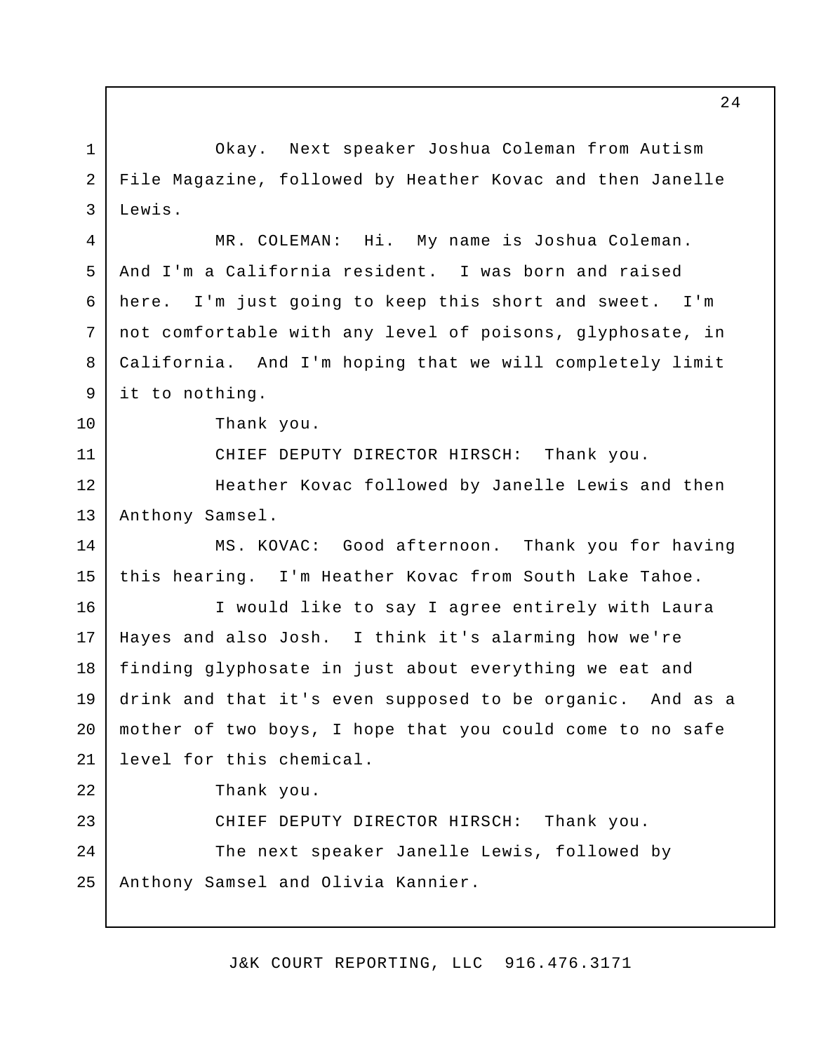Okay. Next speaker Joshua Coleman from Autism File Magazine, followed by Heather Kovac and then Janelle Lewis.

MR. COLEMAN: Hi. My name is Joshua Coleman. And I'm a California resident. I was born and raised here. I'm just going to keep this short and sweet. I'm not comfortable with any level of poisons, glyphosate, in California. And I'm hoping that we will completely limit it to nothing.

Thank you.

CHIEF DEPUTY DIRECTOR HIRSCH: Thank you.

Heather Kovac followed by Janelle Lewis and then Anthony Samsel.

MS. KOVAC: Good afternoon. Thank you for having this hearing. I'm Heather Kovac from South Lake Tahoe.

I would like to say I agree entirely with Laura Hayes and also Josh. I think it's alarming how we're finding glyphosate in just about everything we eat and drink and that it's even supposed to be organic. And as a mother of two boys, I hope that you could come to no safe level for this chemical.

Thank you.

CHIEF DEPUTY DIRECTOR HIRSCH: Thank you.

The next speaker Janelle Lewis, followed by Anthony Samsel and Olivia Kannier.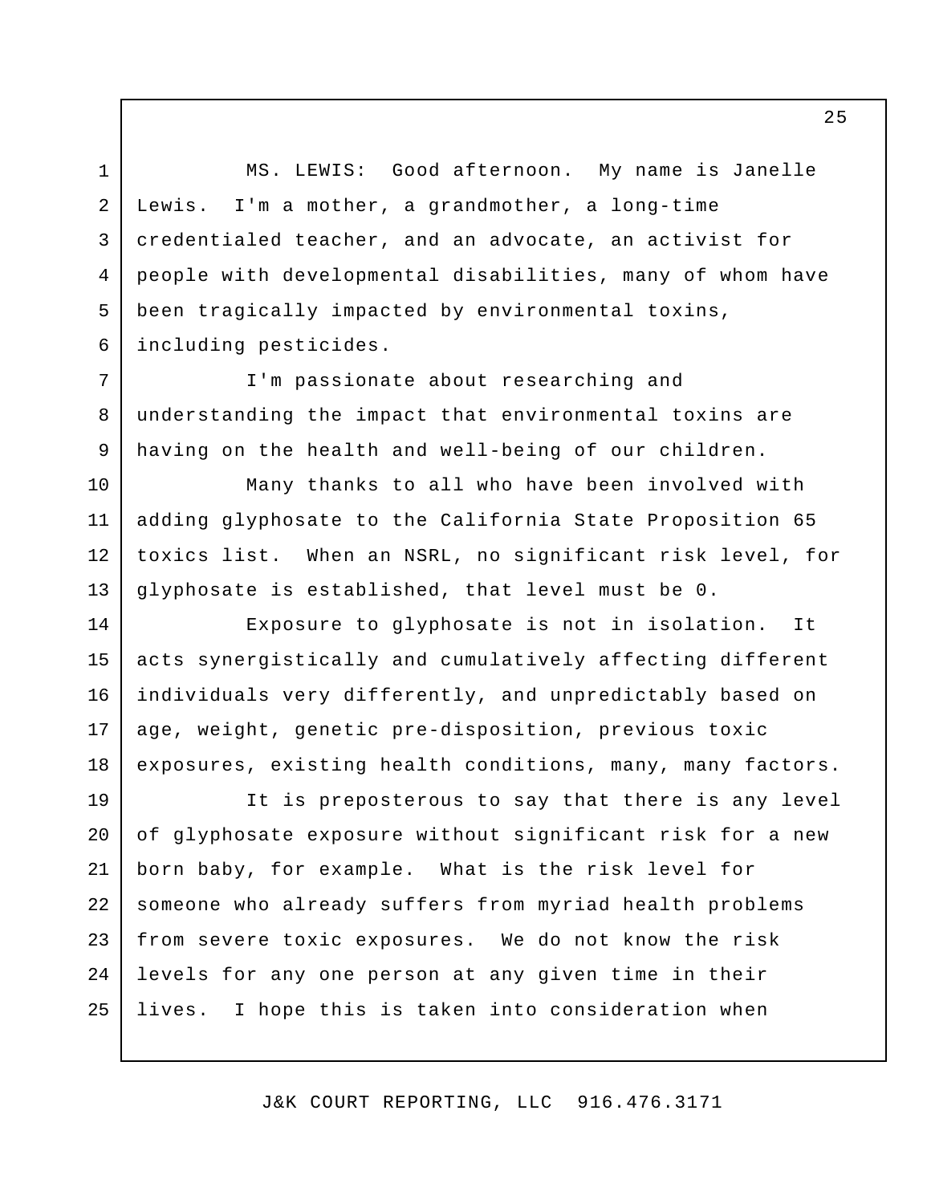MS. LEWIS: Good afternoon. My name is Janelle Lewis. I'm a mother, a grandmother, a long-time credentialed teacher, and an advocate, an activist for people with developmental disabilities, many of whom have been tragically impacted by environmental toxins, including pesticides.

I'm passionate about researching and understanding the impact that environmental toxins are having on the health and well-being of our children.

Many thanks to all who have been involved with adding glyphosate to the California State Proposition 65 toxics list. When an NSRL, no significant risk level, for glyphosate is established, that level must be 0.

Exposure to glyphosate is not in isolation. It acts synergistically and cumulatively affecting different individuals very differently, and unpredictably based on age, weight, genetic pre-disposition, previous toxic exposures, existing health conditions, many, many factors.

It is preposterous to say that there is any level of glyphosate exposure without significant risk for a new born baby, for example. What is the risk level for someone who already suffers from myriad health problems from severe toxic exposures. We do not know the risk levels for any one person at any given time in their lives. I hope this is taken into consideration when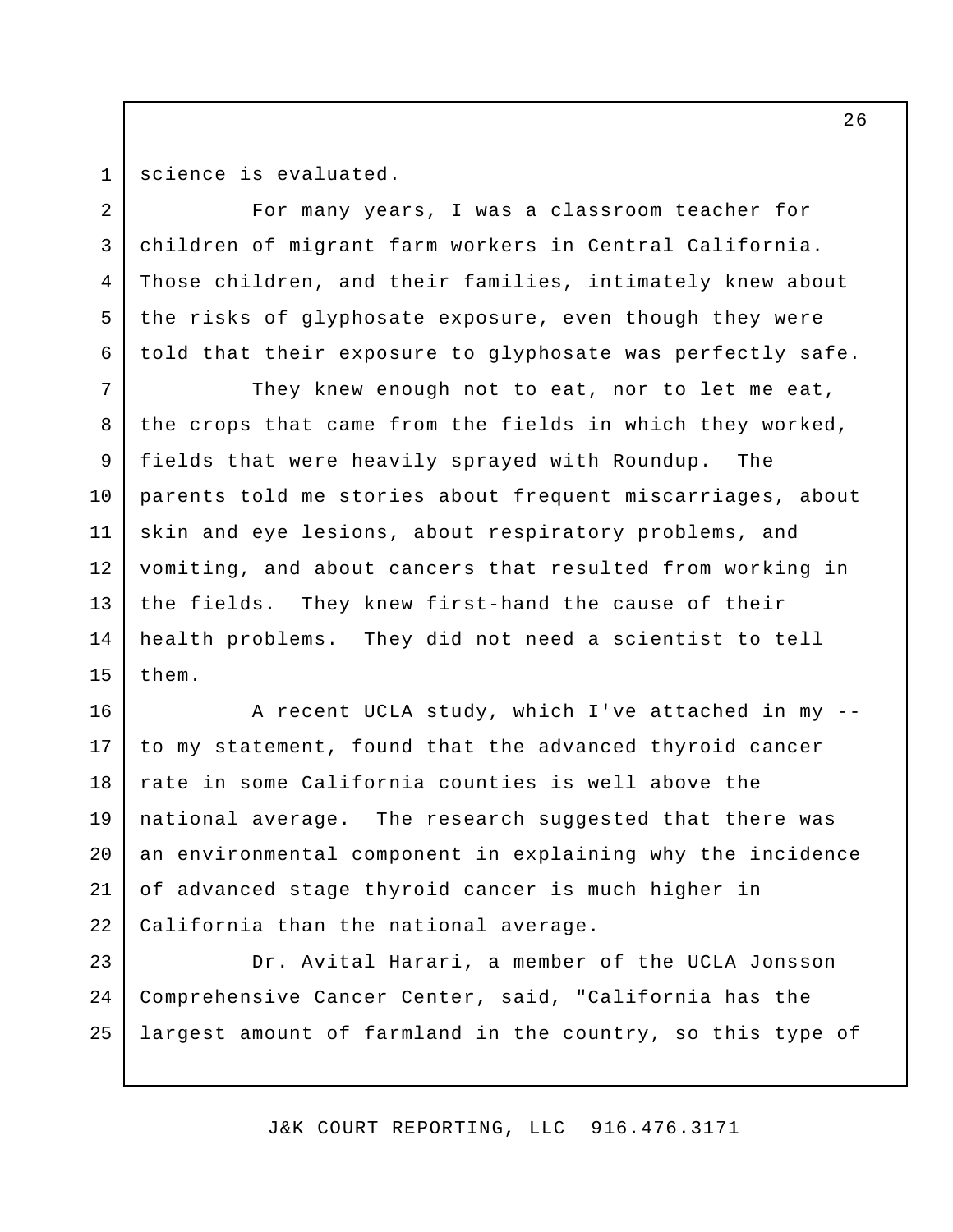science is evaluated.

For many years, I was a classroom teacher for children of migrant farm workers in Central California. Those children, and their families, intimately knew about the risks of glyphosate exposure, even though they were told that their exposure to glyphosate was perfectly safe.

They knew enough not to eat, nor to let me eat, the crops that came from the fields in which they worked, fields that were heavily sprayed with Roundup. The parents told me stories about frequent miscarriages, about skin and eye lesions, about respiratory problems, and vomiting, and about cancers that resulted from working in the fields. They knew first-hand the cause of their health problems. They did not need a scientist to tell them.

A recent UCLA study, which I've attached in my -- to my statement, found that the advanced thyroid cancer rate in some California counties is well above the national average. The research suggested that there was an environmental component in explaining why the incidence of advanced stage thyroid cancer is much higher in California than the national average.

Dr. Avital Harari, a member of the UCLA Jonsson Comprehensive Cancer Center, said, "California has the largest amount of farmland in the country, so this type of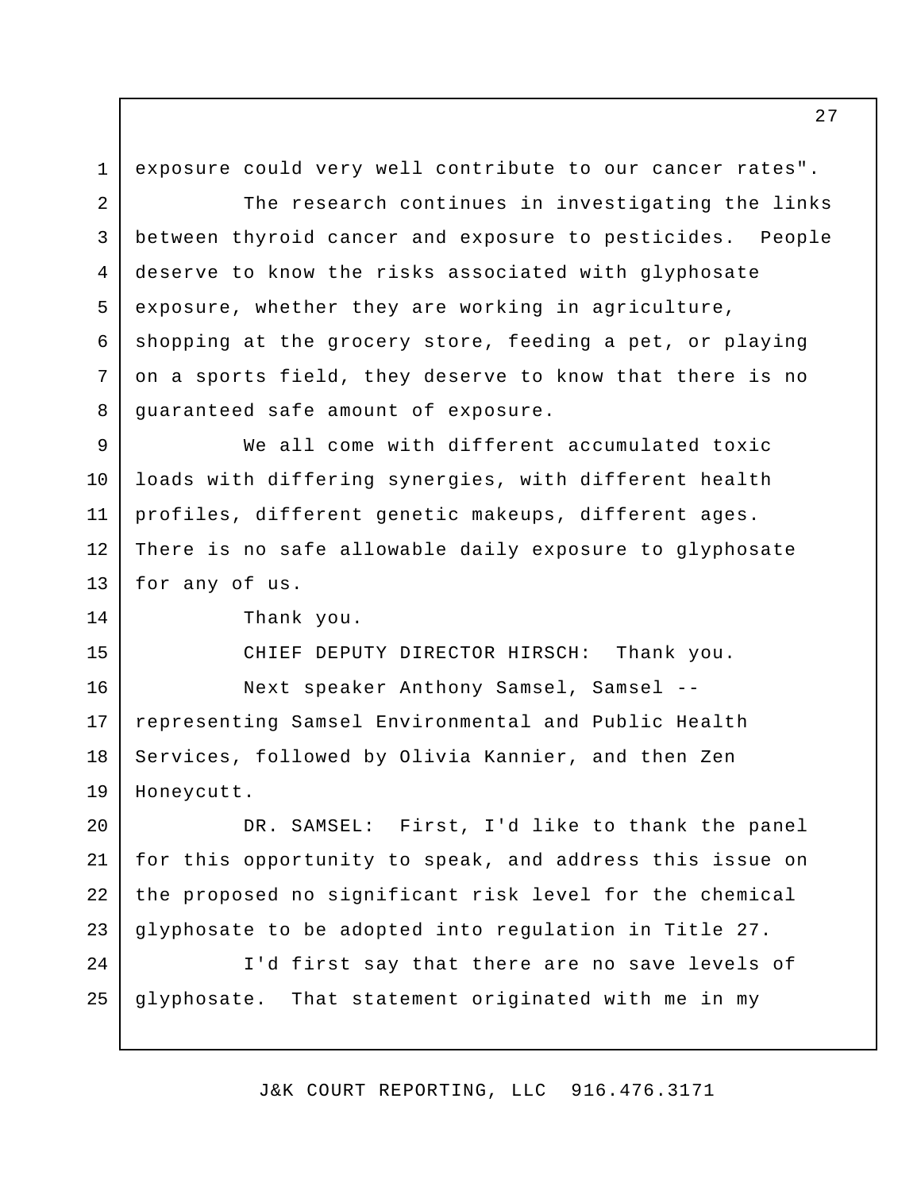exposure could very well contribute to our cancer rates".

The research continues in investigating the links between thyroid cancer and exposure to pesticides. People deserve to know the risks associated with glyphosate exposure, whether they are working in agriculture, shopping at the grocery store, feeding a pet, or playing on a sports field, they deserve to know that there is no guaranteed safe amount of exposure.

We all come with different accumulated toxic loads with differing synergies, with different health profiles, different genetic makeups, different ages. There is no safe allowable daily exposure to glyphosate for any of us.

Thank you.

CHIEF DEPUTY DIRECTOR HIRSCH: Thank you.

Next speaker Anthony Samsel, Samsel -- representing Samsel Environmental and Public Health Services, followed by Olivia Kannier, and then Zen Honeycutt.

DR. SAMSEL: First, I'd like to thank the panel for this opportunity to speak, and address this issue on the proposed no significant risk level for the chemical glyphosate to be adopted into regulation in Title 27.

I'd first say that there are no save levels of glyphosate. That statement originated with me in my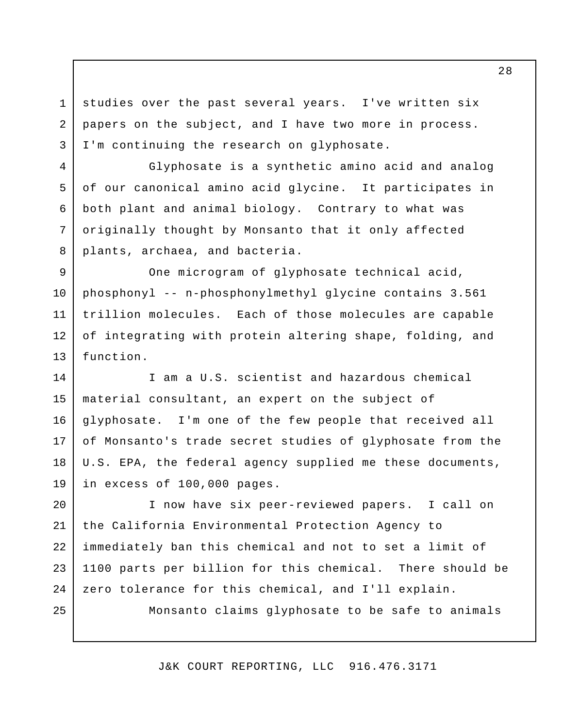studies over the past several years. I've written six papers on the subject, and I have two more in process. I'm continuing the research on glyphosate.

Glyphosate is a synthetic amino acid and analog of our canonical amino acid glycine. It participates in both plant and animal biology. Contrary to what was originally thought by Monsanto that it only affected plants, archaea, and bacteria.

One microgram of glyphosate technical acid, phosphonyl -- n-phosphonylmethyl glycine contains 3.561 trillion molecules. Each of those molecules are capable of integrating with protein altering shape, folding, and function.

I am a U.S. scientist and hazardous chemical material consultant, an expert on the subject of glyphosate. I'm one of the few people that received all of Monsanto's trade secret studies of glyphosate from the U.S. EPA, the federal agency supplied me these documents, in excess of 100,000 pages.

I now have six peer-reviewed papers. I call on the California Environmental Protection Agency to immediately ban this chemical and not to set a limit of 1100 parts per billion for this chemical. There should be zero tolerance for this chemical, and I'll explain.

Monsanto claims glyphosate to be safe to animals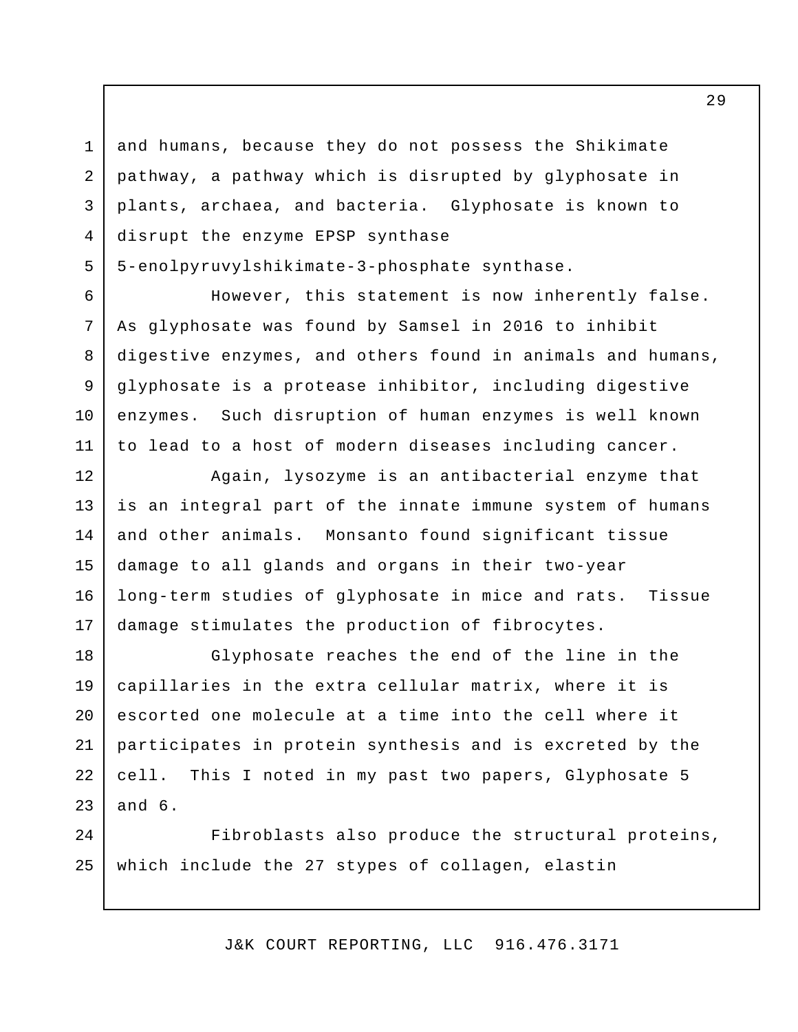and humans, because they do not possess the Shikimate pathway, a pathway which is disrupted by glyphosate in plants, archaea, and bacteria. Glyphosate is known to disrupt the enzyme EPSP synthase 5-enolpyruvylshikimate-3-phosphate synthase.

However, this statement is now inherently false. As glyphosate was found by Samsel in 2016 to inhibit digestive enzymes, and others found in animals and humans, glyphosate is a protease inhibitor, including digestive enzymes. Such disruption of human enzymes is well known to lead to a host of modern diseases including cancer.

Again, lysozyme is an antibacterial enzyme that is an integral part of the innate immune system of humans and other animals. Monsanto found significant tissue damage to all glands and organs in their two-year long-term studies of glyphosate in mice and rats. Tissue damage stimulates the production of fibrocytes.

Glyphosate reaches the end of the line in the capillaries in the extra cellular matrix, where it is escorted one molecule at a time into the cell where it participates in protein synthesis and is excreted by the cell. This I noted in my past two papers, Glyphosate 5 and 6.

Fibroblasts also produce the structural proteins, which include the 27 stypes of collagen, elastin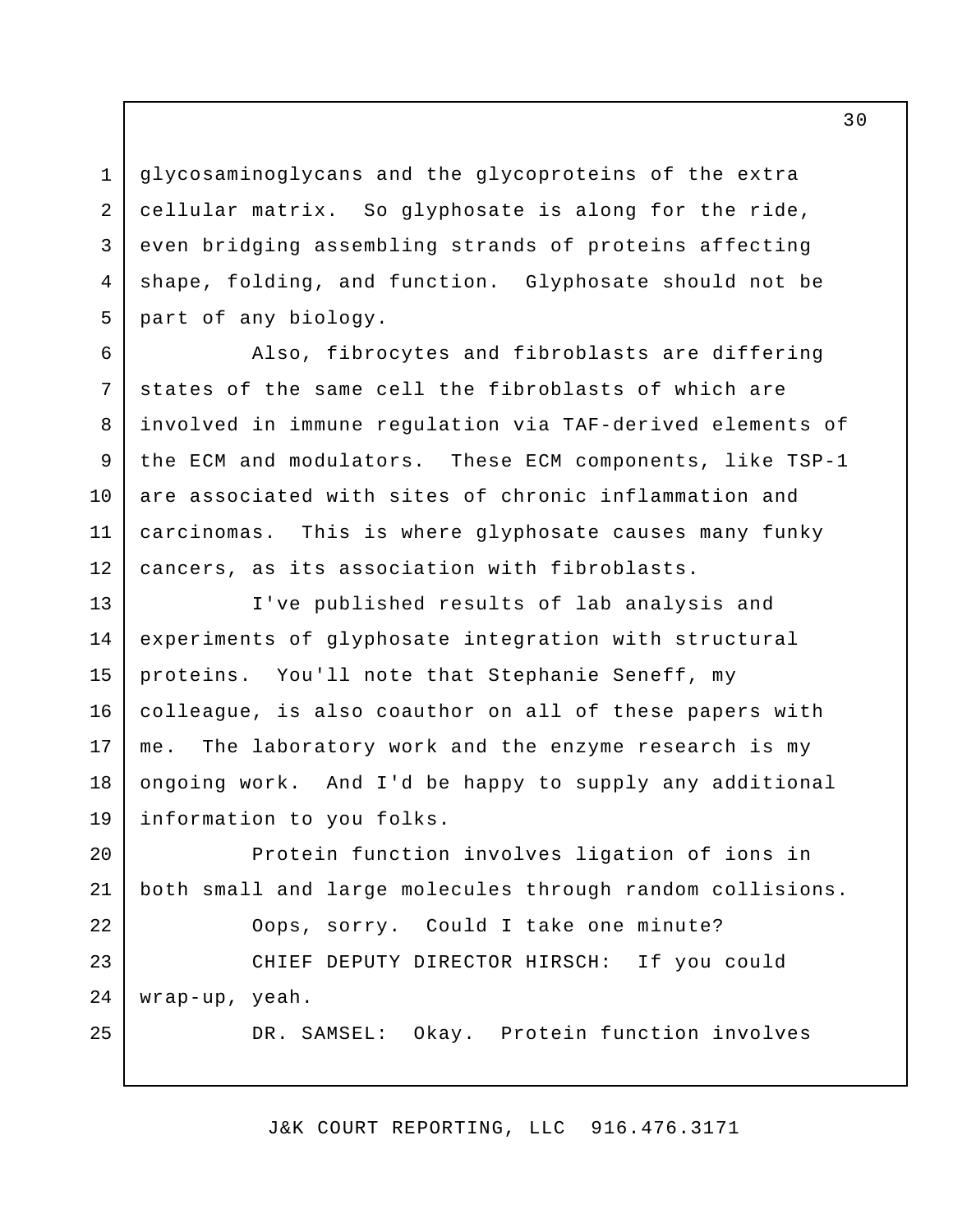glycosaminoglycans and the glycoproteins of the extra cellular matrix. So glyphosate is along for the ride, even bridging assembling strands of proteins affecting shape, folding, and function. Glyphosate should not be part of any biology.

Also, fibrocytes and fibroblasts are differing states of the same cell the fibroblasts of which are involved in immune regulation via TAF-derived elements of the ECM and modulators. These ECM components, like TSP-1 are associated with sites of chronic inflammation and carcinomas. This is where glyphosate causes many funky cancers, as its association with fibroblasts.

I've published results of lab analysis and experiments of glyphosate integration with structural proteins. You'll note that Stephanie Seneff, my colleague, is also coauthor on all of these papers with me. The laboratory work and the enzyme research is my ongoing work. And I'd be happy to supply any additional information to you folks.

Protein function involves ligation of ions in both small and large molecules through random collisions.

Oops, sorry. Could I take one minute?

CHIEF DEPUTY DIRECTOR HIRSCH: If you could wrap-up, yeah.

DR. SAMSEL: Okay. Protein function involves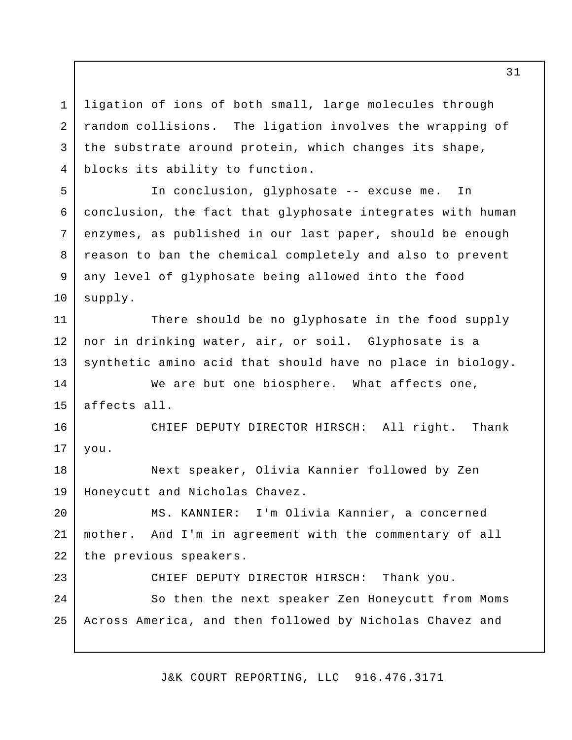ligation of ions of both small, large molecules through random collisions. The ligation involves the wrapping of the substrate around protein, which changes its shape, blocks its ability to function.

In conclusion, glyphosate -- excuse me. In conclusion, the fact that glyphosate integrates with human enzymes, as published in our last paper, should be enough reason to ban the chemical completely and also to prevent any level of glyphosate being allowed into the food supply.

There should be no glyphosate in the food supply nor in drinking water, air, or soil. Glyphosate is a synthetic amino acid that should have no place in biology.

We are but one biosphere. What affects one, affects all.

CHIEF DEPUTY DIRECTOR HIRSCH: All right. Thank you.

Next speaker, Olivia Kannier followed by Zen Honeycutt and Nicholas Chavez.

MS. KANNIER: I'm Olivia Kannier, a concerned mother. And I'm in agreement with the commentary of all the previous speakers.

CHIEF DEPUTY DIRECTOR HIRSCH: Thank you.

So then the next speaker Zen Honeycutt from Moms Across America, and then followed by Nicholas Chavez and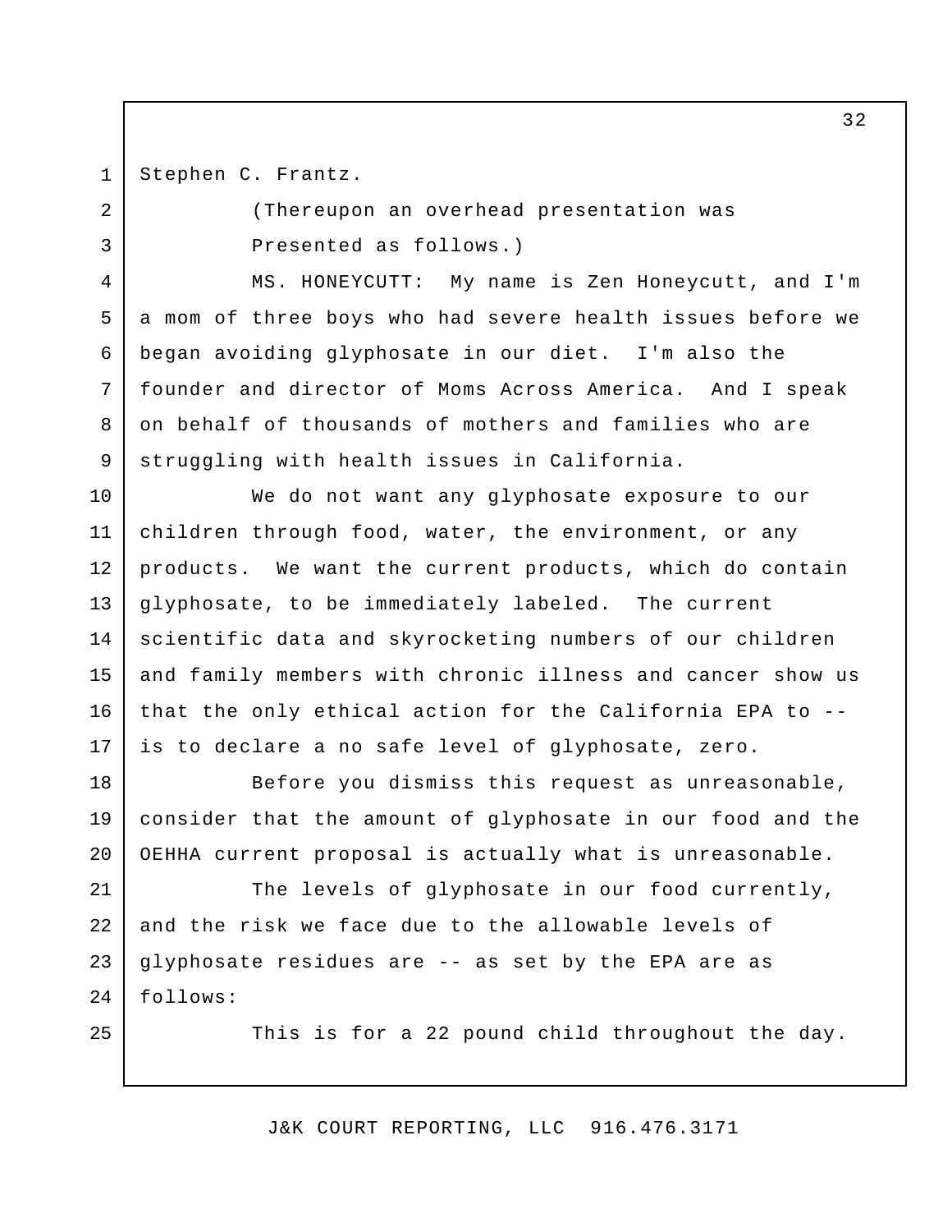Stephen C. Frantz.

(Thereupon an overhead presentation was Presented as follows.)

MS. HONEYCUTT: My name is Zen Honeycutt, and I'm a mom of three boys who had severe health issues before we began avoiding glyphosate in our diet. I'm also the founder and director of Moms Across America. And I speak on behalf of thousands of mothers and families who are struggling with health issues in California.

We do not want any glyphosate exposure to our children through food, water, the environment, or any products. We want the current products, which do contain glyphosate, to be immediately labeled. The current scientific data and skyrocketing numbers of our children and family members with chronic illness and cancer show us that the only ethical action for the California EPA to -- is to declare a no safe level of glyphosate, zero.

Before you dismiss this request as unreasonable, consider that the amount of glyphosate in our food and the OEHHA current proposal is actually what is unreasonable.

The levels of glyphosate in our food currently, and the risk we face due to the allowable levels of glyphosate residues are -- as set by the EPA are as follows:

This is for a 22 pound child throughout the day.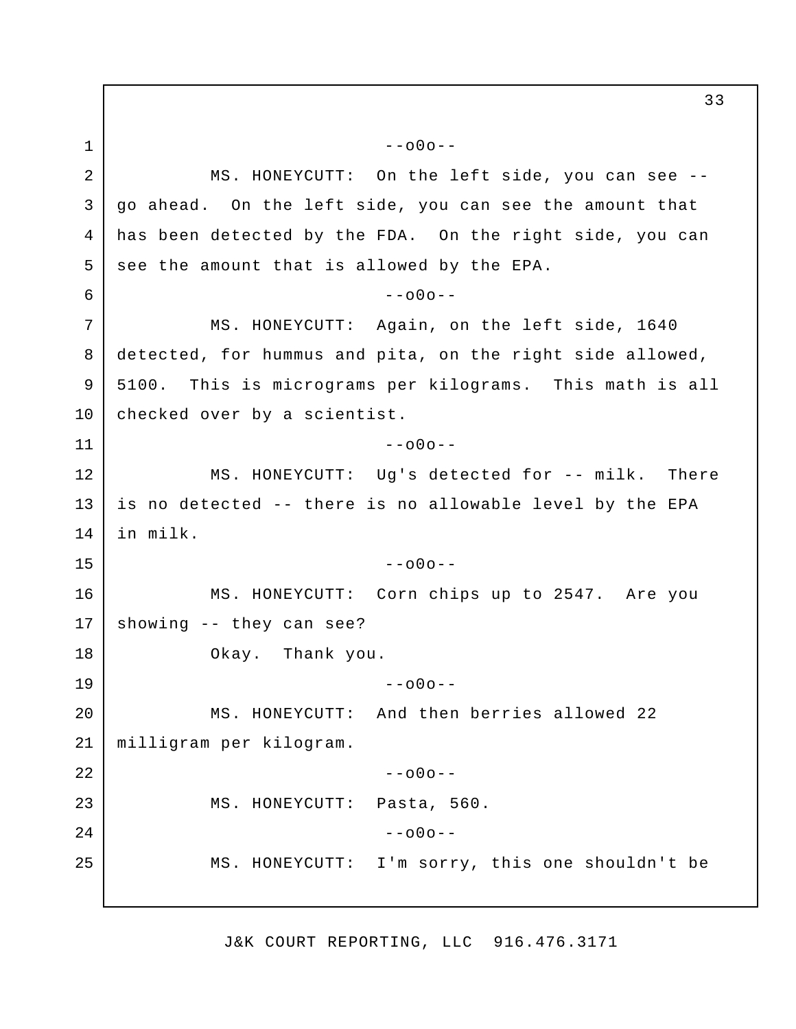--o0o--

MS. HONEYCUTT: On the left side, you can see -- go ahead. On the left side, you can see the amount that has been detected by the FDA. On the right side, you can see the amount that is allowed by the EPA.

--o0o--

MS. HONEYCUTT: Again, on the left side, 1640 detected, for hummus and pita, on the right side allowed, 5100. This is micrograms per kilograms. This math is all checked over by a scientist.

--o0o--

MS. HONEYCUTT: Ug's detected for -- milk. There is no detected -- there is no allowable level by the EPA in milk.

--o0o--

MS. HONEYCUTT: Corn chips up to 2547. Are you showing -- they can see?

Okay. Thank you.

--o0o--

MS. HONEYCUTT: And then berries allowed 22 milligram per kilogram.

--o0o--

MS. HONEYCUTT: Pasta, 560.

--o0o--

MS. HONEYCUTT: I'm sorry, this one shouldn't be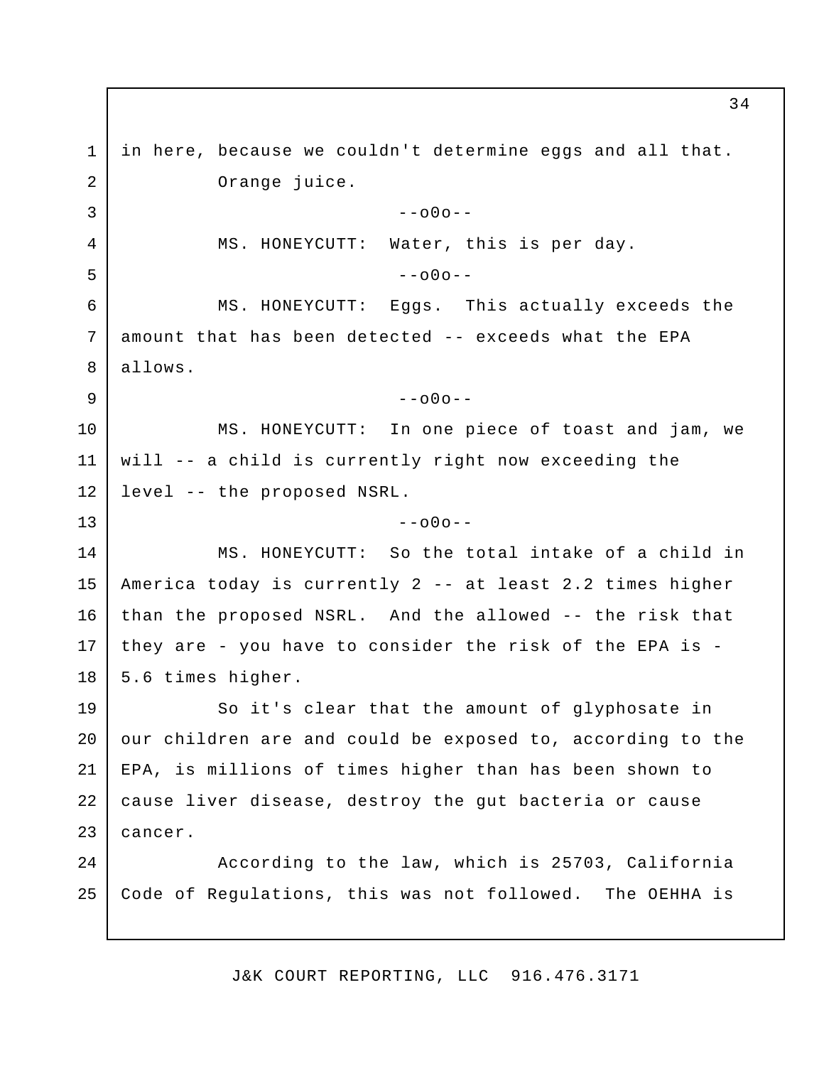in here, because we couldn't determine eggs and all that.

Orange juice.

--o0o--

MS. HONEYCUTT: Water, this is per day.

--o0o--

MS. HONEYCUTT: Eggs. This actually exceeds the amount that has been detected -- exceeds what the EPA allows.

--o0o--

MS. HONEYCUTT: In one piece of toast and jam, we will -- a child is currently right now exceeding the level -- the proposed NSRL.

--o0o--

MS. HONEYCUTT: So the total intake of a child in America today is currently 2 -- at least 2.2 times higher than the proposed NSRL. And the allowed -- the risk that they are - you have to consider the risk of the EPA is - 5.6 times higher.

So it's clear that the amount of glyphosate in our children are and could be exposed to, according to the EPA, is millions of times higher than has been shown to cause liver disease, destroy the gut bacteria or cause cancer.

According to the law, which is 25703, California Code of Regulations, this was not followed. The OEHHA is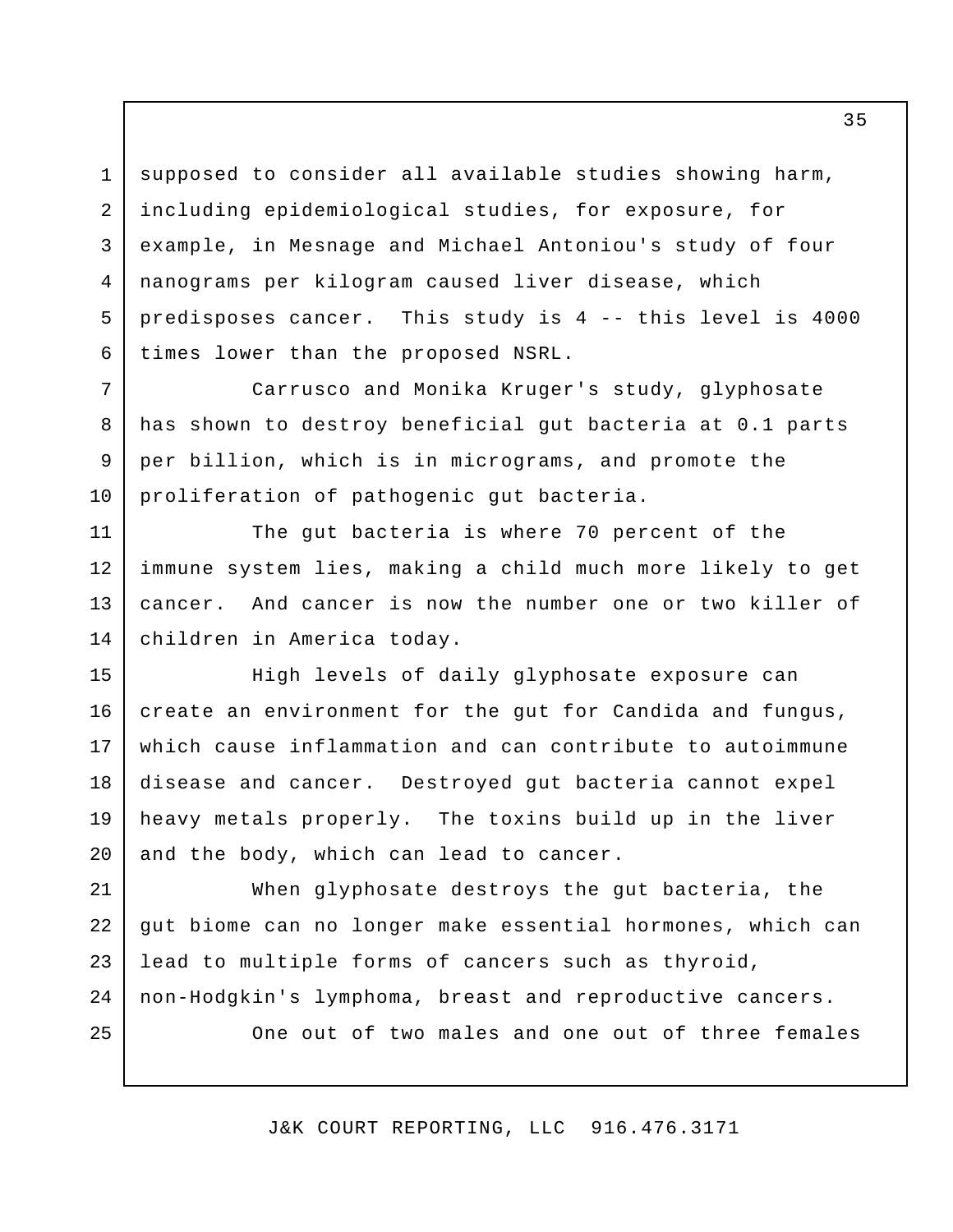supposed to consider all available studies showing harm, including epidemiological studies, for exposure, for example, in Mesnage and Michael Antoniou's study of four nanograms per kilogram caused liver disease, which predisposes cancer. This study is 4 -- this level is 4000 times lower than the proposed NSRL.

Carrusco and Monika Kruger's study, glyphosate has shown to destroy beneficial gut bacteria at 0.1 parts per billion, which is in micrograms, and promote the proliferation of pathogenic gut bacteria.

The gut bacteria is where 70 percent of the immune system lies, making a child much more likely to get cancer. And cancer is now the number one or two killer of children in America today.

High levels of daily glyphosate exposure can create an environment for the gut for Candida and fungus, which cause inflammation and can contribute to autoimmune disease and cancer. Destroyed gut bacteria cannot expel heavy metals properly. The toxins build up in the liver and the body, which can lead to cancer.

When glyphosate destroys the gut bacteria, the gut biome can no longer make essential hormones, which can lead to multiple forms of cancers such as thyroid, non-Hodgkin's lymphoma, breast and reproductive cancers.

One out of two males and one out of three females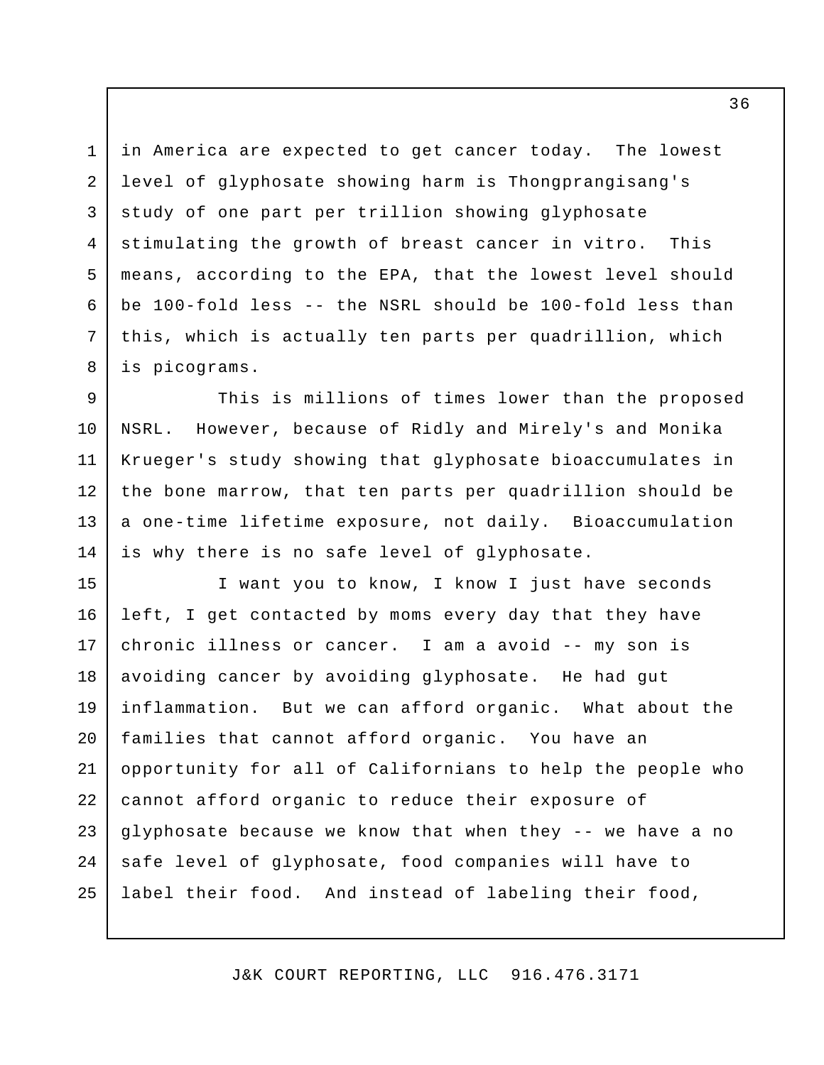in America are expected to get cancer today. The lowest level of glyphosate showing harm is Thongprangisang's study of one part per trillion showing glyphosate stimulating the growth of breast cancer in vitro. This means, according to the EPA, that the lowest level should be 100-fold less -- the NSRL should be 100-fold less than this, which is actually ten parts per quadrillion, which is picograms.

This is millions of times lower than the proposed NSRL. However, because of Ridly and Mirely's and Monika Krueger's study showing that glyphosate bioaccumulates in the bone marrow, that ten parts per quadrillion should be a one-time lifetime exposure, not daily. Bioaccumulation is why there is no safe level of glyphosate.

I want you to know, I know I just have seconds left, I get contacted by moms every day that they have chronic illness or cancer. I am a avoid -- my son is avoiding cancer by avoiding glyphosate. He had gut inflammation. But we can afford organic. What about the families that cannot afford organic. You have an opportunity for all of Californians to help the people who cannot afford organic to reduce their exposure of glyphosate because we know that when they -- we have a no safe level of glyphosate, food companies will have to label their food. And instead of labeling their food,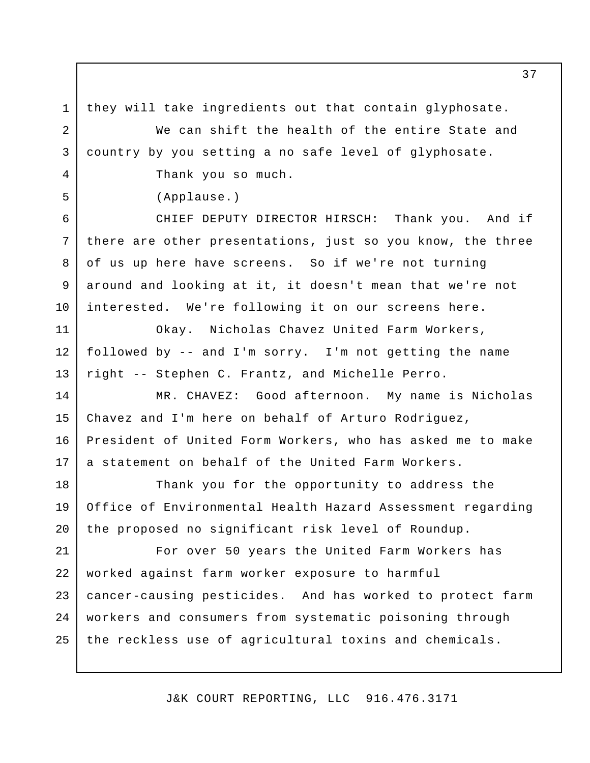they will take ingredients out that contain glyphosate.

We can shift the health of the entire State and country by you setting a no safe level of glyphosate.

Thank you so much.

(Applause.)

CHIEF DEPUTY DIRECTOR HIRSCH: Thank you. And if there are other presentations, just so you know, the three of us up here have screens. So if we're not turning around and looking at it, it doesn't mean that we're not interested. We're following it on our screens here.

Okay. Nicholas Chavez United Farm Workers, followed by -- and I'm sorry. I'm not getting the name right -- Stephen C. Frantz, and Michelle Perro.

MR. CHAVEZ: Good afternoon. My name is Nicholas Chavez and I'm here on behalf of Arturo Rodriguez, President of United Form Workers, who has asked me to make a statement on behalf of the United Farm Workers.

Thank you for the opportunity to address the Office of Environmental Health Hazard Assessment regarding the proposed no significant risk level of Roundup.

For over 50 years the United Farm Workers has worked against farm worker exposure to harmful cancer-causing pesticides. And has worked to protect farm workers and consumers from systematic poisoning through the reckless use of agricultural toxins and chemicals.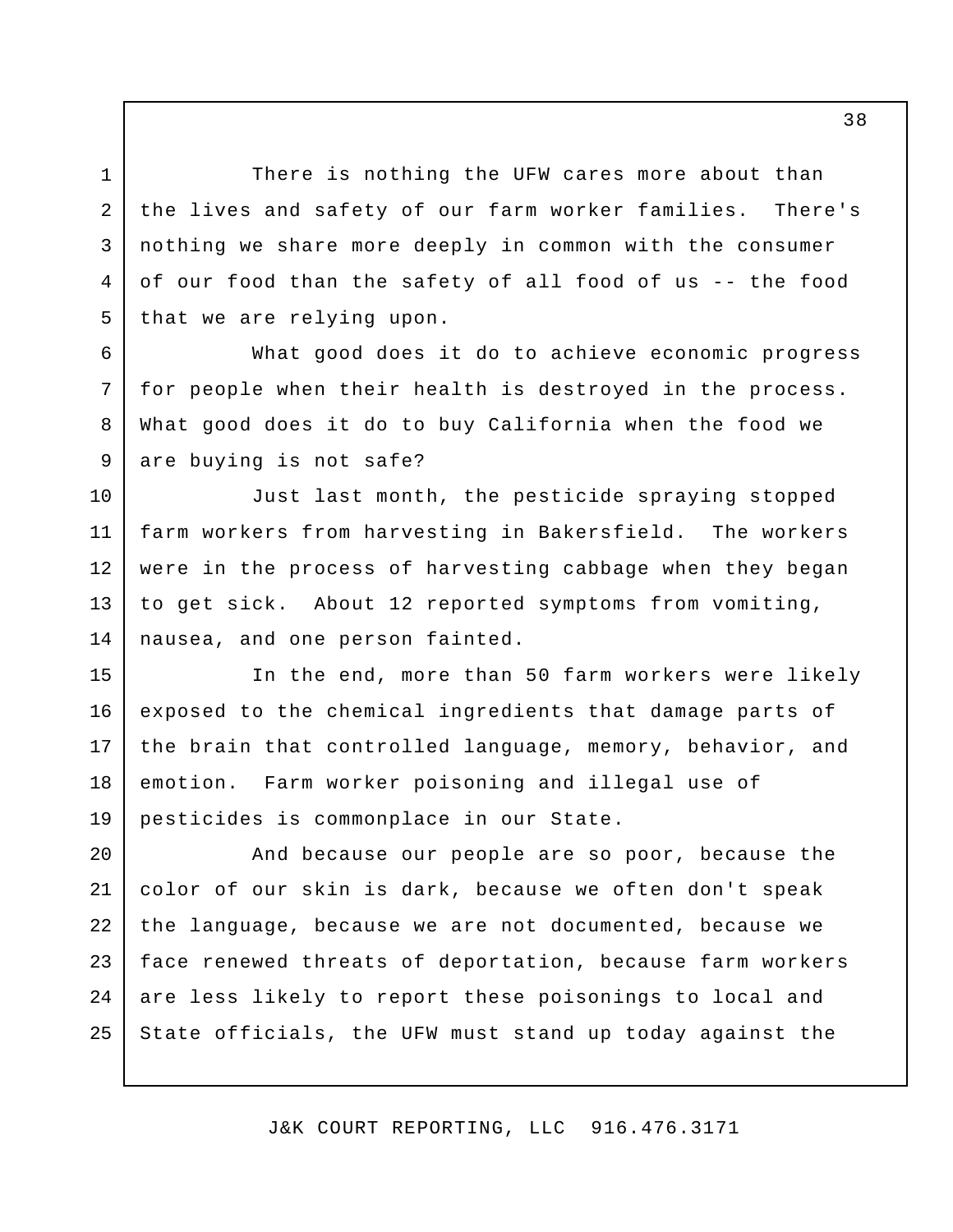There is nothing the UFW cares more about than the lives and safety of our farm worker families. There's nothing we share more deeply in common with the consumer of our food than the safety of all food of us -- the food that we are relying upon.

What good does it do to achieve economic progress for people when their health is destroyed in the process. What good does it do to buy California when the food we are buying is not safe?

Just last month, the pesticide spraying stopped farm workers from harvesting in Bakersfield. The workers were in the process of harvesting cabbage when they began to get sick. About 12 reported symptoms from vomiting, nausea, and one person fainted.

In the end, more than 50 farm workers were likely exposed to the chemical ingredients that damage parts of the brain that controlled language, memory, behavior, and emotion. Farm worker poisoning and illegal use of pesticides is commonplace in our State.

And because our people are so poor, because the color of our skin is dark, because we often don't speak the language, because we are not documented, because we face renewed threats of deportation, because farm workers are less likely to report these poisonings to local and State officials, the UFW must stand up today against the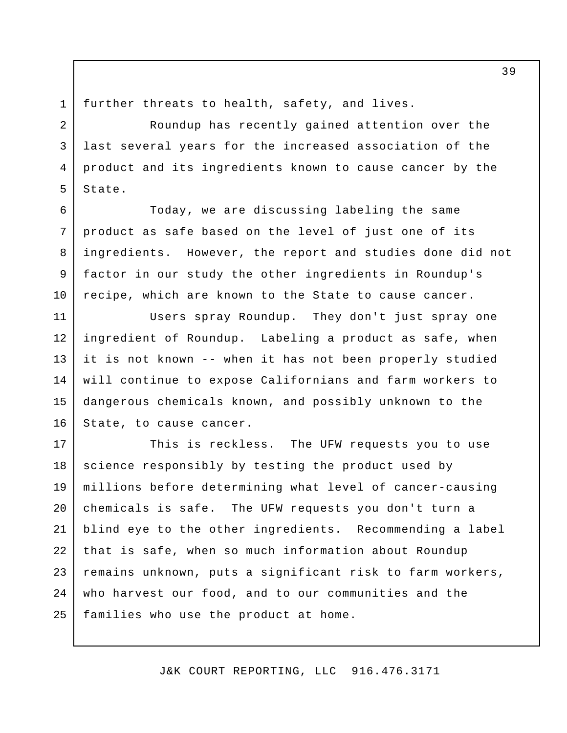further threats to health, safety, and lives.

Roundup has recently gained attention over the last several years for the increased association of the product and its ingredients known to cause cancer by the State.

Today, we are discussing labeling the same product as safe based on the level of just one of its ingredients. However, the report and studies done did not factor in our study the other ingredients in Roundup's recipe, which are known to the State to cause cancer.

Users spray Roundup. They don't just spray one ingredient of Roundup. Labeling a product as safe, when it is not known -- when it has not been properly studied will continue to expose Californians and farm workers to dangerous chemicals known, and possibly unknown to the State, to cause cancer.

This is reckless. The UFW requests you to use science responsibly by testing the product used by millions before determining what level of cancer-causing chemicals is safe. The UFW requests you don't turn a blind eye to the other ingredients. Recommending a label that is safe, when so much information about Roundup remains unknown, puts a significant risk to farm workers, who harvest our food, and to our communities and the families who use the product at home.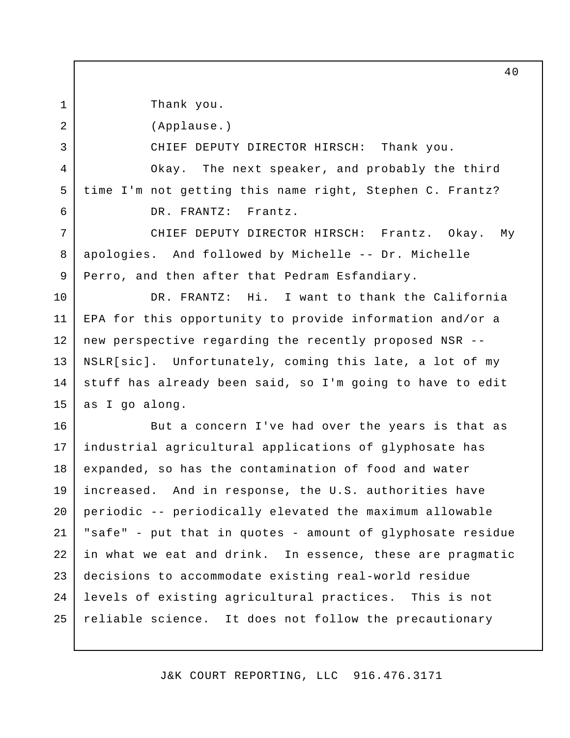Thank you.

(Applause.)

CHIEF DEPUTY DIRECTOR HIRSCH: Thank you.

Okay. The next speaker, and probably the third time I'm not getting this name right, Stephen C. Frantz?

DR. FRANTZ: Frantz.

CHIEF DEPUTY DIRECTOR HIRSCH: Frantz. Okay. My apologies. And followed by Michelle -- Dr. Michelle Perro, and then after that Pedram Esfandiary.

DR. FRANTZ: Hi. I want to thank the California EPA for this opportunity to provide information and/or a new perspective regarding the recently proposed NSR -- NSLR[sic]. Unfortunately, coming this late, a lot of my stuff has already been said, so I'm going to have to edit as I go along.

But a concern I've had over the years is that as industrial agricultural applications of glyphosate has expanded, so has the contamination of food and water increased. And in response, the U.S. authorities have periodic -- periodically elevated the maximum allowable "safe" - put that in quotes - amount of glyphosate residue in what we eat and drink. In essence, these are pragmatic decisions to accommodate existing real-world residue levels of existing agricultural practices. This is not reliable science. It does not follow the precautionary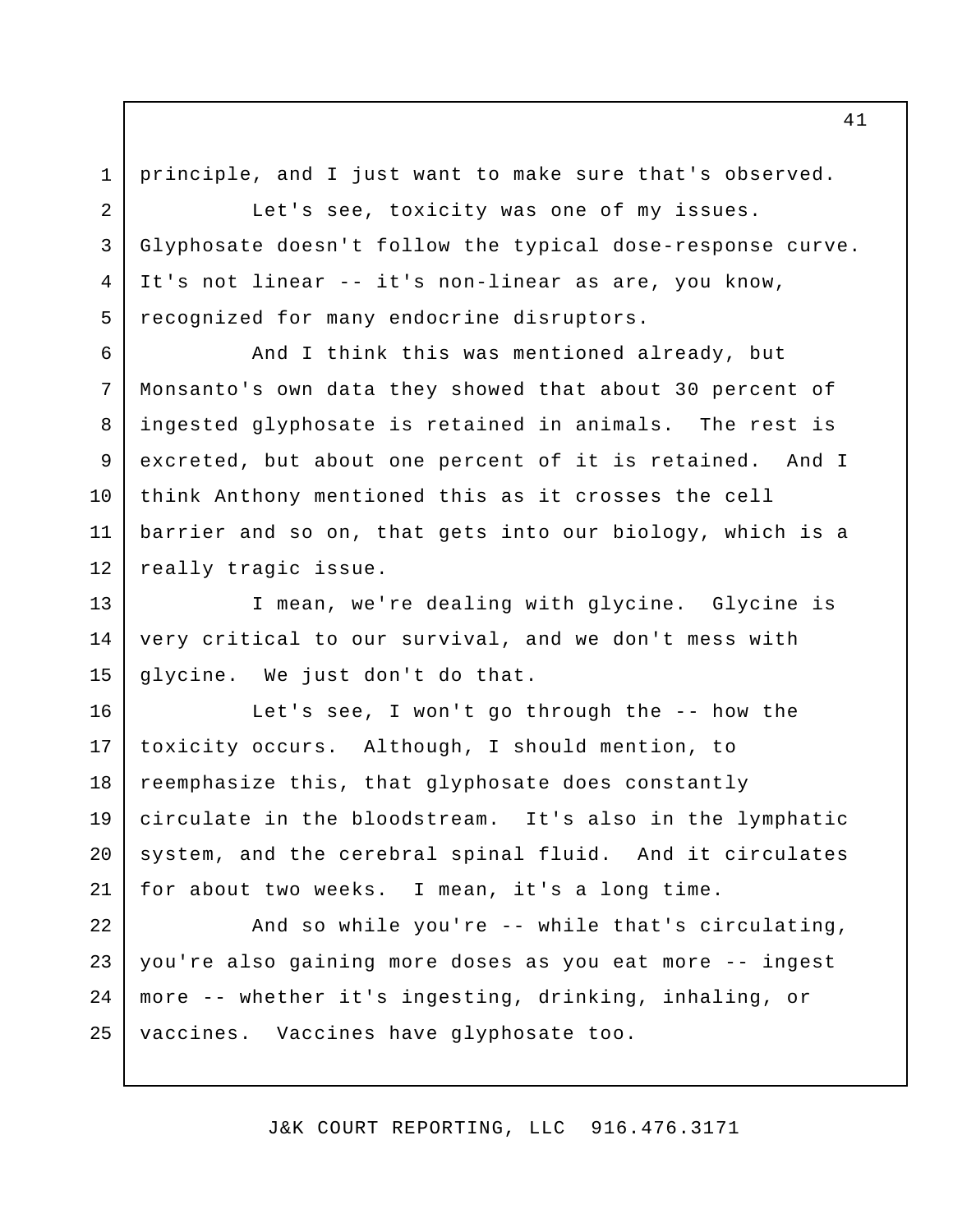principle, and I just want to make sure that's observed.

Let's see, toxicity was one of my issues. Glyphosate doesn't follow the typical dose-response curve. It's not linear -- it's non-linear as are, you know, recognized for many endocrine disruptors.

And I think this was mentioned already, but Monsanto's own data they showed that about 30 percent of ingested glyphosate is retained in animals. The rest is excreted, but about one percent of it is retained. And I think Anthony mentioned this as it crosses the cell barrier and so on, that gets into our biology, which is a really tragic issue.

I mean, we're dealing with glycine. Glycine is very critical to our survival, and we don't mess with glycine. We just don't do that.

Let's see, I won't go through the -- how the toxicity occurs. Although, I should mention, to reemphasize this, that glyphosate does constantly circulate in the bloodstream. It's also in the lymphatic system, and the cerebral spinal fluid. And it circulates for about two weeks. I mean, it's a long time.

And so while you're -- while that's circulating, you're also gaining more doses as you eat more -- ingest more -- whether it's ingesting, drinking, inhaling, or vaccines. Vaccines have glyphosate too.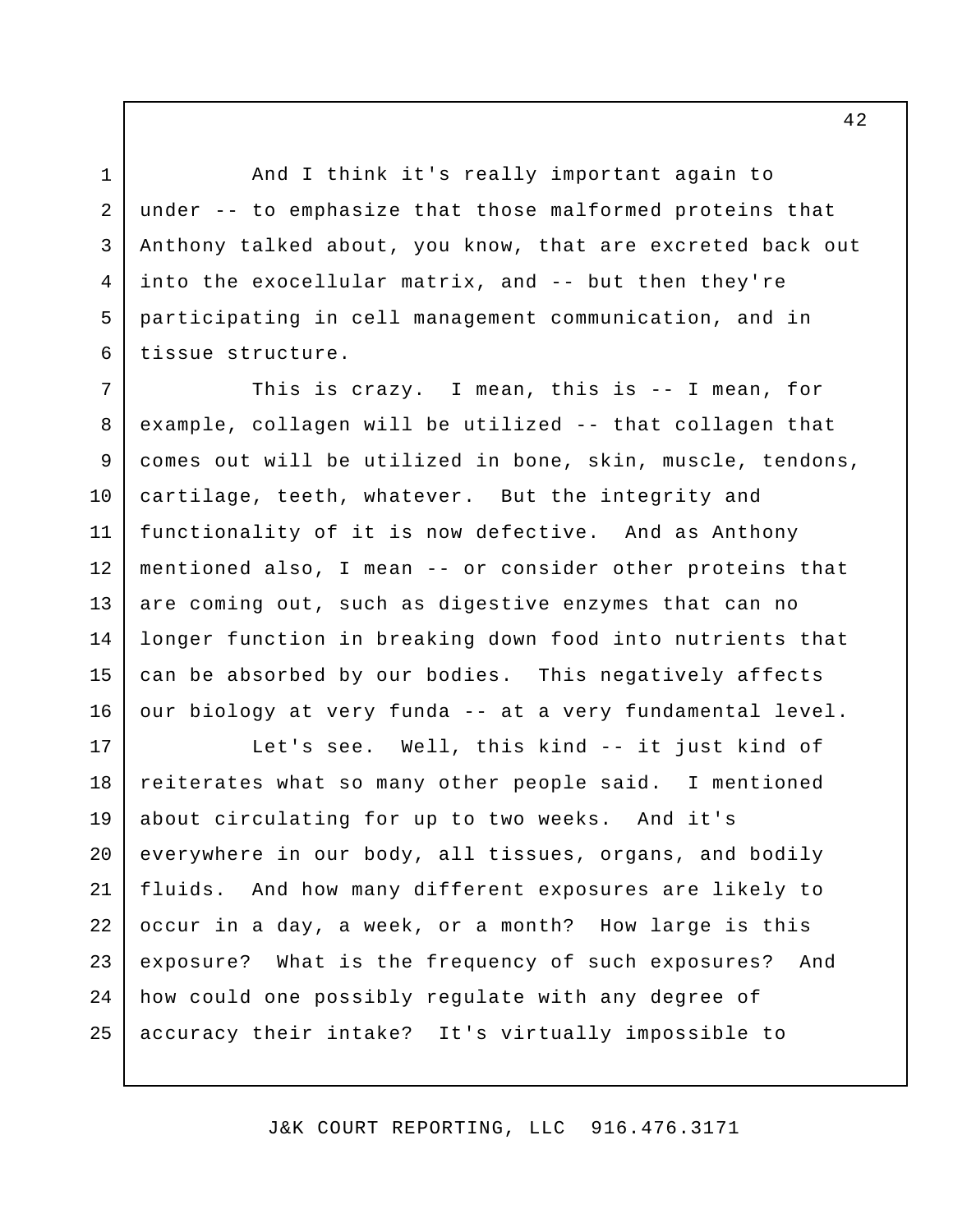And I think it's really important again to under -- to emphasize that those malformed proteins that Anthony talked about, you know, that are excreted back out into the exocellular matrix, and -- but then they're participating in cell management communication, and in tissue structure.

This is crazy. I mean, this is -- I mean, for example, collagen will be utilized -- that collagen that comes out will be utilized in bone, skin, muscle, tendons, cartilage, teeth, whatever. But the integrity and functionality of it is now defective. And as Anthony mentioned also, I mean -- or consider other proteins that are coming out, such as digestive enzymes that can no longer function in breaking down food into nutrients that can be absorbed by our bodies. This negatively affects our biology at very funda -- at a very fundamental level.

Let's see. Well, this kind -- it just kind of reiterates what so many other people said. I mentioned about circulating for up to two weeks. And it's everywhere in our body, all tissues, organs, and bodily fluids. And how many different exposures are likely to occur in a day, a week, or a month? How large is this exposure? What is the frequency of such exposures? And how could one possibly regulate with any degree of accuracy their intake? It's virtually impossible to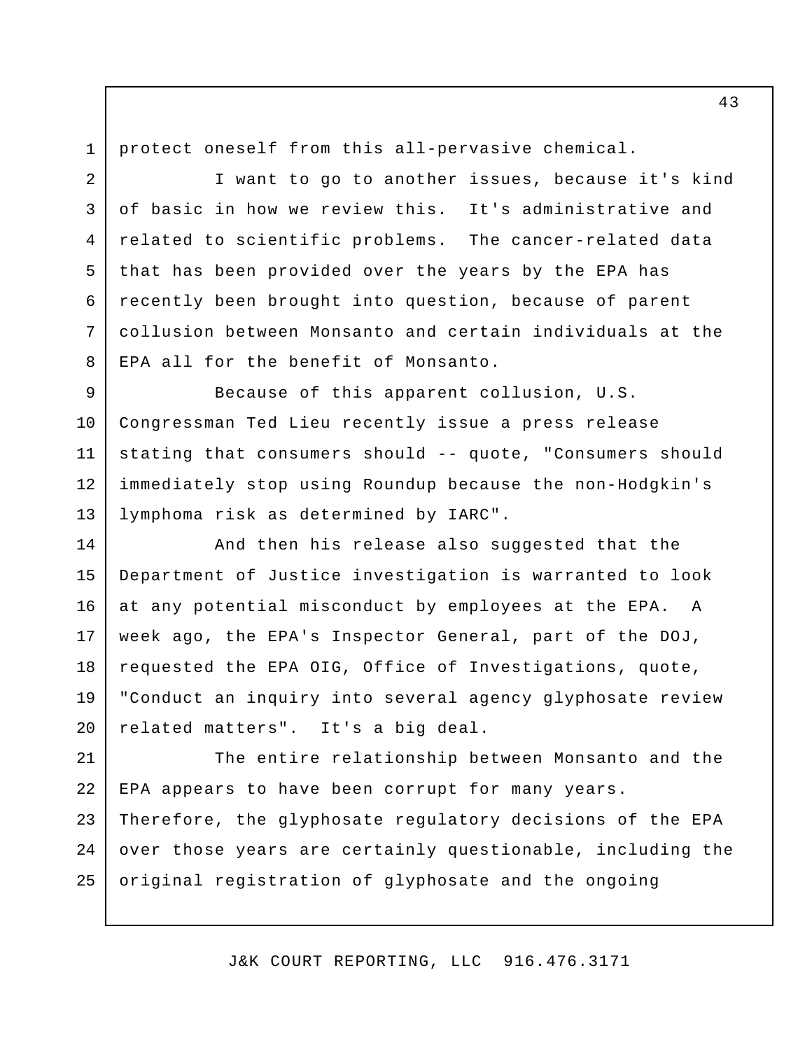protect oneself from this all-pervasive chemical.

I want to go to another issues, because it's kind of basic in how we review this. It's administrative and related to scientific problems. The cancer-related data that has been provided over the years by the EPA has recently been brought into question, because of parent collusion between Monsanto and certain individuals at the EPA all for the benefit of Monsanto.

Because of this apparent collusion, U.S. Congressman Ted Lieu recently issue a press release stating that consumers should -- quote, "Consumers should immediately stop using Roundup because the non-Hodgkin's lymphoma risk as determined by IARC".

And then his release also suggested that the Department of Justice investigation is warranted to look at any potential misconduct by employees at the EPA. A week ago, the EPA's Inspector General, part of the DOJ, requested the EPA OIG, Office of Investigations, quote, "Conduct an inquiry into several agency glyphosate review related matters". It's a big deal.

The entire relationship between Monsanto and the EPA appears to have been corrupt for many years. Therefore, the glyphosate regulatory decisions of the EPA over those years are certainly questionable, including the original registration of glyphosate and the ongoing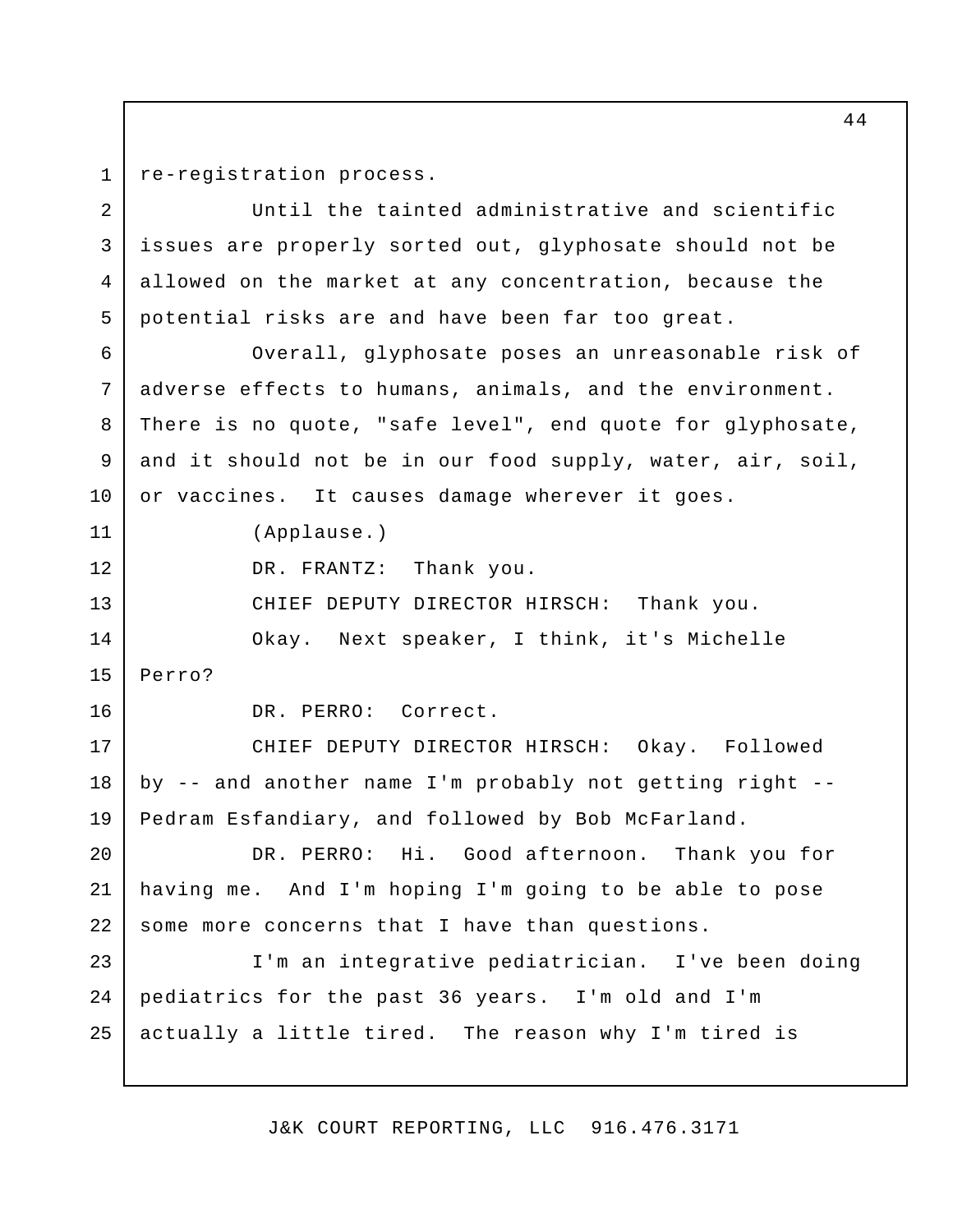re-registration process.

Until the tainted administrative and scientific issues are properly sorted out, glyphosate should not be allowed on the market at any concentration, because the potential risks are and have been far too great.

Overall, glyphosate poses an unreasonable risk of adverse effects to humans, animals, and the environment. There is no quote, "safe level", end quote for glyphosate, and it should not be in our food supply, water, air, soil, or vaccines. It causes damage wherever it goes.

(Applause.)

DR. FRANTZ: Thank you.

CHIEF DEPUTY DIRECTOR HIRSCH: Thank you.

Okay. Next speaker, I think, it's Michelle Perro?

DR. PERRO: Correct.

CHIEF DEPUTY DIRECTOR HIRSCH: Okay. Followed by -- and another name I'm probably not getting right -- Pedram Esfandiary, and followed by Bob McFarland.

DR. PERRO: Hi. Good afternoon. Thank you for having me. And I'm hoping I'm going to be able to pose some more concerns that I have than questions.

I'm an integrative pediatrician. I've been doing pediatrics for the past 36 years. I'm old and I'm actually a little tired. The reason why I'm tired is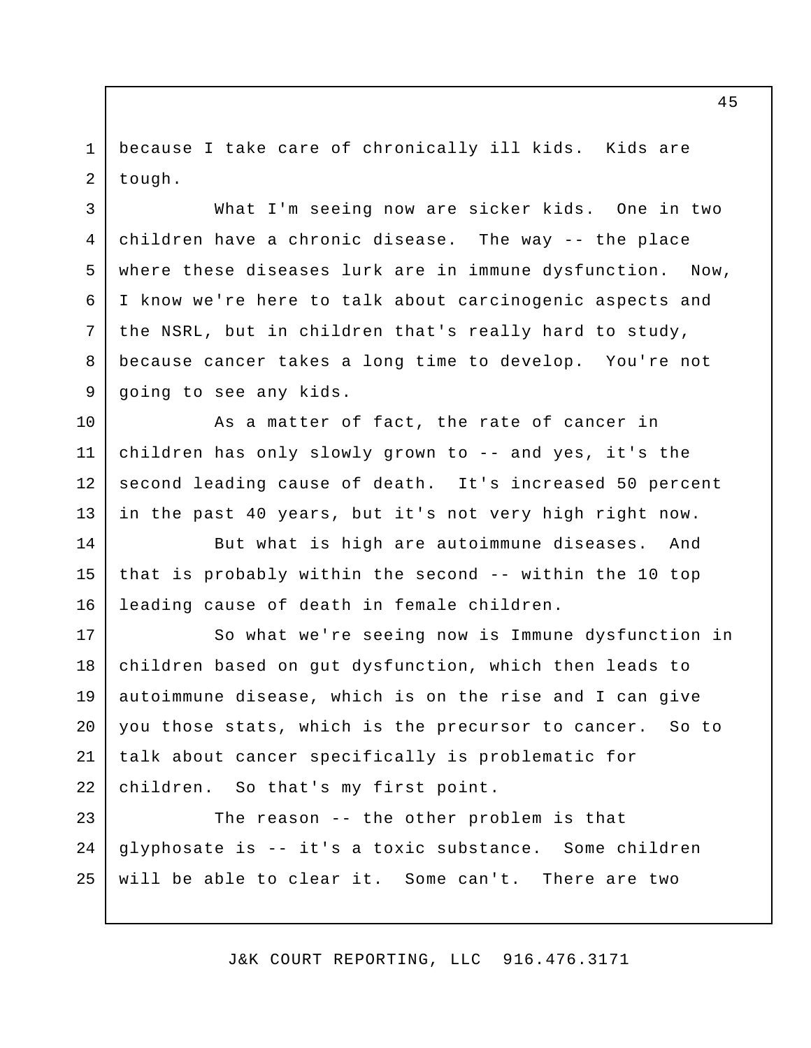because I take care of chronically ill kids. Kids are tough.

What I'm seeing now are sicker kids. One in two children have a chronic disease. The way -- the place where these diseases lurk are in immune dysfunction. Now, I know we're here to talk about carcinogenic aspects and the NSRL, but in children that's really hard to study, because cancer takes a long time to develop. You're not going to see any kids.

As a matter of fact, the rate of cancer in children has only slowly grown to -- and yes, it's the second leading cause of death. It's increased 50 percent in the past 40 years, but it's not very high right now.

But what is high are autoimmune diseases. And that is probably within the second -- within the 10 top leading cause of death in female children.

So what we're seeing now is Immune dysfunction in children based on gut dysfunction, which then leads to autoimmune disease, which is on the rise and I can give you those stats, which is the precursor to cancer. So to talk about cancer specifically is problematic for children. So that's my first point.

The reason -- the other problem is that glyphosate is -- it's a toxic substance. Some children will be able to clear it. Some can't. There are two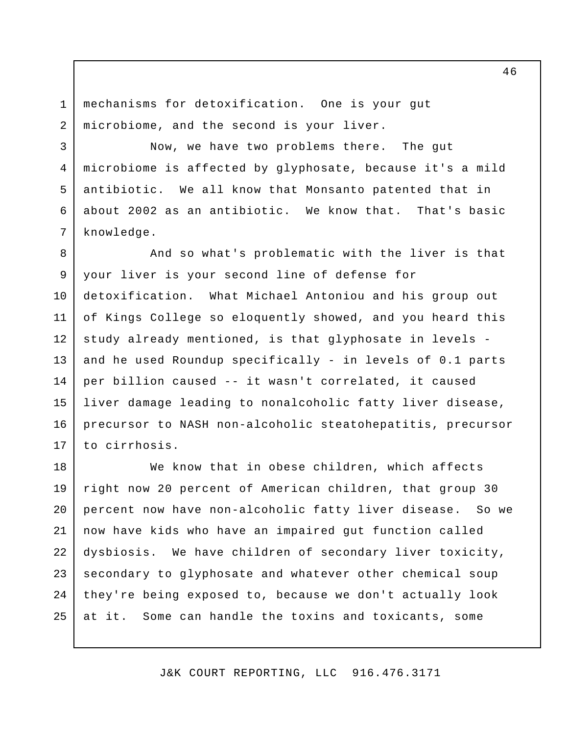mechanisms for detoxification. One is your gut microbiome, and the second is your liver.

Now, we have two problems there. The gut microbiome is affected by glyphosate, because it's a mild antibiotic. We all know that Monsanto patented that in about 2002 as an antibiotic. We know that. That's basic knowledge.

And so what's problematic with the liver is that your liver is your second line of defense for detoxification. What Michael Antoniou and his group out of Kings College so eloquently showed, and you heard this study already mentioned, is that glyphosate in levels - and he used Roundup specifically - in levels of 0.1 parts per billion caused -- it wasn't correlated, it caused liver damage leading to nonalcoholic fatty liver disease, precursor to NASH non-alcoholic steatohepatitis, precursor to cirrhosis.

We know that in obese children, which affects right now 20 percent of American children, that group 30 percent now have non-alcoholic fatty liver disease. So we now have kids who have an impaired gut function called dysbiosis. We have children of secondary liver toxicity, secondary to glyphosate and whatever other chemical soup they're being exposed to, because we don't actually look at it. Some can handle the toxins and toxicants, some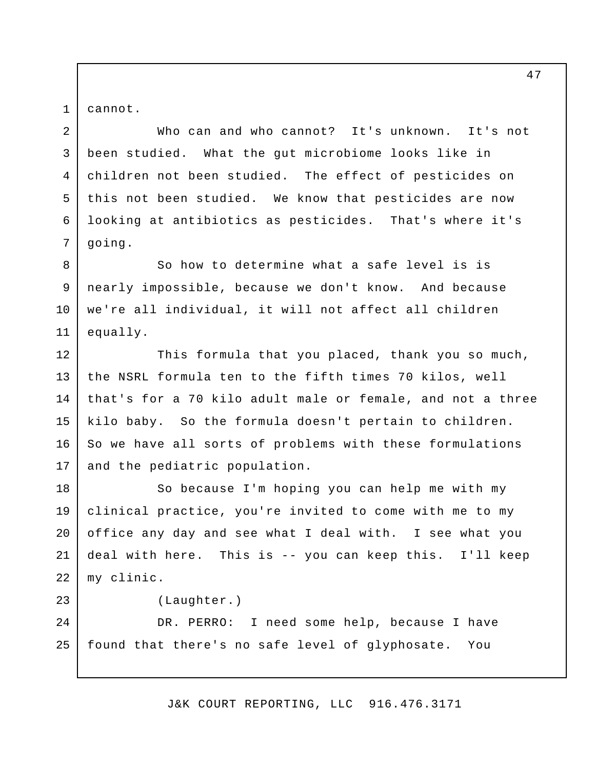cannot.

Who can and who cannot? It's unknown. It's not been studied. What the gut microbiome looks like in children not been studied. The effect of pesticides on this not been studied. We know that pesticides are now looking at antibiotics as pesticides. That's where it's going.

So how to determine what a safe level is is nearly impossible, because we don't know. And because we're all individual, it will not affect all children equally.

This formula that you placed, thank you so much, the NSRL formula ten to the fifth times 70 kilos, well that's for a 70 kilo adult male or female, and not a three kilo baby. So the formula doesn't pertain to children. So we have all sorts of problems with these formulations and the pediatric population.

So because I'm hoping you can help me with my clinical practice, you're invited to come with me to my office any day and see what I deal with. I see what you deal with here. This is -- you can keep this. I'll keep my clinic.

(Laughter.)

DR. PERRO: I need some help, because I have found that there's no safe level of glyphosate. You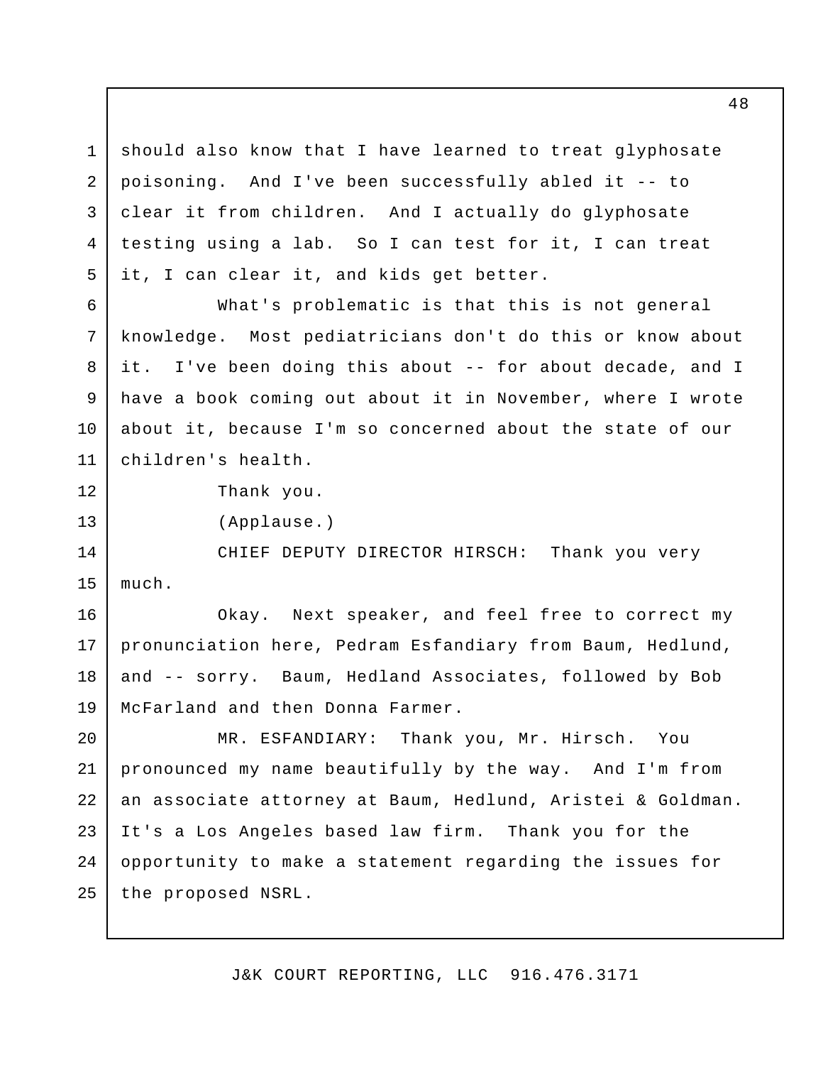should also know that I have learned to treat glyphosate poisoning. And I've been successfully abled it -- to clear it from children. And I actually do glyphosate testing using a lab. So I can test for it, I can treat it, I can clear it, and kids get better.

What's problematic is that this is not general knowledge. Most pediatricians don't do this or know about it. I've been doing this about -- for about decade, and I have a book coming out about it in November, where I wrote about it, because I'm so concerned about the state of our children's health.

Thank you.

(Applause.)

CHIEF DEPUTY DIRECTOR HIRSCH: Thank you very much.

Okay. Next speaker, and feel free to correct my pronunciation here, Pedram Esfandiary from Baum, Hedlund, and -- sorry. Baum, Hedland Associates, followed by Bob McFarland and then Donna Farmer.

MR. ESFANDIARY: Thank you, Mr. Hirsch. You pronounced my name beautifully by the way. And I'm from an associate attorney at Baum, Hedlund, Aristei & Goldman. It's a Los Angeles based law firm. Thank you for the opportunity to make a statement regarding the issues for the proposed NSRL.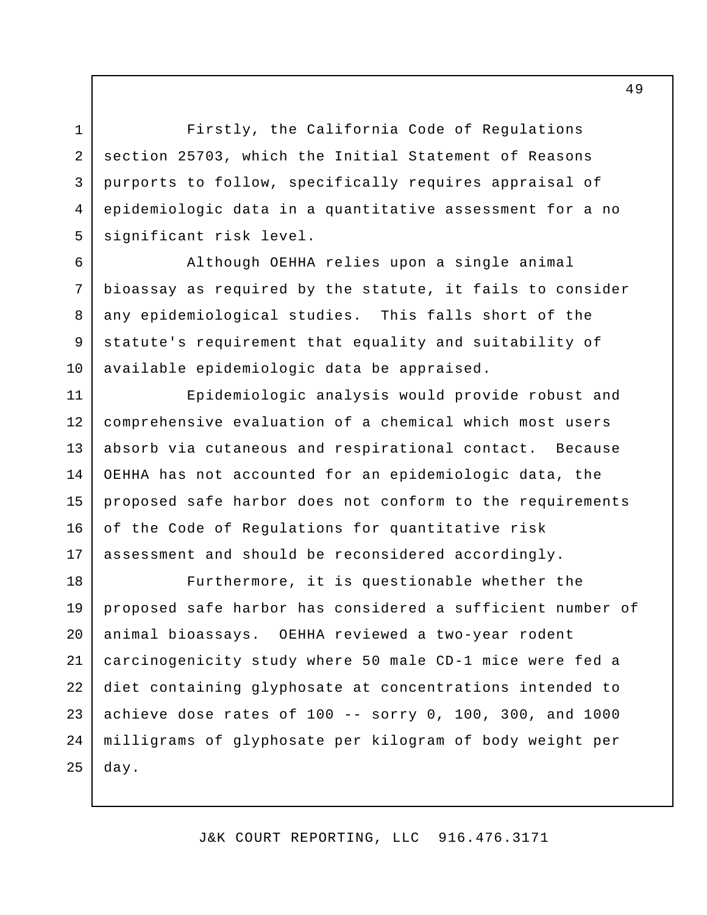Firstly, the California Code of Regulations section 25703, which the Initial Statement of Reasons purports to follow, specifically requires appraisal of epidemiologic data in a quantitative assessment for a no significant risk level.

Although OEHHA relies upon a single animal bioassay as required by the statute, it fails to consider any epidemiological studies. This falls short of the statute's requirement that equality and suitability of available epidemiologic data be appraised.

Epidemiologic analysis would provide robust and comprehensive evaluation of a chemical which most users absorb via cutaneous and respirational contact. Because OEHHA has not accounted for an epidemiologic data, the proposed safe harbor does not conform to the requirements of the Code of Regulations for quantitative risk assessment and should be reconsidered accordingly.

Furthermore, it is questionable whether the proposed safe harbor has considered a sufficient number of animal bioassays. OEHHA reviewed a two-year rodent carcinogenicity study where 50 male CD-1 mice were fed a diet containing glyphosate at concentrations intended to achieve dose rates of 100 -- sorry 0, 100, 300, and 1000 milligrams of glyphosate per kilogram of body weight per day.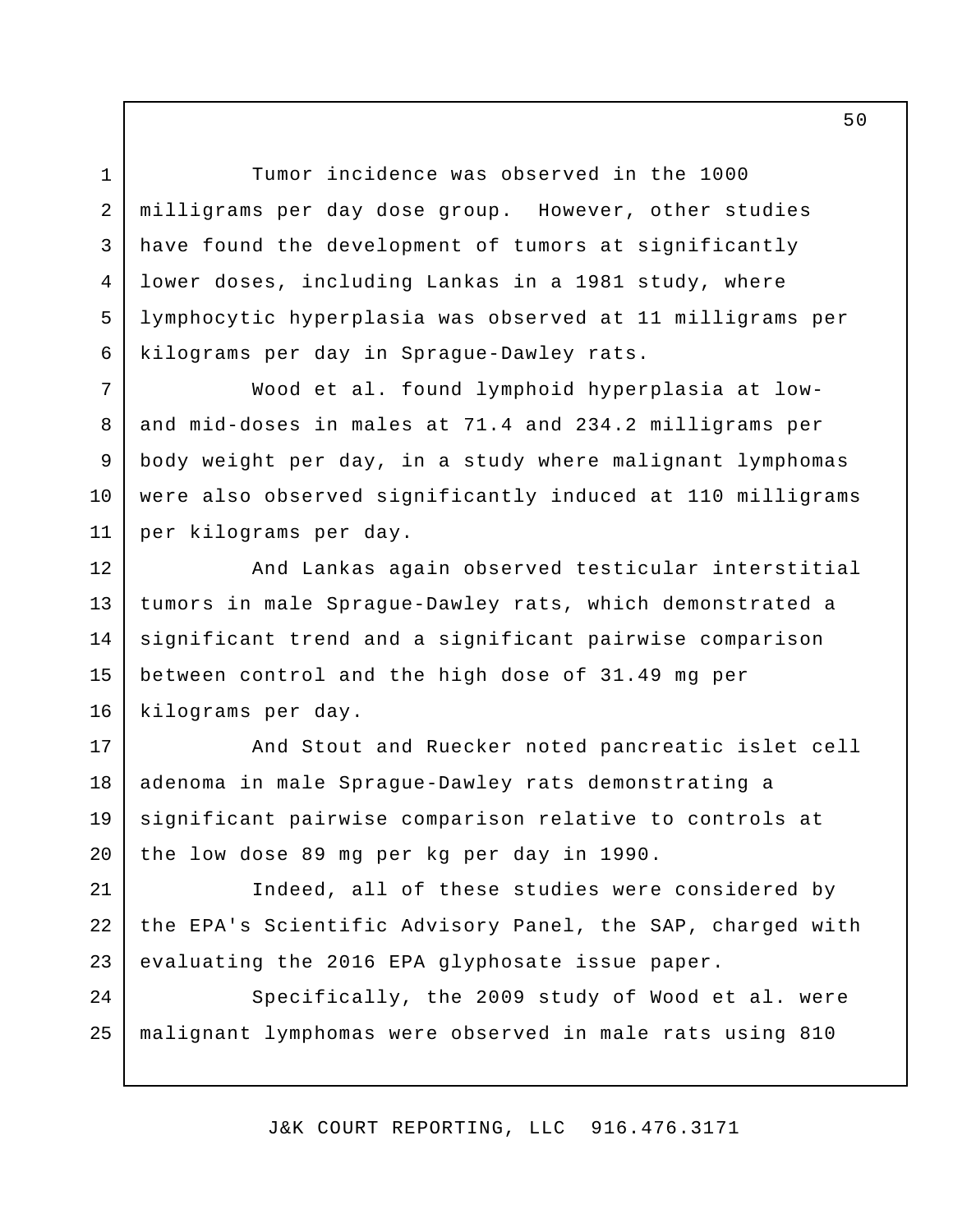Tumor incidence was observed in the 1000 milligrams per day dose group. However, other studies have found the development of tumors at significantly lower doses, including Lankas in a 1981 study, where lymphocytic hyperplasia was observed at 11 milligrams per kilograms per day in Sprague-Dawley rats.

Wood et al. found lymphoid hyperplasia at low- and mid-doses in males at 71.4 and 234.2 milligrams per body weight per day, in a study where malignant lymphomas were also observed significantly induced at 110 milligrams per kilograms per day.

And Lankas again observed testicular interstitial tumors in male Sprague-Dawley rats, which demonstrated a significant trend and a significant pairwise comparison between control and the high dose of 31.49 mg per kilograms per day.

And Stout and Ruecker noted pancreatic islet cell adenoma in male Sprague-Dawley rats demonstrating a significant pairwise comparison relative to controls at the low dose 89 mg per kg per day in 1990.

Indeed, all of these studies were considered by the EPA's Scientific Advisory Panel, the SAP, charged with evaluating the 2016 EPA glyphosate issue paper.

Specifically, the 2009 study of Wood et al. were malignant lymphomas were observed in male rats using 810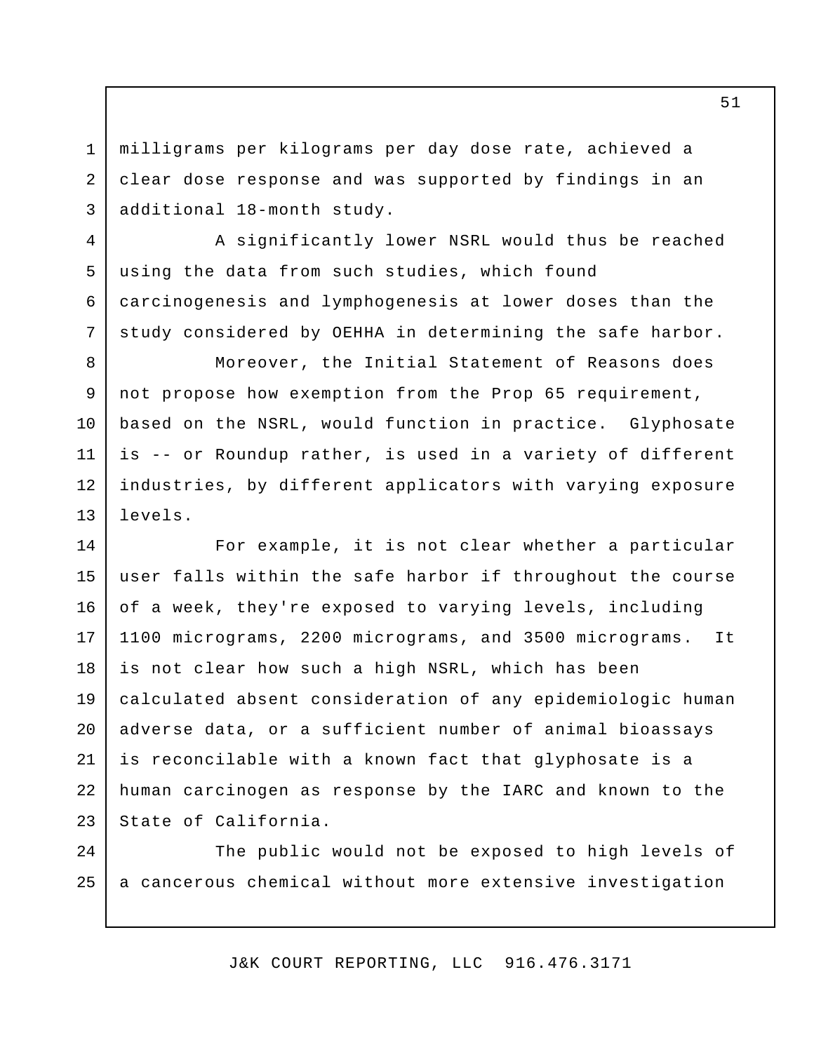milligrams per kilograms per day dose rate, achieved a clear dose response and was supported by findings in an additional 18-month study.

A significantly lower NSRL would thus be reached using the data from such studies, which found carcinogenesis and lymphogenesis at lower doses than the study considered by OEHHA in determining the safe harbor.

Moreover, the Initial Statement of Reasons does not propose how exemption from the Prop 65 requirement, based on the NSRL, would function in practice. Glyphosate is -- or Roundup rather, is used in a variety of different industries, by different applicators with varying exposure levels.

For example, it is not clear whether a particular user falls within the safe harbor if throughout the course of a week, they're exposed to varying levels, including 1100 micrograms, 2200 micrograms, and 3500 micrograms. It is not clear how such a high NSRL, which has been calculated absent consideration of any epidemiologic human adverse data, or a sufficient number of animal bioassays is reconcilable with a known fact that glyphosate is a human carcinogen as response by the IARC and known to the State of California.

The public would not be exposed to high levels of a cancerous chemical without more extensive investigation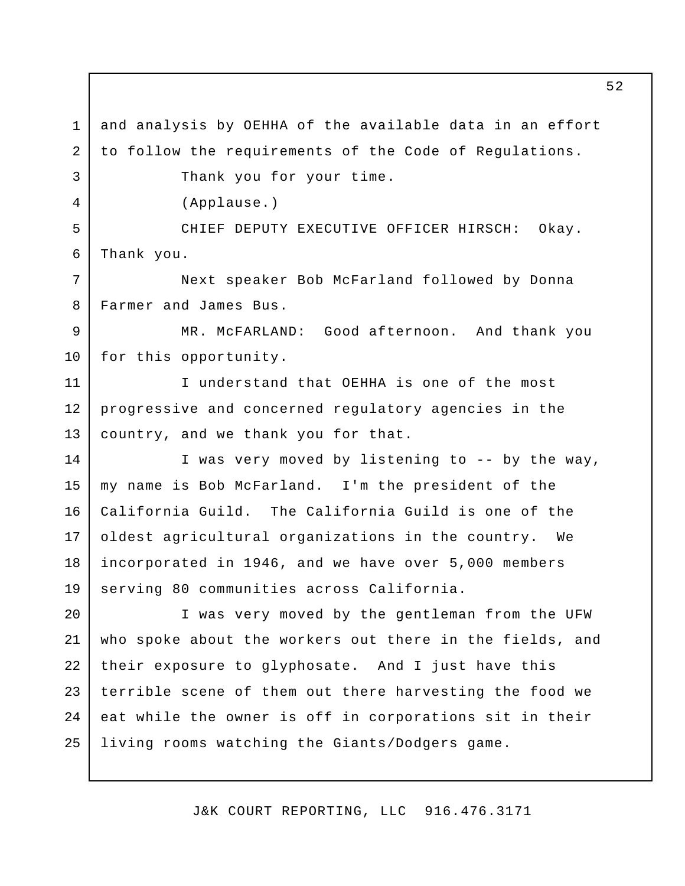and analysis by OEHHA of the available data in an effort to follow the requirements of the Code of Regulations.

Thank you for your time.

(Applause.)

CHIEF DEPUTY EXECUTIVE OFFICER HIRSCH: Okay. Thank you.

Next speaker Bob McFarland followed by Donna Farmer and James Bus.

MR. McFARLAND: Good afternoon. And thank you for this opportunity.

I understand that OEHHA is one of the most progressive and concerned regulatory agencies in the country, and we thank you for that.

I was very moved by listening to -- by the way, my name is Bob McFarland. I'm the president of the California Guild. The California Guild is one of the oldest agricultural organizations in the country. We incorporated in 1946, and we have over 5,000 members serving 80 communities across California.

I was very moved by the gentleman from the UFW who spoke about the workers out there in the fields, and their exposure to glyphosate. And I just have this terrible scene of them out there harvesting the food we eat while the owner is off in corporations sit in their living rooms watching the Giants/Dodgers game.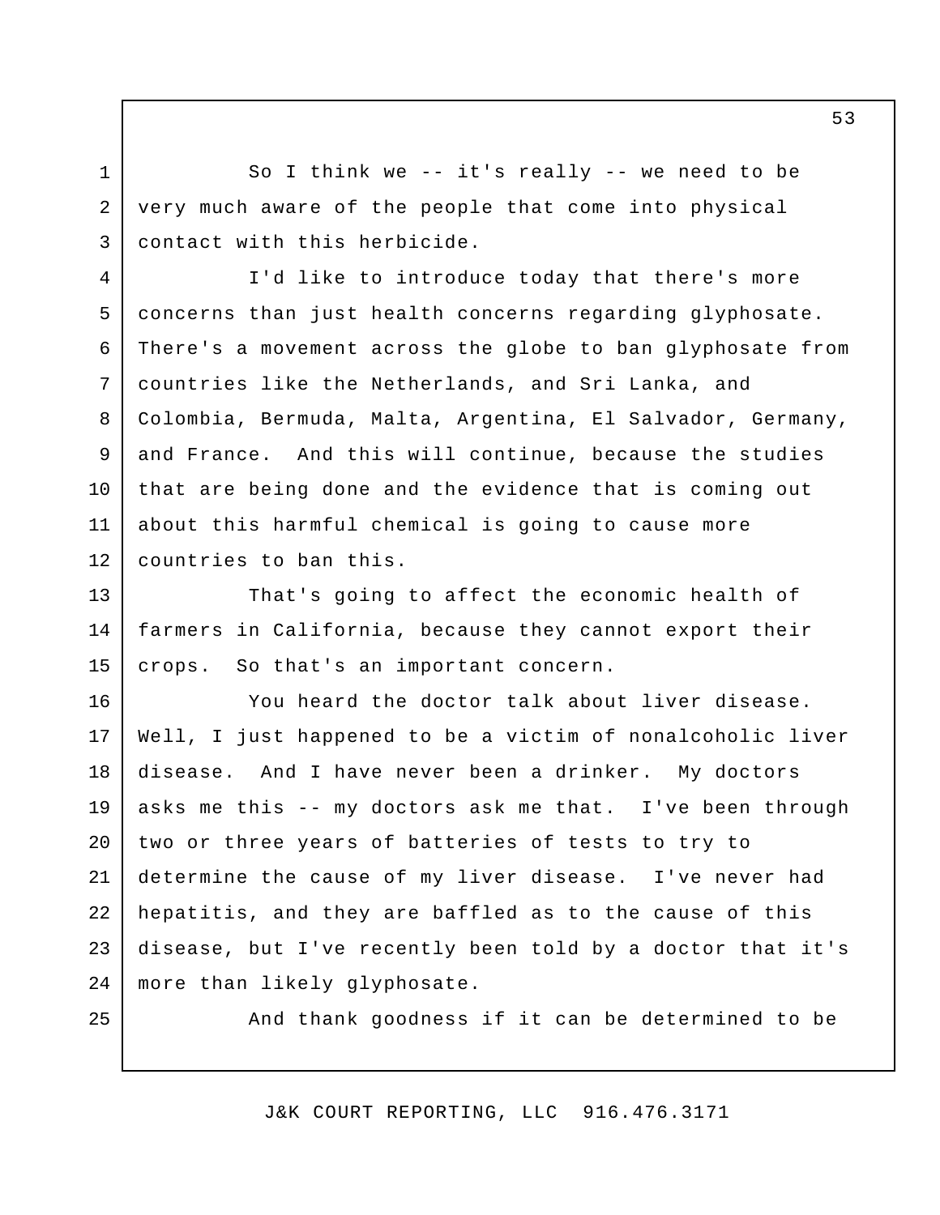So I think we -- it's really -- we need to be very much aware of the people that come into physical contact with this herbicide.

I'd like to introduce today that there's more concerns than just health concerns regarding glyphosate. There's a movement across the globe to ban glyphosate from countries like the Netherlands, and Sri Lanka, and Colombia, Bermuda, Malta, Argentina, El Salvador, Germany, and France. And this will continue, because the studies that are being done and the evidence that is coming out about this harmful chemical is going to cause more countries to ban this.

That's going to affect the economic health of farmers in California, because they cannot export their crops. So that's an important concern.

You heard the doctor talk about liver disease. Well, I just happened to be a victim of nonalcoholic liver disease. And I have never been a drinker. My doctors asks me this -- my doctors ask me that. I've been through two or three years of batteries of tests to try to determine the cause of my liver disease. I've never had hepatitis, and they are baffled as to the cause of this disease, but I've recently been told by a doctor that it's more than likely glyphosate.

And thank goodness if it can be determined to be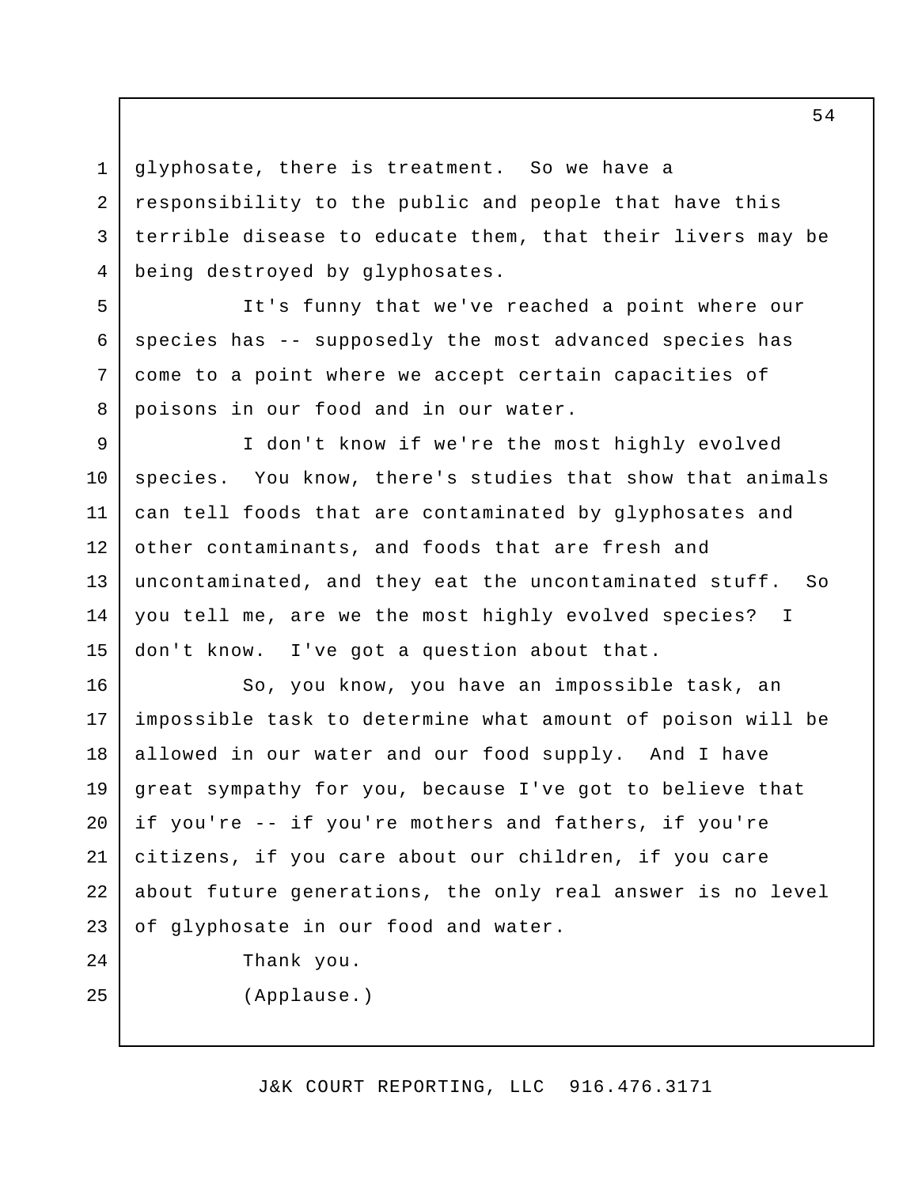glyphosate, there is treatment. So we have a responsibility to the public and people that have this terrible disease to educate them, that their livers may be being destroyed by glyphosates.

It's funny that we've reached a point where our species has -- supposedly the most advanced species has come to a point where we accept certain capacities of poisons in our food and in our water.

I don't know if we're the most highly evolved species. You know, there's studies that show that animals can tell foods that are contaminated by glyphosates and other contaminants, and foods that are fresh and uncontaminated, and they eat the uncontaminated stuff. So you tell me, are we the most highly evolved species? I don't know. I've got a question about that.

So, you know, you have an impossible task, an impossible task to determine what amount of poison will be allowed in our water and our food supply. And I have great sympathy for you, because I've got to believe that if you're -- if you're mothers and fathers, if you're citizens, if you care about our children, if you care about future generations, the only real answer is no level of glyphosate in our food and water.

Thank you.

(Applause.)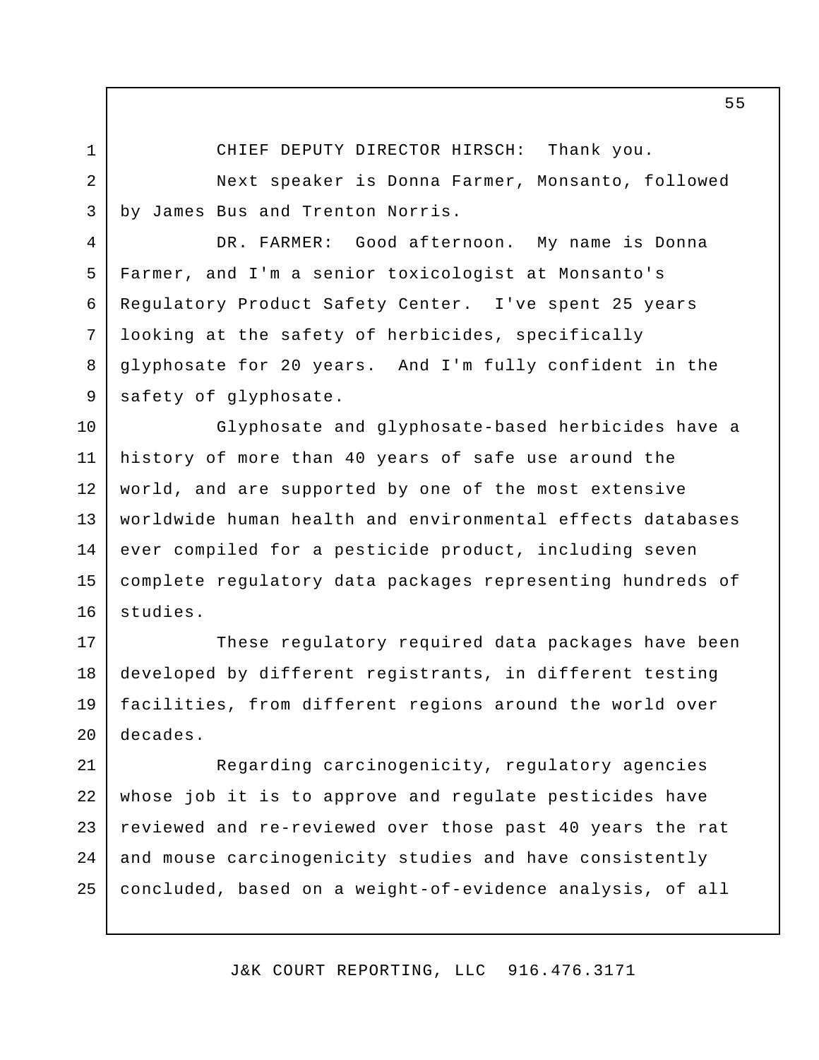CHIEF DEPUTY DIRECTOR HIRSCH: Thank you.

Next speaker is Donna Farmer, Monsanto, followed by James Bus and Trenton Norris.

DR. FARMER: Good afternoon. My name is Donna Farmer, and I'm a senior toxicologist at Monsanto's Regulatory Product Safety Center. I've spent 25 years looking at the safety of herbicides, specifically glyphosate for 20 years. And I'm fully confident in the safety of glyphosate.

Glyphosate and glyphosate-based herbicides have a history of more than 40 years of safe use around the world, and are supported by one of the most extensive worldwide human health and environmental effects databases ever compiled for a pesticide product, including seven complete regulatory data packages representing hundreds of studies.

These regulatory required data packages have been developed by different registrants, in different testing facilities, from different regions around the world over decades.

Regarding carcinogenicity, regulatory agencies whose job it is to approve and regulate pesticides have reviewed and re-reviewed over those past 40 years the rat and mouse carcinogenicity studies and have consistently concluded, based on a weight-of-evidence analysis, of all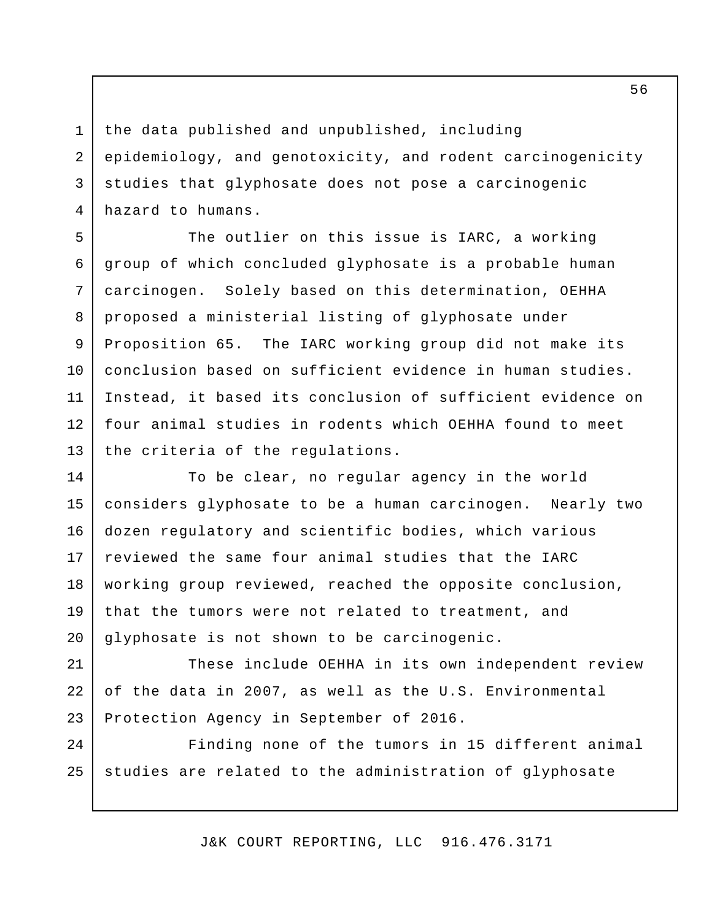the data published and unpublished, including epidemiology, and genotoxicity, and rodent carcinogenicity studies that glyphosate does not pose a carcinogenic hazard to humans.

The outlier on this issue is IARC, a working group of which concluded glyphosate is a probable human carcinogen. Solely based on this determination, OEHHA proposed a ministerial listing of glyphosate under Proposition 65. The IARC working group did not make its conclusion based on sufficient evidence in human studies. Instead, it based its conclusion of sufficient evidence on four animal studies in rodents which OEHHA found to meet the criteria of the regulations.

To be clear, no regular agency in the world considers glyphosate to be a human carcinogen. Nearly two dozen regulatory and scientific bodies, which various reviewed the same four animal studies that the IARC working group reviewed, reached the opposite conclusion, that the tumors were not related to treatment, and glyphosate is not shown to be carcinogenic.

These include OEHHA in its own independent review of the data in 2007, as well as the U.S. Environmental Protection Agency in September of 2016.

Finding none of the tumors in 15 different animal studies are related to the administration of glyphosate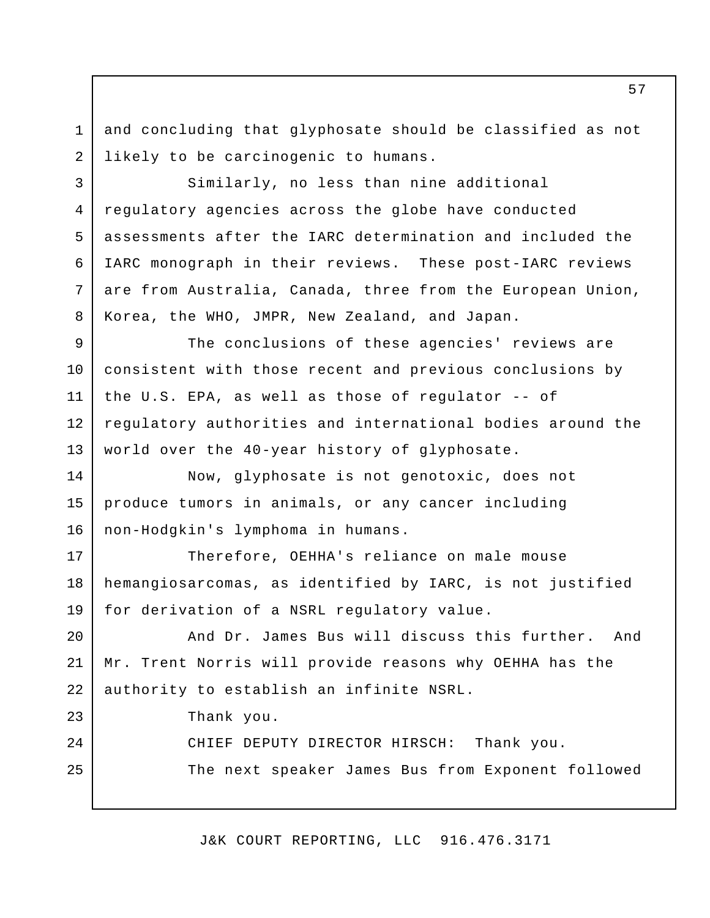and concluding that glyphosate should be classified as not likely to be carcinogenic to humans.

Similarly, no less than nine additional regulatory agencies across the globe have conducted assessments after the IARC determination and included the IARC monograph in their reviews. These post-IARC reviews are from Australia, Canada, three from the European Union, Korea, the WHO, JMPR, New Zealand, and Japan.

The conclusions of these agencies' reviews are consistent with those recent and previous conclusions by the U.S. EPA, as well as those of regulator -- of regulatory authorities and international bodies around the world over the 40-year history of glyphosate.

Now, glyphosate is not genotoxic, does not produce tumors in animals, or any cancer including non-Hodgkin's lymphoma in humans.

Therefore, OEHHA's reliance on male mouse hemangiosarcomas, as identified by IARC, is not justified for derivation of a NSRL regulatory value.

And Dr. James Bus will discuss this further. And Mr. Trent Norris will provide reasons why OEHHA has the authority to establish an infinite NSRL.

Thank you.

CHIEF DEPUTY DIRECTOR HIRSCH: Thank you.

The next speaker James Bus from Exponent followed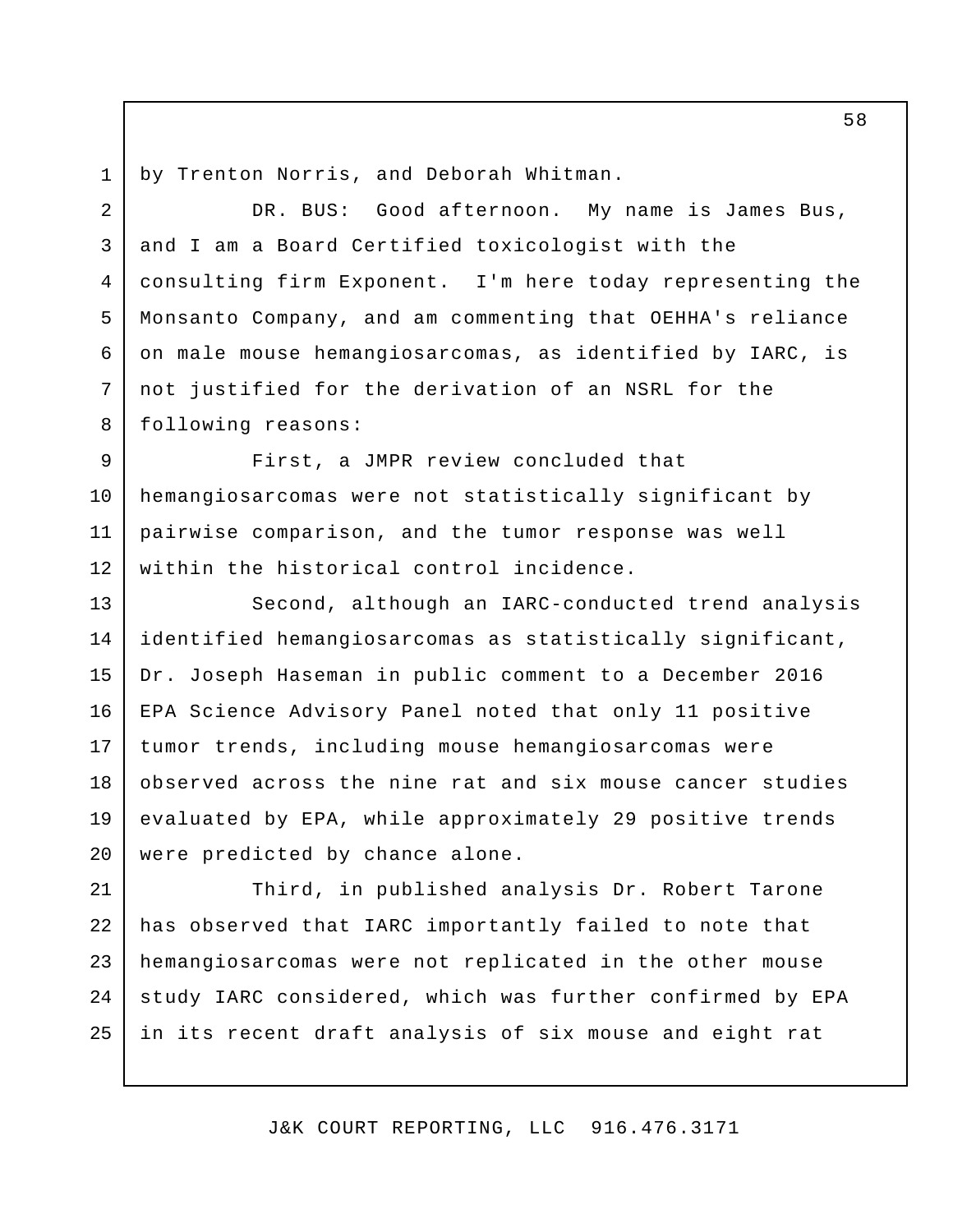by Trenton Norris, and Deborah Whitman.

DR. BUS: Good afternoon. My name is James Bus, and I am a Board Certified toxicologist with the consulting firm Exponent. I'm here today representing the Monsanto Company, and am commenting that OEHHA's reliance on male mouse hemangiosarcomas, as identified by IARC, is not justified for the derivation of an NSRL for the following reasons:

First, a JMPR review concluded that hemangiosarcomas were not statistically significant by pairwise comparison, and the tumor response was well within the historical control incidence.

Second, although an IARC-conducted trend analysis identified hemangiosarcomas as statistically significant, Dr. Joseph Haseman in public comment to a December 2016 EPA Science Advisory Panel noted that only 11 positive tumor trends, including mouse hemangiosarcomas were observed across the nine rat and six mouse cancer studies evaluated by EPA, while approximately 29 positive trends were predicted by chance alone.

Third, in published analysis Dr. Robert Tarone has observed that IARC importantly failed to note that hemangiosarcomas were not replicated in the other mouse study IARC considered, which was further confirmed by EPA in its recent draft analysis of six mouse and eight rat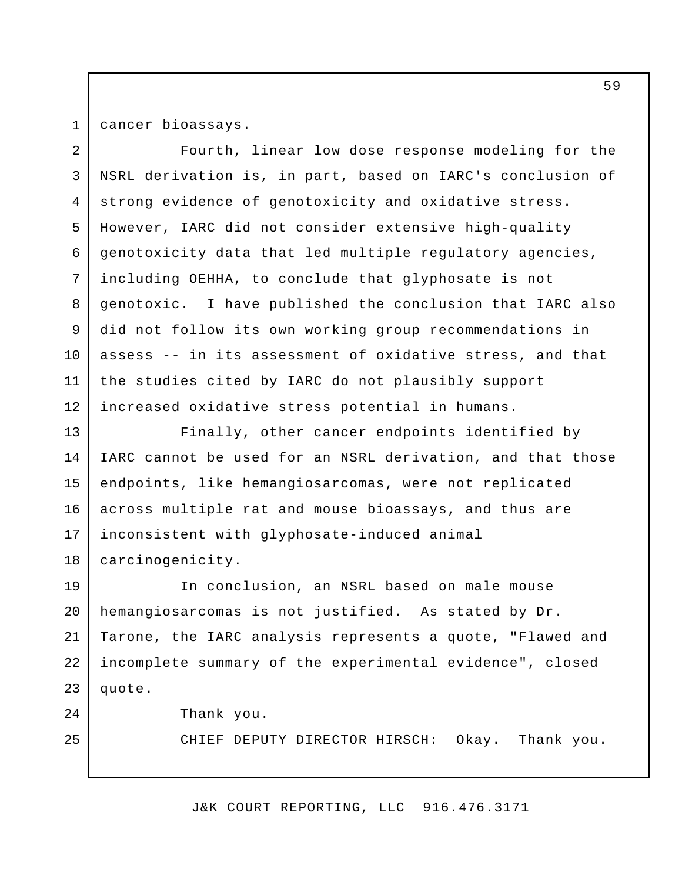cancer bioassays.

Fourth, linear low dose response modeling for the NSRL derivation is, in part, based on IARC's conclusion of strong evidence of genotoxicity and oxidative stress. However, IARC did not consider extensive high-quality genotoxicity data that led multiple regulatory agencies, including OEHHA, to conclude that glyphosate is not genotoxic. I have published the conclusion that IARC also did not follow its own working group recommendations in assess -- in its assessment of oxidative stress, and that the studies cited by IARC do not plausibly support increased oxidative stress potential in humans.

Finally, other cancer endpoints identified by IARC cannot be used for an NSRL derivation, and that those endpoints, like hemangiosarcomas, were not replicated across multiple rat and mouse bioassays, and thus are inconsistent with glyphosate-induced animal carcinogenicity.

In conclusion, an NSRL based on male mouse hemangiosarcomas is not justified. As stated by Dr. Tarone, the IARC analysis represents a quote, "Flawed and incomplete summary of the experimental evidence", closed quote.

Thank you.

CHIEF DEPUTY DIRECTOR HIRSCH: Okay. Thank you.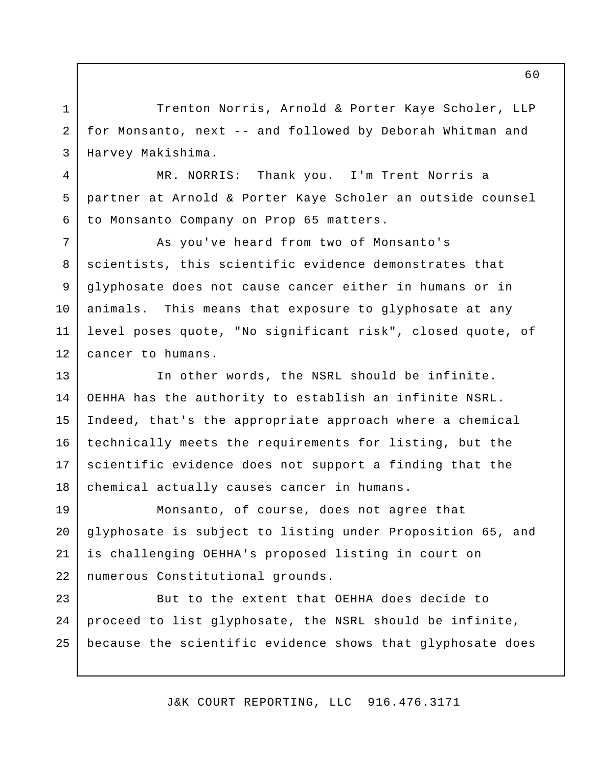Trenton Norris, Arnold & Porter Kaye Scholer, LLP for Monsanto, next -- and followed by Deborah Whitman and Harvey Makishima.

MR. NORRIS: Thank you. I'm Trent Norris a partner at Arnold & Porter Kaye Scholer an outside counsel to Monsanto Company on Prop 65 matters.

As you've heard from two of Monsanto's scientists, this scientific evidence demonstrates that glyphosate does not cause cancer either in humans or in animals. This means that exposure to glyphosate at any level poses quote, "No significant risk", closed quote, of cancer to humans.

In other words, the NSRL should be infinite. OEHHA has the authority to establish an infinite NSRL. Indeed, that's the appropriate approach where a chemical technically meets the requirements for listing, but the scientific evidence does not support a finding that the chemical actually causes cancer in humans.

Monsanto, of course, does not agree that glyphosate is subject to listing under Proposition 65, and is challenging OEHHA's proposed listing in court on numerous Constitutional grounds.

But to the extent that OEHHA does decide to proceed to list glyphosate, the NSRL should be infinite, because the scientific evidence shows that glyphosate does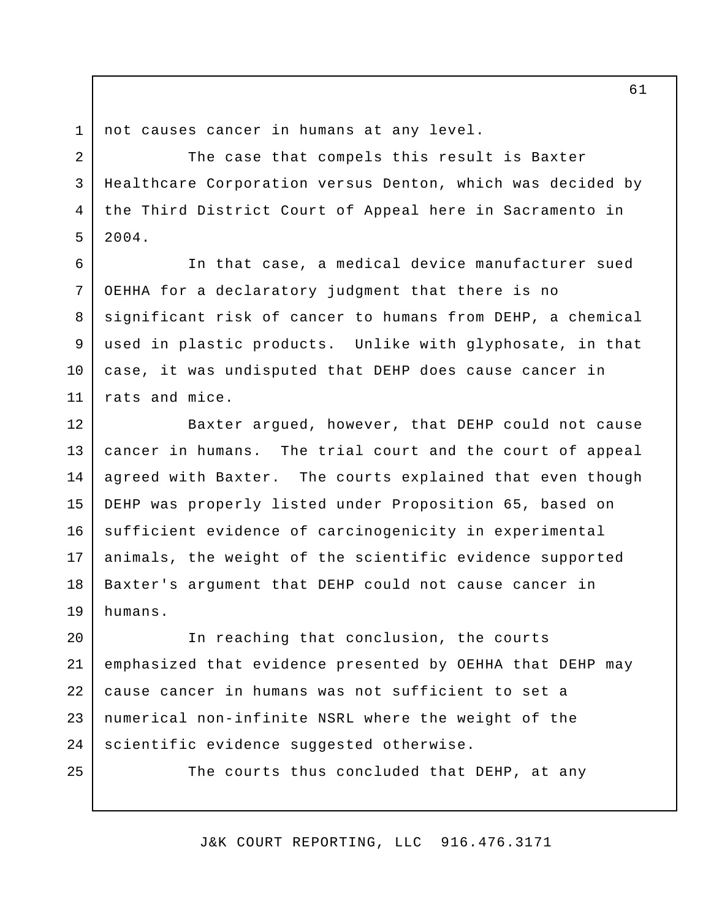not causes cancer in humans at any level.

The case that compels this result is Baxter Healthcare Corporation versus Denton, which was decided by the Third District Court of Appeal here in Sacramento in 2004.

In that case, a medical device manufacturer sued OEHHA for a declaratory judgment that there is no significant risk of cancer to humans from DEHP, a chemical used in plastic products. Unlike with glyphosate, in that case, it was undisputed that DEHP does cause cancer in rats and mice.

Baxter argued, however, that DEHP could not cause cancer in humans. The trial court and the court of appeal agreed with Baxter. The courts explained that even though DEHP was properly listed under Proposition 65, based on sufficient evidence of carcinogenicity in experimental animals, the weight of the scientific evidence supported Baxter's argument that DEHP could not cause cancer in humans.

In reaching that conclusion, the courts emphasized that evidence presented by OEHHA that DEHP may cause cancer in humans was not sufficient to set a numerical non-infinite NSRL where the weight of the scientific evidence suggested otherwise.

The courts thus concluded that DEHP, at any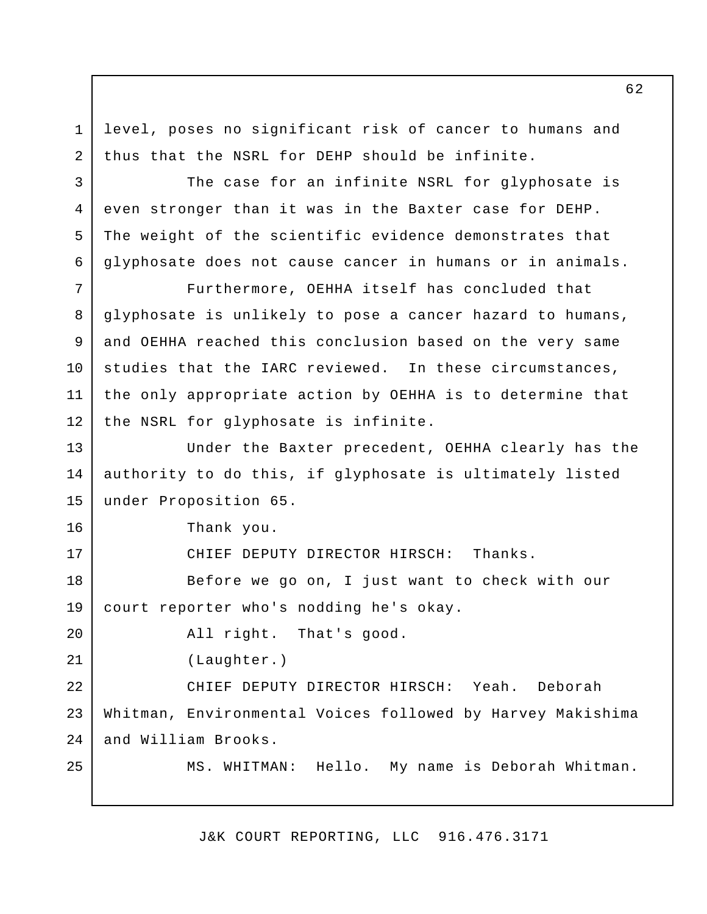level, poses no significant risk of cancer to humans and thus that the NSRL for DEHP should be infinite.

The case for an infinite NSRL for glyphosate is even stronger than it was in the Baxter case for DEHP. The weight of the scientific evidence demonstrates that glyphosate does not cause cancer in humans or in animals.

Furthermore, OEHHA itself has concluded that glyphosate is unlikely to pose a cancer hazard to humans, and OEHHA reached this conclusion based on the very same studies that the IARC reviewed. In these circumstances, the only appropriate action by OEHHA is to determine that the NSRL for glyphosate is infinite.

Under the Baxter precedent, OEHHA clearly has the authority to do this, if glyphosate is ultimately listed under Proposition 65.

Thank you.

CHIEF DEPUTY DIRECTOR HIRSCH: Thanks.

Before we go on, I just want to check with our court reporter who's nodding he's okay.

All right. That's good.

(Laughter.)

CHIEF DEPUTY DIRECTOR HIRSCH: Yeah. Deborah Whitman, Environmental Voices followed by Harvey Makishima and William Brooks.

MS. WHITMAN: Hello. My name is Deborah Whitman.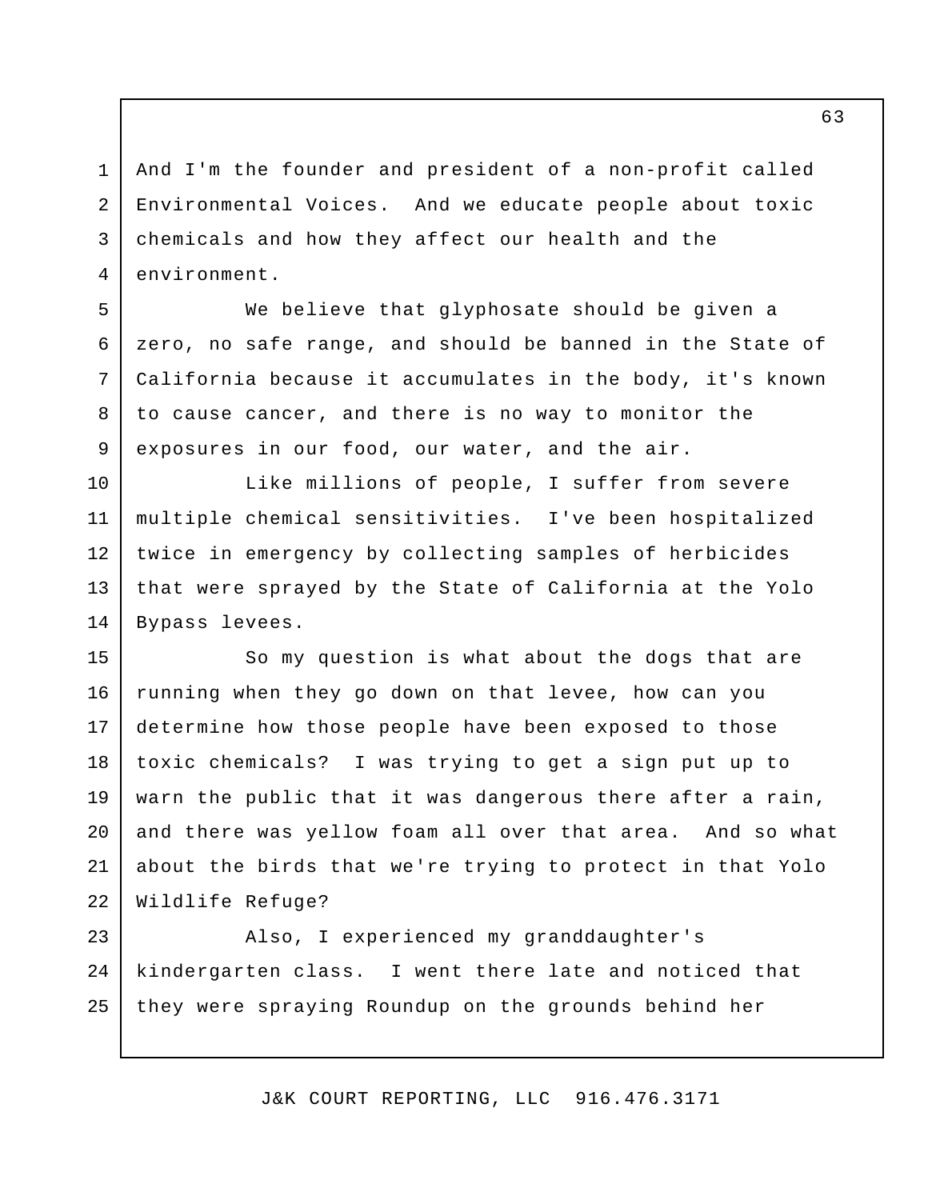And I'm the founder and president of a non-profit called Environmental Voices. And we educate people about toxic chemicals and how they affect our health and the environment.

We believe that glyphosate should be given a zero, no safe range, and should be banned in the State of California because it accumulates in the body, it's known to cause cancer, and there is no way to monitor the exposures in our food, our water, and the air.

Like millions of people, I suffer from severe multiple chemical sensitivities. I've been hospitalized twice in emergency by collecting samples of herbicides that were sprayed by the State of California at the Yolo Bypass levees.

So my question is what about the dogs that are running when they go down on that levee, how can you determine how those people have been exposed to those toxic chemicals? I was trying to get a sign put up to warn the public that it was dangerous there after a rain, and there was yellow foam all over that area. And so what about the birds that we're trying to protect in that Yolo Wildlife Refuge?

Also, I experienced my granddaughter's kindergarten class. I went there late and noticed that they were spraying Roundup on the grounds behind her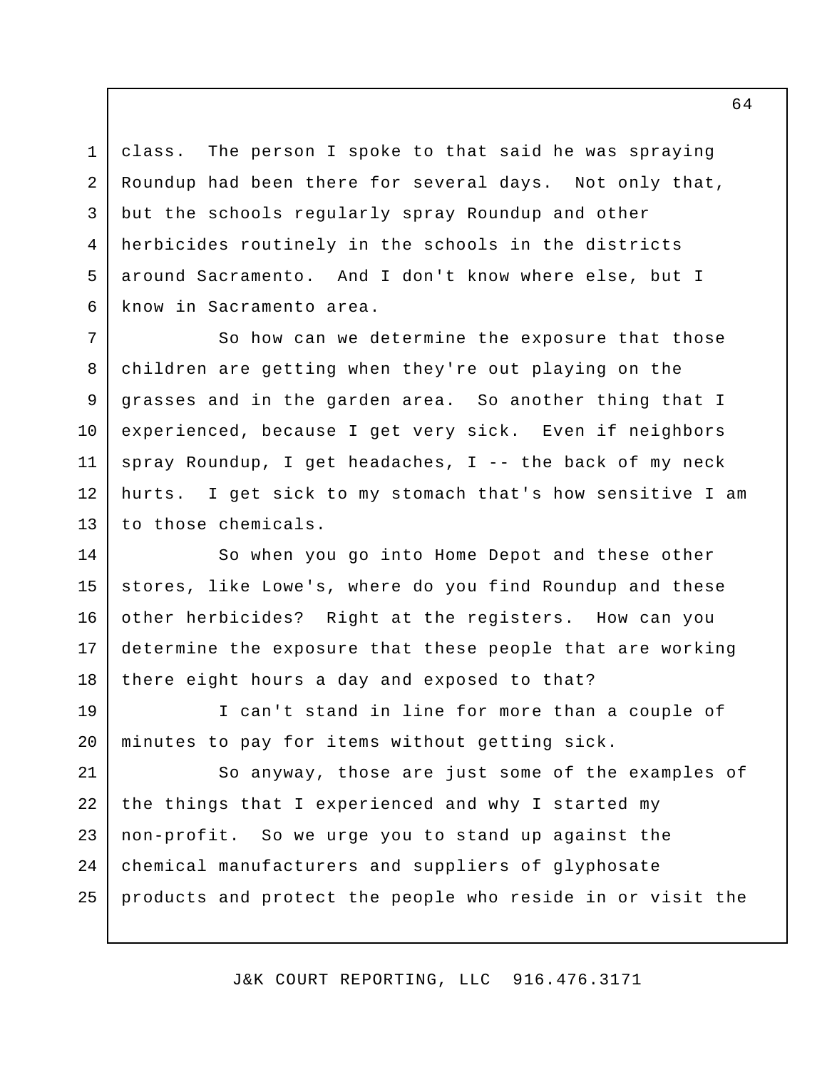class. The person I spoke to that said he was spraying Roundup had been there for several days. Not only that, but the schools regularly spray Roundup and other herbicides routinely in the schools in the districts around Sacramento. And I don't know where else, but I know in Sacramento area.

So how can we determine the exposure that those children are getting when they're out playing on the grasses and in the garden area. So another thing that I experienced, because I get very sick. Even if neighbors spray Roundup, I get headaches, I -- the back of my neck hurts. I get sick to my stomach that's how sensitive I am to those chemicals.

So when you go into Home Depot and these other stores, like Lowe's, where do you find Roundup and these other herbicides? Right at the registers. How can you determine the exposure that these people that are working there eight hours a day and exposed to that?

I can't stand in line for more than a couple of minutes to pay for items without getting sick.

So anyway, those are just some of the examples of the things that I experienced and why I started my non-profit. So we urge you to stand up against the chemical manufacturers and suppliers of glyphosate products and protect the people who reside in or visit the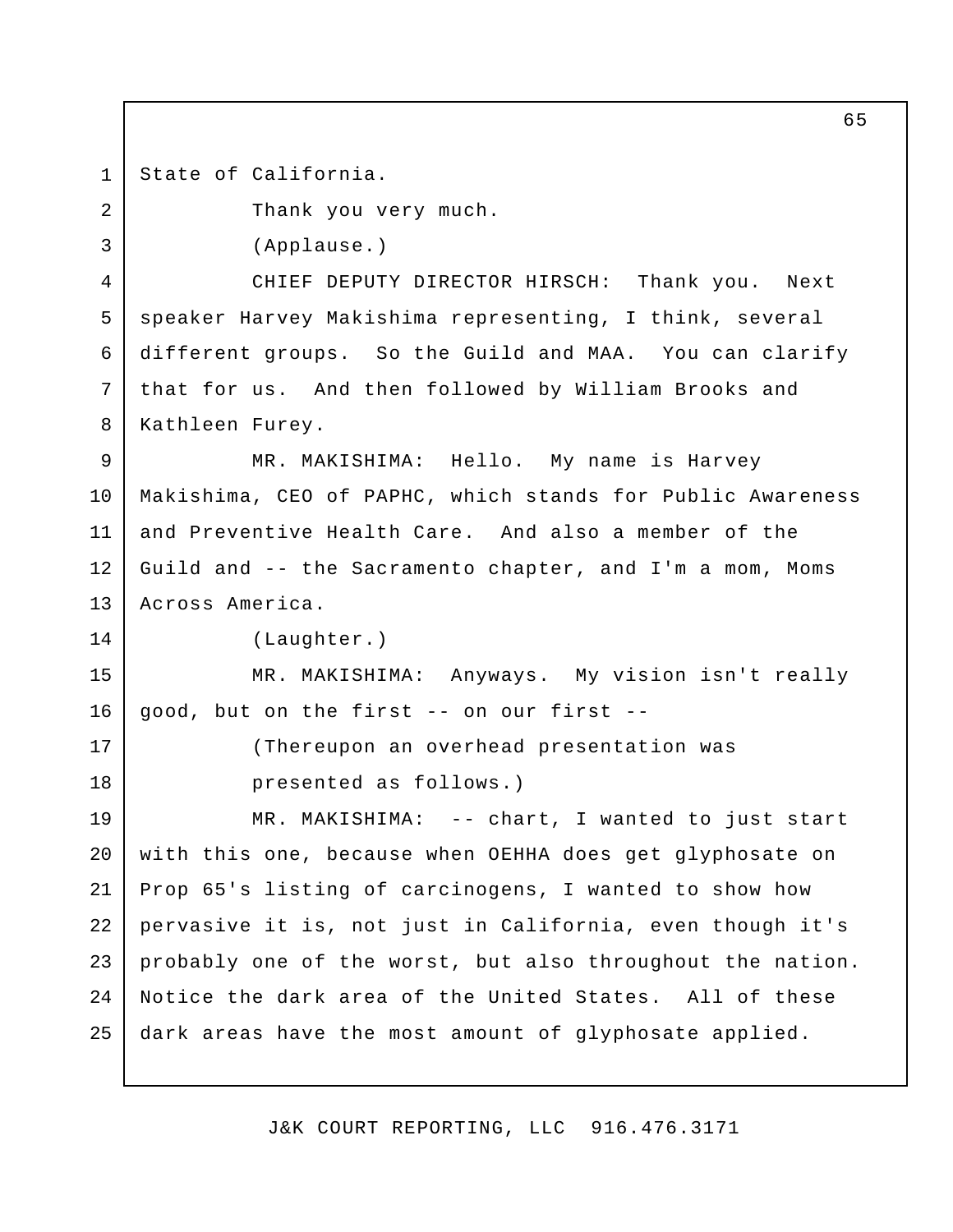State of California.

Thank you very much.

(Applause.)

CHIEF DEPUTY DIRECTOR HIRSCH: Thank you. Next speaker Harvey Makishima representing, I think, several different groups. So the Guild and MAA. You can clarify that for us. And then followed by William Brooks and Kathleen Furey.

MR. MAKISHIMA: Hello. My name is Harvey Makishima, CEO of PAPHC, which stands for Public Awareness and Preventive Health Care. And also a member of the Guild and -- the Sacramento chapter, and I'm a mom, Moms Across America.

(Laughter.)

MR. MAKISHIMA: Anyways. My vision isn't really good, but on the first -- on our first --

(Thereupon an overhead presentation was presented as follows.)

MR. MAKISHIMA: -- chart, I wanted to just start with this one, because when OEHHA does get glyphosate on Prop 65's listing of carcinogens, I wanted to show how pervasive it is, not just in California, even though it's probably one of the worst, but also throughout the nation. Notice the dark area of the United States. All of these dark areas have the most amount of glyphosate applied.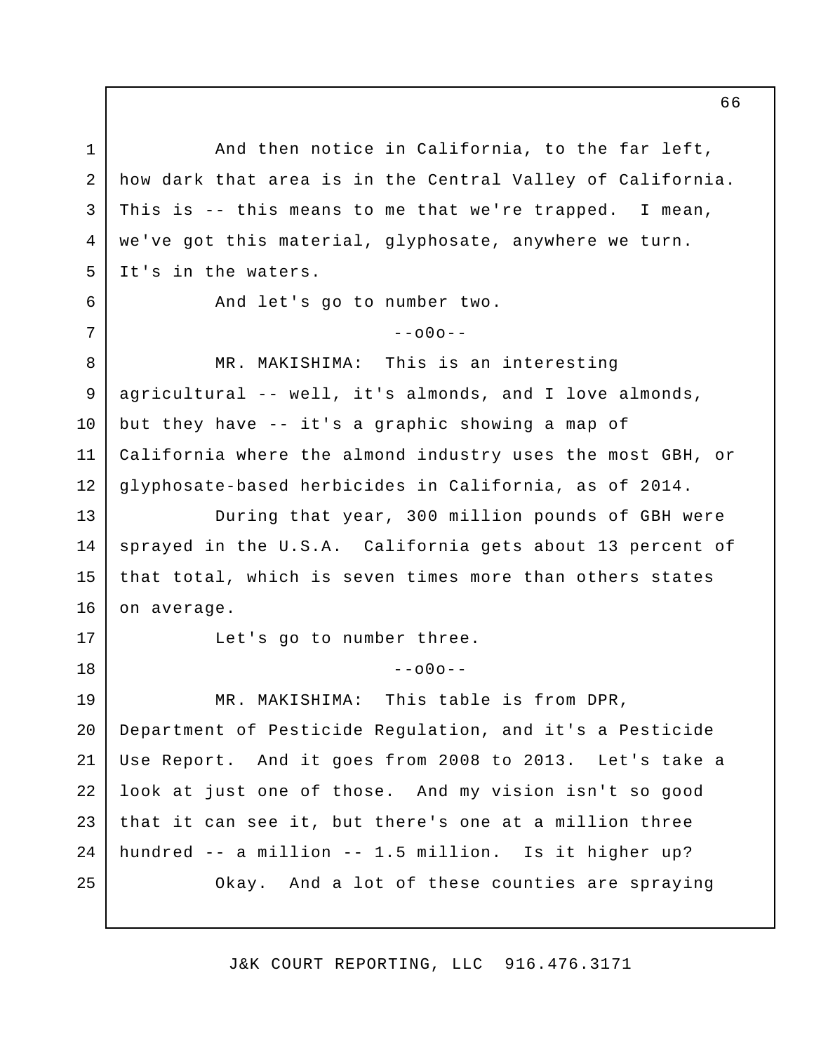And then notice in California, to the far left, how dark that area is in the Central Valley of California. This is -- this means to me that we're trapped. I mean, we've got this material, glyphosate, anywhere we turn. It's in the waters.

And let's go to number two.

--o0o--

MR. MAKISHIMA: This is an interesting agricultural -- well, it's almonds, and I love almonds, but they have -- it's a graphic showing a map of California where the almond industry uses the most GBH, or glyphosate-based herbicides in California, as of 2014.

During that year, 300 million pounds of GBH were sprayed in the U.S.A. California gets about 13 percent of that total, which is seven times more than others states on average.

Let's go to number three.

--o0o--

MR. MAKISHIMA: This table is from DPR, Department of Pesticide Regulation, and it's a Pesticide Use Report. And it goes from 2008 to 2013. Let's take a look at just one of those. And my vision isn't so good that it can see it, but there's one at a million three hundred -- a million -- 1.5 million. Is it higher up?

Okay. And a lot of these counties are spraying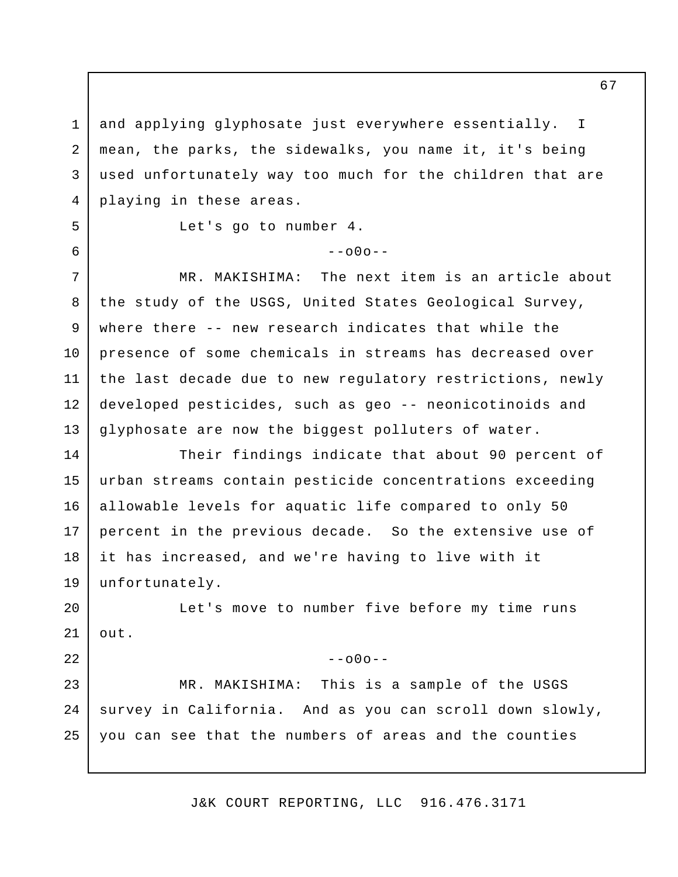and applying glyphosate just everywhere essentially. I mean, the parks, the sidewalks, you name it, it's being used unfortunately way too much for the children that are playing in these areas.

Let's go to number 4.

--o0o--

MR. MAKISHIMA: The next item is an article about the study of the USGS, United States Geological Survey, where there -- new research indicates that while the presence of some chemicals in streams has decreased over the last decade due to new regulatory restrictions, newly developed pesticides, such as geo -- neonicotinoids and glyphosate are now the biggest polluters of water.

Their findings indicate that about 90 percent of urban streams contain pesticide concentrations exceeding allowable levels for aquatic life compared to only 50 percent in the previous decade. So the extensive use of it has increased, and we're having to live with it unfortunately.

Let's move to number five before my time runs out.

--o0o--

MR. MAKISHIMA: This is a sample of the USGS survey in California. And as you can scroll down slowly, you can see that the numbers of areas and the counties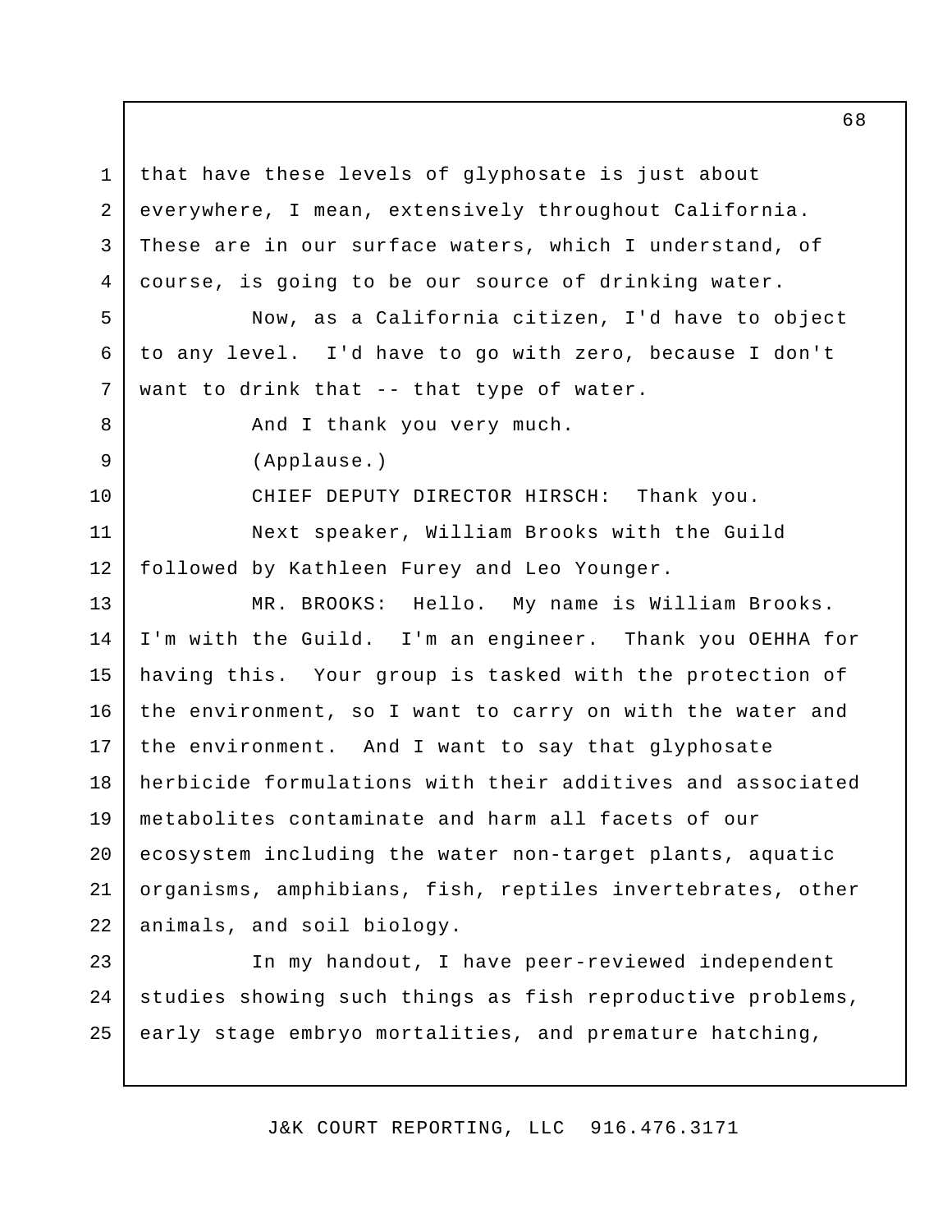that have these levels of glyphosate is just about everywhere, I mean, extensively throughout California. These are in our surface waters, which I understand, of course, is going to be our source of drinking water.

Now, as a California citizen, I'd have to object to any level. I'd have to go with zero, because I don't want to drink that -- that type of water.

And I thank you very much.

(Applause.)

CHIEF DEPUTY DIRECTOR HIRSCH: Thank you.

Next speaker, William Brooks with the Guild followed by Kathleen Furey and Leo Younger.

MR. BROOKS: Hello. My name is William Brooks. I'm with the Guild. I'm an engineer. Thank you OEHHA for having this. Your group is tasked with the protection of the environment, so I want to carry on with the water and the environment. And I want to say that glyphosate herbicide formulations with their additives and associated metabolites contaminate and harm all facets of our ecosystem including the water non-target plants, aquatic organisms, amphibians, fish, reptiles invertebrates, other animals, and soil biology.

In my handout, I have peer-reviewed independent studies showing such things as fish reproductive problems, early stage embryo mortalities, and premature hatching,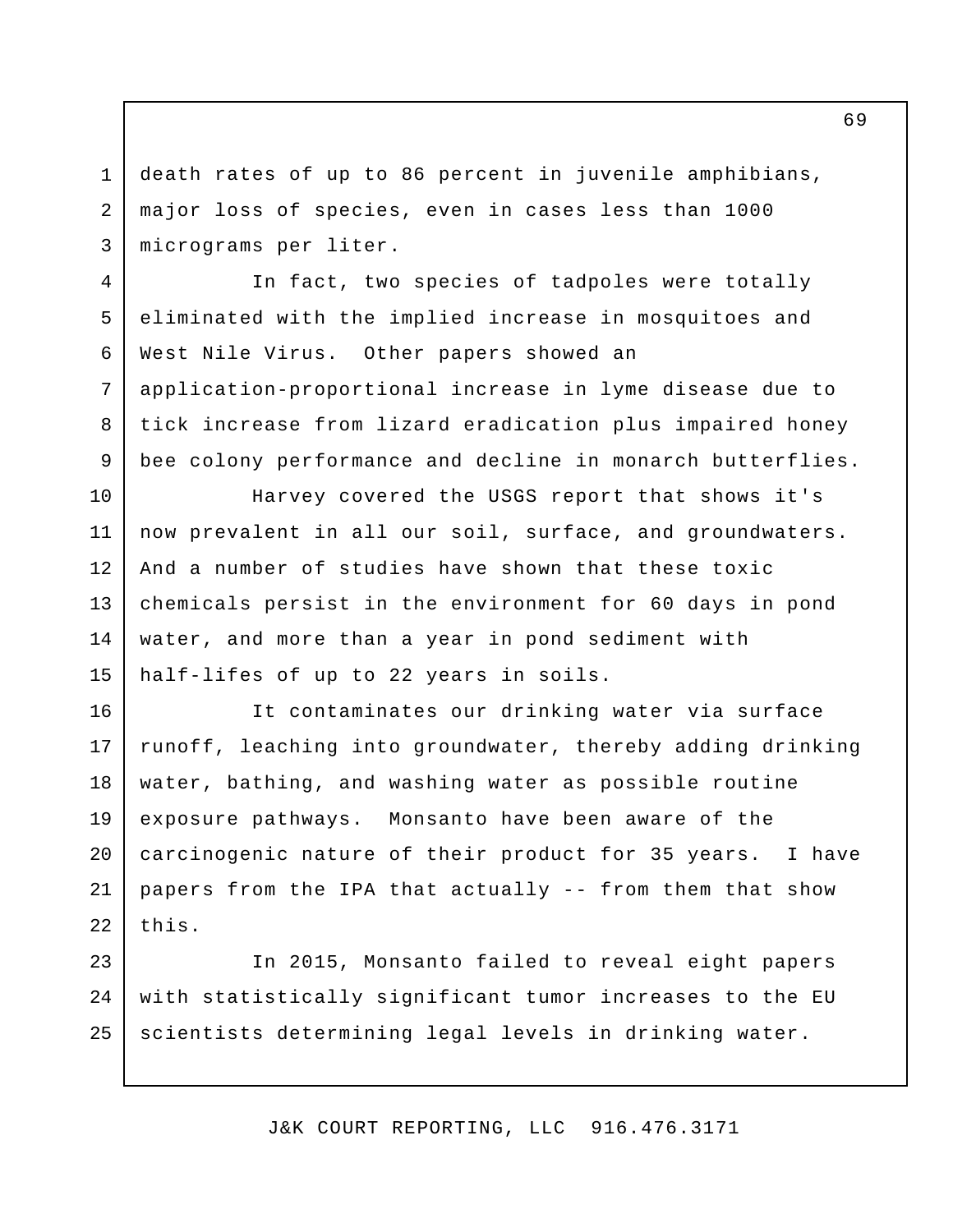death rates of up to 86 percent in juvenile amphibians, major loss of species, even in cases less than 1000 micrograms per liter.

In fact, two species of tadpoles were totally eliminated with the implied increase in mosquitoes and West Nile Virus. Other papers showed an application-proportional increase in lyme disease due to tick increase from lizard eradication plus impaired honey bee colony performance and decline in monarch butterflies.

Harvey covered the USGS report that shows it's now prevalent in all our soil, surface, and groundwaters. And a number of studies have shown that these toxic chemicals persist in the environment for 60 days in pond water, and more than a year in pond sediment with half-lifes of up to 22 years in soils.

It contaminates our drinking water via surface runoff, leaching into groundwater, thereby adding drinking water, bathing, and washing water as possible routine exposure pathways. Monsanto have been aware of the carcinogenic nature of their product for 35 years. I have papers from the IPA that actually -- from them that show this.

In 2015, Monsanto failed to reveal eight papers with statistically significant tumor increases to the EU scientists determining legal levels in drinking water.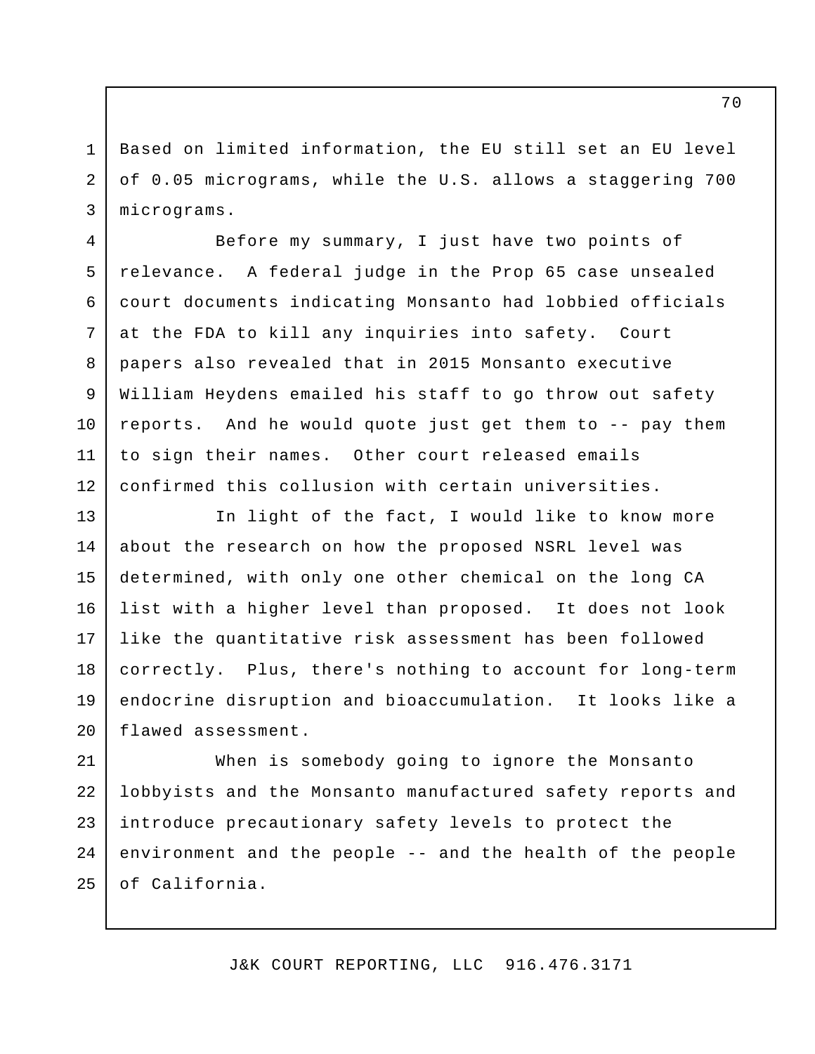Based on limited information, the EU still set an EU level of 0.05 micrograms, while the U.S. allows a staggering 700 micrograms.

Before my summary, I just have two points of relevance. A federal judge in the Prop 65 case unsealed court documents indicating Monsanto had lobbied officials at the FDA to kill any inquiries into safety. Court papers also revealed that in 2015 Monsanto executive William Heydens emailed his staff to go throw out safety reports. And he would quote just get them to -- pay them to sign their names. Other court released emails confirmed this collusion with certain universities.

In light of the fact, I would like to know more about the research on how the proposed NSRL level was determined, with only one other chemical on the long CA list with a higher level than proposed. It does not look like the quantitative risk assessment has been followed correctly. Plus, there's nothing to account for long-term endocrine disruption and bioaccumulation. It looks like a flawed assessment.

When is somebody going to ignore the Monsanto lobbyists and the Monsanto manufactured safety reports and introduce precautionary safety levels to protect the environment and the people -- and the health of the people of California.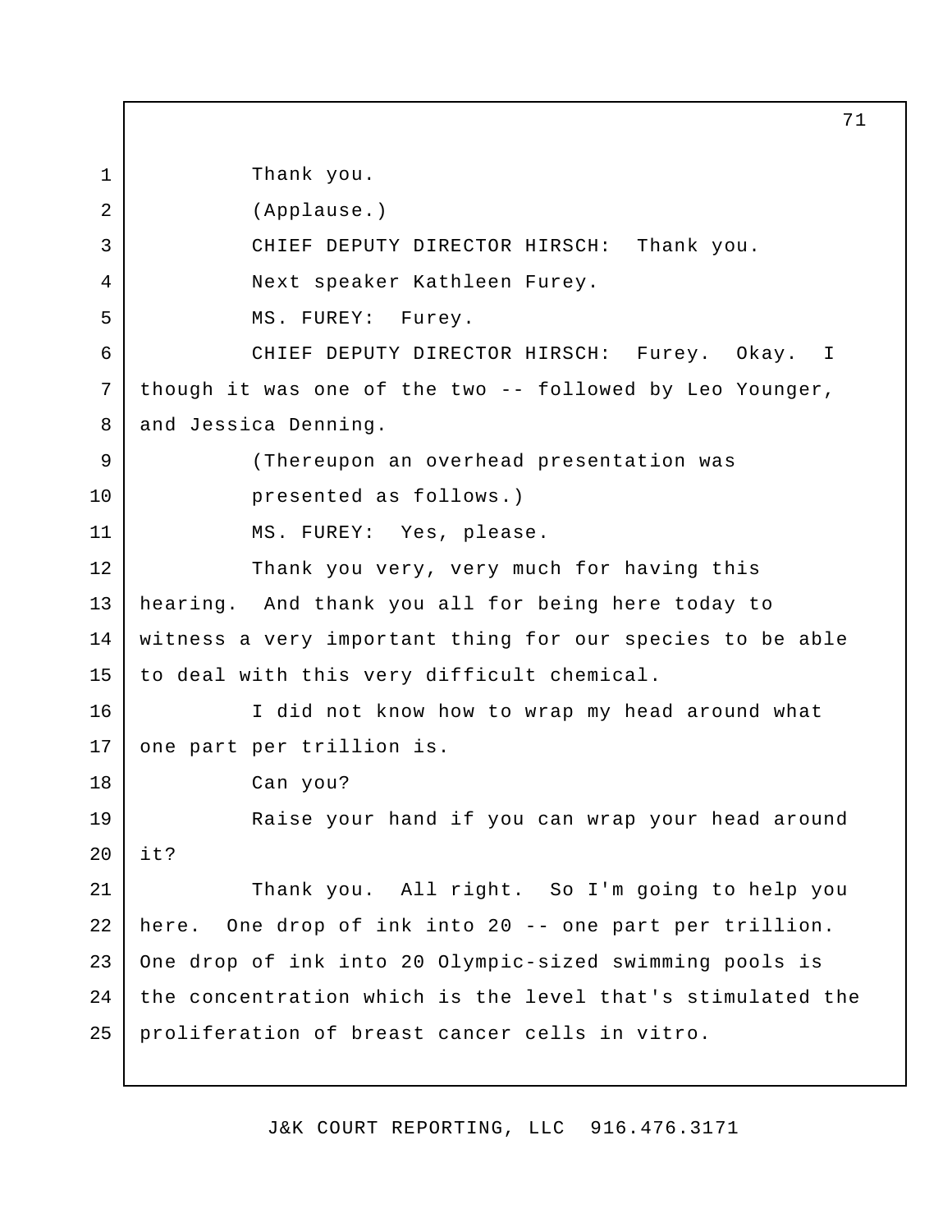Thank you.

(Applause.)

CHIEF DEPUTY DIRECTOR HIRSCH: Thank you.

Next speaker Kathleen Furey.

MS. FUREY: Furey.

CHIEF DEPUTY DIRECTOR HIRSCH: Furey. Okay. I though it was one of the two -- followed by Leo Younger, and Jessica Denning.

(Thereupon an overhead presentation was presented as follows.)

MS. FUREY: Yes, please.

Thank you very, very much for having this hearing. And thank you all for being here today to witness a very important thing for our species to be able to deal with this very difficult chemical.

I did not know how to wrap my head around what one part per trillion is.

Can you?

Raise your hand if you can wrap your head around it?

Thank you. All right. So I'm going to help you here. One drop of ink into 20 -- one part per trillion. One drop of ink into 20 Olympic-sized swimming pools is the concentration which is the level that's stimulated the proliferation of breast cancer cells in vitro.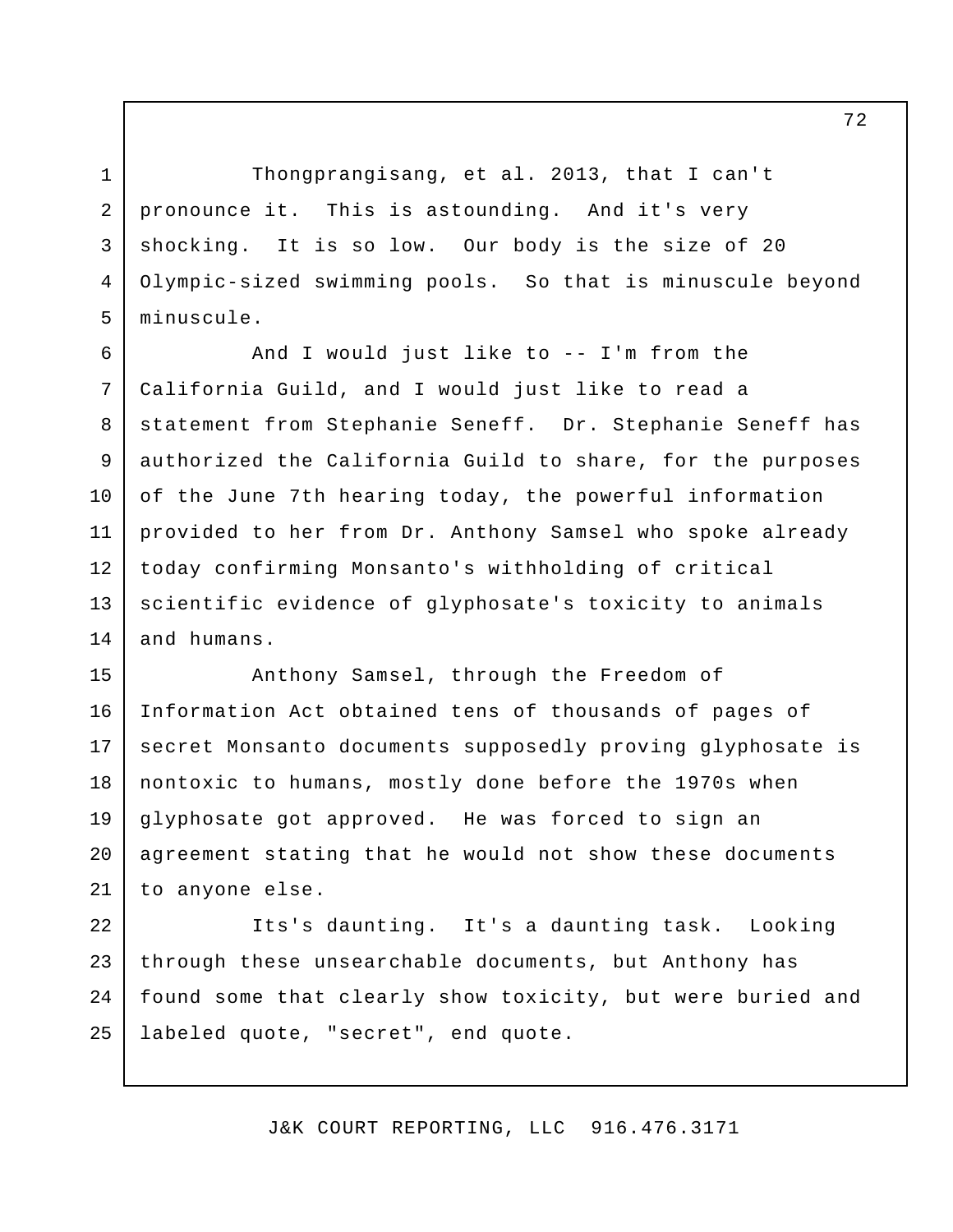Thongprangisang, et al. 2013, that I can't pronounce it. This is astounding. And it's very shocking. It is so low. Our body is the size of 20 Olympic-sized swimming pools. So that is minuscule beyond minuscule.

And I would just like to -- I'm from the California Guild, and I would just like to read a statement from Stephanie Seneff. Dr. Stephanie Seneff has authorized the California Guild to share, for the purposes of the June 7th hearing today, the powerful information provided to her from Dr. Anthony Samsel who spoke already today confirming Monsanto's withholding of critical scientific evidence of glyphosate's toxicity to animals and humans.

Anthony Samsel, through the Freedom of Information Act obtained tens of thousands of pages of secret Monsanto documents supposedly proving glyphosate is nontoxic to humans, mostly done before the 1970s when glyphosate got approved. He was forced to sign an agreement stating that he would not show these documents to anyone else.

Its's daunting. It's a daunting task. Looking through these unsearchable documents, but Anthony has found some that clearly show toxicity, but were buried and labeled quote, "secret", end quote.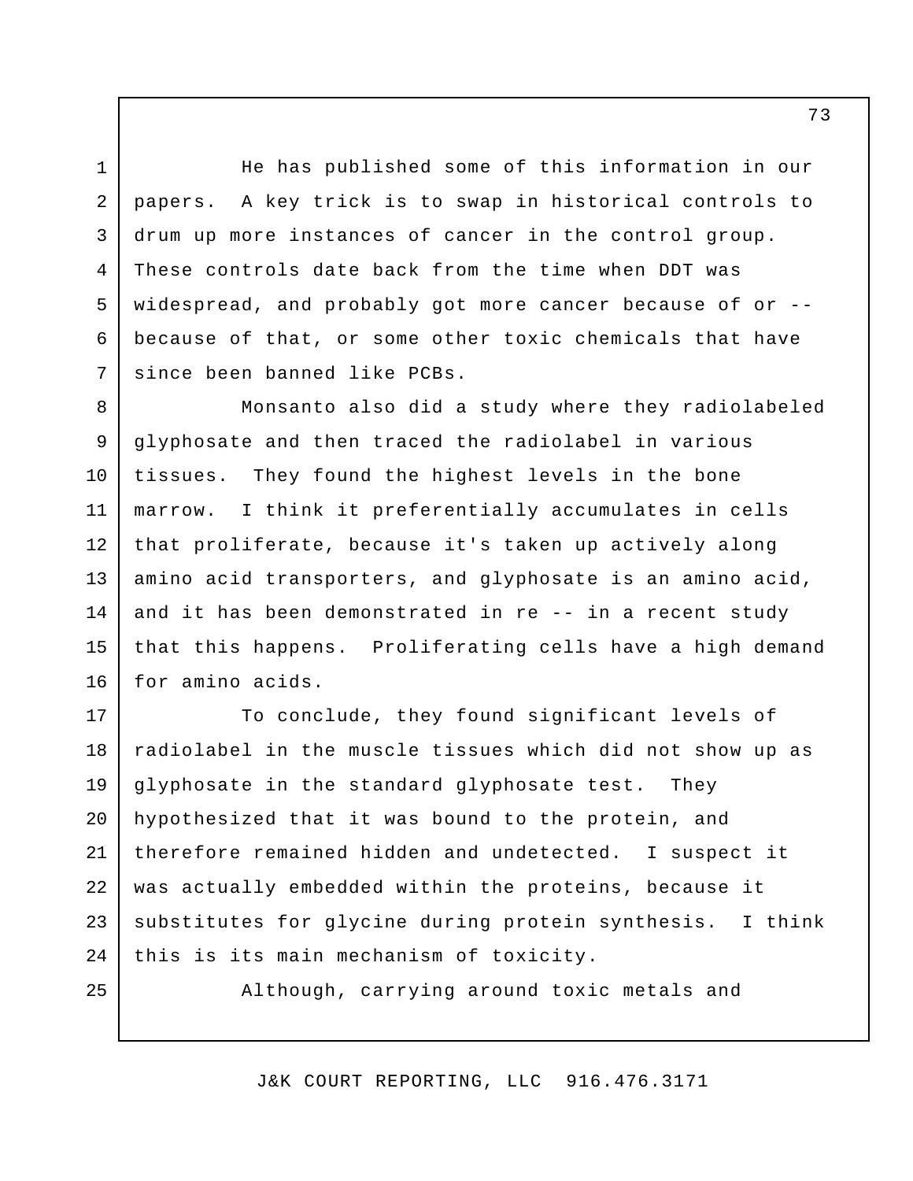He has published some of this information in our papers. A key trick is to swap in historical controls to drum up more instances of cancer in the control group. These controls date back from the time when DDT was widespread, and probably got more cancer because of or -- because of that, or some other toxic chemicals that have since been banned like PCBs.

Monsanto also did a study where they radiolabeled glyphosate and then traced the radiolabel in various tissues. They found the highest levels in the bone marrow. I think it preferentially accumulates in cells that proliferate, because it's taken up actively along amino acid transporters, and glyphosate is an amino acid, and it has been demonstrated in re -- in a recent study that this happens. Proliferating cells have a high demand for amino acids.

To conclude, they found significant levels of radiolabel in the muscle tissues which did not show up as glyphosate in the standard glyphosate test. They hypothesized that it was bound to the protein, and therefore remained hidden and undetected. I suspect it was actually embedded within the proteins, because it substitutes for glycine during protein synthesis. I think this is its main mechanism of toxicity.

Although, carrying around toxic metals and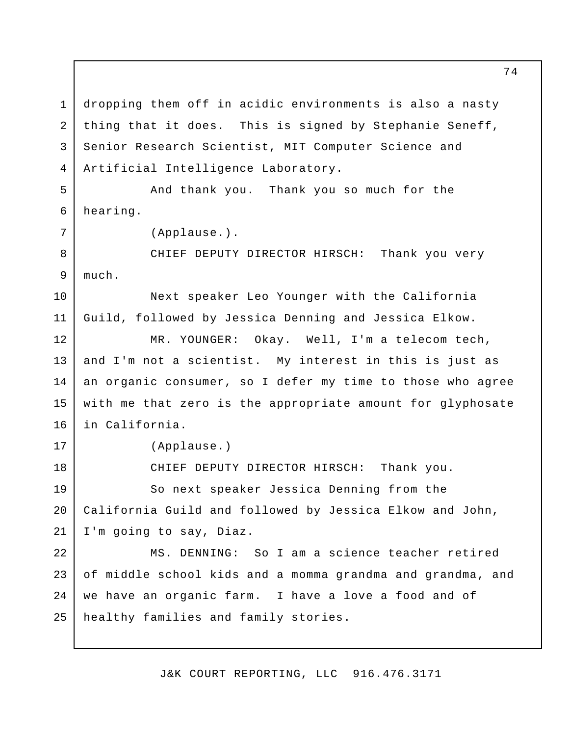dropping them off in acidic environments is also a nasty thing that it does. This is signed by Stephanie Seneff, Senior Research Scientist, MIT Computer Science and Artificial Intelligence Laboratory.

And thank you. Thank you so much for the hearing.

(Applause.).

CHIEF DEPUTY DIRECTOR HIRSCH: Thank you very much.

Next speaker Leo Younger with the California Guild, followed by Jessica Denning and Jessica Elkow.

MR. YOUNGER: Okay. Well, I'm a telecom tech, and I'm not a scientist. My interest in this is just as an organic consumer, so I defer my time to those who agree with me that zero is the appropriate amount for glyphosate in California.

(Applause.)

CHIEF DEPUTY DIRECTOR HIRSCH: Thank you.

So next speaker Jessica Denning from the California Guild and followed by Jessica Elkow and John, I'm going to say, Diaz.

MS. DENNING: So I am a science teacher retired of middle school kids and a momma grandma and grandma, and we have an organic farm. I have a love a food and of healthy families and family stories.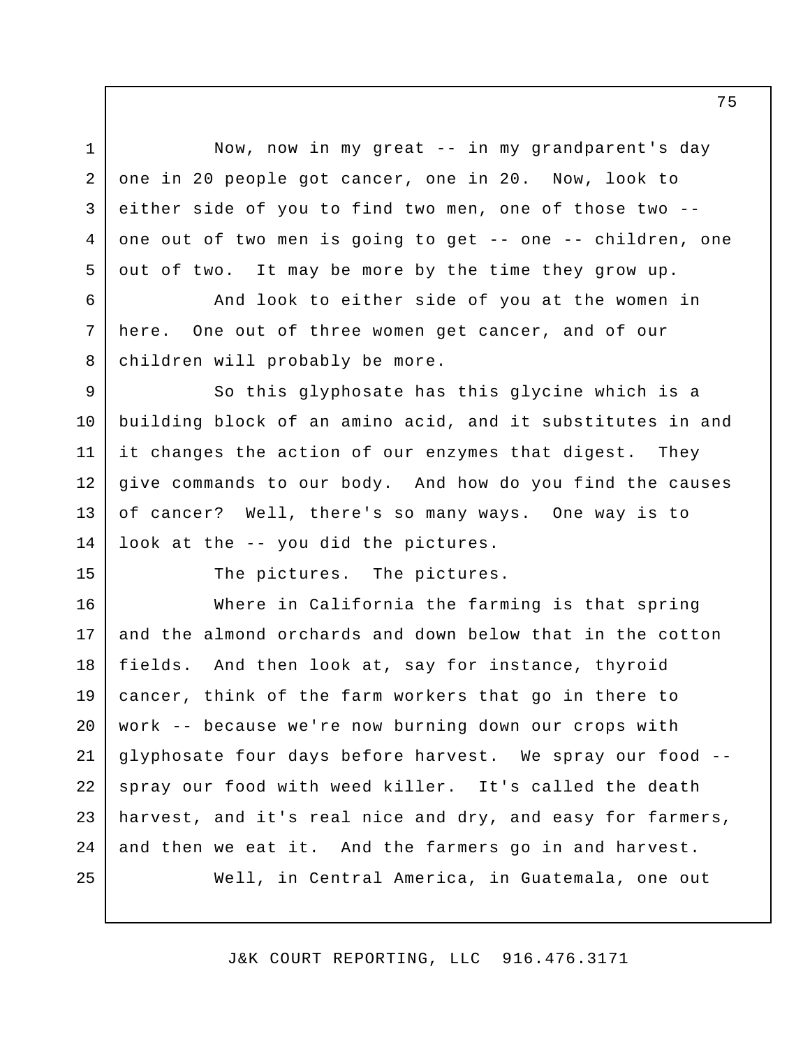Now, now in my great -- in my grandparent's day one in 20 people got cancer, one in 20. Now, look to either side of you to find two men, one of those two -- one out of two men is going to get -- one -- children, one out of two. It may be more by the time they grow up.

And look to either side of you at the women in here. One out of three women get cancer, and of our children will probably be more.

So this glyphosate has this glycine which is a building block of an amino acid, and it substitutes in and it changes the action of our enzymes that digest. They give commands to our body. And how do you find the causes of cancer? Well, there's so many ways. One way is to look at the -- you did the pictures.

The pictures. The pictures.

Where in California the farming is that spring and the almond orchards and down below that in the cotton fields. And then look at, say for instance, thyroid cancer, think of the farm workers that go in there to work -- because we're now burning down our crops with glyphosate four days before harvest. We spray our food -- spray our food with weed killer. It's called the death harvest, and it's real nice and dry, and easy for farmers, and then we eat it. And the farmers go in and harvest.

Well, in Central America, in Guatemala, one out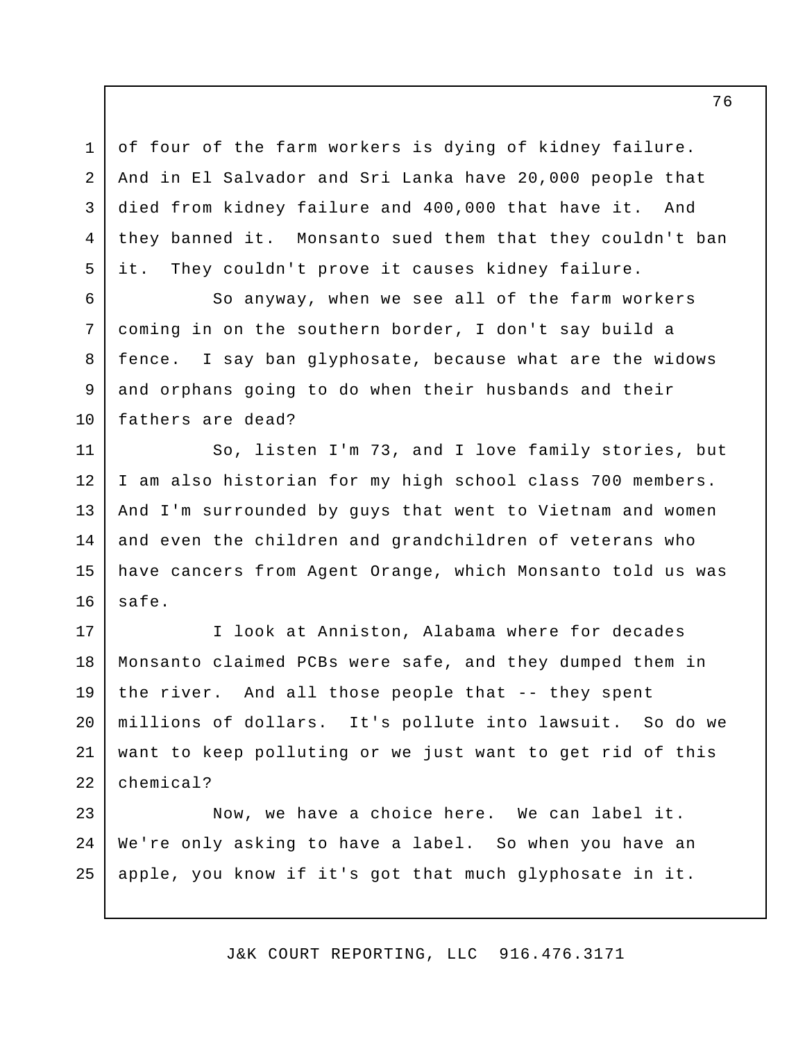of four of the farm workers is dying of kidney failure. And in El Salvador and Sri Lanka have 20,000 people that died from kidney failure and 400,000 that have it. And they banned it. Monsanto sued them that they couldn't ban it. They couldn't prove it causes kidney failure.

So anyway, when we see all of the farm workers coming in on the southern border, I don't say build a fence. I say ban glyphosate, because what are the widows and orphans going to do when their husbands and their fathers are dead?

So, listen I'm 73, and I love family stories, but I am also historian for my high school class 700 members. And I'm surrounded by guys that went to Vietnam and women and even the children and grandchildren of veterans who have cancers from Agent Orange, which Monsanto told us was safe.

I look at Anniston, Alabama where for decades Monsanto claimed PCBs were safe, and they dumped them in the river. And all those people that -- they spent millions of dollars. It's pollute into lawsuit. So do we want to keep polluting or we just want to get rid of this chemical?

Now, we have a choice here. We can label it. We're only asking to have a label. So when you have an apple, you know if it's got that much glyphosate in it.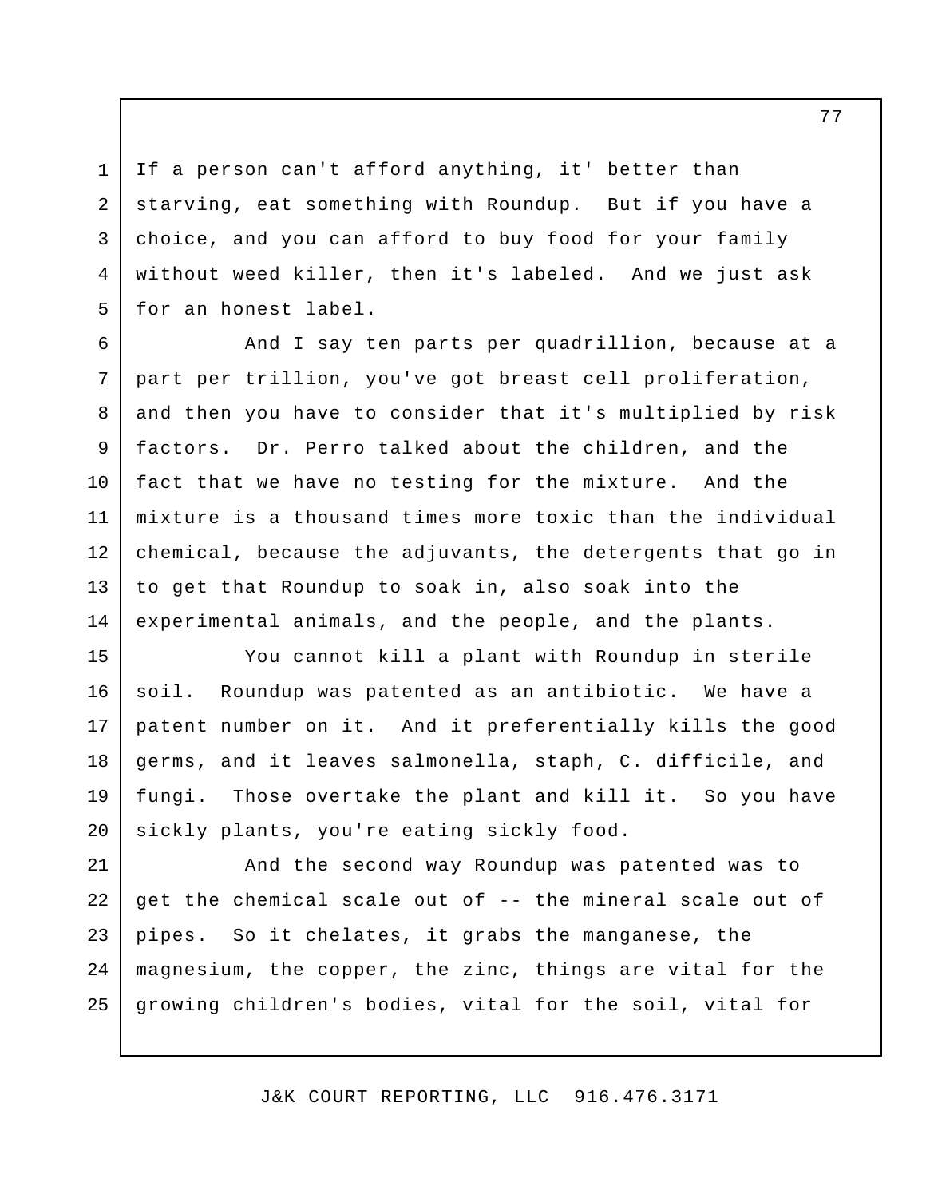If a person can't afford anything, it' better than starving, eat something with Roundup. But if you have a choice, and you can afford to buy food for your family without weed killer, then it's labeled. And we just ask for an honest label.

And I say ten parts per quadrillion, because at a part per trillion, you've got breast cell proliferation, and then you have to consider that it's multiplied by risk factors. Dr. Perro talked about the children, and the fact that we have no testing for the mixture. And the mixture is a thousand times more toxic than the individual chemical, because the adjuvants, the detergents that go in to get that Roundup to soak in, also soak into the experimental animals, and the people, and the plants.

You cannot kill a plant with Roundup in sterile soil. Roundup was patented as an antibiotic. We have a patent number on it. And it preferentially kills the good germs, and it leaves salmonella, staph, C. difficile, and fungi. Those overtake the plant and kill it. So you have sickly plants, you're eating sickly food.

And the second way Roundup was patented was to get the chemical scale out of -- the mineral scale out of pipes. So it chelates, it grabs the manganese, the magnesium, the copper, the zinc, things are vital for the growing children's bodies, vital for the soil, vital for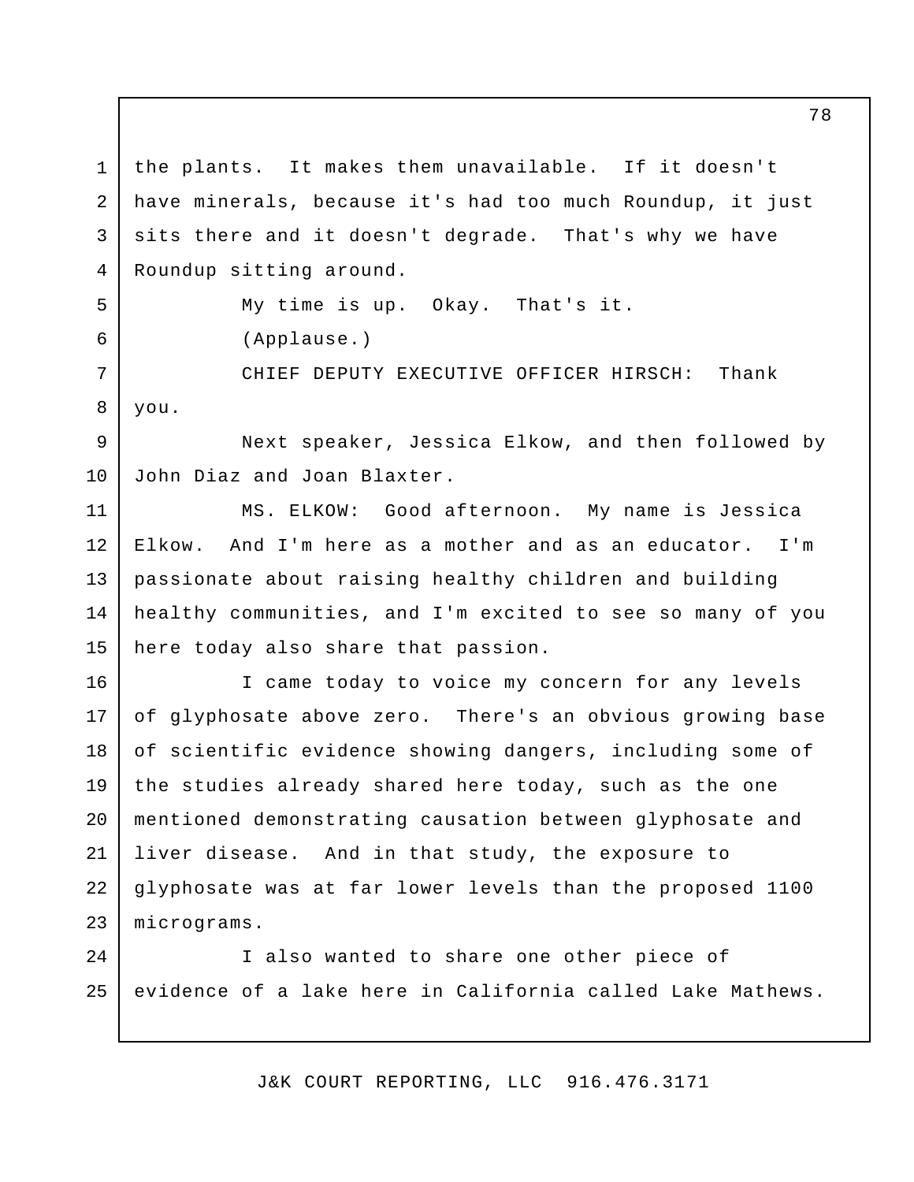the plants. It makes them unavailable. If it doesn't have minerals, because it's had too much Roundup, it just sits there and it doesn't degrade. That's why we have Roundup sitting around.

My time is up. Okay. That's it.

(Applause.)

CHIEF DEPUTY EXECUTIVE OFFICER HIRSCH: Thank you.

Next speaker, Jessica Elkow, and then followed by John Diaz and Joan Blaxter.

MS. ELKOW: Good afternoon. My name is Jessica Elkow. And I'm here as a mother and as an educator. I'm passionate about raising healthy children and building healthy communities, and I'm excited to see so many of you here today also share that passion.

I came today to voice my concern for any levels of glyphosate above zero. There's an obvious growing base of scientific evidence showing dangers, including some of the studies already shared here today, such as the one mentioned demonstrating causation between glyphosate and liver disease. And in that study, the exposure to glyphosate was at far lower levels than the proposed 1100 micrograms.

I also wanted to share one other piece of evidence of a lake here in California called Lake Mathews.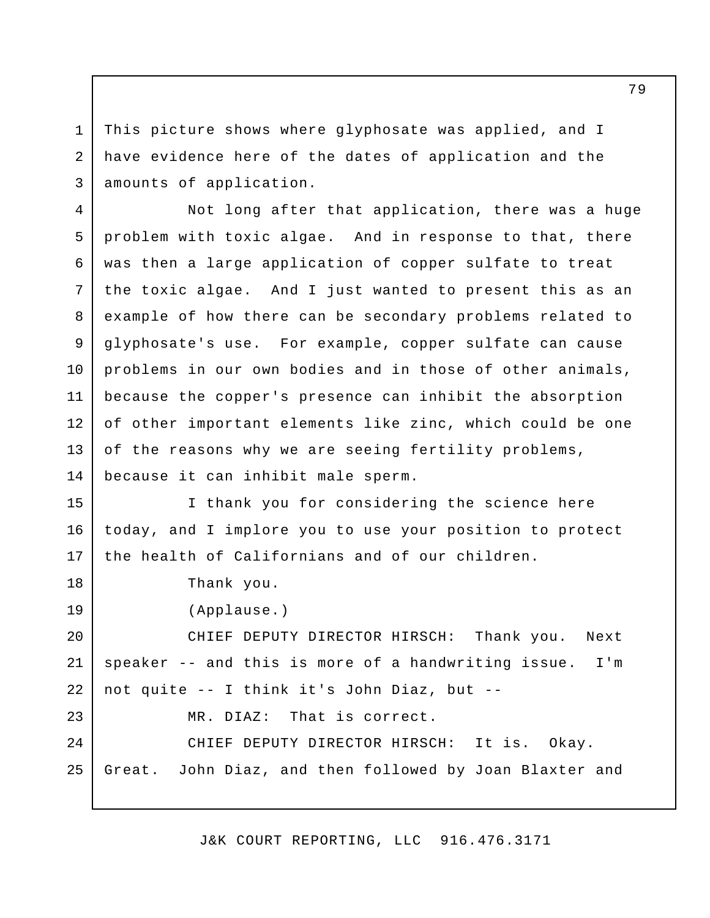This picture shows where glyphosate was applied, and I have evidence here of the dates of application and the amounts of application.

Not long after that application, there was a huge problem with toxic algae. And in response to that, there was then a large application of copper sulfate to treat the toxic algae. And I just wanted to present this as an example of how there can be secondary problems related to glyphosate's use. For example, copper sulfate can cause problems in our own bodies and in those of other animals, because the copper's presence can inhibit the absorption of other important elements like zinc, which could be one of the reasons why we are seeing fertility problems, because it can inhibit male sperm.

I thank you for considering the science here today, and I implore you to use your position to protect the health of Californians and of our children.

Thank you.

(Applause.)

CHIEF DEPUTY DIRECTOR HIRSCH: Thank you. Next speaker -- and this is more of a handwriting issue. I'm not quite -- I think it's John Diaz, but --

MR. DIAZ: That is correct.

CHIEF DEPUTY DIRECTOR HIRSCH: It is. Okay. Great. John Diaz, and then followed by Joan Blaxter and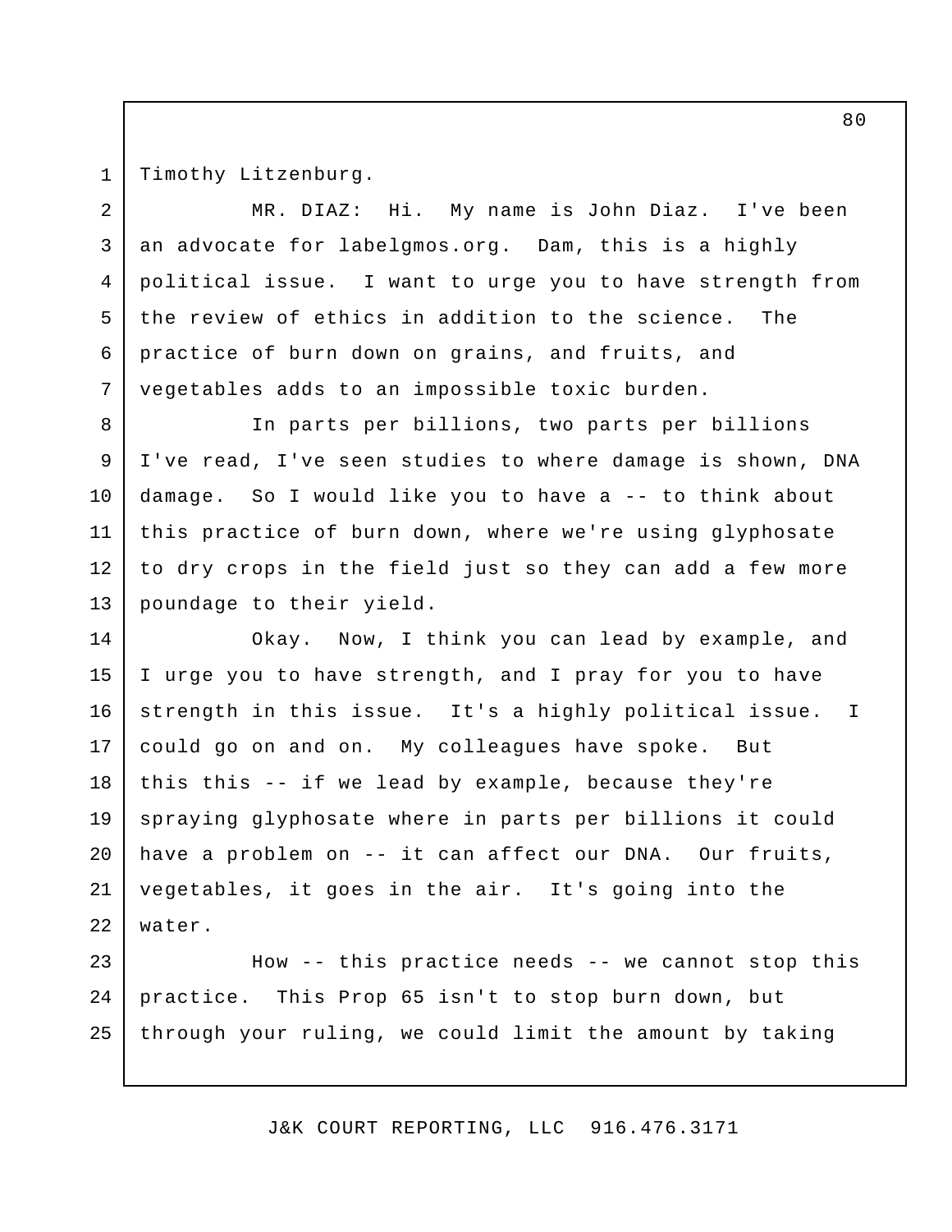Timothy Litzenburg.

MR. DIAZ: Hi. My name is John Diaz. I've been an advocate for labelgmos.org. Dam, this is a highly political issue. I want to urge you to have strength from the review of ethics in addition to the science. The practice of burn down on grains, and fruits, and vegetables adds to an impossible toxic burden.

In parts per billions, two parts per billions I've read, I've seen studies to where damage is shown, DNA damage. So I would like you to have a -- to think about this practice of burn down, where we're using glyphosate to dry crops in the field just so they can add a few more poundage to their yield.

Okay. Now, I think you can lead by example, and I urge you to have strength, and I pray for you to have strength in this issue. It's a highly political issue. I could go on and on. My colleagues have spoke. But this this -- if we lead by example, because they're spraying glyphosate where in parts per billions it could have a problem on -- it can affect our DNA. Our fruits, vegetables, it goes in the air. It's going into the water.

How -- this practice needs -- we cannot stop this practice. This Prop 65 isn't to stop burn down, but through your ruling, we could limit the amount by taking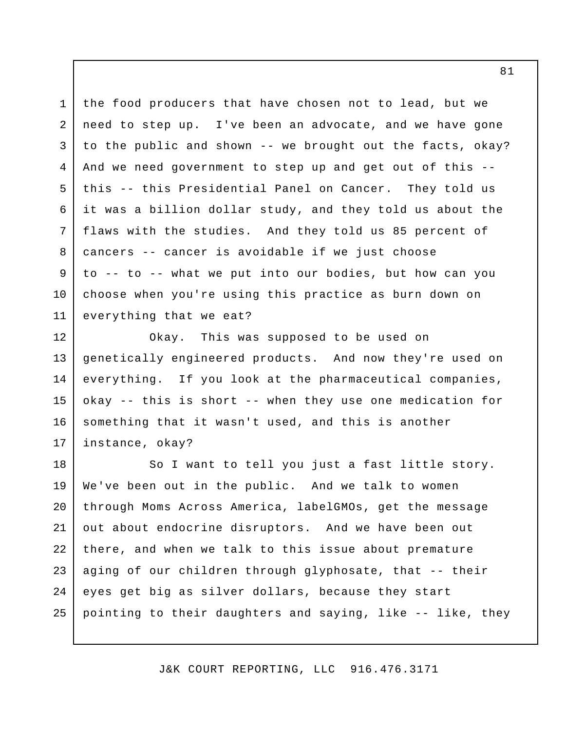the food producers that have chosen not to lead, but we need to step up. I've been an advocate, and we have gone to the public and shown -- we brought out the facts, okay? And we need government to step up and get out of this -- this -- this Presidential Panel on Cancer. They told us it was a billion dollar study, and they told us about the flaws with the studies. And they told us 85 percent of cancers -- cancer is avoidable if we just choose to -- to -- what we put into our bodies, but how can you choose when you're using this practice as burn down on everything that we eat?

Okay. This was supposed to be used on genetically engineered products. And now they're used on everything. If you look at the pharmaceutical companies, okay -- this is short -- when they use one medication for something that it wasn't used, and this is another instance, okay?

So I want to tell you just a fast little story. We've been out in the public. And we talk to women through Moms Across America, labelGMOs, get the message out about endocrine disruptors. And we have been out there, and when we talk to this issue about premature aging of our children through glyphosate, that -- their eyes get big as silver dollars, because they start pointing to their daughters and saying, like -- like, they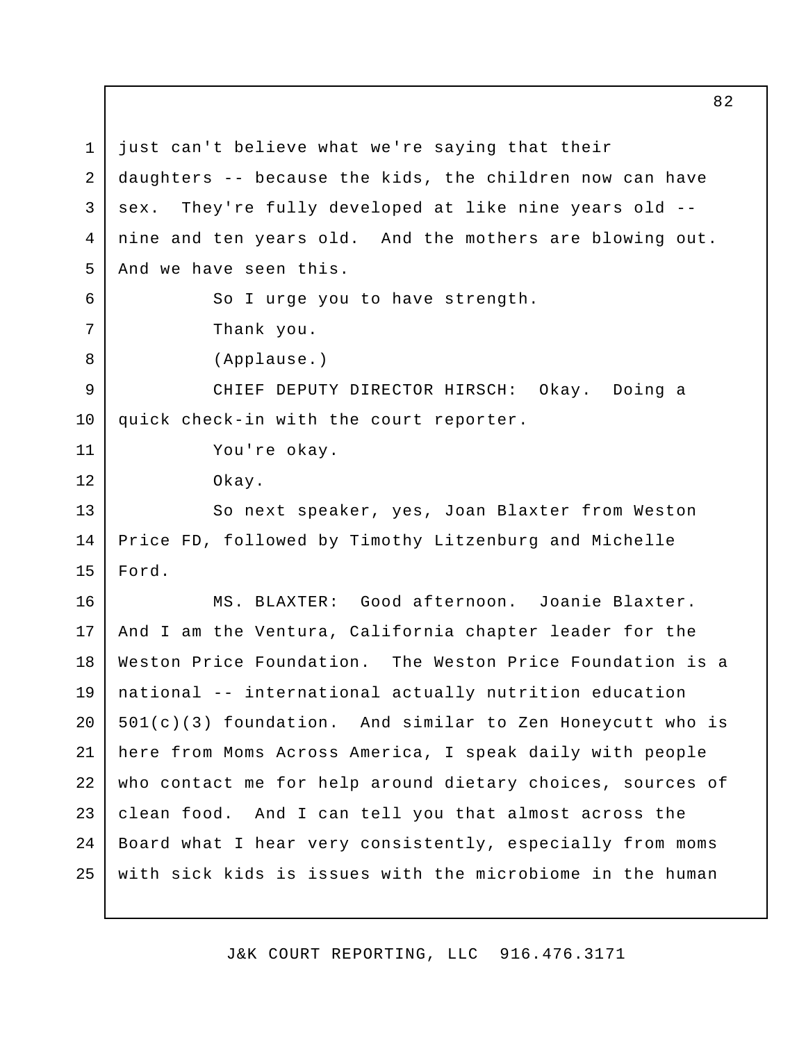just can't believe what we're saying that their daughters -- because the kids, the children now can have sex. They're fully developed at like nine years old -- nine and ten years old. And the mothers are blowing out. And we have seen this.

So I urge you to have strength.

Thank you.

(Applause.)

CHIEF DEPUTY DIRECTOR HIRSCH: Okay. Doing a quick check-in with the court reporter.

You're okay.

Okay.

So next speaker, yes, Joan Blaxter from Weston Price FD, followed by Timothy Litzenburg and Michelle Ford.

MS. BLAXTER: Good afternoon. Joanie Blaxter. And I am the Ventura, California chapter leader for the Weston Price Foundation. The Weston Price Foundation is a national -- international actually nutrition education 501(c)(3) foundation. And similar to Zen Honeycutt who is here from Moms Across America, I speak daily with people who contact me for help around dietary choices, sources of clean food. And I can tell you that almost across the Board what I hear very consistently, especially from moms with sick kids is issues with the microbiome in the human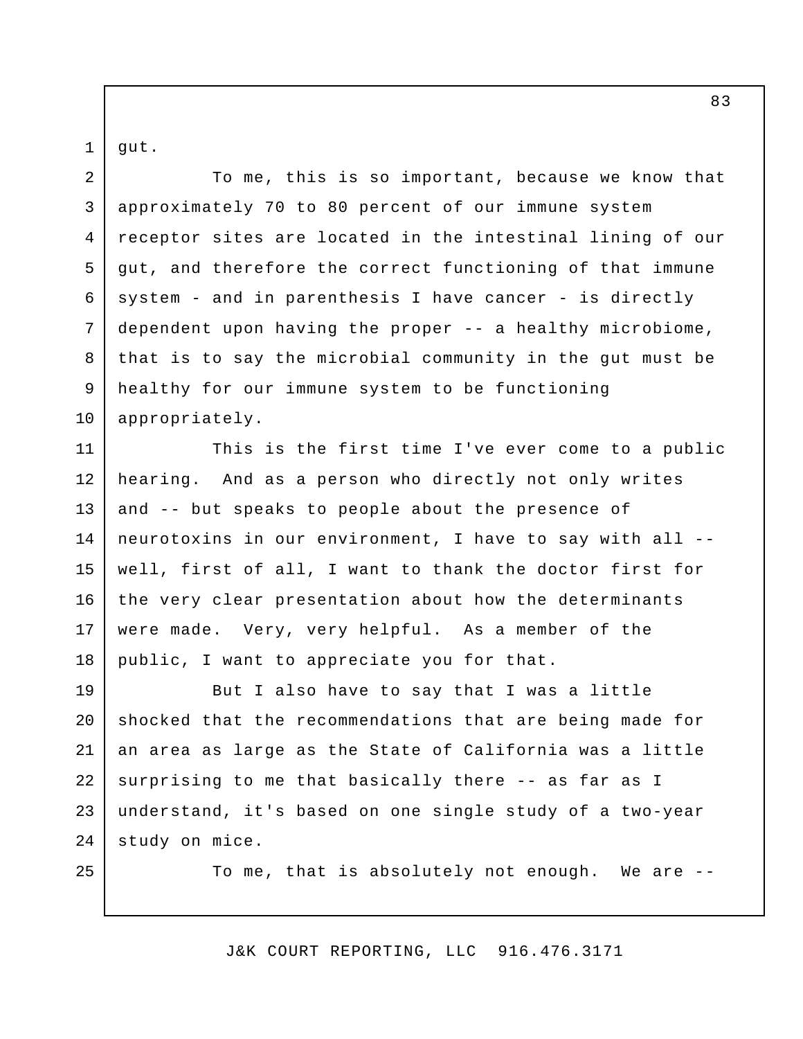gut.

To me, this is so important, because we know that approximately 70 to 80 percent of our immune system receptor sites are located in the intestinal lining of our gut, and therefore the correct functioning of that immune system - and in parenthesis I have cancer - is directly dependent upon having the proper -- a healthy microbiome, that is to say the microbial community in the gut must be healthy for our immune system to be functioning appropriately.

This is the first time I've ever come to a public hearing. And as a person who directly not only writes and -- but speaks to people about the presence of neurotoxins in our environment, I have to say with all -- well, first of all, I want to thank the doctor first for the very clear presentation about how the determinants were made. Very, very helpful. As a member of the public, I want to appreciate you for that.

But I also have to say that I was a little shocked that the recommendations that are being made for an area as large as the State of California was a little surprising to me that basically there -- as far as I understand, it's based on one single study of a two-year study on mice.

To me, that is absolutely not enough. We are --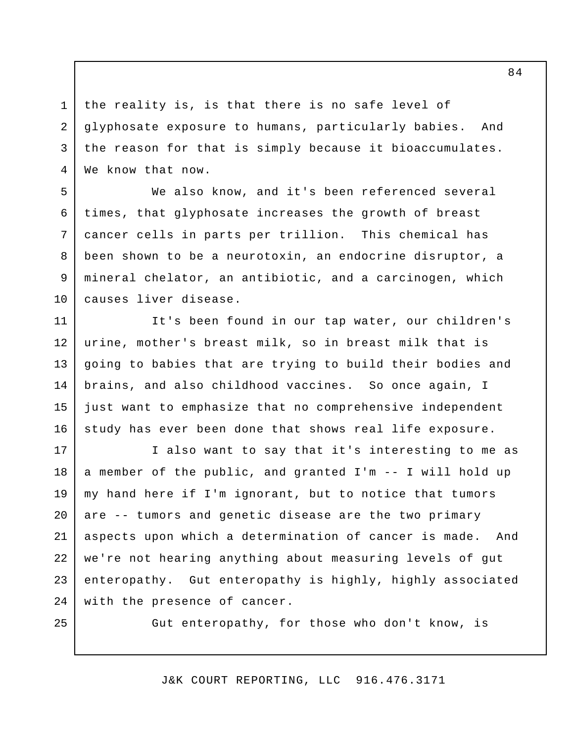the reality is, is that there is no safe level of glyphosate exposure to humans, particularly babies. And the reason for that is simply because it bioaccumulates. We know that now.

We also know, and it's been referenced several times, that glyphosate increases the growth of breast cancer cells in parts per trillion. This chemical has been shown to be a neurotoxin, an endocrine disruptor, a mineral chelator, an antibiotic, and a carcinogen, which causes liver disease.

It's been found in our tap water, our children's urine, mother's breast milk, so in breast milk that is going to babies that are trying to build their bodies and brains, and also childhood vaccines. So once again, I just want to emphasize that no comprehensive independent study has ever been done that shows real life exposure.

I also want to say that it's interesting to me as a member of the public, and granted I'm -- I will hold up my hand here if I'm ignorant, but to notice that tumors are -- tumors and genetic disease are the two primary aspects upon which a determination of cancer is made. And we're not hearing anything about measuring levels of gut enteropathy. Gut enteropathy is highly, highly associated with the presence of cancer.

Gut enteropathy, for those who don't know, is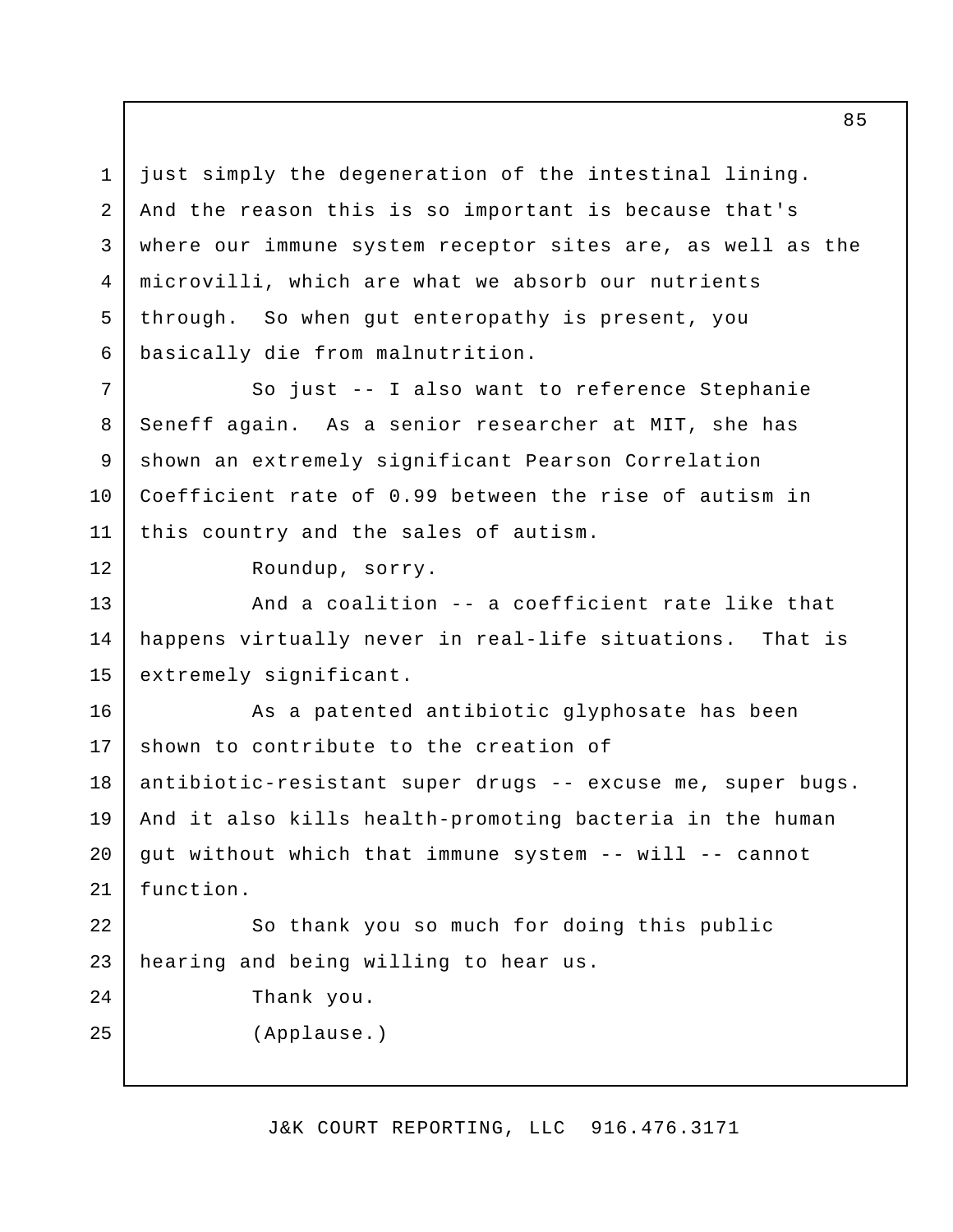just simply the degeneration of the intestinal lining. And the reason this is so important is because that's where our immune system receptor sites are, as well as the microvilli, which are what we absorb our nutrients through. So when gut enteropathy is present, you basically die from malnutrition.

So just -- I also want to reference Stephanie Seneff again. As a senior researcher at MIT, she has shown an extremely significant Pearson Correlation Coefficient rate of 0.99 between the rise of autism in this country and the sales of autism.

Roundup, sorry.

And a coalition -- a coefficient rate like that happens virtually never in real-life situations. That is extremely significant.

As a patented antibiotic glyphosate has been shown to contribute to the creation of antibiotic-resistant super drugs -- excuse me, super bugs. And it also kills health-promoting bacteria in the human gut without which that immune system -- will -- cannot function.

So thank you so much for doing this public hearing and being willing to hear us.

Thank you.

(Applause.)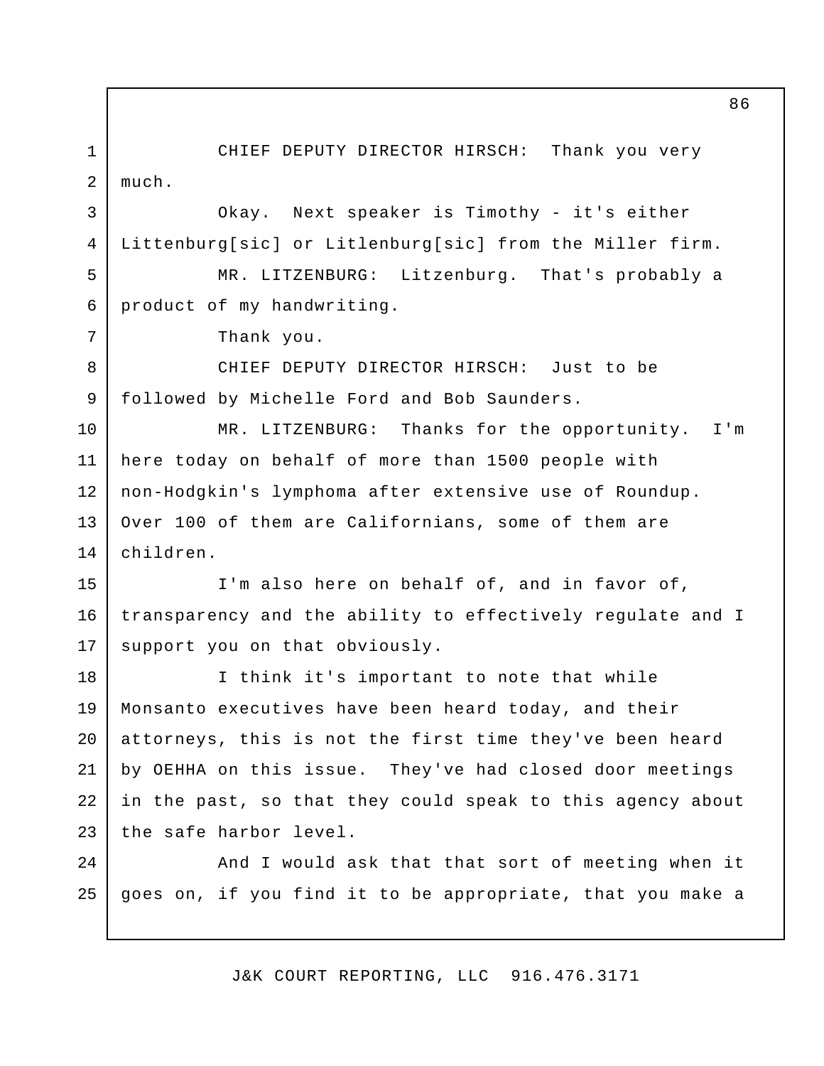CHIEF DEPUTY DIRECTOR HIRSCH: Thank you very much.

Okay. Next speaker is Timothy - it's either Littenburg[sic] or Litlenburg[sic] from the Miller firm.

MR. LITZENBURG: Litzenburg. That's probably a product of my handwriting.

Thank you.

CHIEF DEPUTY DIRECTOR HIRSCH: Just to be followed by Michelle Ford and Bob Saunders.

MR. LITZENBURG: Thanks for the opportunity. I'm here today on behalf of more than 1500 people with non-Hodgkin's lymphoma after extensive use of Roundup. Over 100 of them are Californians, some of them are children.

I'm also here on behalf of, and in favor of, transparency and the ability to effectively regulate and I support you on that obviously.

I think it's important to note that while Monsanto executives have been heard today, and their attorneys, this is not the first time they've been heard by OEHHA on this issue. They've had closed door meetings in the past, so that they could speak to this agency about the safe harbor level.

And I would ask that that sort of meeting when it goes on, if you find it to be appropriate, that you make a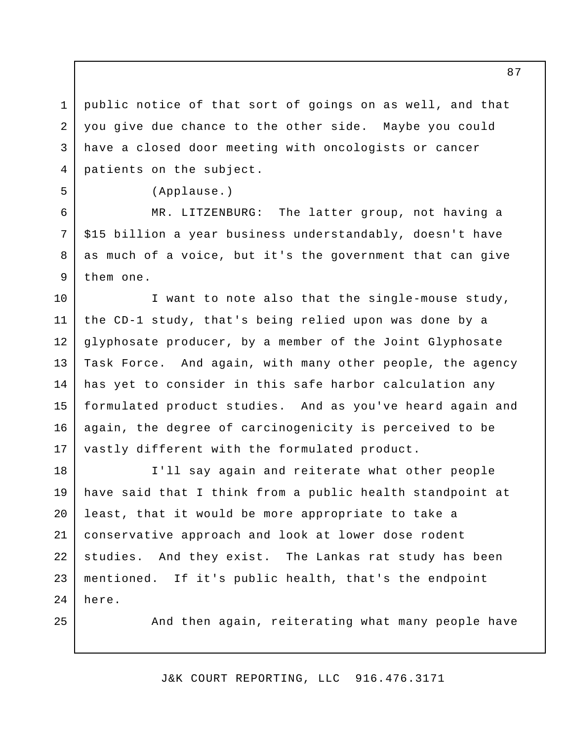public notice of that sort of goings on as well, and that you give due chance to the other side. Maybe you could have a closed door meeting with oncologists or cancer patients on the subject.

(Applause.)

MR. LITZENBURG: The latter group, not having a $15 billion a year business understandably, doesn't have as much of a voice, but it's the government that can give them one.

I want to note also that the single-mouse study, the CD-1 study, that's being relied upon was done by a glyphosate producer, by a member of the Joint Glyphosate Task Force. And again, with many other people, the agency has yet to consider in this safe harbor calculation any formulated product studies. And as you've heard again and again, the degree of carcinogenicity is perceived to be vastly different with the formulated product.

I'll say again and reiterate what other people have said that I think from a public health standpoint at least, that it would be more appropriate to take a conservative approach and look at lower dose rodent studies. And they exist. The Lankas rat study has been mentioned. If it's public health, that's the endpoint here.

And then again, reiterating what many people have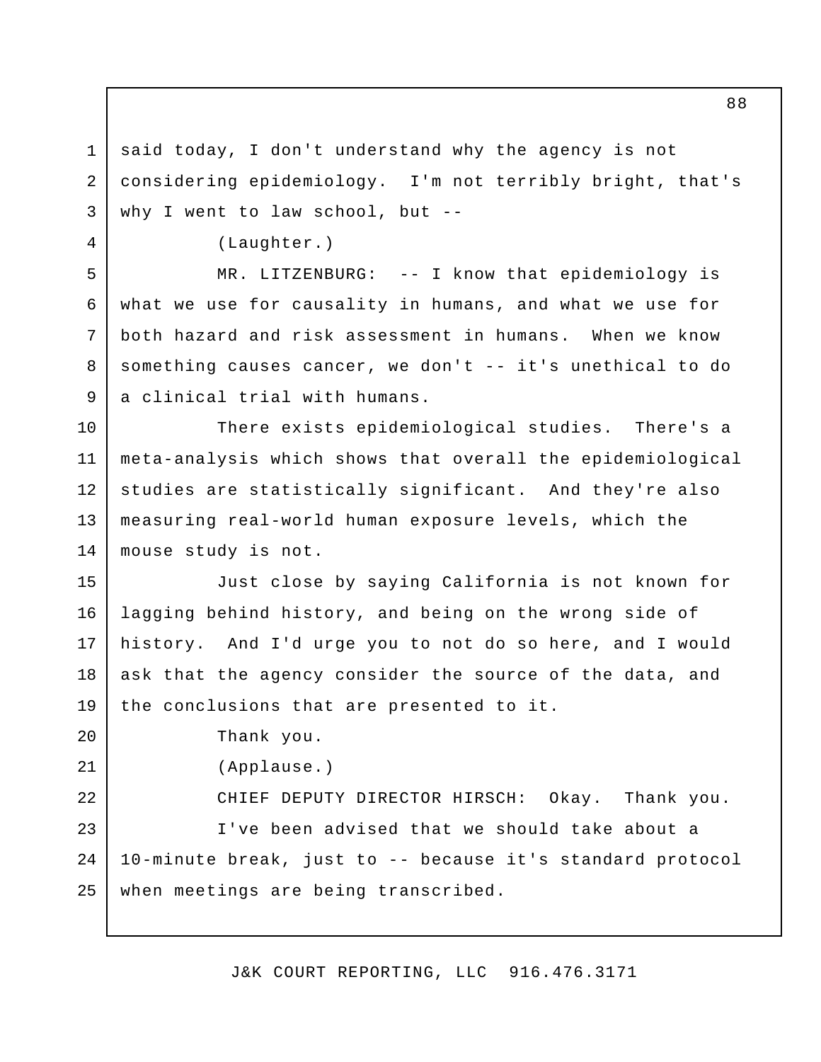said today, I don't understand why the agency is not considering epidemiology. I'm not terribly bright, that's why I went to law school, but --

(Laughter.)

MR. LITZENBURG: -- I know that epidemiology is what we use for causality in humans, and what we use for both hazard and risk assessment in humans. When we know something causes cancer, we don't -- it's unethical to do a clinical trial with humans.

There exists epidemiological studies. There's a meta-analysis which shows that overall the epidemiological studies are statistically significant. And they're also measuring real-world human exposure levels, which the mouse study is not.

Just close by saying California is not known for lagging behind history, and being on the wrong side of history. And I'd urge you to not do so here, and I would ask that the agency consider the source of the data, and the conclusions that are presented to it.

Thank you.

(Applause.)

CHIEF DEPUTY DIRECTOR HIRSCH: Okay. Thank you.

I've been advised that we should take about a 10-minute break, just to -- because it's standard protocol when meetings are being transcribed.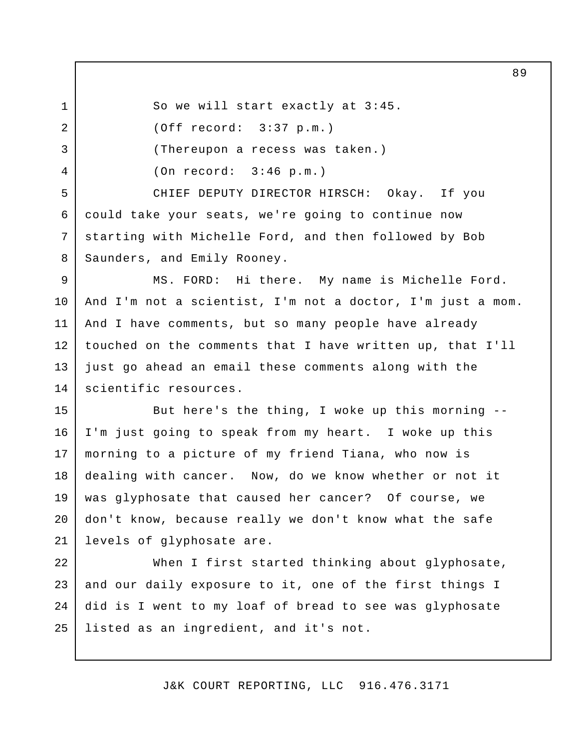So we will start exactly at 3:45.

(Off record: 3:37 p.m.)

(Thereupon a recess was taken.)

(On record: 3:46 p.m.)

CHIEF DEPUTY DIRECTOR HIRSCH: Okay. If you could take your seats, we're going to continue now starting with Michelle Ford, and then followed by Bob Saunders, and Emily Rooney.

MS. FORD: Hi there. My name is Michelle Ford. And I'm not a scientist, I'm not a doctor, I'm just a mom. And I have comments, but so many people have already touched on the comments that I have written up, that I'll just go ahead an email these comments along with the scientific resources.

But here's the thing, I woke up this morning -- I'm just going to speak from my heart. I woke up this morning to a picture of my friend Tiana, who now is dealing with cancer. Now, do we know whether or not it was glyphosate that caused her cancer? Of course, we don't know, because really we don't know what the safe levels of glyphosate are.

When I first started thinking about glyphosate, and our daily exposure to it, one of the first things I did is I went to my loaf of bread to see was glyphosate listed as an ingredient, and it's not.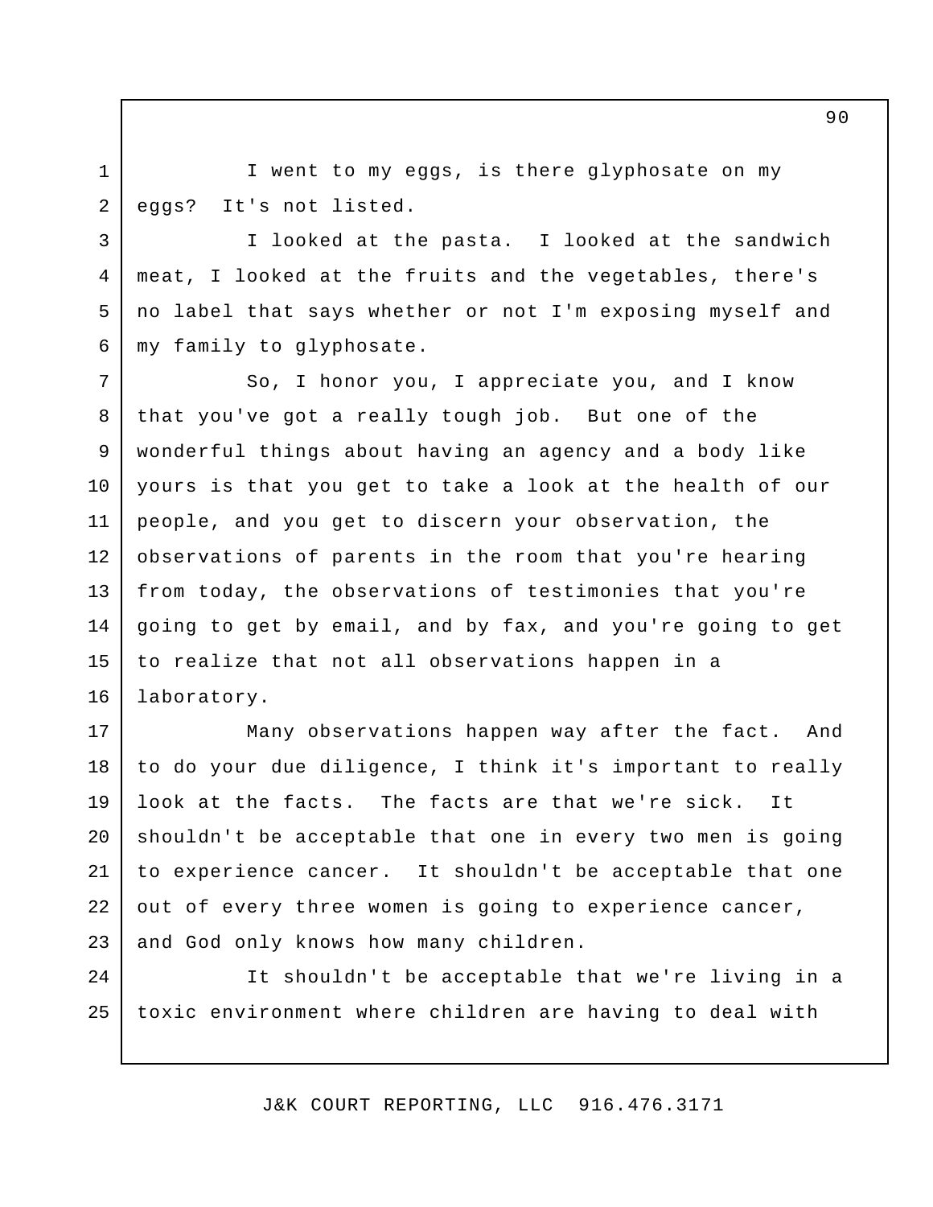I went to my eggs, is there glyphosate on my eggs? It's not listed.

I looked at the pasta. I looked at the sandwich meat, I looked at the fruits and the vegetables, there's no label that says whether or not I'm exposing myself and my family to glyphosate.

So, I honor you, I appreciate you, and I know that you've got a really tough job. But one of the wonderful things about having an agency and a body like yours is that you get to take a look at the health of our people, and you get to discern your observation, the observations of parents in the room that you're hearing from today, the observations of testimonies that you're going to get by email, and by fax, and you're going to get to realize that not all observations happen in a laboratory.

Many observations happen way after the fact. And to do your due diligence, I think it's important to really look at the facts. The facts are that we're sick. It shouldn't be acceptable that one in every two men is going to experience cancer. It shouldn't be acceptable that one out of every three women is going to experience cancer, and God only knows how many children.

It shouldn't be acceptable that we're living in a toxic environment where children are having to deal with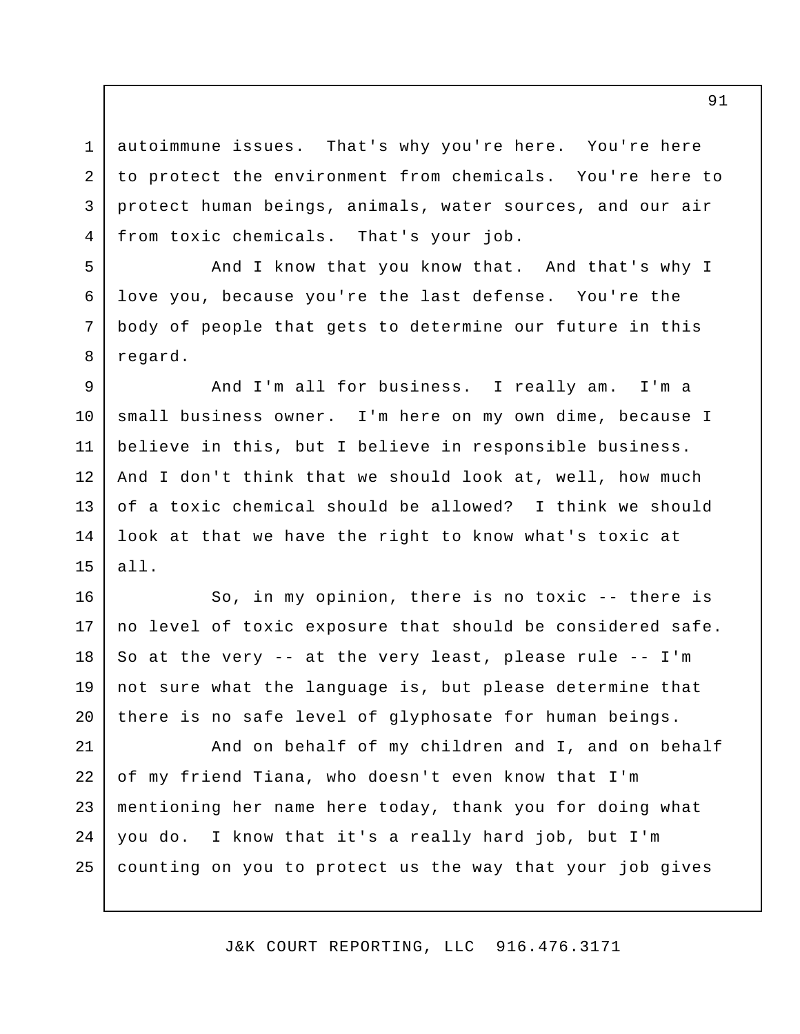autoimmune issues. That's why you're here. You're here to protect the environment from chemicals. You're here to protect human beings, animals, water sources, and our air from toxic chemicals. That's your job.

And I know that you know that. And that's why I love you, because you're the last defense. You're the body of people that gets to determine our future in this regard.

And I'm all for business. I really am. I'm a small business owner. I'm here on my own dime, because I believe in this, but I believe in responsible business. And I don't think that we should look at, well, how much of a toxic chemical should be allowed? I think we should look at that we have the right to know what's toxic at all.

So, in my opinion, there is no toxic -- there is no level of toxic exposure that should be considered safe. So at the very -- at the very least, please rule -- I'm not sure what the language is, but please determine that there is no safe level of glyphosate for human beings.

And on behalf of my children and I, and on behalf of my friend Tiana, who doesn't even know that I'm mentioning her name here today, thank you for doing what you do. I know that it's a really hard job, but I'm counting on you to protect us the way that your job gives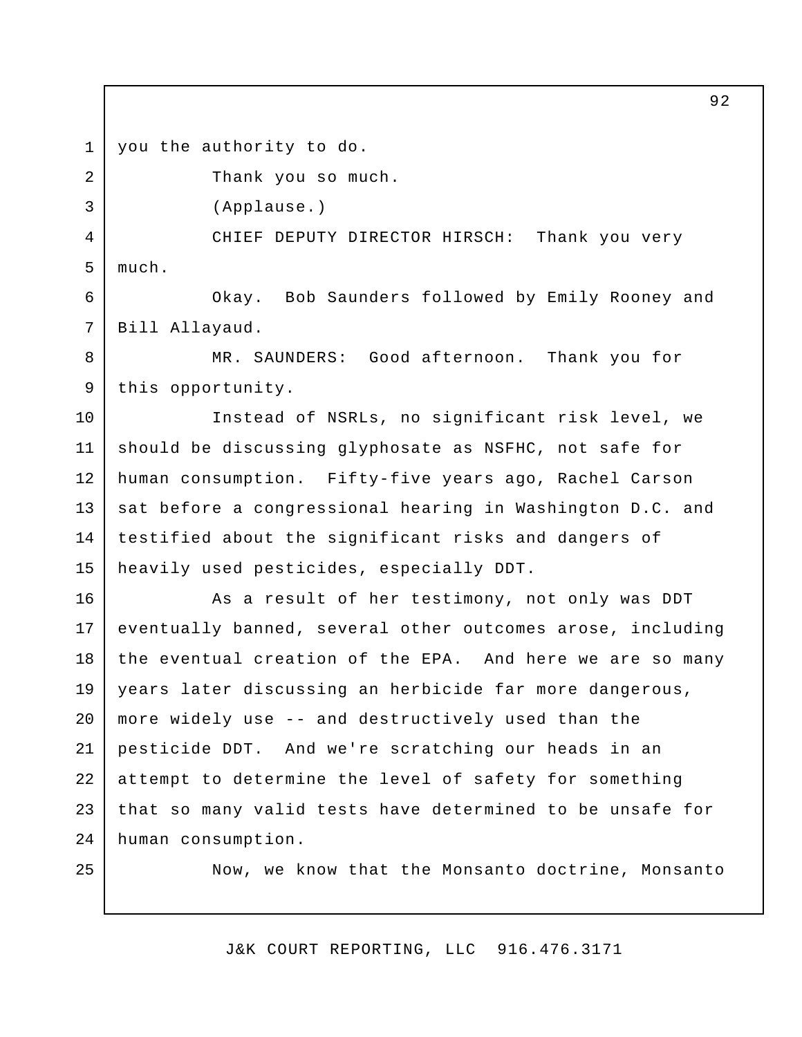you the authority to do.

Thank you so much.

(Applause.)

CHIEF DEPUTY DIRECTOR HIRSCH: Thank you very much.

Okay. Bob Saunders followed by Emily Rooney and Bill Allayaud.

MR. SAUNDERS: Good afternoon. Thank you for this opportunity.

Instead of NSRLs, no significant risk level, we should be discussing glyphosate as NSFHC, not safe for human consumption. Fifty-five years ago, Rachel Carson sat before a congressional hearing in Washington D.C. and testified about the significant risks and dangers of heavily used pesticides, especially DDT.

As a result of her testimony, not only was DDT eventually banned, several other outcomes arose, including the eventual creation of the EPA. And here we are so many years later discussing an herbicide far more dangerous, more widely use -- and destructively used than the pesticide DDT. And we're scratching our heads in an attempt to determine the level of safety for something that so many valid tests have determined to be unsafe for human consumption.

Now, we know that the Monsanto doctrine, Monsanto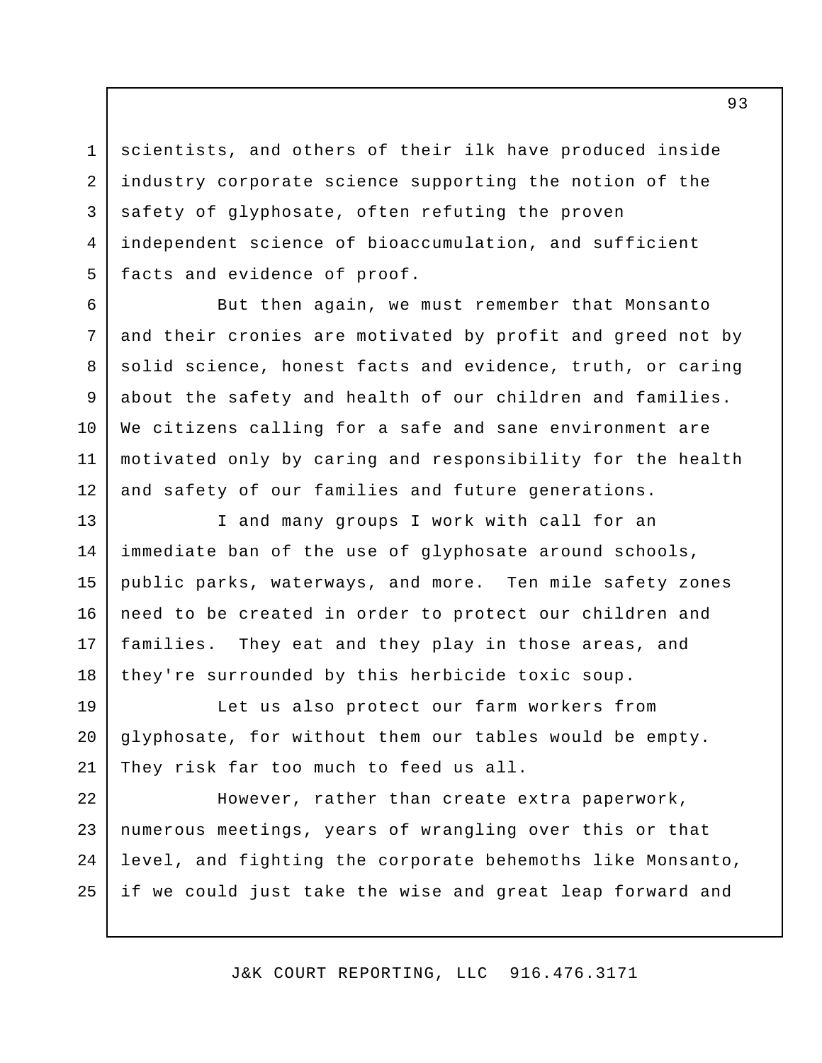scientists, and others of their ilk have produced inside industry corporate science supporting the notion of the safety of glyphosate, often refuting the proven independent science of bioaccumulation, and sufficient facts and evidence of proof.

But then again, we must remember that Monsanto and their cronies are motivated by profit and greed not by solid science, honest facts and evidence, truth, or caring about the safety and health of our children and families. We citizens calling for a safe and sane environment are motivated only by caring and responsibility for the health and safety of our families and future generations.

I and many groups I work with call for an immediate ban of the use of glyphosate around schools, public parks, waterways, and more. Ten mile safety zones need to be created in order to protect our children and families. They eat and they play in those areas, and they're surrounded by this herbicide toxic soup.

Let us also protect our farm workers from glyphosate, for without them our tables would be empty. They risk far too much to feed us all.

However, rather than create extra paperwork, numerous meetings, years of wrangling over this or that level, and fighting the corporate behemoths like Monsanto, if we could just take the wise and great leap forward and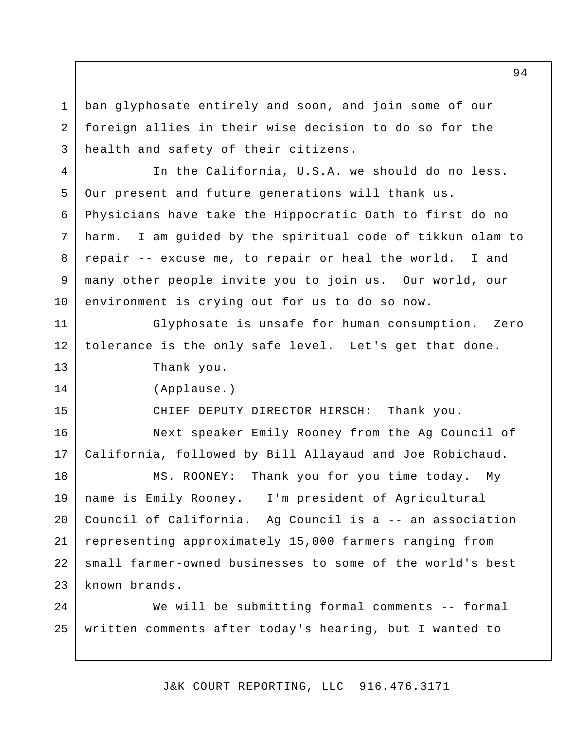ban glyphosate entirely and soon, and join some of our foreign allies in their wise decision to do so for the health and safety of their citizens.

In the California, U.S.A. we should do no less. Our present and future generations will thank us. Physicians have take the Hippocratic Oath to first do no harm. I am guided by the spiritual code of tikkun olam to repair -- excuse me, to repair or heal the world. I and many other people invite you to join us. Our world, our environment is crying out for us to do so now.

Glyphosate is unsafe for human consumption. Zero tolerance is the only safe level. Let's get that done.

Thank you.

(Applause.)

CHIEF DEPUTY DIRECTOR HIRSCH: Thank you.

Next speaker Emily Rooney from the Ag Council of California, followed by Bill Allayaud and Joe Robichaud.

MS. ROONEY: Thank you for you time today. My name is Emily Rooney. I'm president of Agricultural Council of California. Ag Council is a -- an association representing approximately 15,000 farmers ranging from small farmer-owned businesses to some of the world's best known brands.

We will be submitting formal comments -- formal written comments after today's hearing, but I wanted to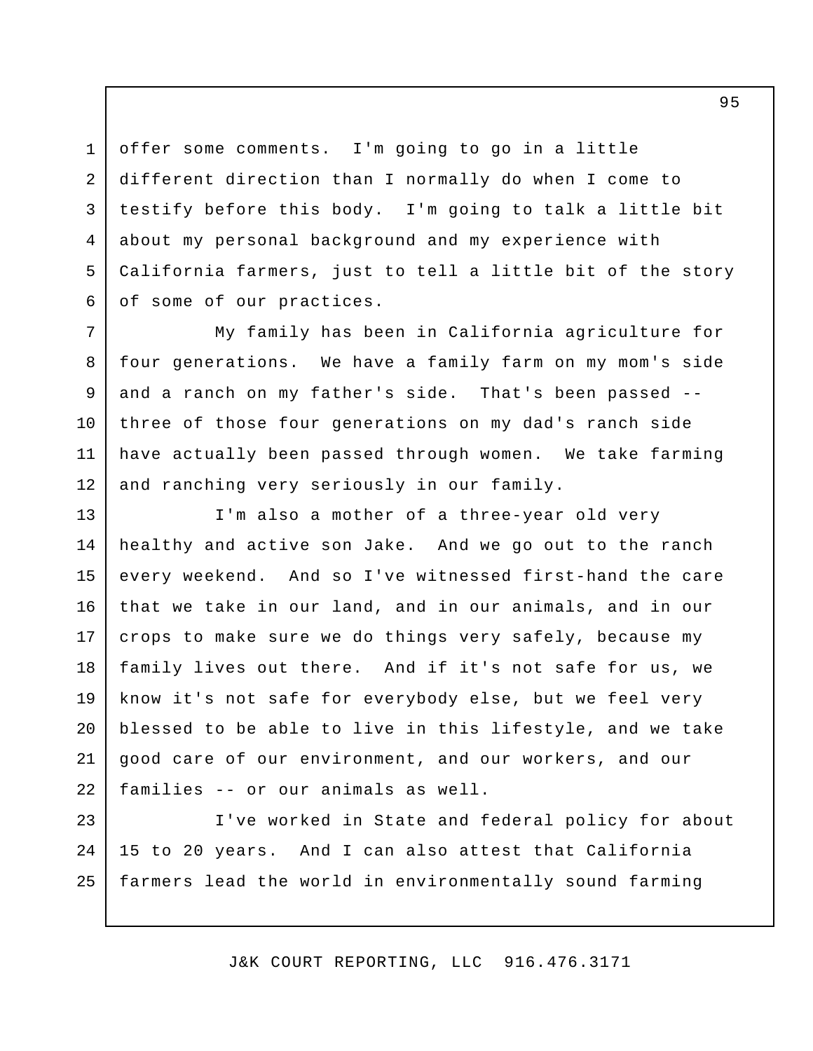offer some comments. I'm going to go in a little different direction than I normally do when I come to testify before this body. I'm going to talk a little bit about my personal background and my experience with California farmers, just to tell a little bit of the story of some of our practices.

My family has been in California agriculture for four generations. We have a family farm on my mom's side and a ranch on my father's side. That's been passed -- three of those four generations on my dad's ranch side have actually been passed through women. We take farming and ranching very seriously in our family.

I'm also a mother of a three-year old very healthy and active son Jake. And we go out to the ranch every weekend. And so I've witnessed first-hand the care that we take in our land, and in our animals, and in our crops to make sure we do things very safely, because my family lives out there. And if it's not safe for us, we know it's not safe for everybody else, but we feel very blessed to be able to live in this lifestyle, and we take good care of our environment, and our workers, and our families -- or our animals as well.

I've worked in State and federal policy for about 15 to 20 years. And I can also attest that California farmers lead the world in environmentally sound farming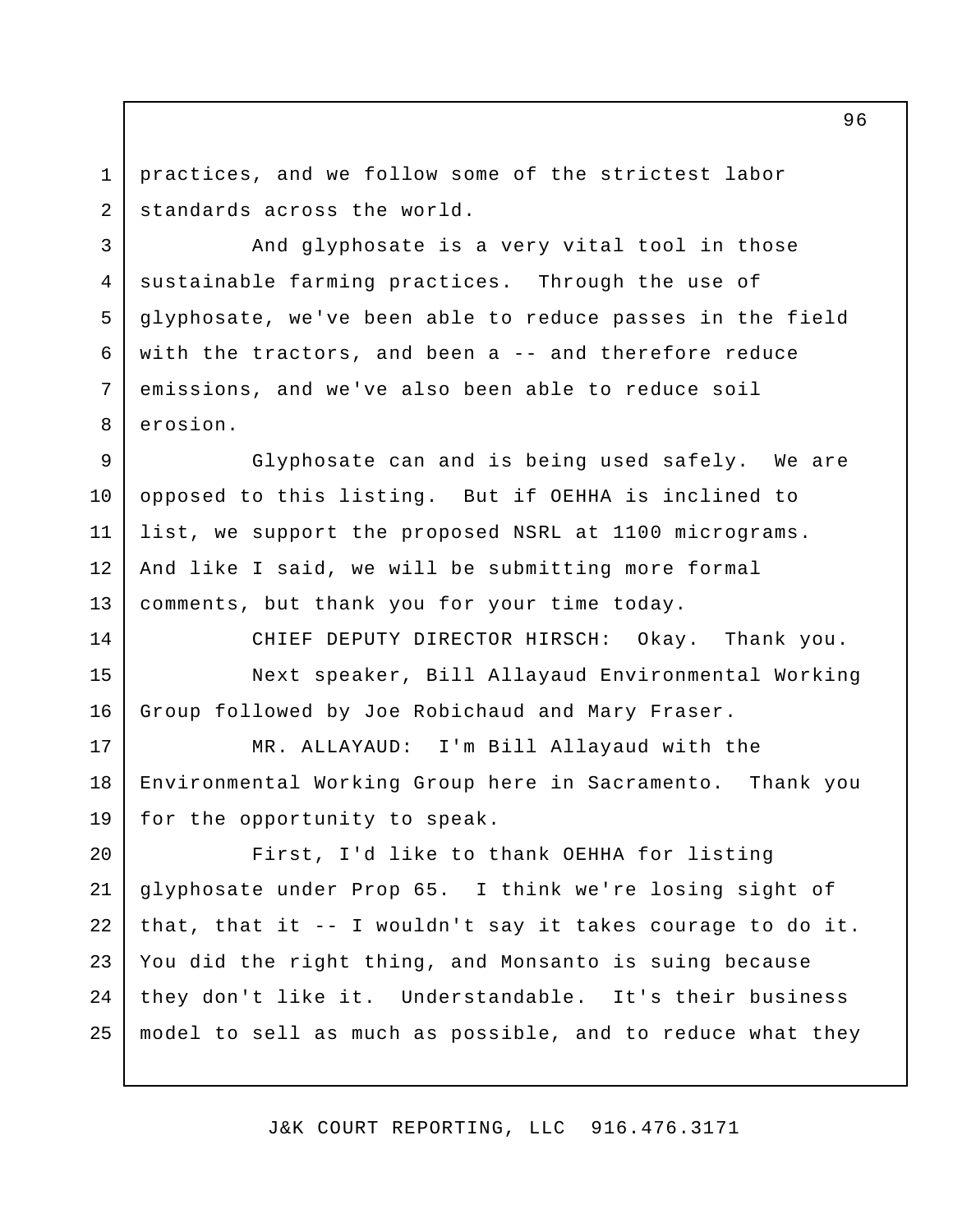practices, and we follow some of the strictest labor standards across the world.

And glyphosate is a very vital tool in those sustainable farming practices. Through the use of glyphosate, we've been able to reduce passes in the field with the tractors, and been a -- and therefore reduce emissions, and we've also been able to reduce soil erosion.

Glyphosate can and is being used safely. We are opposed to this listing. But if OEHHA is inclined to list, we support the proposed NSRL at 1100 micrograms. And like I said, we will be submitting more formal comments, but thank you for your time today.

CHIEF DEPUTY DIRECTOR HIRSCH: Okay. Thank you.

Next speaker, Bill Allayaud Environmental Working Group followed by Joe Robichaud and Mary Fraser.

MR. ALLAYAUD: I'm Bill Allayaud with the Environmental Working Group here in Sacramento. Thank you for the opportunity to speak.

First, I'd like to thank OEHHA for listing glyphosate under Prop 65. I think we're losing sight of that, that it -- I wouldn't say it takes courage to do it. You did the right thing, and Monsanto is suing because they don't like it. Understandable. It's their business model to sell as much as possible, and to reduce what they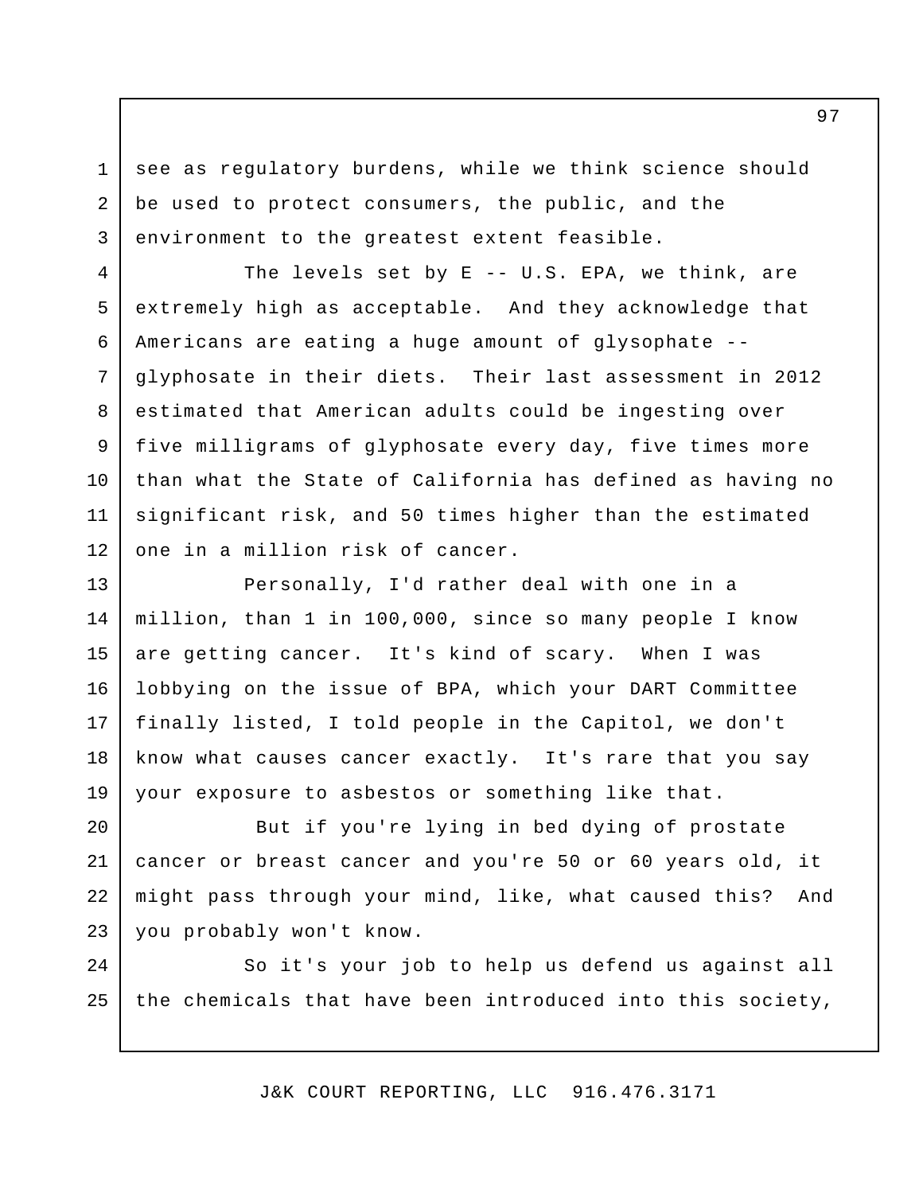see as regulatory burdens, while we think science should be used to protect consumers, the public, and the environment to the greatest extent feasible.

The levels set by E -- U.S. EPA, we think, are extremely high as acceptable. And they acknowledge that Americans are eating a huge amount of glysophate -- glyphosate in their diets. Their last assessment in 2012 estimated that American adults could be ingesting over five milligrams of glyphosate every day, five times more than what the State of California has defined as having no significant risk, and 50 times higher than the estimated one in a million risk of cancer.

Personally, I'd rather deal with one in a million, than 1 in 100,000, since so many people I know are getting cancer. It's kind of scary. When I was lobbying on the issue of BPA, which your DART Committee finally listed, I told people in the Capitol, we don't know what causes cancer exactly. It's rare that you say your exposure to asbestos or something like that.

But if you're lying in bed dying of prostate cancer or breast cancer and you're 50 or 60 years old, it might pass through your mind, like, what caused this? And you probably won't know.

So it's your job to help us defend us against all the chemicals that have been introduced into this society,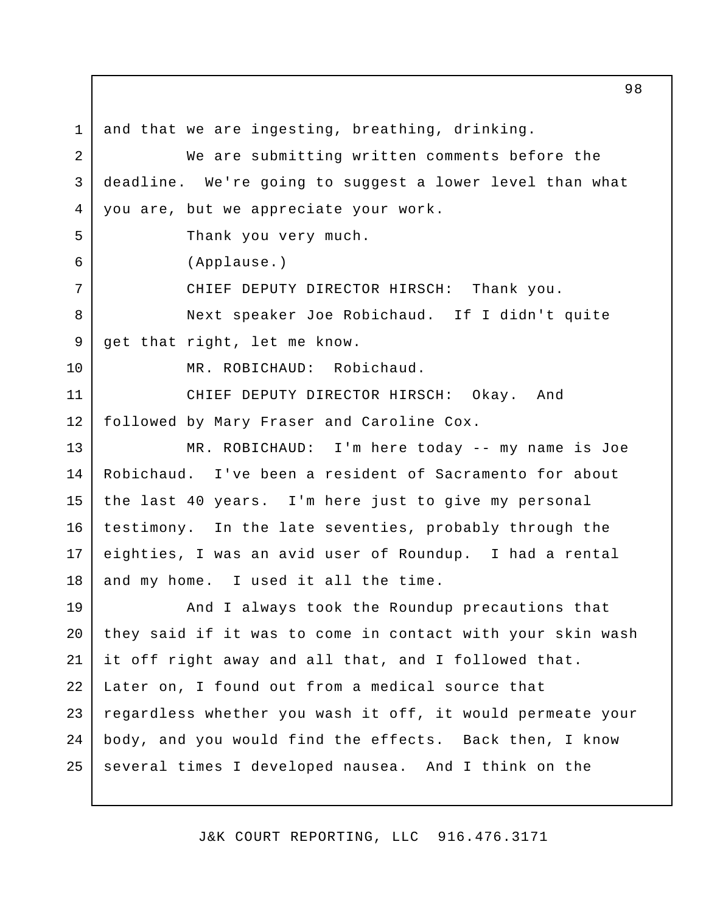and that we are ingesting, breathing, drinking.

We are submitting written comments before the deadline. We're going to suggest a lower level than what you are, but we appreciate your work.

Thank you very much.

(Applause.)

CHIEF DEPUTY DIRECTOR HIRSCH: Thank you.

Next speaker Joe Robichaud. If I didn't quite get that right, let me know.

MR. ROBICHAUD: Robichaud.

CHIEF DEPUTY DIRECTOR HIRSCH: Okay. And followed by Mary Fraser and Caroline Cox.

MR. ROBICHAUD: I'm here today -- my name is Joe Robichaud. I've been a resident of Sacramento for about the last 40 years. I'm here just to give my personal testimony. In the late seventies, probably through the eighties, I was an avid user of Roundup. I had a rental and my home. I used it all the time.

And I always took the Roundup precautions that they said if it was to come in contact with your skin wash it off right away and all that, and I followed that. Later on, I found out from a medical source that regardless whether you wash it off, it would permeate your body, and you would find the effects. Back then, I know several times I developed nausea. And I think on the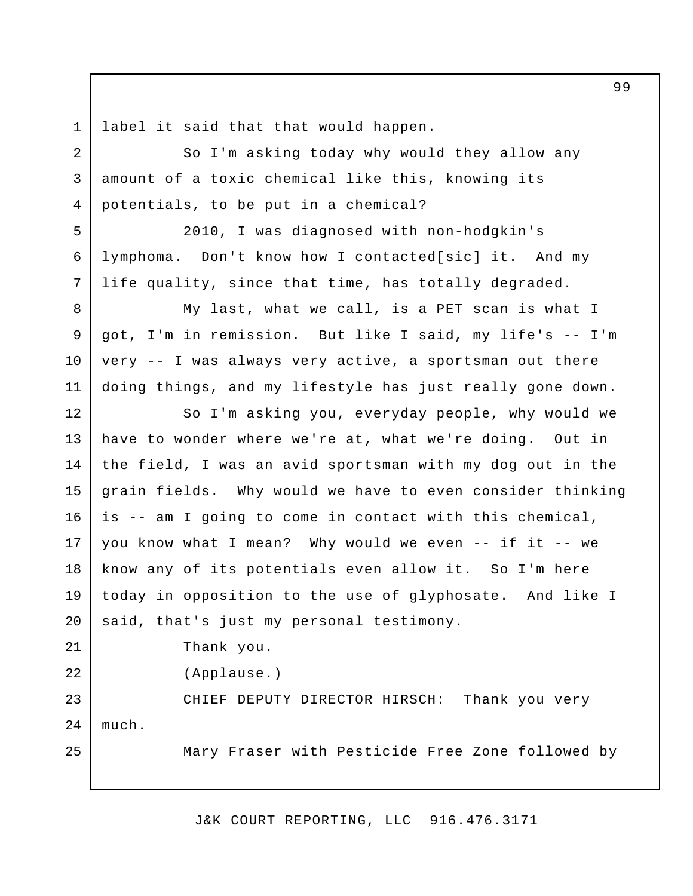label it said that that would happen.

So I'm asking today why would they allow any amount of a toxic chemical like this, knowing its potentials, to be put in a chemical?

2010, I was diagnosed with non-hodgkin's lymphoma. Don't know how I contacted[sic] it. And my life quality, since that time, has totally degraded.

My last, what we call, is a PET scan is what I got, I'm in remission. But like I said, my life's -- I'm very -- I was always very active, a sportsman out there doing things, and my lifestyle has just really gone down.

So I'm asking you, everyday people, why would we have to wonder where we're at, what we're doing. Out in the field, I was an avid sportsman with my dog out in the grain fields. Why would we have to even consider thinking is -- am I going to come in contact with this chemical, you know what I mean? Why would we even -- if it -- we know any of its potentials even allow it. So I'm here today in opposition to the use of glyphosate. And like I said, that's just my personal testimony.

Thank you.

(Applause.)

CHIEF DEPUTY DIRECTOR HIRSCH: Thank you very much.

Mary Fraser with Pesticide Free Zone followed by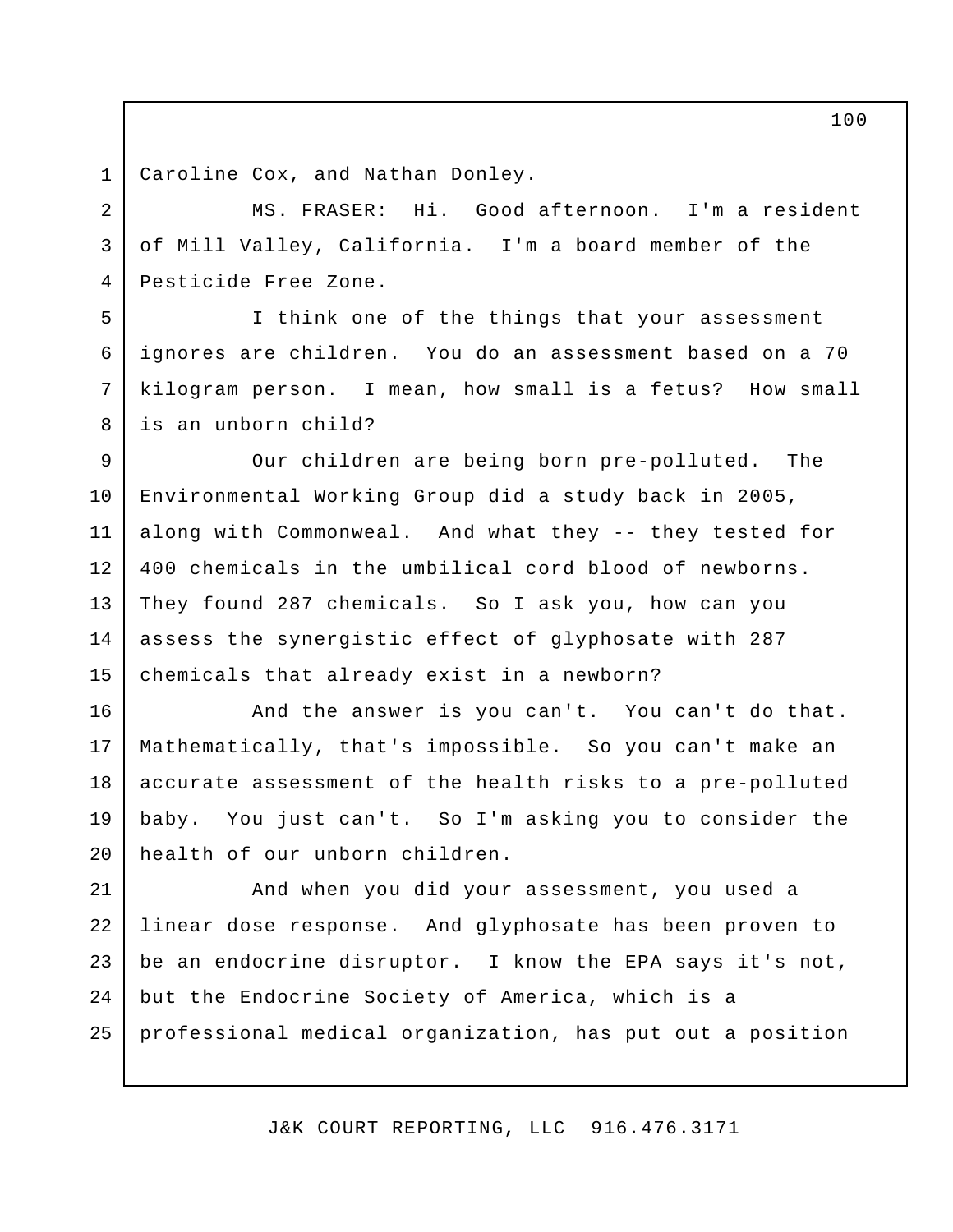Caroline Cox, and Nathan Donley.

MS. FRASER: Hi. Good afternoon. I'm a resident of Mill Valley, California. I'm a board member of the Pesticide Free Zone.

I think one of the things that your assessment ignores are children. You do an assessment based on a 70 kilogram person. I mean, how small is a fetus? How small is an unborn child?

Our children are being born pre-polluted. The Environmental Working Group did a study back in 2005, along with Commonweal. And what they -- they tested for 400 chemicals in the umbilical cord blood of newborns. They found 287 chemicals. So I ask you, how can you assess the synergistic effect of glyphosate with 287 chemicals that already exist in a newborn?

And the answer is you can't. You can't do that. Mathematically, that's impossible. So you can't make an accurate assessment of the health risks to a pre-polluted baby. You just can't. So I'm asking you to consider the health of our unborn children.

And when you did your assessment, you used a linear dose response. And glyphosate has been proven to be an endocrine disruptor. I know the EPA says it's not, but the Endocrine Society of America, which is a professional medical organization, has put out a position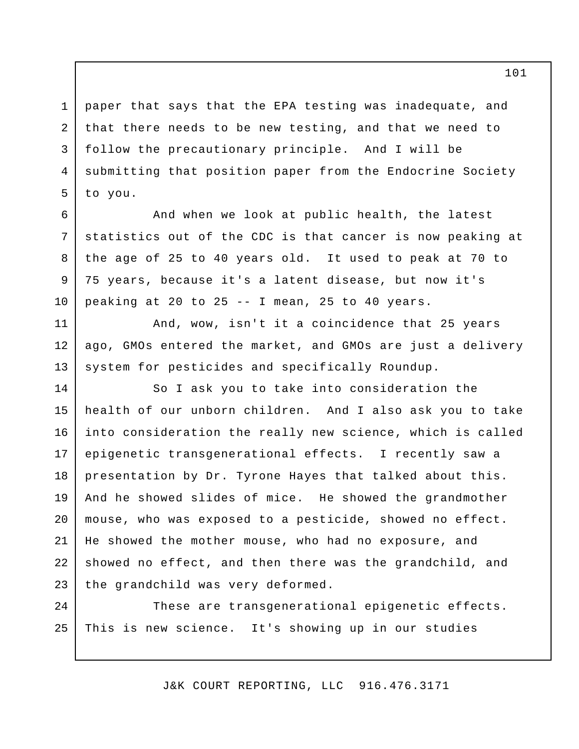paper that says that the EPA testing was inadequate, and that there needs to be new testing, and that we need to follow the precautionary principle. And I will be submitting that position paper from the Endocrine Society to you.

And when we look at public health, the latest statistics out of the CDC is that cancer is now peaking at the age of 25 to 40 years old. It used to peak at 70 to 75 years, because it's a latent disease, but now it's peaking at 20 to 25 -- I mean, 25 to 40 years.

And, wow, isn't it a coincidence that 25 years ago, GMOs entered the market, and GMOs are just a delivery system for pesticides and specifically Roundup.

So I ask you to take into consideration the health of our unborn children. And I also ask you to take into consideration the really new science, which is called epigenetic transgenerational effects. I recently saw a presentation by Dr. Tyrone Hayes that talked about this. And he showed slides of mice. He showed the grandmother mouse, who was exposed to a pesticide, showed no effect. He showed the mother mouse, who had no exposure, and showed no effect, and then there was the grandchild, and the grandchild was very deformed.

These are transgenerational epigenetic effects. This is new science. It's showing up in our studies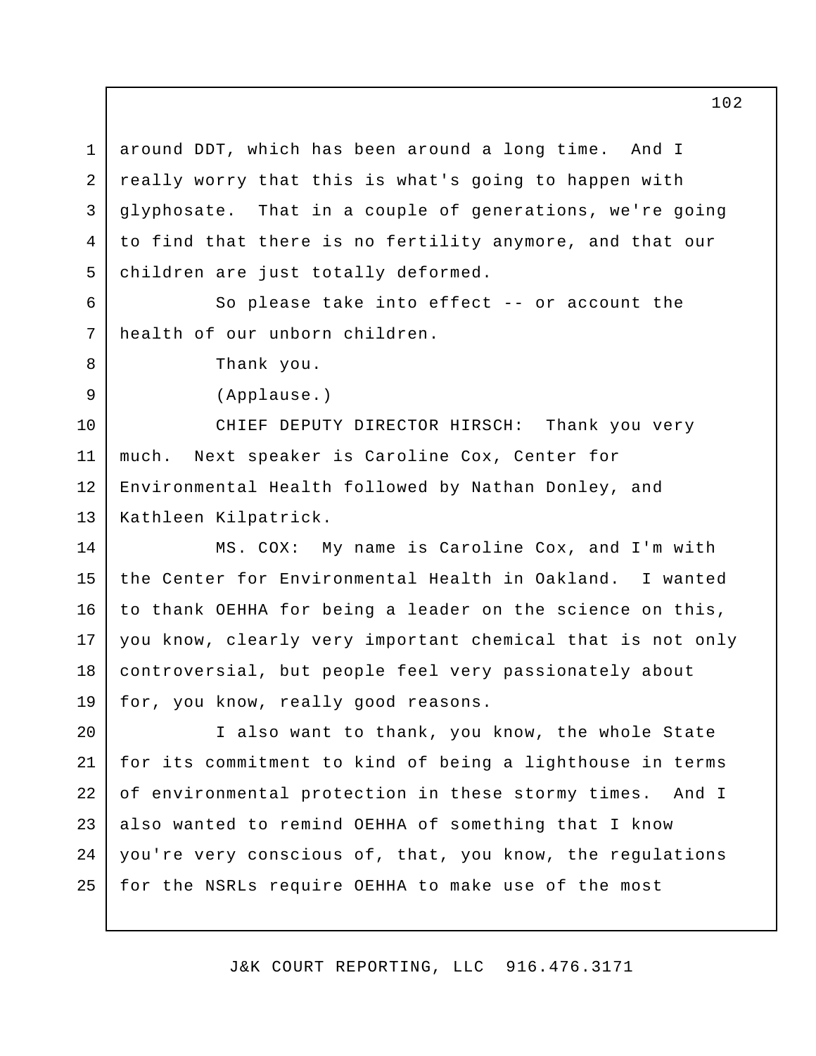around DDT, which has been around a long time. And I really worry that this is what's going to happen with glyphosate. That in a couple of generations, we're going to find that there is no fertility anymore, and that our children are just totally deformed.

So please take into effect -- or account the health of our unborn children.

Thank you.

(Applause.)

CHIEF DEPUTY DIRECTOR HIRSCH: Thank you very much. Next speaker is Caroline Cox, Center for Environmental Health followed by Nathan Donley, and Kathleen Kilpatrick.

MS. COX: My name is Caroline Cox, and I'm with the Center for Environmental Health in Oakland. I wanted to thank OEHHA for being a leader on the science on this, you know, clearly very important chemical that is not only controversial, but people feel very passionately about for, you know, really good reasons.

I also want to thank, you know, the whole State for its commitment to kind of being a lighthouse in terms of environmental protection in these stormy times. And I also wanted to remind OEHHA of something that I know you're very conscious of, that, you know, the regulations for the NSRLs require OEHHA to make use of the most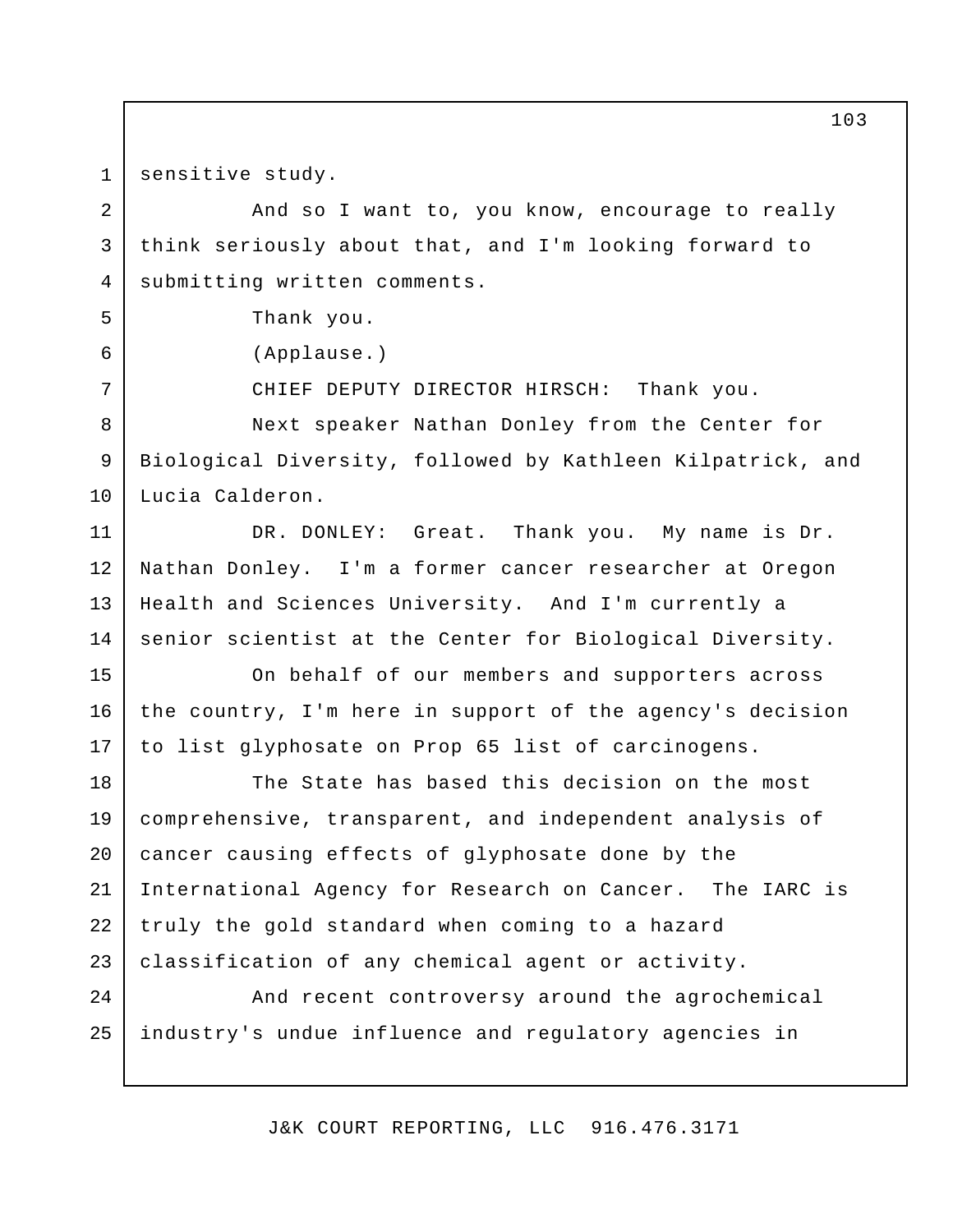sensitive study.

And so I want to, you know, encourage to really think seriously about that, and I'm looking forward to submitting written comments.

Thank you.

(Applause.)

CHIEF DEPUTY DIRECTOR HIRSCH: Thank you.

Next speaker Nathan Donley from the Center for Biological Diversity, followed by Kathleen Kilpatrick, and Lucia Calderon.

DR. DONLEY: Great. Thank you. My name is Dr. Nathan Donley. I'm a former cancer researcher at Oregon Health and Sciences University. And I'm currently a senior scientist at the Center for Biological Diversity.

On behalf of our members and supporters across the country, I'm here in support of the agency's decision to list glyphosate on Prop 65 list of carcinogens.

The State has based this decision on the most comprehensive, transparent, and independent analysis of cancer causing effects of glyphosate done by the International Agency for Research on Cancer. The IARC is truly the gold standard when coming to a hazard classification of any chemical agent or activity.

And recent controversy around the agrochemical industry's undue influence and regulatory agencies in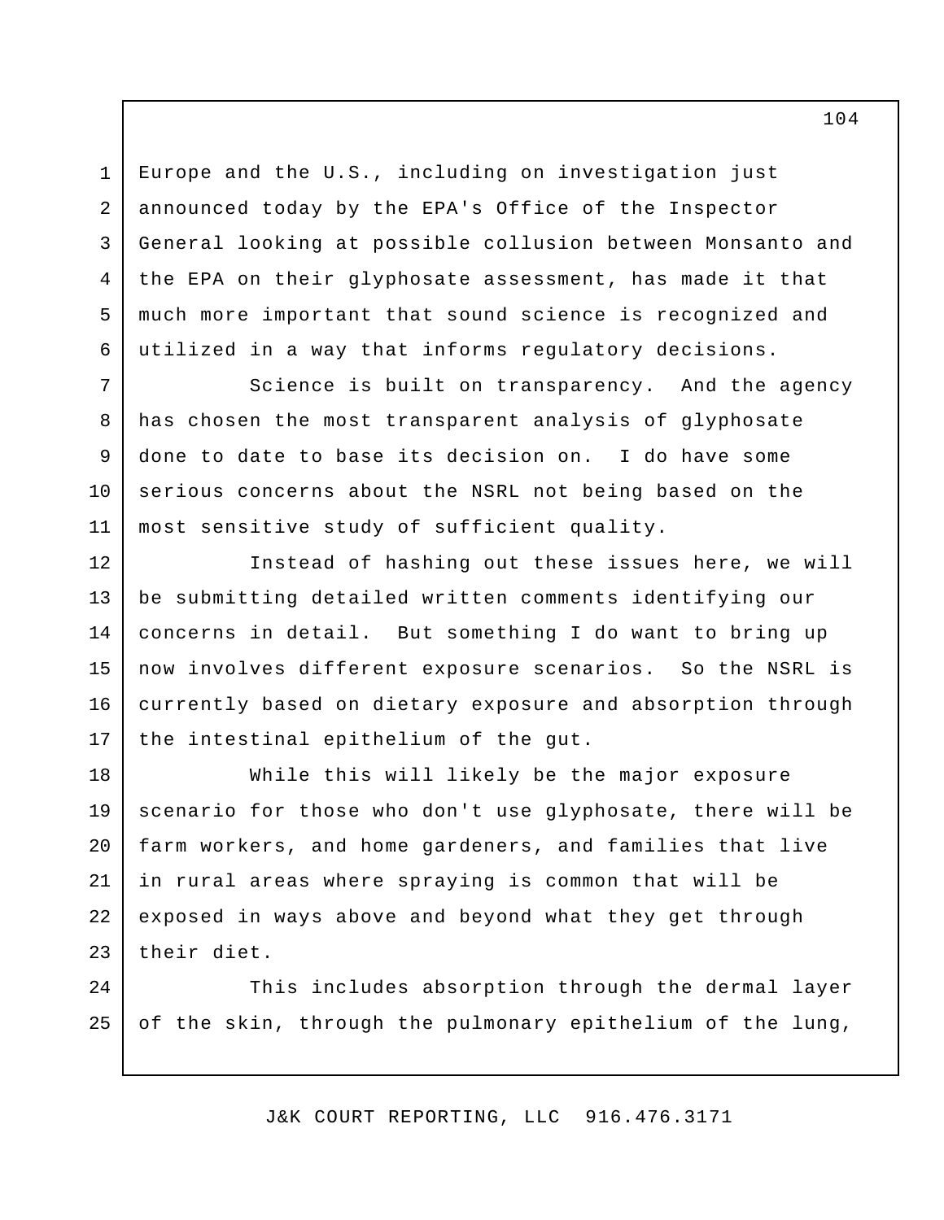Europe and the U.S., including on investigation just announced today by the EPA's Office of the Inspector General looking at possible collusion between Monsanto and the EPA on their glyphosate assessment, has made it that much more important that sound science is recognized and utilized in a way that informs regulatory decisions.

Science is built on transparency. And the agency has chosen the most transparent analysis of glyphosate done to date to base its decision on. I do have some serious concerns about the NSRL not being based on the most sensitive study of sufficient quality.

Instead of hashing out these issues here, we will be submitting detailed written comments identifying our concerns in detail. But something I do want to bring up now involves different exposure scenarios. So the NSRL is currently based on dietary exposure and absorption through the intestinal epithelium of the gut.

While this will likely be the major exposure scenario for those who don't use glyphosate, there will be farm workers, and home gardeners, and families that live in rural areas where spraying is common that will be exposed in ways above and beyond what they get through their diet.

This includes absorption through the dermal layer of the skin, through the pulmonary epithelium of the lung,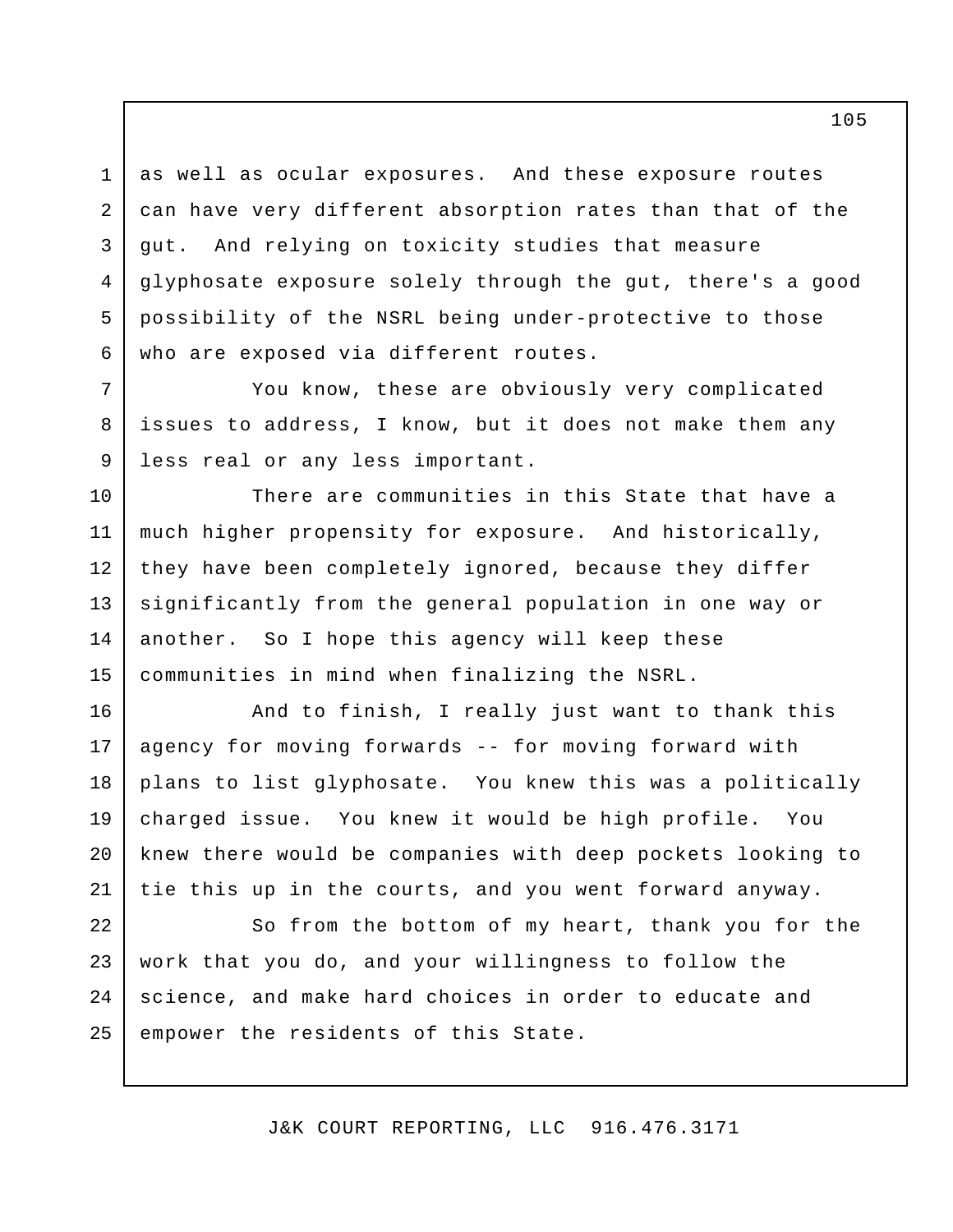as well as ocular exposures. And these exposure routes can have very different absorption rates than that of the gut. And relying on toxicity studies that measure glyphosate exposure solely through the gut, there's a good possibility of the NSRL being under-protective to those who are exposed via different routes.

You know, these are obviously very complicated issues to address, I know, but it does not make them any less real or any less important.

There are communities in this State that have a much higher propensity for exposure. And historically, they have been completely ignored, because they differ significantly from the general population in one way or another. So I hope this agency will keep these communities in mind when finalizing the NSRL.

And to finish, I really just want to thank this agency for moving forwards -- for moving forward with plans to list glyphosate. You knew this was a politically charged issue. You knew it would be high profile. You knew there would be companies with deep pockets looking to tie this up in the courts, and you went forward anyway.

So from the bottom of my heart, thank you for the work that you do, and your willingness to follow the science, and make hard choices in order to educate and empower the residents of this State.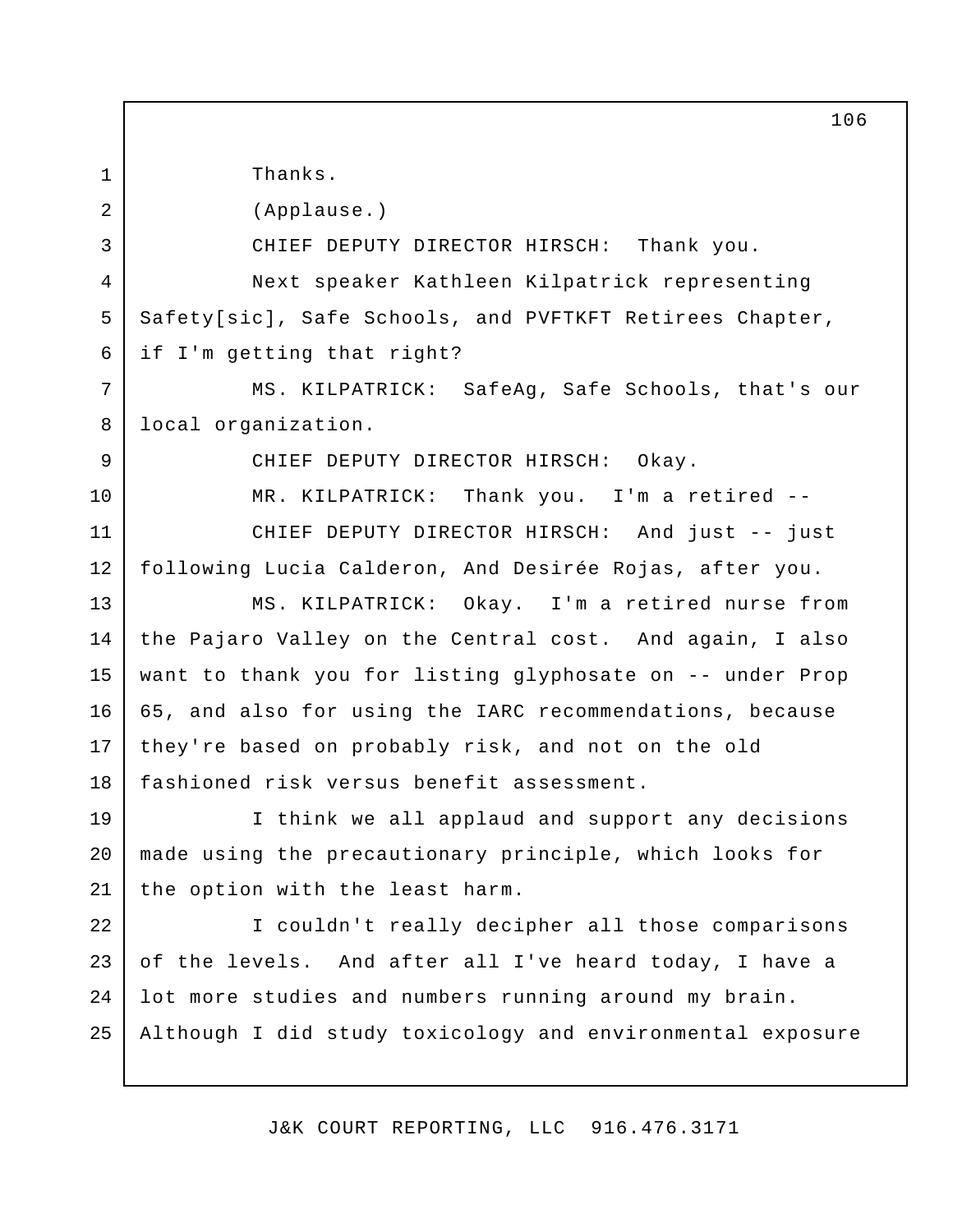Thanks.

(Applause.)

CHIEF DEPUTY DIRECTOR HIRSCH: Thank you.

Next speaker Kathleen Kilpatrick representing Safety[sic], Safe Schools, and PVFTKFT Retirees Chapter, if I'm getting that right?

MS. KILPATRICK: SafeAg, Safe Schools, that's our local organization.

CHIEF DEPUTY DIRECTOR HIRSCH: Okay.

MR. KILPATRICK: Thank you. I'm a retired --

CHIEF DEPUTY DIRECTOR HIRSCH: And just -- just following Lucia Calderon, And Desirée Rojas, after you.

MS. KILPATRICK: Okay. I'm a retired nurse from the Pajaro Valley on the Central cost. And again, I also want to thank you for listing glyphosate on -- under Prop 65, and also for using the IARC recommendations, because they're based on probably risk, and not on the old fashioned risk versus benefit assessment.

I think we all applaud and support any decisions made using the precautionary principle, which looks for the option with the least harm.

I couldn't really decipher all those comparisons of the levels. And after all I've heard today, I have a lot more studies and numbers running around my brain. Although I did study toxicology and environmental exposure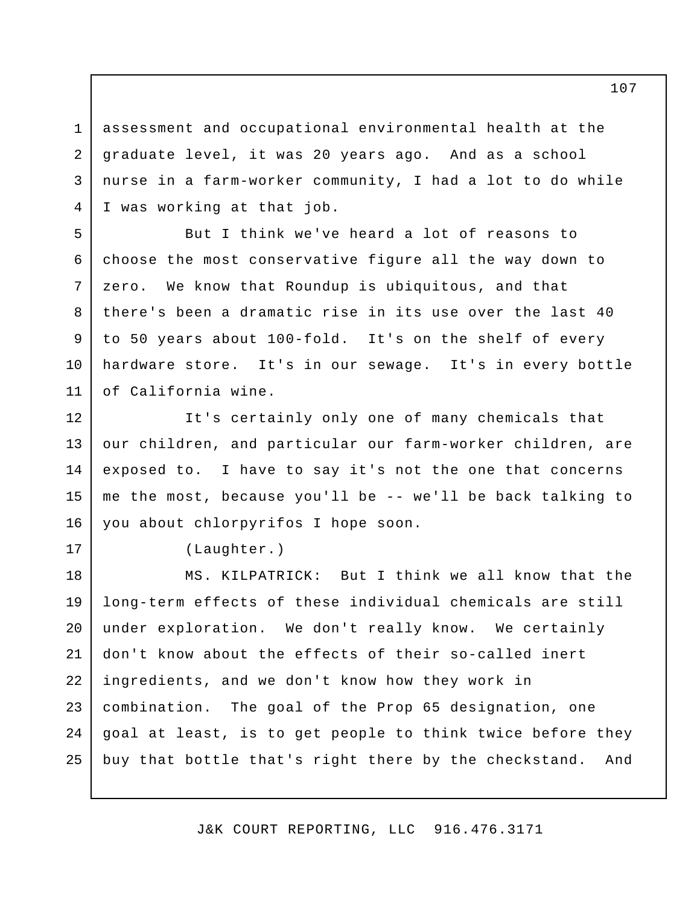assessment and occupational environmental health at the graduate level, it was 20 years ago. And as a school nurse in a farm-worker community, I had a lot to do while I was working at that job.

But I think we've heard a lot of reasons to choose the most conservative figure all the way down to zero. We know that Roundup is ubiquitous, and that there's been a dramatic rise in its use over the last 40 to 50 years about 100-fold. It's on the shelf of every hardware store. It's in our sewage. It's in every bottle of California wine.

It's certainly only one of many chemicals that our children, and particular our farm-worker children, are exposed to. I have to say it's not the one that concerns me the most, because you'll be -- we'll be back talking to you about chlorpyrifos I hope soon.

(Laughter.)

MS. KILPATRICK: But I think we all know that the long-term effects of these individual chemicals are still under exploration. We don't really know. We certainly don't know about the effects of their so-called inert ingredients, and we don't know how they work in combination. The goal of the Prop 65 designation, one goal at least, is to get people to think twice before they buy that bottle that's right there by the checkstand. And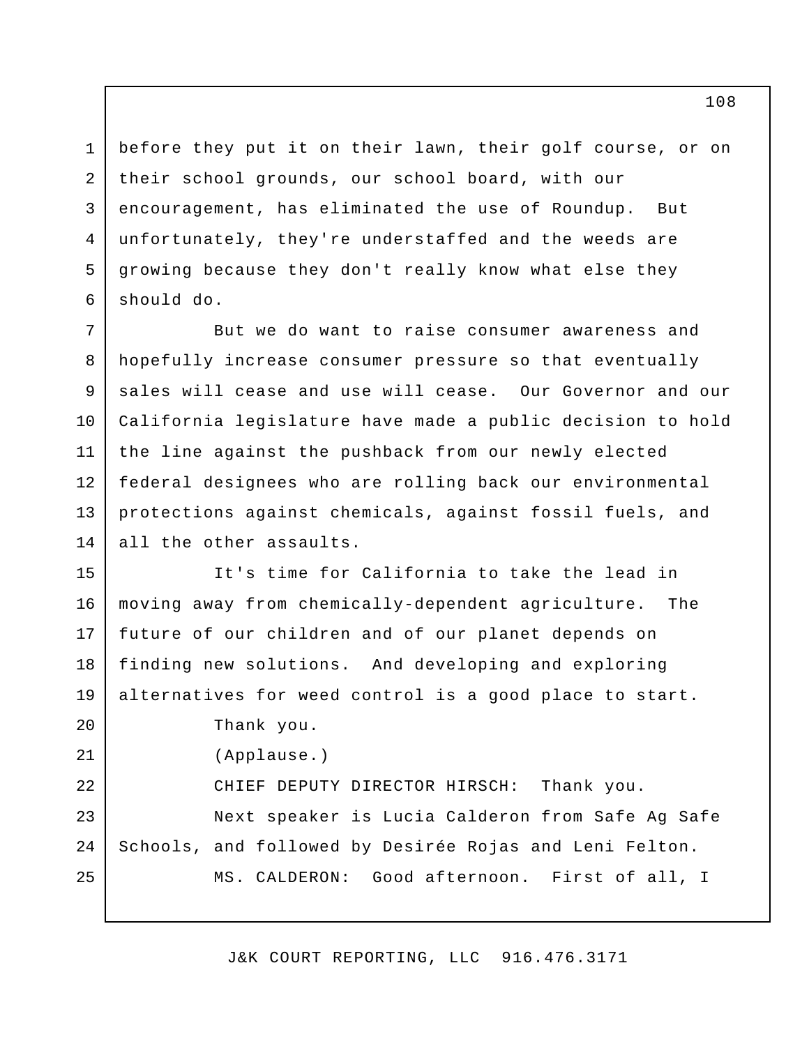before they put it on their lawn, their golf course, or on their school grounds, our school board, with our encouragement, has eliminated the use of Roundup. But unfortunately, they're understaffed and the weeds are growing because they don't really know what else they should do.

But we do want to raise consumer awareness and hopefully increase consumer pressure so that eventually sales will cease and use will cease. Our Governor and our California legislature have made a public decision to hold the line against the pushback from our newly elected federal designees who are rolling back our environmental protections against chemicals, against fossil fuels, and all the other assaults.

It's time for California to take the lead in moving away from chemically-dependent agriculture. The future of our children and of our planet depends on finding new solutions. And developing and exploring alternatives for weed control is a good place to start.

Thank you.

(Applause.)

CHIEF DEPUTY DIRECTOR HIRSCH: Thank you.

Next speaker is Lucia Calderon from Safe Ag Safe Schools, and followed by Desirée Rojas and Leni Felton.

MS. CALDERON: Good afternoon. First of all, I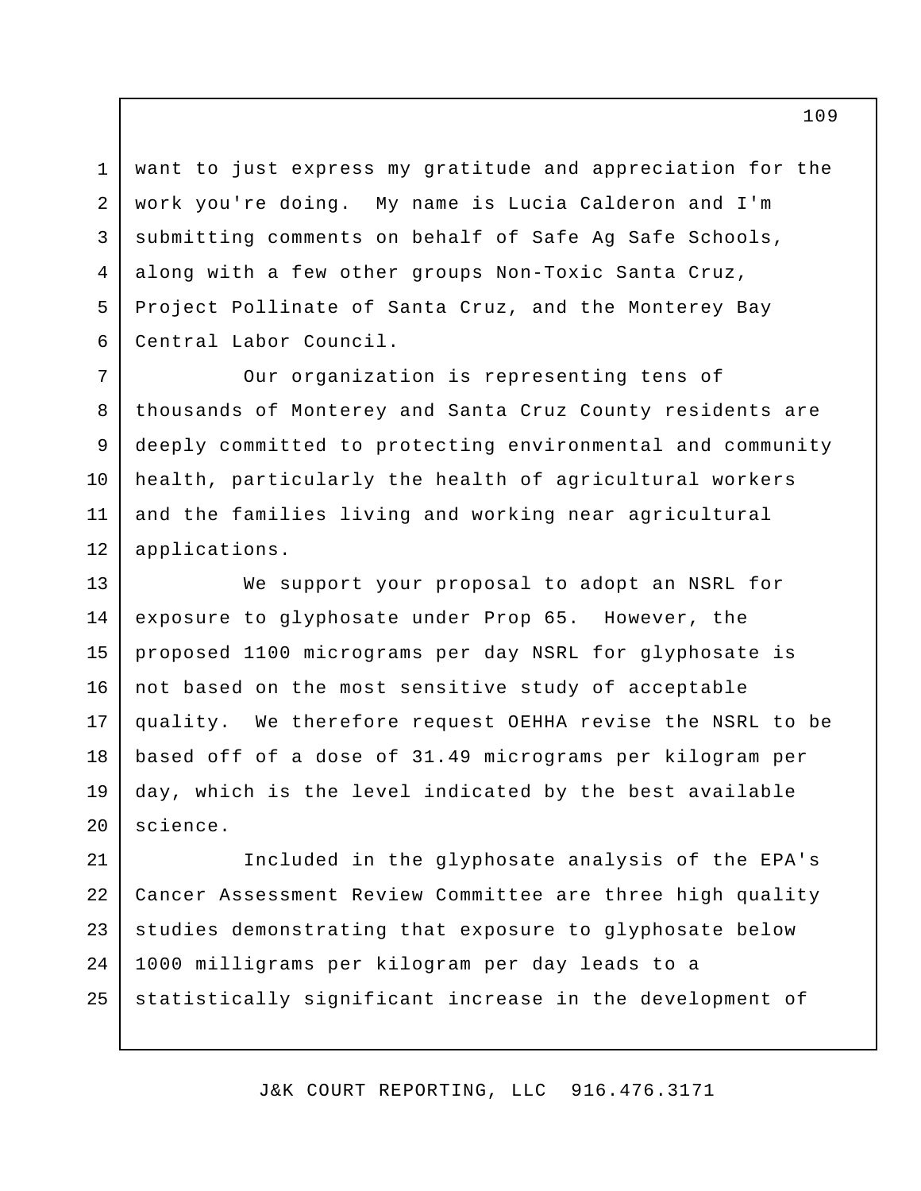want to just express my gratitude and appreciation for the work you're doing. My name is Lucia Calderon and I'm submitting comments on behalf of Safe Ag Safe Schools, along with a few other groups Non-Toxic Santa Cruz, Project Pollinate of Santa Cruz, and the Monterey Bay Central Labor Council.

Our organization is representing tens of thousands of Monterey and Santa Cruz County residents are deeply committed to protecting environmental and community health, particularly the health of agricultural workers and the families living and working near agricultural applications.

We support your proposal to adopt an NSRL for exposure to glyphosate under Prop 65. However, the proposed 1100 micrograms per day NSRL for glyphosate is not based on the most sensitive study of acceptable quality. We therefore request OEHHA revise the NSRL to be based off of a dose of 31.49 micrograms per kilogram per day, which is the level indicated by the best available science.

Included in the glyphosate analysis of the EPA's Cancer Assessment Review Committee are three high quality studies demonstrating that exposure to glyphosate below 1000 milligrams per kilogram per day leads to a statistically significant increase in the development of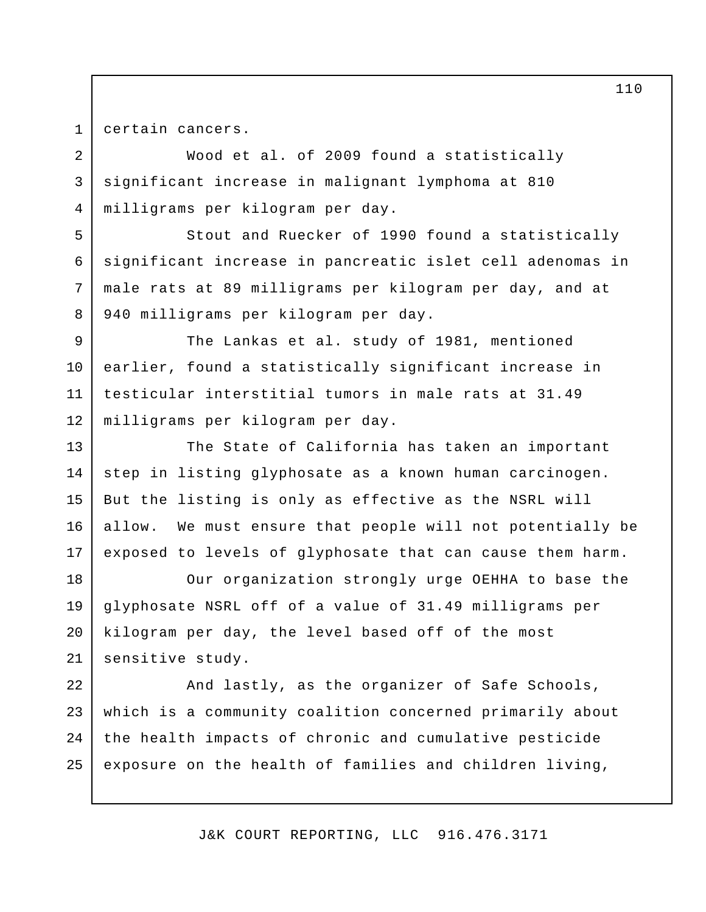certain cancers.

Wood et al. of 2009 found a statistically significant increase in malignant lymphoma at 810 milligrams per kilogram per day.

Stout and Ruecker of 1990 found a statistically significant increase in pancreatic islet cell adenomas in male rats at 89 milligrams per kilogram per day, and at 940 milligrams per kilogram per day.

The Lankas et al. study of 1981, mentioned earlier, found a statistically significant increase in testicular interstitial tumors in male rats at 31.49 milligrams per kilogram per day.

The State of California has taken an important step in listing glyphosate as a known human carcinogen. But the listing is only as effective as the NSRL will allow. We must ensure that people will not potentially be exposed to levels of glyphosate that can cause them harm.

Our organization strongly urge OEHHA to base the glyphosate NSRL off of a value of 31.49 milligrams per kilogram per day, the level based off of the most sensitive study.

And lastly, as the organizer of Safe Schools, which is a community coalition concerned primarily about the health impacts of chronic and cumulative pesticide exposure on the health of families and children living,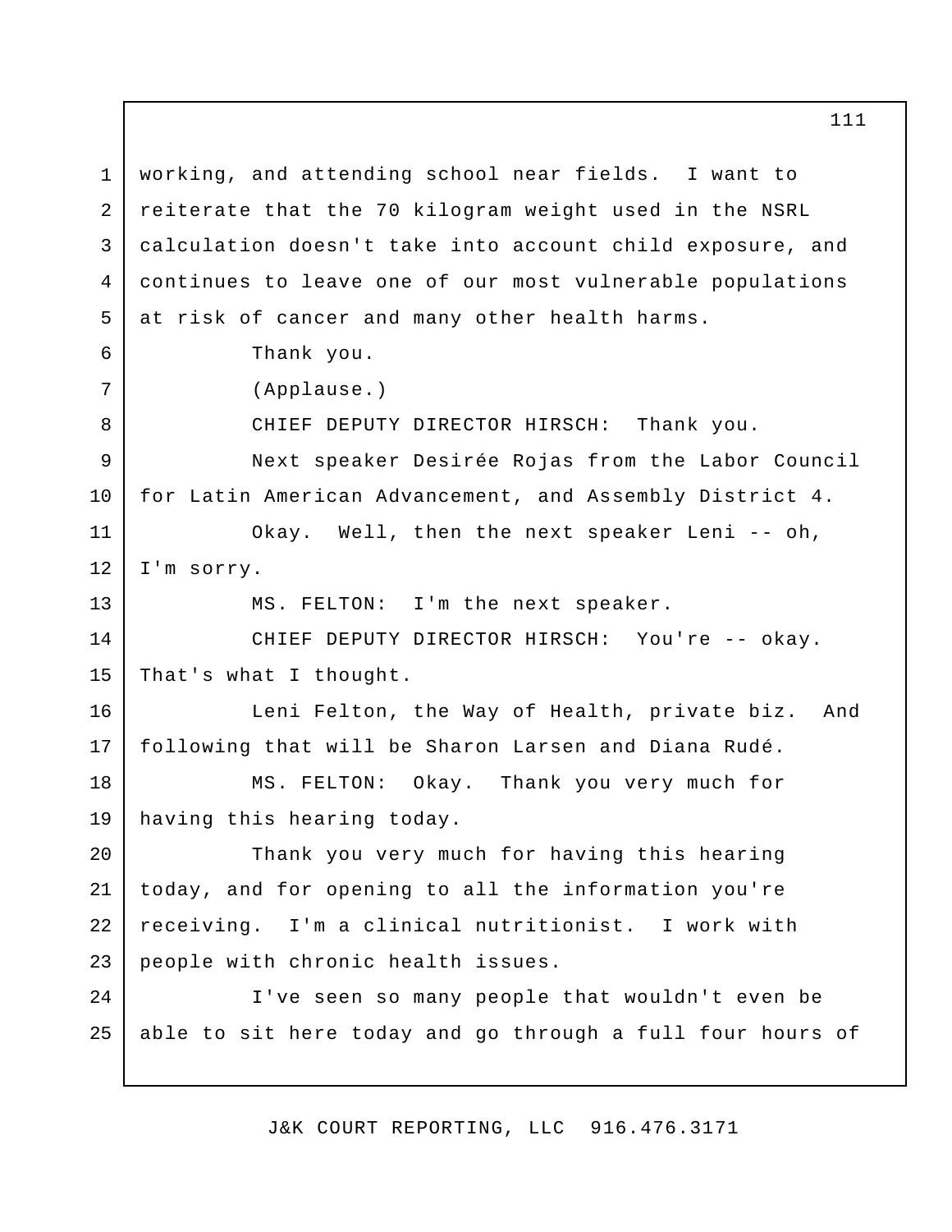working, and attending school near fields. I want to reiterate that the 70 kilogram weight used in the NSRL calculation doesn't take into account child exposure, and continues to leave one of our most vulnerable populations at risk of cancer and many other health harms.

Thank you.

(Applause.)

CHIEF DEPUTY DIRECTOR HIRSCH: Thank you.

Next speaker Desirée Rojas from the Labor Council for Latin American Advancement, and Assembly District 4.

Okay. Well, then the next speaker Leni -- oh, I'm sorry.

MS. FELTON: I'm the next speaker.

CHIEF DEPUTY DIRECTOR HIRSCH: You're -- okay. That's what I thought.

Leni Felton, the Way of Health, private biz. And following that will be Sharon Larsen and Diana Rudé.

MS. FELTON: Okay. Thank you very much for having this hearing today.

Thank you very much for having this hearing today, and for opening to all the information you're receiving. I'm a clinical nutritionist. I work with people with chronic health issues.

I've seen so many people that wouldn't even be able to sit here today and go through a full four hours of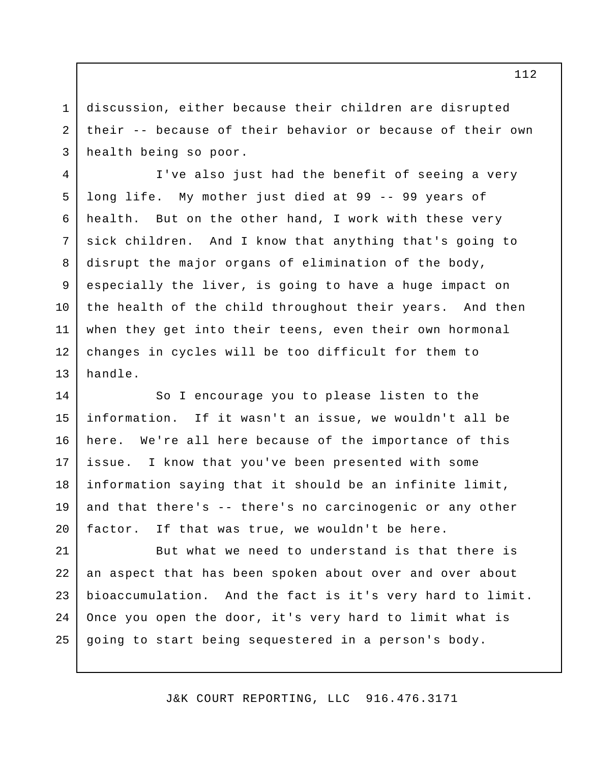discussion, either because their children are disrupted their -- because of their behavior or because of their own health being so poor.

I've also just had the benefit of seeing a very long life. My mother just died at 99 -- 99 years of health. But on the other hand, I work with these very sick children. And I know that anything that's going to disrupt the major organs of elimination of the body, especially the liver, is going to have a huge impact on the health of the child throughout their years. And then when they get into their teens, even their own hormonal changes in cycles will be too difficult for them to handle.

So I encourage you to please listen to the information. If it wasn't an issue, we wouldn't all be here. We're all here because of the importance of this issue. I know that you've been presented with some information saying that it should be an infinite limit, and that there's -- there's no carcinogenic or any other factor. If that was true, we wouldn't be here.

But what we need to understand is that there is an aspect that has been spoken about over and over about bioaccumulation. And the fact is it's very hard to limit. Once you open the door, it's very hard to limit what is going to start being sequestered in a person's body.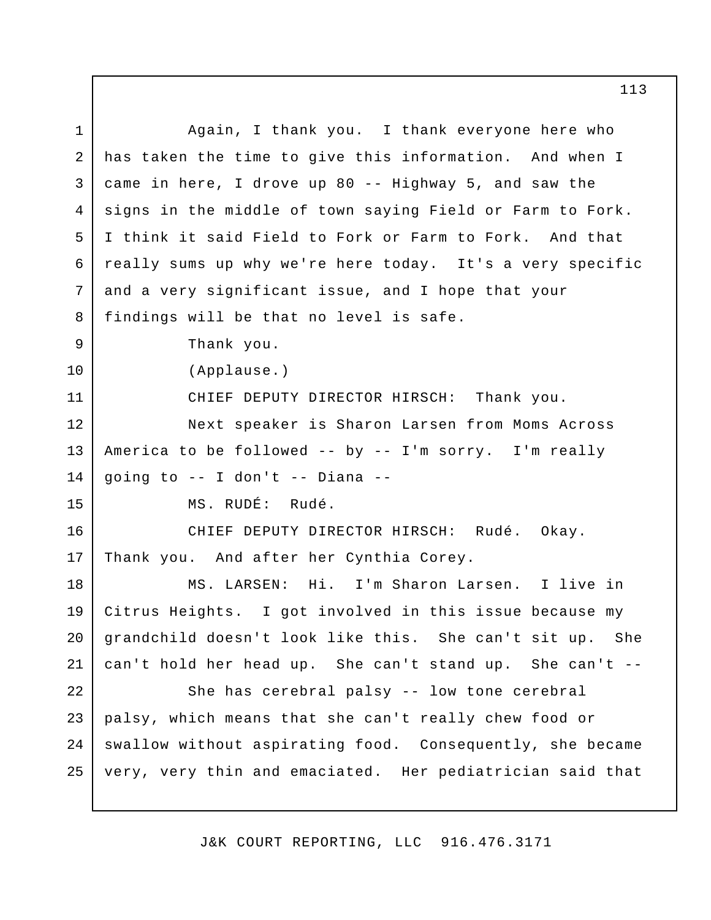Again, I thank you. I thank everyone here who has taken the time to give this information. And when I came in here, I drove up 80 -- Highway 5, and saw the signs in the middle of town saying Field or Farm to Fork. I think it said Field to Fork or Farm to Fork. And that really sums up why we're here today. It's a very specific and a very significant issue, and I hope that your findings will be that no level is safe.

Thank you.

(Applause.)

CHIEF DEPUTY DIRECTOR HIRSCH: Thank you.

Next speaker is Sharon Larsen from Moms Across America to be followed -- by -- I'm sorry. I'm really going to -- I don't -- Diana --

MS. RUDÉ: Rudé.

CHIEF DEPUTY DIRECTOR HIRSCH: Rudé. Okay. Thank you. And after her Cynthia Corey.

MS. LARSEN: Hi. I'm Sharon Larsen. I live in Citrus Heights. I got involved in this issue because my grandchild doesn't look like this. She can't sit up. She can't hold her head up. She can't stand up. She can't --

She has cerebral palsy -- low tone cerebral palsy, which means that she can't really chew food or swallow without aspirating food. Consequently, she became very, very thin and emaciated. Her pediatrician said that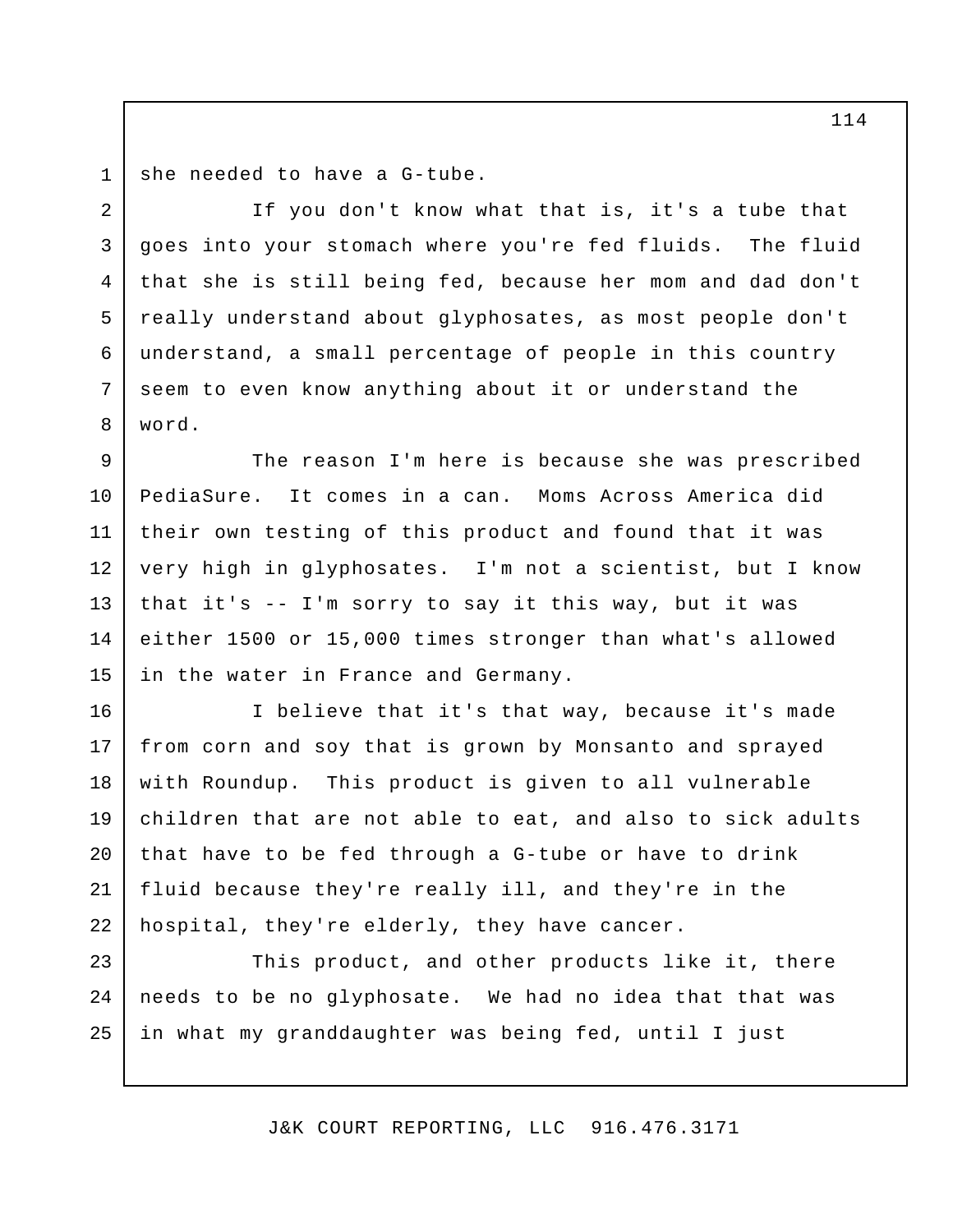she needed to have a G-tube.

If you don't know what that is, it's a tube that goes into your stomach where you're fed fluids. The fluid that she is still being fed, because her mom and dad don't really understand about glyphosates, as most people don't understand, a small percentage of people in this country seem to even know anything about it or understand the word.

The reason I'm here is because she was prescribed PediaSure. It comes in a can. Moms Across America did their own testing of this product and found that it was very high in glyphosates. I'm not a scientist, but I know that it's -- I'm sorry to say it this way, but it was either 1500 or 15,000 times stronger than what's allowed in the water in France and Germany.

I believe that it's that way, because it's made from corn and soy that is grown by Monsanto and sprayed with Roundup. This product is given to all vulnerable children that are not able to eat, and also to sick adults that have to be fed through a G-tube or have to drink fluid because they're really ill, and they're in the hospital, they're elderly, they have cancer.

This product, and other products like it, there needs to be no glyphosate. We had no idea that that was in what my granddaughter was being fed, until I just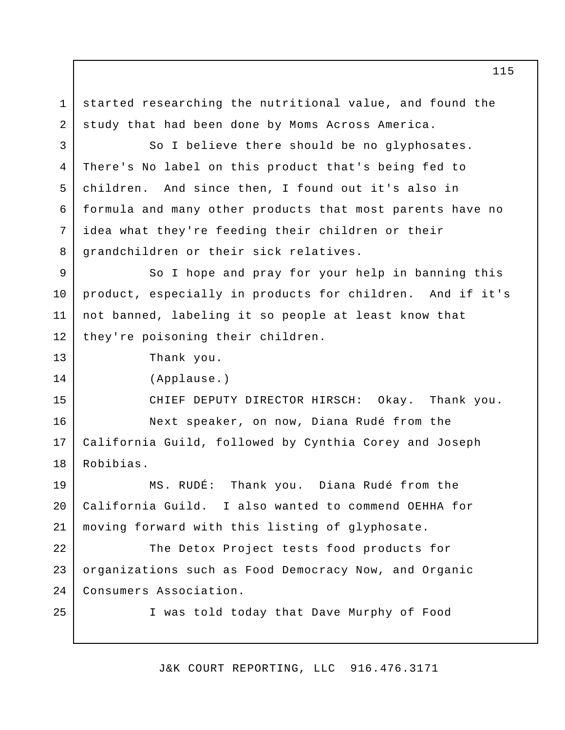started researching the nutritional value, and found the study that had been done by Moms Across America.

So I believe there should be no glyphosates. There's No label on this product that's being fed to children. And since then, I found out it's also in formula and many other products that most parents have no idea what they're feeding their children or their grandchildren or their sick relatives.

So I hope and pray for your help in banning this product, especially in products for children. And if it's not banned, labeling it so people at least know that they're poisoning their children.

Thank you.

(Applause.)

CHIEF DEPUTY DIRECTOR HIRSCH: Okay. Thank you.

Next speaker, on now, Diana Rudé from the California Guild, followed by Cynthia Corey and Joseph Robibias.

MS. RUDÉ: Thank you. Diana Rudé from the California Guild. I also wanted to commend OEHHA for moving forward with this listing of glyphosate.

The Detox Project tests food products for organizations such as Food Democracy Now, and Organic Consumers Association.

I was told today that Dave Murphy of Food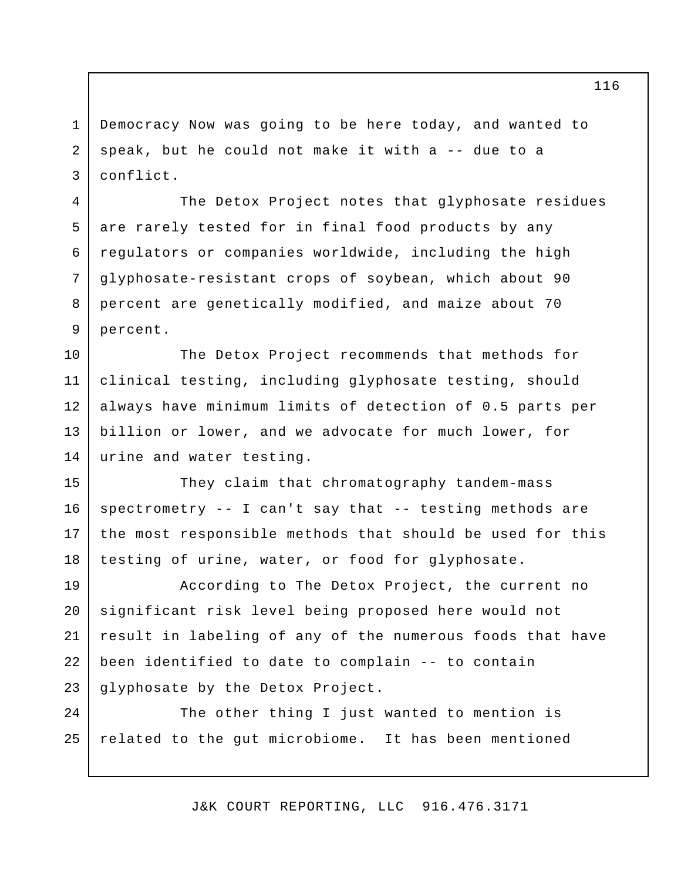Democracy Now was going to be here today, and wanted to speak, but he could not make it with a -- due to a conflict.

The Detox Project notes that glyphosate residues are rarely tested for in final food products by any regulators or companies worldwide, including the high glyphosate-resistant crops of soybean, which about 90 percent are genetically modified, and maize about 70 percent.

The Detox Project recommends that methods for clinical testing, including glyphosate testing, should always have minimum limits of detection of 0.5 parts per billion or lower, and we advocate for much lower, for urine and water testing.

They claim that chromatography tandem-mass spectrometry -- I can't say that -- testing methods are the most responsible methods that should be used for this testing of urine, water, or food for glyphosate.

According to The Detox Project, the current no significant risk level being proposed here would not result in labeling of any of the numerous foods that have been identified to date to complain -- to contain glyphosate by the Detox Project.

The other thing I just wanted to mention is related to the gut microbiome. It has been mentioned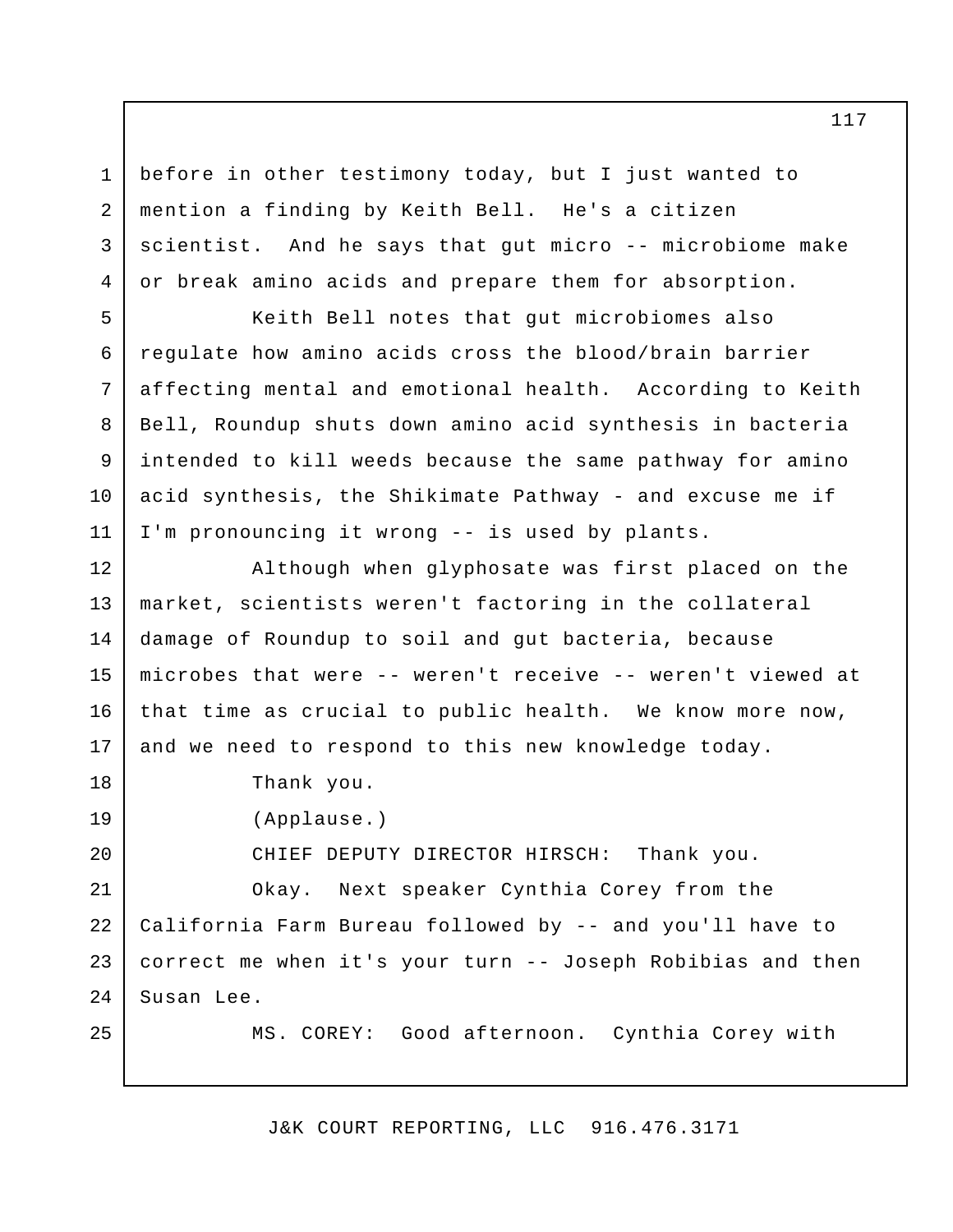before in other testimony today, but I just wanted to mention a finding by Keith Bell. He's a citizen scientist. And he says that gut micro -- microbiome make or break amino acids and prepare them for absorption.

Keith Bell notes that gut microbiomes also regulate how amino acids cross the blood/brain barrier affecting mental and emotional health. According to Keith Bell, Roundup shuts down amino acid synthesis in bacteria intended to kill weeds because the same pathway for amino acid synthesis, the Shikimate Pathway - and excuse me if I'm pronouncing it wrong -- is used by plants.

Although when glyphosate was first placed on the market, scientists weren't factoring in the collateral damage of Roundup to soil and gut bacteria, because microbes that were -- weren't receive -- weren't viewed at that time as crucial to public health. We know more now, and we need to respond to this new knowledge today.

Thank you.

(Applause.)

CHIEF DEPUTY DIRECTOR HIRSCH: Thank you.

Okay. Next speaker Cynthia Corey from the California Farm Bureau followed by -- and you'll have to correct me when it's your turn -- Joseph Robibias and then Susan Lee.

MS. COREY: Good afternoon. Cynthia Corey with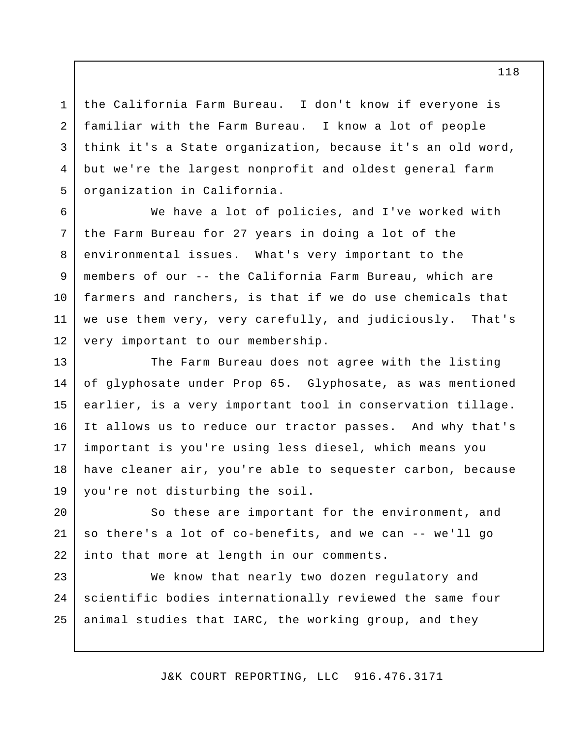the California Farm Bureau. I don't know if everyone is familiar with the Farm Bureau. I know a lot of people think it's a State organization, because it's an old word, but we're the largest nonprofit and oldest general farm organization in California.

We have a lot of policies, and I've worked with the Farm Bureau for 27 years in doing a lot of the environmental issues. What's very important to the members of our -- the California Farm Bureau, which are farmers and ranchers, is that if we do use chemicals that we use them very, very carefully, and judiciously. That's very important to our membership.

The Farm Bureau does not agree with the listing of glyphosate under Prop 65. Glyphosate, as was mentioned earlier, is a very important tool in conservation tillage. It allows us to reduce our tractor passes. And why that's important is you're using less diesel, which means you have cleaner air, you're able to sequester carbon, because you're not disturbing the soil.

So these are important for the environment, and so there's a lot of co-benefits, and we can -- we'll go into that more at length in our comments.

We know that nearly two dozen regulatory and scientific bodies internationally reviewed the same four animal studies that IARC, the working group, and they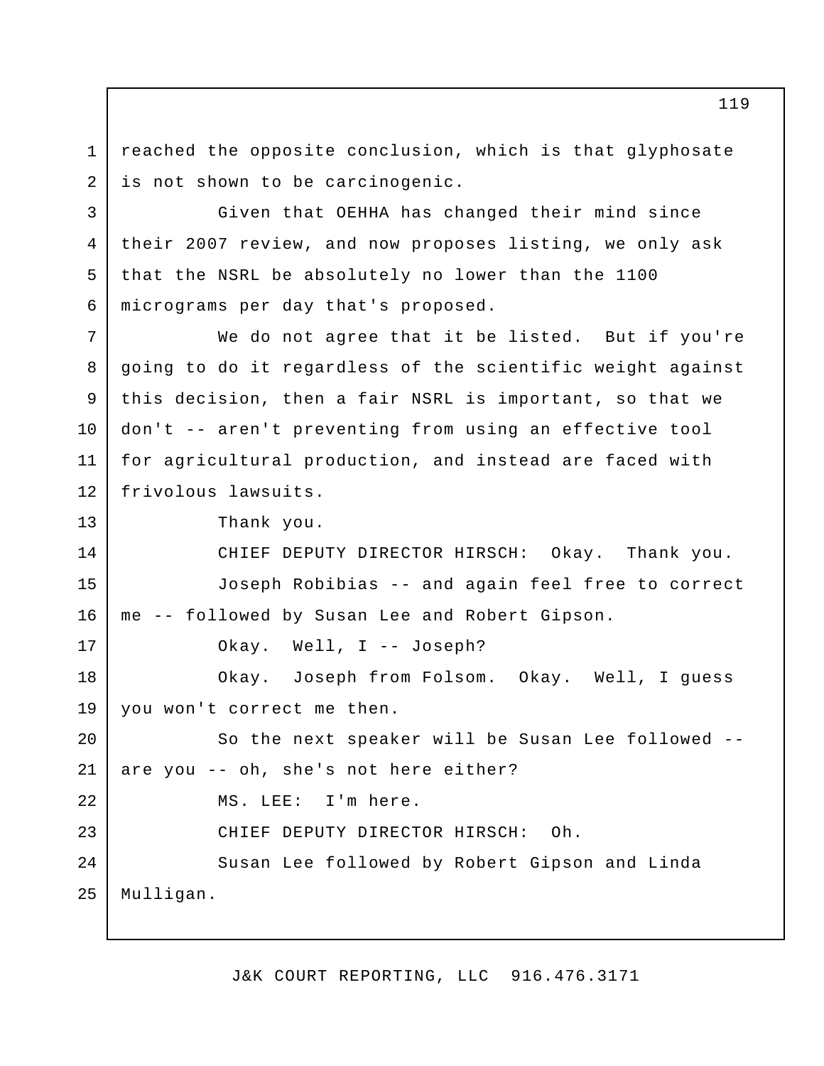reached the opposite conclusion, which is that glyphosate is not shown to be carcinogenic.

Given that OEHHA has changed their mind since their 2007 review, and now proposes listing, we only ask that the NSRL be absolutely no lower than the 1100 micrograms per day that's proposed.

We do not agree that it be listed. But if you're going to do it regardless of the scientific weight against this decision, then a fair NSRL is important, so that we don't -- aren't preventing from using an effective tool for agricultural production, and instead are faced with frivolous lawsuits.

Thank you.

CHIEF DEPUTY DIRECTOR HIRSCH: Okay. Thank you.

Joseph Robibias -- and again feel free to correct me -- followed by Susan Lee and Robert Gipson.

Okay. Well, I -- Joseph?

Okay. Joseph from Folsom. Okay. Well, I guess you won't correct me then.

So the next speaker will be Susan Lee followed -- are you -- oh, she's not here either?

MS. LEE: I'm here.

CHIEF DEPUTY DIRECTOR HIRSCH: Oh.

Susan Lee followed by Robert Gipson and Linda Mulligan.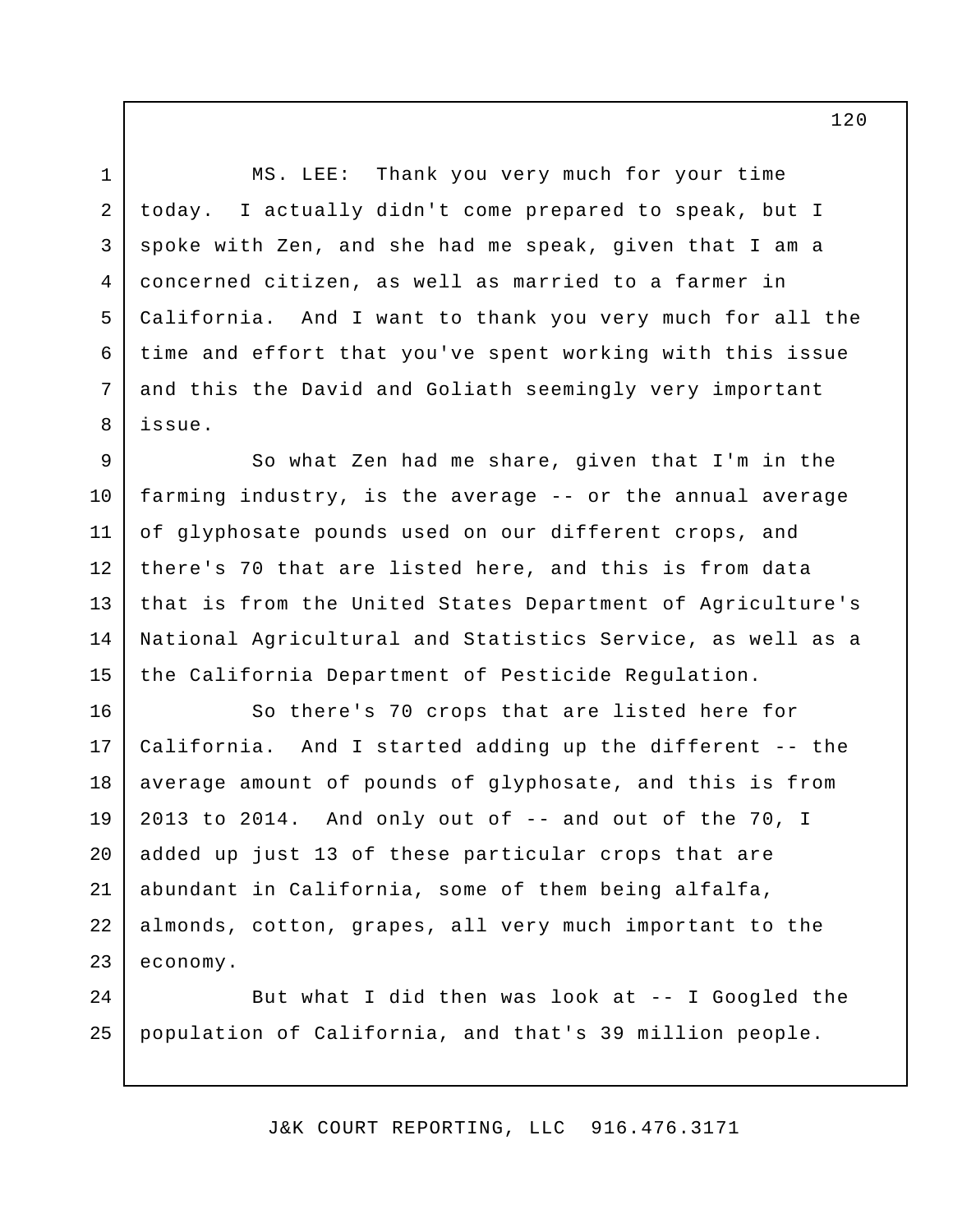MS. LEE: Thank you very much for your time today. I actually didn't come prepared to speak, but I spoke with Zen, and she had me speak, given that I am a concerned citizen, as well as married to a farmer in California. And I want to thank you very much for all the time and effort that you've spent working with this issue and this the David and Goliath seemingly very important issue.

So what Zen had me share, given that I'm in the farming industry, is the average -- or the annual average of glyphosate pounds used on our different crops, and there's 70 that are listed here, and this is from data that is from the United States Department of Agriculture's National Agricultural and Statistics Service, as well as a the California Department of Pesticide Regulation.

So there's 70 crops that are listed here for California. And I started adding up the different -- the average amount of pounds of glyphosate, and this is from 2013 to 2014. And only out of -- and out of the 70, I added up just 13 of these particular crops that are abundant in California, some of them being alfalfa, almonds, cotton, grapes, all very much important to the economy.

But what I did then was look at -- I Googled the population of California, and that's 39 million people.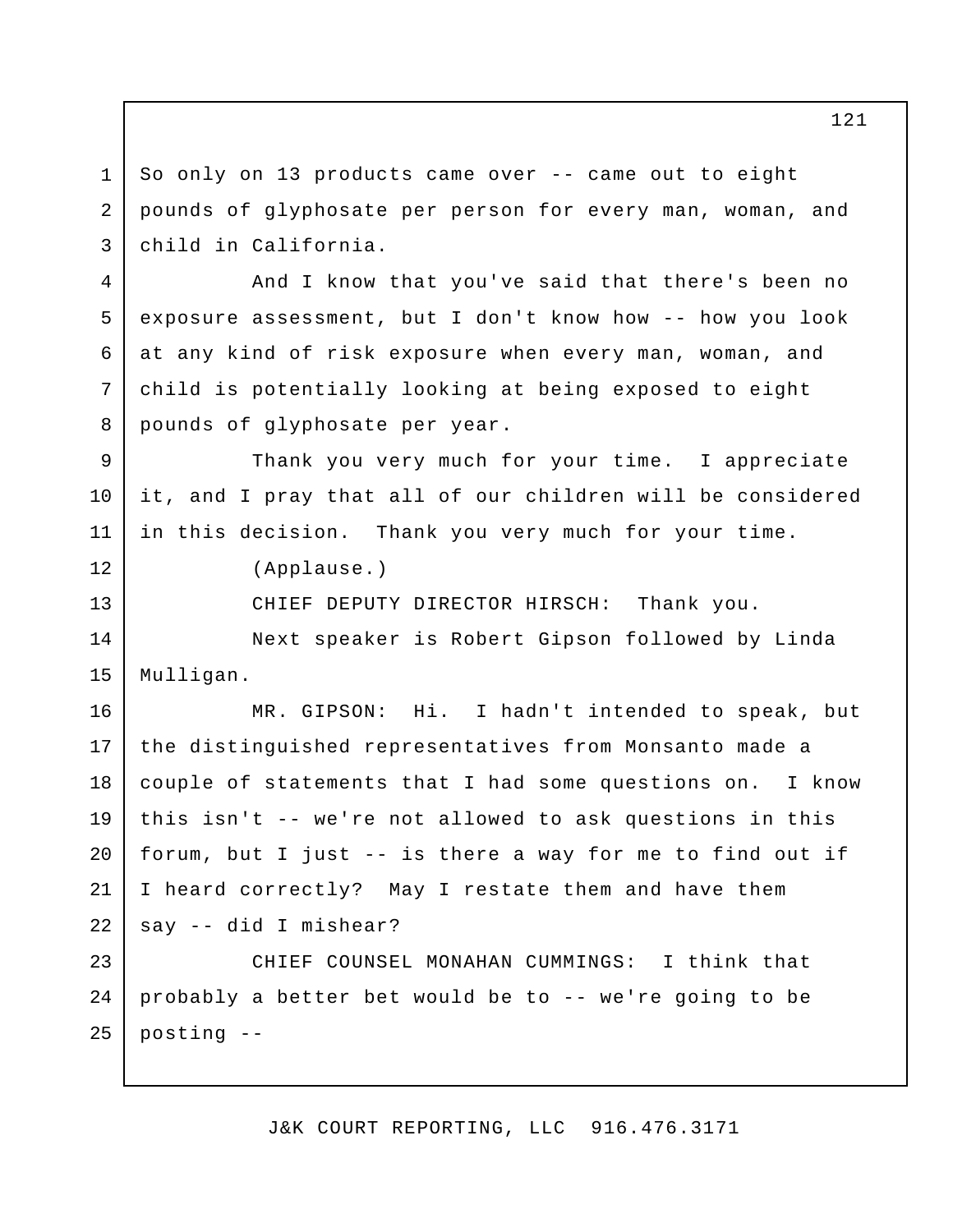So only on 13 products came over -- came out to eight pounds of glyphosate per person for every man, woman, and child in California.

And I know that you've said that there's been no exposure assessment, but I don't know how -- how you look at any kind of risk exposure when every man, woman, and child is potentially looking at being exposed to eight pounds of glyphosate per year.

Thank you very much for your time. I appreciate it, and I pray that all of our children will be considered in this decision. Thank you very much for your time.

(Applause.)

CHIEF DEPUTY DIRECTOR HIRSCH: Thank you.

Next speaker is Robert Gipson followed by Linda Mulligan.

MR. GIPSON: Hi. I hadn't intended to speak, but the distinguished representatives from Monsanto made a couple of statements that I had some questions on. I know this isn't -- we're not allowed to ask questions in this forum, but I just -- is there a way for me to find out if I heard correctly? May I restate them and have them say -- did I mishear?

CHIEF COUNSEL MONAHAN CUMMINGS: I think that probably a better bet would be to -- we're going to be posting --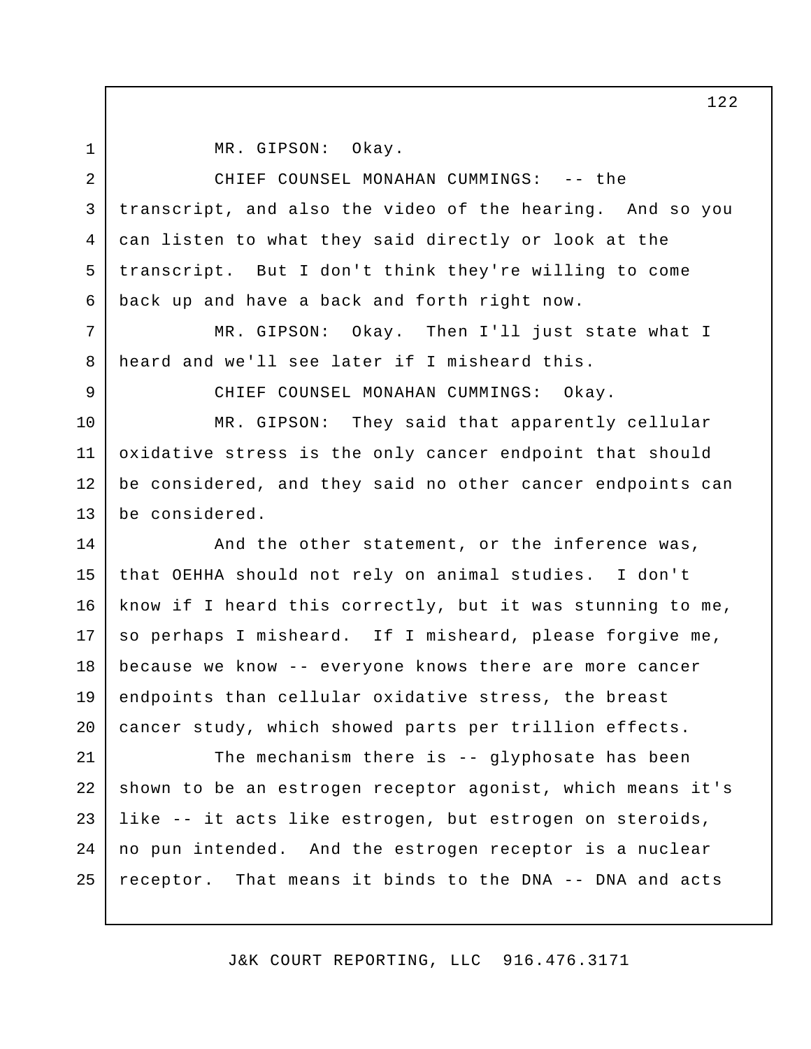MR. GIPSON: Okay.

CHIEF COUNSEL MONAHAN CUMMINGS: -- the transcript, and also the video of the hearing. And so you can listen to what they said directly or look at the transcript. But I don't think they're willing to come back up and have a back and forth right now.

MR. GIPSON: Okay. Then I'll just state what I heard and we'll see later if I misheard this.

CHIEF COUNSEL MONAHAN CUMMINGS: Okay.

MR. GIPSON: They said that apparently cellular oxidative stress is the only cancer endpoint that should be considered, and they said no other cancer endpoints can be considered.

And the other statement, or the inference was, that OEHHA should not rely on animal studies. I don't know if I heard this correctly, but it was stunning to me, so perhaps I misheard. If I misheard, please forgive me, because we know -- everyone knows there are more cancer endpoints than cellular oxidative stress, the breast cancer study, which showed parts per trillion effects.

The mechanism there is -- glyphosate has been shown to be an estrogen receptor agonist, which means it's like -- it acts like estrogen, but estrogen on steroids, no pun intended. And the estrogen receptor is a nuclear receptor. That means it binds to the DNA -- DNA and acts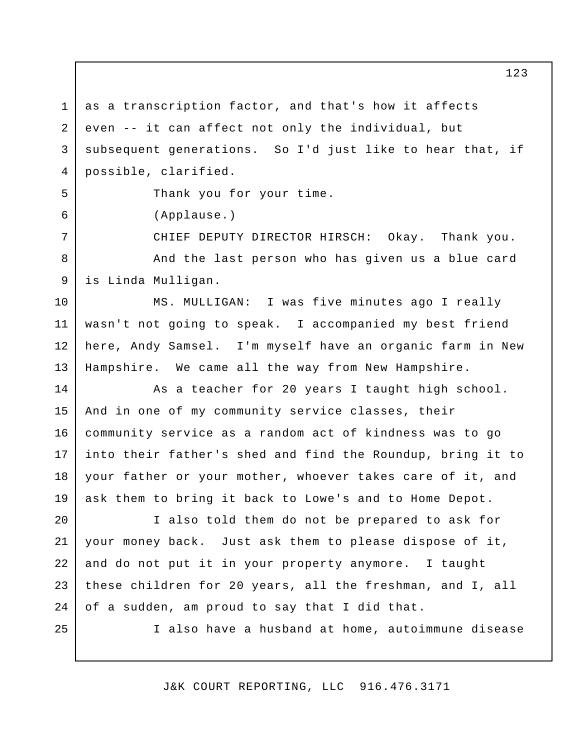as a transcription factor, and that's how it affects even -- it can affect not only the individual, but subsequent generations. So I'd just like to hear that, if possible, clarified.

Thank you for your time.

(Applause.)

CHIEF DEPUTY DIRECTOR HIRSCH: Okay. Thank you.

And the last person who has given us a blue card is Linda Mulligan.

MS. MULLIGAN: I was five minutes ago I really wasn't not going to speak. I accompanied my best friend here, Andy Samsel. I'm myself have an organic farm in New Hampshire. We came all the way from New Hampshire.

As a teacher for 20 years I taught high school. And in one of my community service classes, their community service as a random act of kindness was to go into their father's shed and find the Roundup, bring it to your father or your mother, whoever takes care of it, and ask them to bring it back to Lowe's and to Home Depot.

I also told them do not be prepared to ask for your money back. Just ask them to please dispose of it, and do not put it in your property anymore. I taught these children for 20 years, all the freshman, and I, all of a sudden, am proud to say that I did that.

I also have a husband at home, autoimmune disease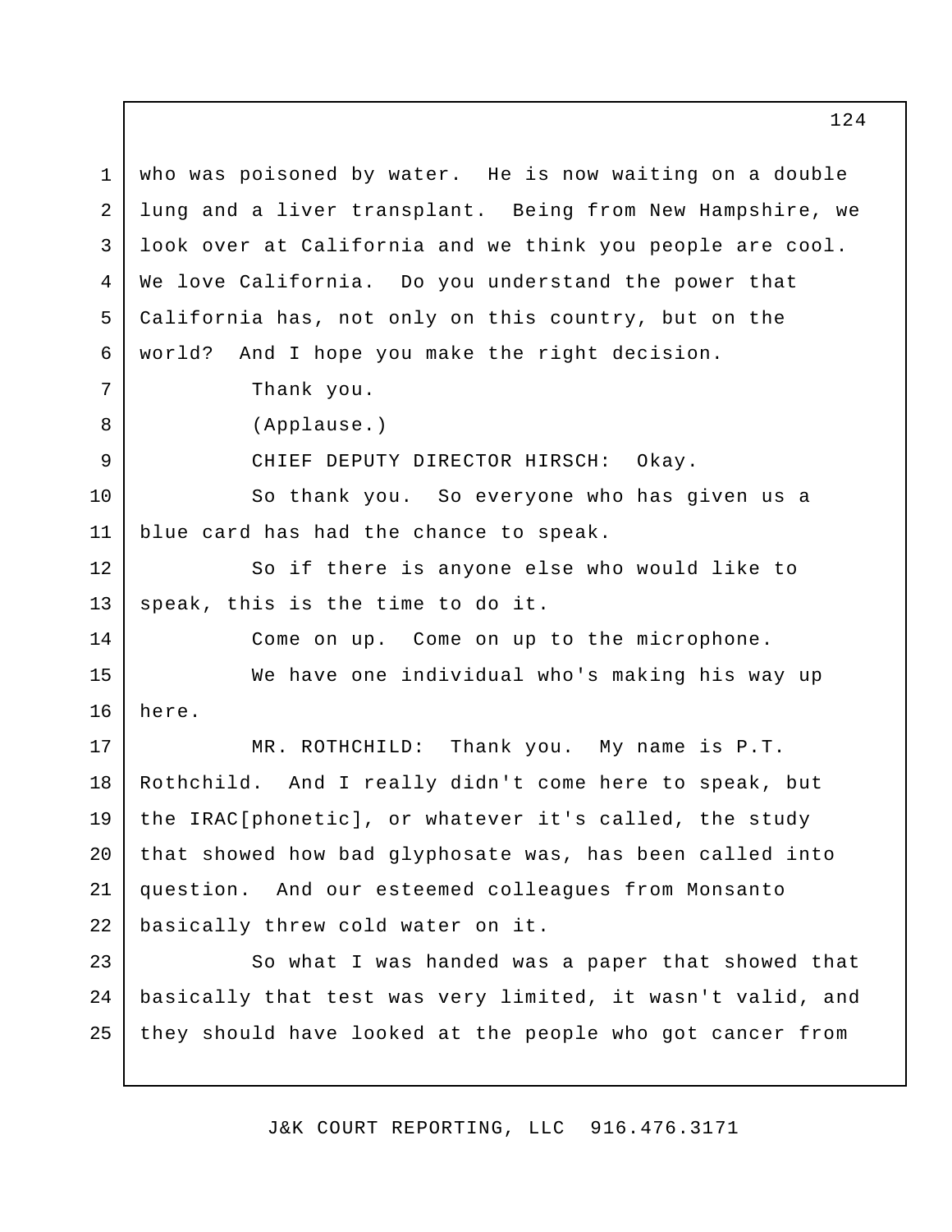who was poisoned by water. He is now waiting on a double lung and a liver transplant. Being from New Hampshire, we look over at California and we think you people are cool. We love California. Do you understand the power that California has, not only on this country, but on the world? And I hope you make the right decision.

Thank you.

(Applause.)

CHIEF DEPUTY DIRECTOR HIRSCH: Okay.

So thank you. So everyone who has given us a blue card has had the chance to speak.

So if there is anyone else who would like to speak, this is the time to do it.

Come on up. Come on up to the microphone.

We have one individual who's making his way up here.

MR. ROTHCHILD: Thank you. My name is P.T. Rothchild. And I really didn't come here to speak, but the IRAC[phonetic], or whatever it's called, the study that showed how bad glyphosate was, has been called into question. And our esteemed colleagues from Monsanto basically threw cold water on it.

So what I was handed was a paper that showed that basically that test was very limited, it wasn't valid, and they should have looked at the people who got cancer from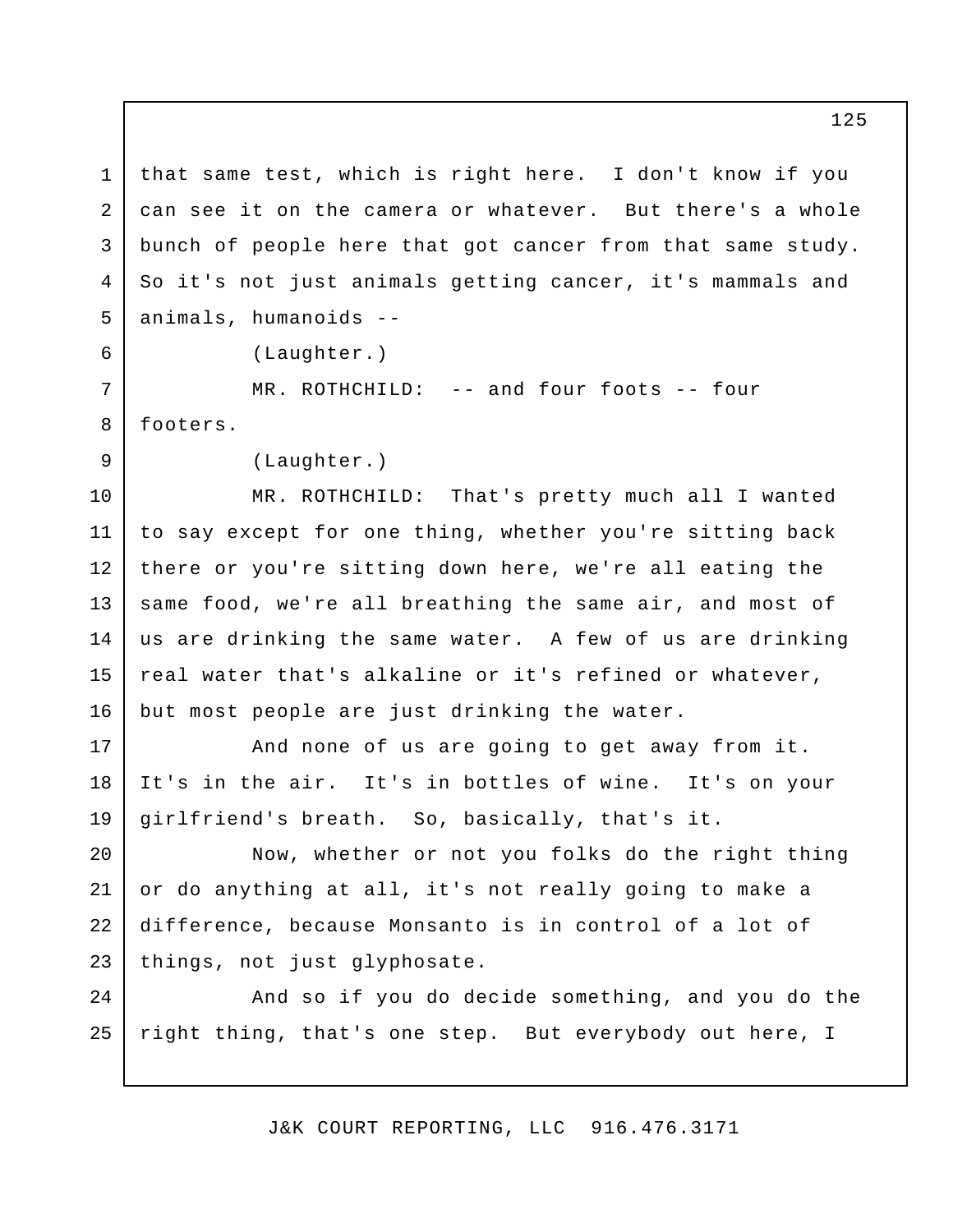that same test, which is right here. I don't know if you can see it on the camera or whatever. But there's a whole bunch of people here that got cancer from that same study. So it's not just animals getting cancer, it's mammals and animals, humanoids --

(Laughter.)

MR. ROTHCHILD: -- and four foots -- four footers.

(Laughter.)

MR. ROTHCHILD: That's pretty much all I wanted to say except for one thing, whether you're sitting back there or you're sitting down here, we're all eating the same food, we're all breathing the same air, and most of us are drinking the same water. A few of us are drinking real water that's alkaline or it's refined or whatever, but most people are just drinking the water.

And none of us are going to get away from it. It's in the air. It's in bottles of wine. It's on your girlfriend's breath. So, basically, that's it.

Now, whether or not you folks do the right thing or do anything at all, it's not really going to make a difference, because Monsanto is in control of a lot of things, not just glyphosate.

And so if you do decide something, and you do the right thing, that's one step. But everybody out here, I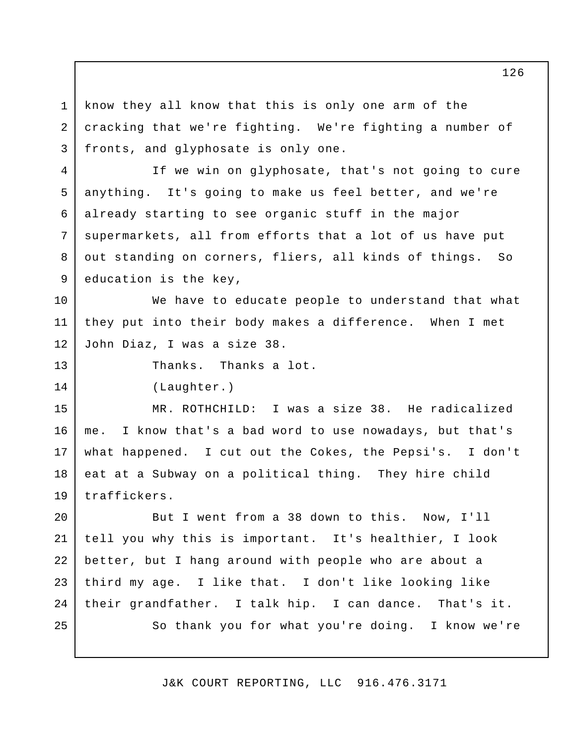know they all know that this is only one arm of the cracking that we're fighting. We're fighting a number of fronts, and glyphosate is only one.

If we win on glyphosate, that's not going to cure anything. It's going to make us feel better, and we're already starting to see organic stuff in the major supermarkets, all from efforts that a lot of us have put out standing on corners, fliers, all kinds of things. So education is the key,

We have to educate people to understand that what they put into their body makes a difference. When I met John Diaz, I was a size 38.

Thanks. Thanks a lot.

(Laughter.)

MR. ROTHCHILD: I was a size 38. He radicalized me. I know that's a bad word to use nowadays, but that's what happened. I cut out the Cokes, the Pepsi's. I don't eat at a Subway on a political thing. They hire child traffickers.

But I went from a 38 down to this. Now, I'll tell you why this is important. It's healthier, I look better, but I hang around with people who are about a third my age. I like that. I don't like looking like their grandfather. I talk hip. I can dance. That's it.

So thank you for what you're doing. I know we're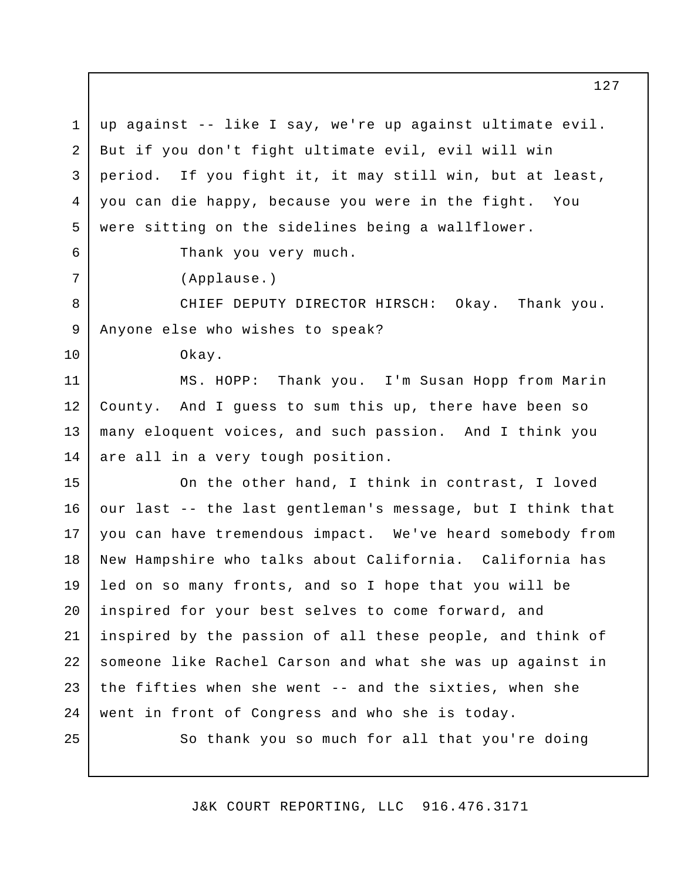up against -- like I say, we're up against ultimate evil. But if you don't fight ultimate evil, evil will win period. If you fight it, it may still win, but at least, you can die happy, because you were in the fight. You were sitting on the sidelines being a wallflower.

Thank you very much.

(Applause.)

CHIEF DEPUTY DIRECTOR HIRSCH: Okay. Thank you. Anyone else who wishes to speak?

Okay.

MS. HOPP: Thank you. I'm Susan Hopp from Marin County. And I guess to sum this up, there have been so many eloquent voices, and such passion. And I think you are all in a very tough position.

On the other hand, I think in contrast, I loved our last -- the last gentleman's message, but I think that you can have tremendous impact. We've heard somebody from New Hampshire who talks about California. California has led on so many fronts, and so I hope that you will be inspired for your best selves to come forward, and inspired by the passion of all these people, and think of someone like Rachel Carson and what she was up against in the fifties when she went -- and the sixties, when she went in front of Congress and who she is today.

So thank you so much for all that you're doing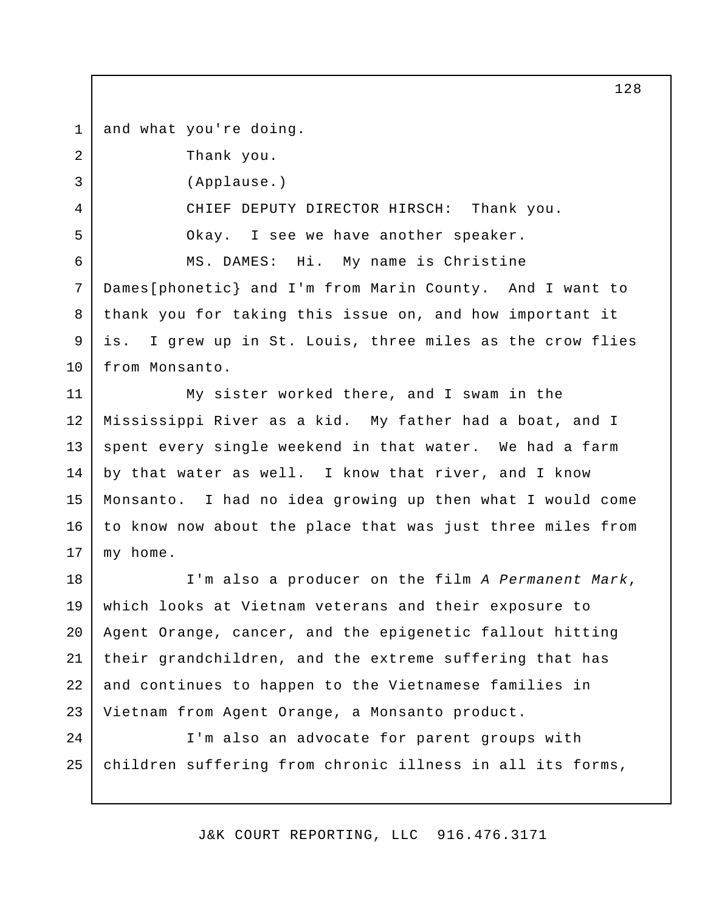and what you're doing.

Thank you.

(Applause.)

CHIEF DEPUTY DIRECTOR HIRSCH: Thank you.

Okay. I see we have another speaker.

MS. DAMES: Hi. My name is Christine Dames[phonetic} and I'm from Marin County. And I want to thank you for taking this issue on, and how important it is. I grew up in St. Louis, three miles as the crow flies from Monsanto.

My sister worked there, and I swam in the Mississippi River as a kid. My father had a boat, and I spent every single weekend in that water. We had a farm by that water as well. I know that river, and I know Monsanto. I had no idea growing up then what I would come to know now about the place that was just three miles from my home.

I'm also a producer on the film *A Permanent Mark*, which looks at Vietnam veterans and their exposure to Agent Orange, cancer, and the epigenetic fallout hitting their grandchildren, and the extreme suffering that has and continues to happen to the Vietnamese families in Vietnam from Agent Orange, a Monsanto product.

I'm also an advocate for parent groups with children suffering from chronic illness in all its forms,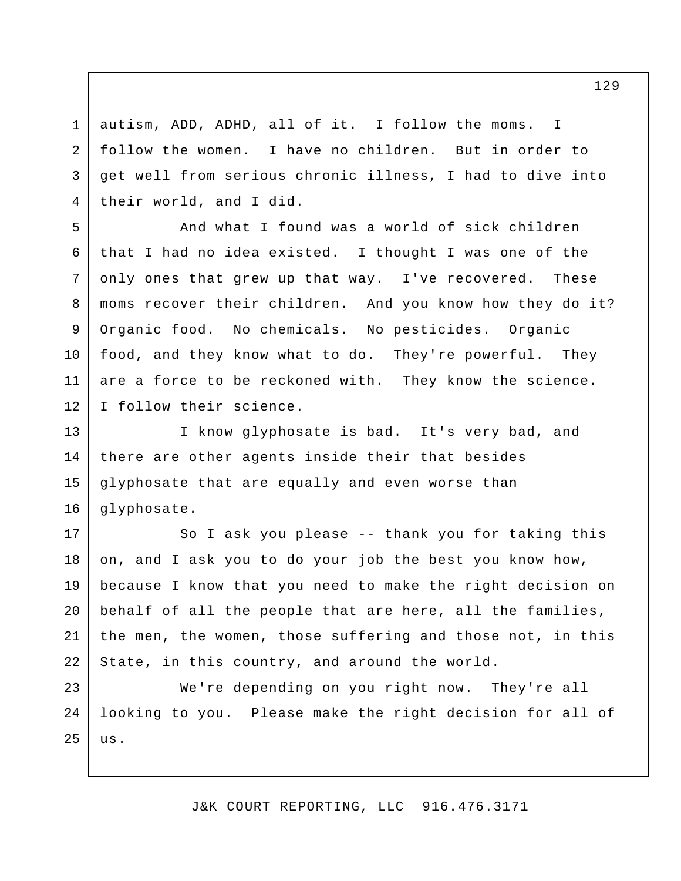autism, ADD, ADHD, all of it. I follow the moms. I follow the women. I have no children. But in order to get well from serious chronic illness, I had to dive into their world, and I did.

And what I found was a world of sick children that I had no idea existed. I thought I was one of the only ones that grew up that way. I've recovered. These moms recover their children. And you know how they do it? Organic food. No chemicals. No pesticides. Organic food, and they know what to do. They're powerful. They are a force to be reckoned with. They know the science. I follow their science.

I know glyphosate is bad. It's very bad, and there are other agents inside their that besides glyphosate that are equally and even worse than glyphosate.

So I ask you please -- thank you for taking this on, and I ask you to do your job the best you know how, because I know that you need to make the right decision on behalf of all the people that are here, all the families, the men, the women, those suffering and those not, in this State, in this country, and around the world.

We're depending on you right now. They're all looking to you. Please make the right decision for all of us.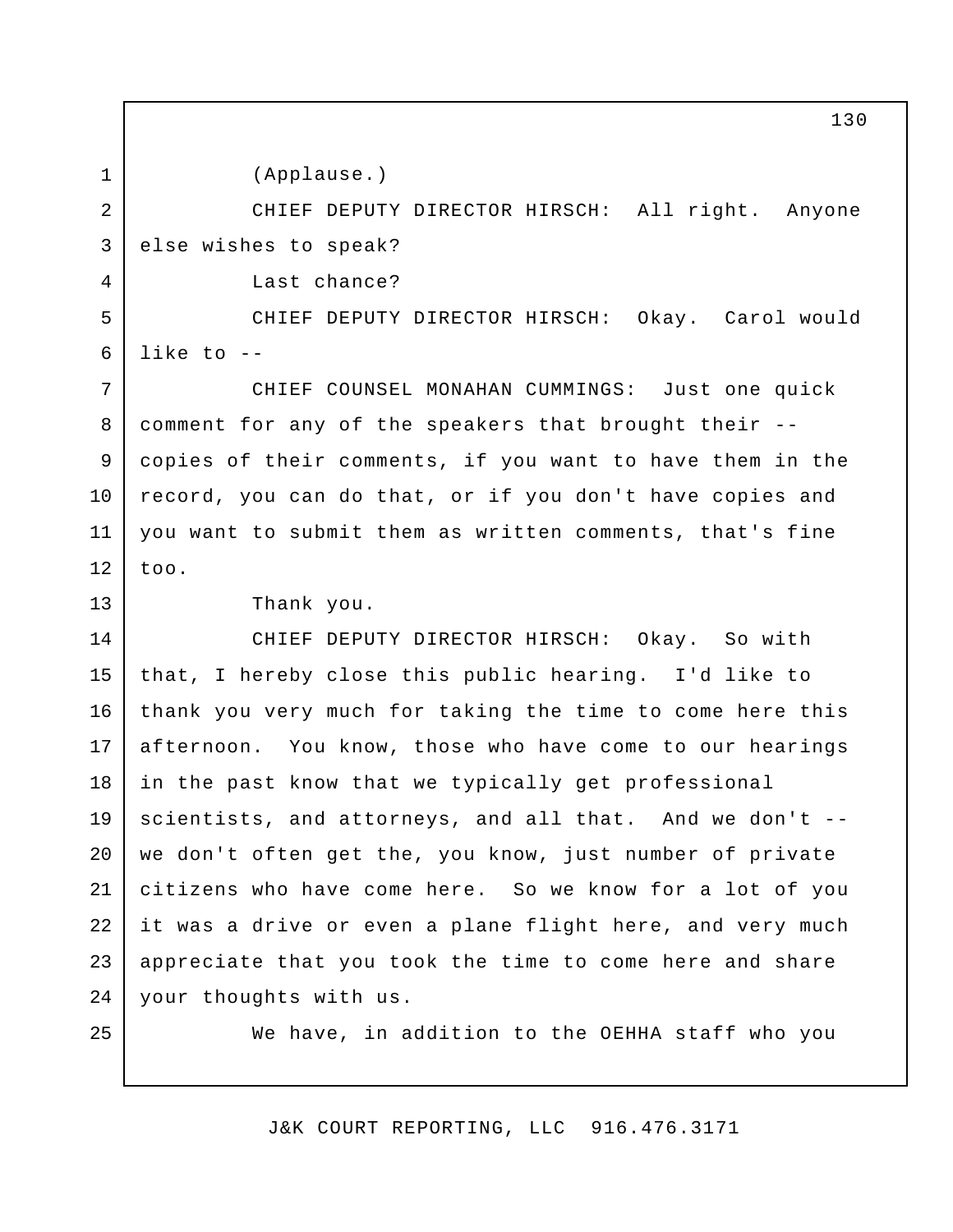(Applause.)

CHIEF DEPUTY DIRECTOR HIRSCH: All right. Anyone else wishes to speak?

Last chance?

CHIEF DEPUTY DIRECTOR HIRSCH: Okay. Carol would like to --

CHIEF COUNSEL MONAHAN CUMMINGS: Just one quick comment for any of the speakers that brought their -- copies of their comments, if you want to have them in the record, you can do that, or if you don't have copies and you want to submit them as written comments, that's fine too.

Thank you.

CHIEF DEPUTY DIRECTOR HIRSCH: Okay. So with that, I hereby close this public hearing. I'd like to thank you very much for taking the time to come here this afternoon. You know, those who have come to our hearings in the past know that we typically get professional scientists, and attorneys, and all that. And we don't -- we don't often get the, you know, just number of private citizens who have come here. So we know for a lot of you it was a drive or even a plane flight here, and very much appreciate that you took the time to come here and share your thoughts with us.

We have, in addition to the OEHHA staff who you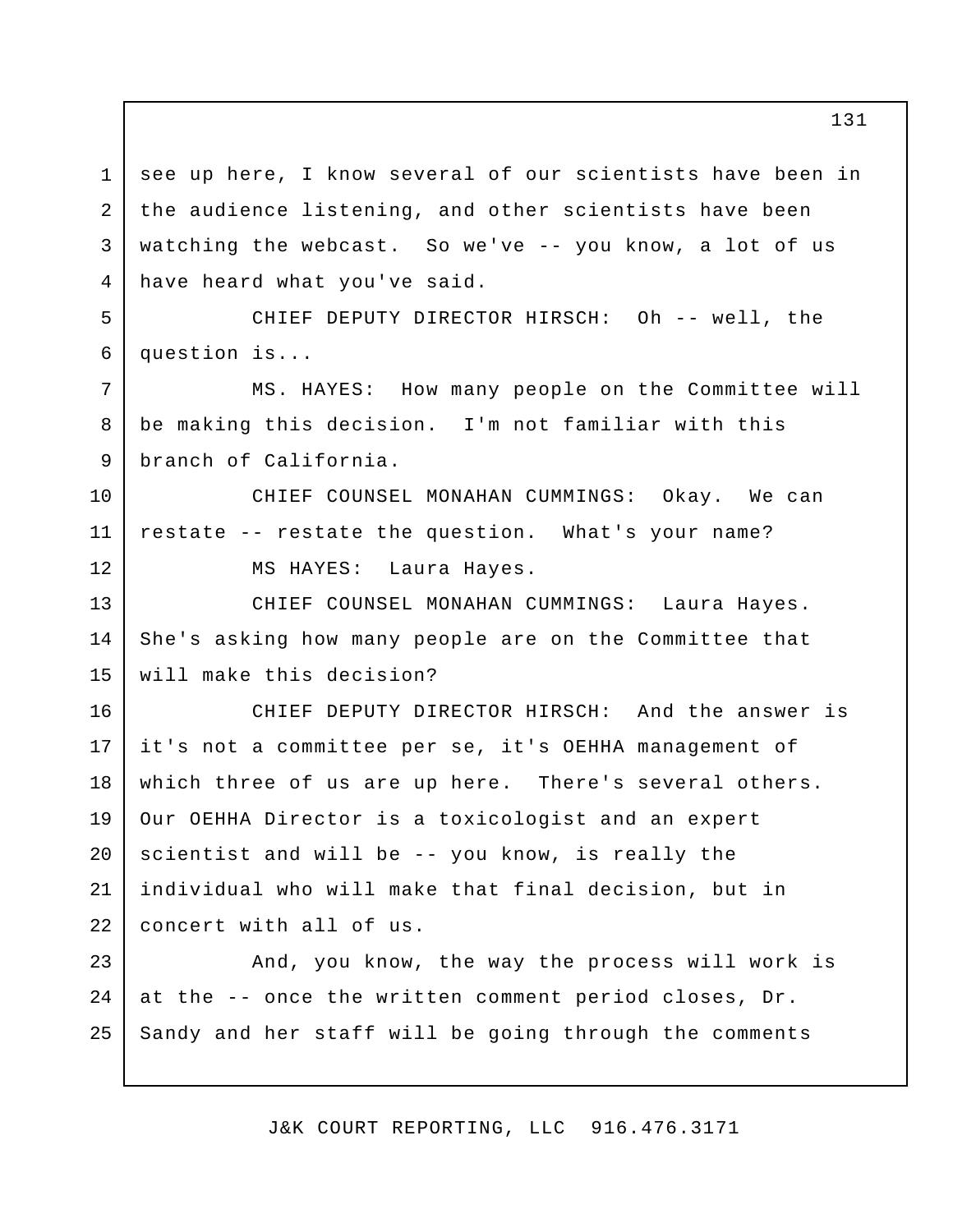see up here, I know several of our scientists have been in the audience listening, and other scientists have been watching the webcast. So we've -- you know, a lot of us have heard what you've said.

CHIEF DEPUTY DIRECTOR HIRSCH: Oh -- well, the question is...

MS. HAYES: How many people on the Committee will be making this decision. I'm not familiar with this branch of California.

CHIEF COUNSEL MONAHAN CUMMINGS: Okay. We can restate -- restate the question. What's your name?

MS HAYES: Laura Hayes.

CHIEF COUNSEL MONAHAN CUMMINGS: Laura Hayes. She's asking how many people are on the Committee that will make this decision?

CHIEF DEPUTY DIRECTOR HIRSCH: And the answer is it's not a committee per se, it's OEHHA management of which three of us are up here. There's several others. Our OEHHA Director is a toxicologist and an expert scientist and will be -- you know, is really the individual who will make that final decision, but in concert with all of us.

And, you know, the way the process will work is at the -- once the written comment period closes, Dr. Sandy and her staff will be going through the comments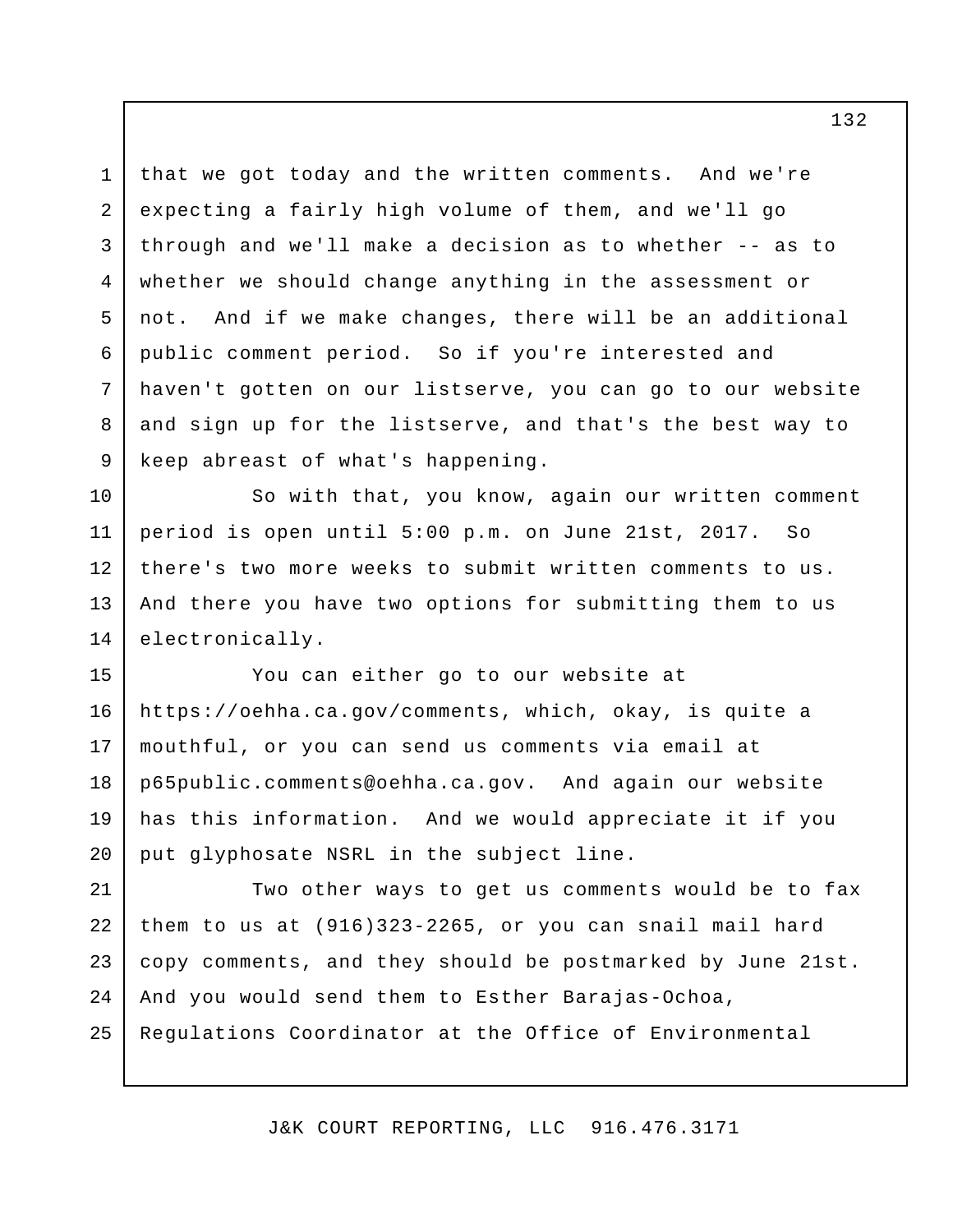that we got today and the written comments. And we're expecting a fairly high volume of them, and we'll go through and we'll make a decision as to whether -- as to whether we should change anything in the assessment or not. And if we make changes, there will be an additional public comment period. So if you're interested and haven't gotten on our listserve, you can go to our website and sign up for the listserve, and that's the best way to keep abreast of what's happening.

So with that, you know, again our written comment period is open until 5:00 p.m. on June 21st, 2017. So there's two more weeks to submit written comments to us. And there you have two options for submitting them to us electronically.

You can either go to our website at https://oehha.ca.gov/comments, which, okay, is quite a mouthful, or you can send us comments via email at p65public.comments@oehha.ca.gov. And again our website has this information. And we would appreciate it if you put glyphosate NSRL in the subject line.

Two other ways to get us comments would be to fax them to us at (916)323-2265, or you can snail mail hard copy comments, and they should be postmarked by June 21st. And you would send them to Esther Barajas-Ochoa, Regulations Coordinator at the Office of Environmental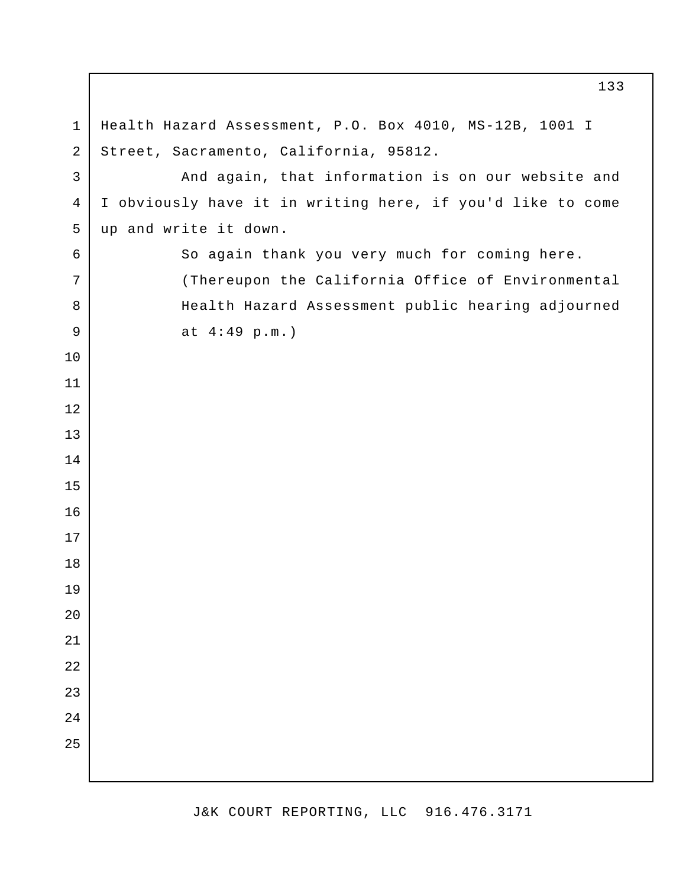Health Hazard Assessment, P.O. Box 4010, MS-12B, 1001 I Street, Sacramento, California, 95812.

And again, that information is on our website and I obviously have it in writing here, if you'd like to come up and write it down.

So again thank you very much for coming here.

(Thereupon the California Office of Environmental Health Hazard Assessment public hearing adjourned at 4:49 p.m.)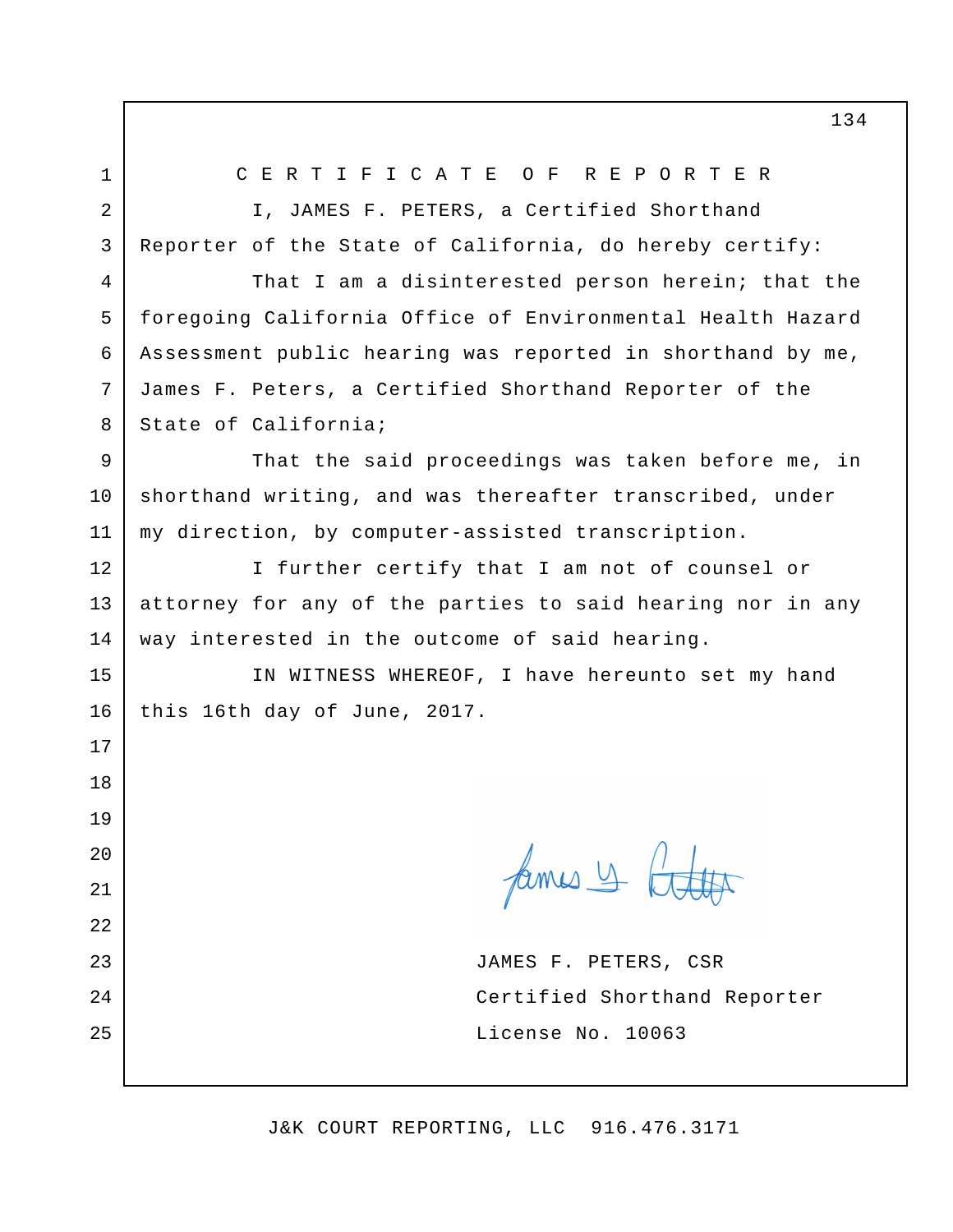# C E R T I F I C A T E   O F   R E P O R T E R

I, JAMES F. PETERS, a Certified Shorthand Reporter of the State of California, do hereby certify:

That I am a disinterested person herein; that the foregoing California Office of Environmental Health Hazard Assessment public hearing was reported in shorthand by me, James F. Peters, a Certified Shorthand Reporter of the State of California;

That the said proceedings was taken before me, in shorthand writing, and was thereafter transcribed, under my direction, by computer-assisted transcription.

I further certify that I am not of counsel or attorney for any of the parties to said hearing nor in any way interested in the outcome of said hearing.

IN WITNESS WHEREOF, I have hereunto set my hand this 16th day of June, 2017.

JAMES F. PETERS, CSR
Certified Shorthand Reporter
License No. 10063